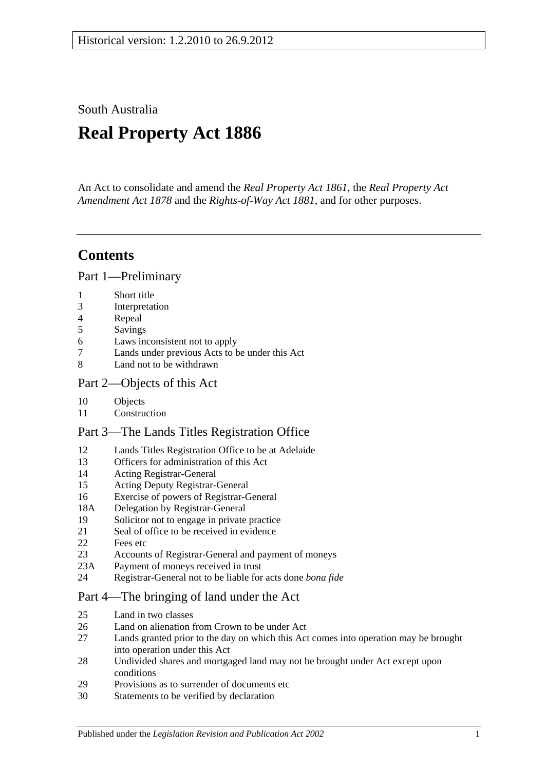Historical version: 1.2.2010 to 26.9.2012

South Australia

# Real Property Act 1886

An Act to consolidate and amend the *Real Property Act 1861*, the *Real Property Act Amendment Act 1878* and the *Rights-of-Way Act 1881*, and for other purposes.

## Contents

### Part 1—Preliminary

1 Short title
3 Interpretation
4 Repeal
5 Savings
6 Laws inconsistent not to apply
7 Lands under previous Acts to be under this Act
8 Land not to be withdrawn

### Part 2—Objects of this Act

10 Objects
11 Construction

### Part 3—The Lands Titles Registration Office

12 Lands Titles Registration Office to be at Adelaide
13 Officers for administration of this Act
14 Acting Registrar-General
15 Acting Deputy Registrar-General
16 Exercise of powers of Registrar-General
18A Delegation by Registrar-General
19 Solicitor not to engage in private practice
21 Seal of office to be received in evidence
22 Fees etc
23 Accounts of Registrar-General and payment of moneys
23A Payment of moneys received in trust
24 Registrar-General not to be liable for acts done *bona fide*

### Part 4—The bringing of land under the Act

25 Land in two classes
26 Land on alienation from Crown to be under Act
27 Lands granted prior to the day on which this Act comes into operation may be brought into operation under this Act
28 Undivided shares and mortgaged land may not be brought under Act except upon conditions
29 Provisions as to surrender of documents etc
30 Statements to be verified by declaration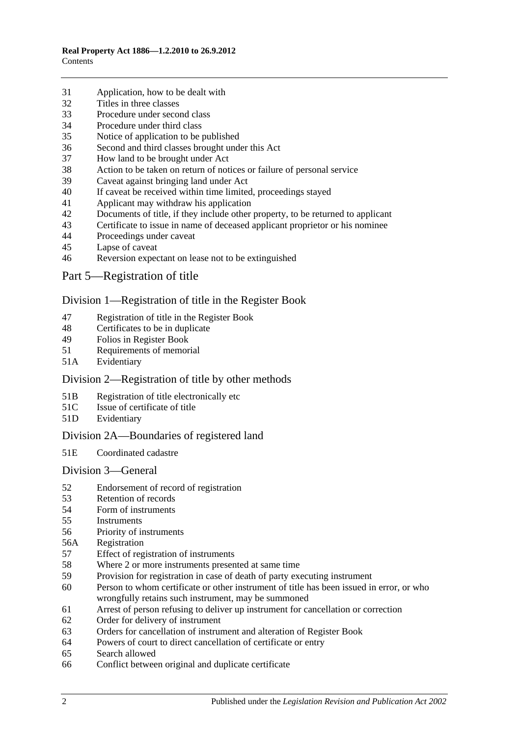31 Application, how to be dealt with
32 Titles in three classes
33 Procedure under second class
34 Procedure under third class
35 Notice of application to be published
36 Second and third classes brought under this Act
37 How land to be brought under Act
38 Action to be taken on return of notices or failure of personal service
39 Caveat against bringing land under Act
40 If caveat be received within time limited, proceedings stayed
41 Applicant may withdraw his application
42 Documents of title, if they include other property, to be returned to applicant
43 Certificate to issue in name of deceased applicant proprietor or his nominee
44 Proceedings under caveat
45 Lapse of caveat
46 Reversion expectant on lease not to be extinguished

## Part 5—Registration of title

### Division 1—Registration of title in the Register Book

47 Registration of title in the Register Book
48 Certificates to be in duplicate
49 Folios in Register Book
51 Requirements of memorial
51A Evidentiary

### Division 2—Registration of title by other methods

51B Registration of title electronically etc
51C Issue of certificate of title
51D Evidentiary

### Division 2A—Boundaries of registered land

51E Coordinated cadastre

### Division 3—General

52 Endorsement of record of registration
53 Retention of records
54 Form of instruments
55 Instruments
56 Priority of instruments
56A Registration
57 Effect of registration of instruments
58 Where 2 or more instruments presented at same time
59 Provision for registration in case of death of party executing instrument
60 Person to whom certificate or other instrument of title has been issued in error, or who wrongfully retains such instrument, may be summoned
61 Arrest of person refusing to deliver up instrument for cancellation or correction
62 Order for delivery of instrument
63 Orders for cancellation of instrument and alteration of Register Book
64 Powers of court to direct cancellation of certificate or entry
65 Search allowed
66 Conflict between original and duplicate certificate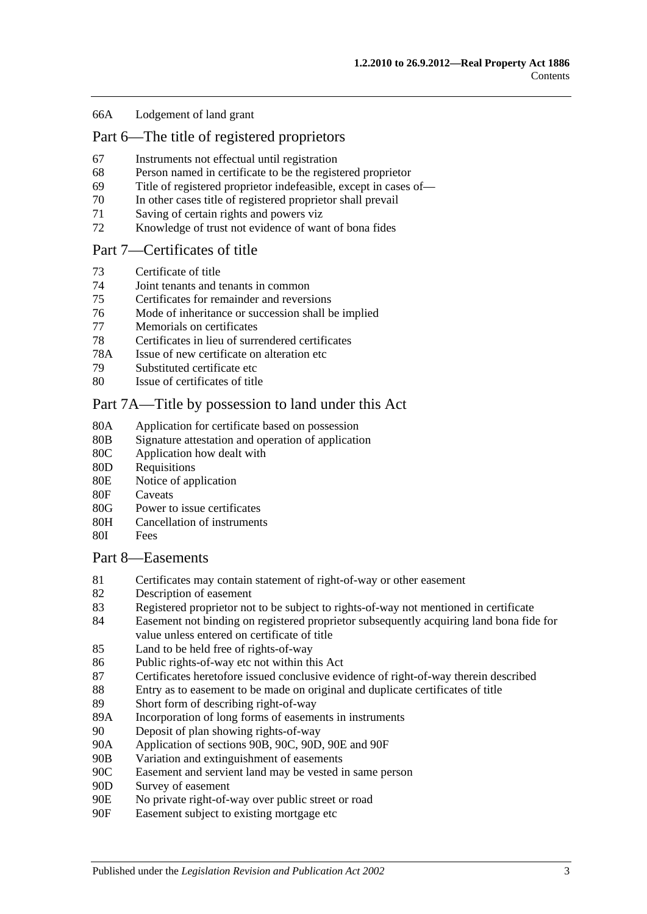66A Lodgement of land grant

## Part 6—The title of registered proprietors

67 Instruments not effectual until registration
68 Person named in certificate to be the registered proprietor
69 Title of registered proprietor indefeasible, except in cases of—
70 In other cases title of registered proprietor shall prevail
71 Saving of certain rights and powers viz
72 Knowledge of trust not evidence of want of bona fides

## Part 7—Certificates of title

73 Certificate of title
74 Joint tenants and tenants in common
75 Certificates for remainder and reversions
76 Mode of inheritance or succession shall be implied
77 Memorials on certificates
78 Certificates in lieu of surrendered certificates
78A Issue of new certificate on alteration etc
79 Substituted certificate etc
80 Issue of certificates of title

## Part 7A—Title by possession to land under this Act

80A Application for certificate based on possession
80B Signature attestation and operation of application
80C Application how dealt with
80D Requisitions
80E Notice of application
80F Caveats
80G Power to issue certificates
80H Cancellation of instruments
80I Fees

## Part 8—Easements

81 Certificates may contain statement of right-of-way or other easement
82 Description of easement
83 Registered proprietor not to be subject to rights-of-way not mentioned in certificate
84 Easement not binding on registered proprietor subsequently acquiring land bona fide for value unless entered on certificate of title
85 Land to be held free of rights-of-way
86 Public rights-of-way etc not within this Act
87 Certificates heretofore issued conclusive evidence of right-of-way therein described
88 Entry as to easement to be made on original and duplicate certificates of title
89 Short form of describing right-of-way
89A Incorporation of long forms of easements in instruments
90 Deposit of plan showing rights-of-way
90A Application of sections 90B, 90C, 90D, 90E and 90F
90B Variation and extinguishment of easements
90C Easement and servient land may be vested in same person
90D Survey of easement
90E No private right-of-way over public street or road
90F Easement subject to existing mortgage etc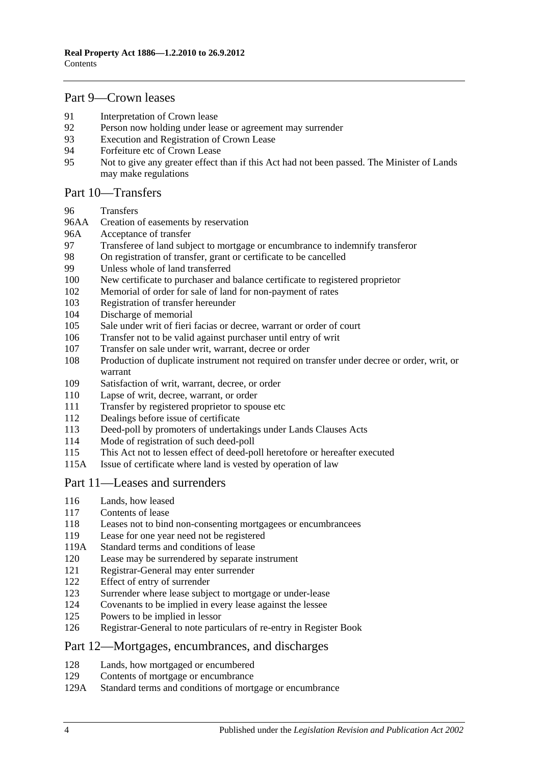## Part 9—Crown leases

91 Interpretation of Crown lease
92 Person now holding under lease or agreement may surrender
93 Execution and Registration of Crown Lease
94 Forfeiture etc of Crown Lease
95 Not to give any greater effect than if this Act had not been passed. The Minister of Lands may make regulations

## Part 10—Transfers

96 Transfers
96AA Creation of easements by reservation
96A Acceptance of transfer
97 Transferee of land subject to mortgage or encumbrance to indemnify transferor
98 On registration of transfer, grant or certificate to be cancelled
99 Unless whole of land transferred
100 New certificate to purchaser and balance certificate to registered proprietor
102 Memorial of order for sale of land for non-payment of rates
103 Registration of transfer hereunder
104 Discharge of memorial
105 Sale under writ of fieri facias or decree, warrant or order of court
106 Transfer not to be valid against purchaser until entry of writ
107 Transfer on sale under writ, warrant, decree or order
108 Production of duplicate instrument not required on transfer under decree or order, writ, or warrant
109 Satisfaction of writ, warrant, decree, or order
110 Lapse of writ, decree, warrant, or order
111 Transfer by registered proprietor to spouse etc
112 Dealings before issue of certificate
113 Deed-poll by promoters of undertakings under Lands Clauses Acts
114 Mode of registration of such deed-poll
115 This Act not to lessen effect of deed-poll heretofore or hereafter executed
115A Issue of certificate where land is vested by operation of law

## Part 11—Leases and surrenders

116 Lands, how leased
117 Contents of lease
118 Leases not to bind non-consenting mortgagees or encumbrancees
119 Lease for one year need not be registered
119A Standard terms and conditions of lease
120 Lease may be surrendered by separate instrument
121 Registrar-General may enter surrender
122 Effect of entry of surrender
123 Surrender where lease subject to mortgage or under-lease
124 Covenants to be implied in every lease against the lessee
125 Powers to be implied in lessor
126 Registrar-General to note particulars of re-entry in Register Book

## Part 12—Mortgages, encumbrances, and discharges

128 Lands, how mortgaged or encumbered
129 Contents of mortgage or encumbrance
129A Standard terms and conditions of mortgage or encumbrance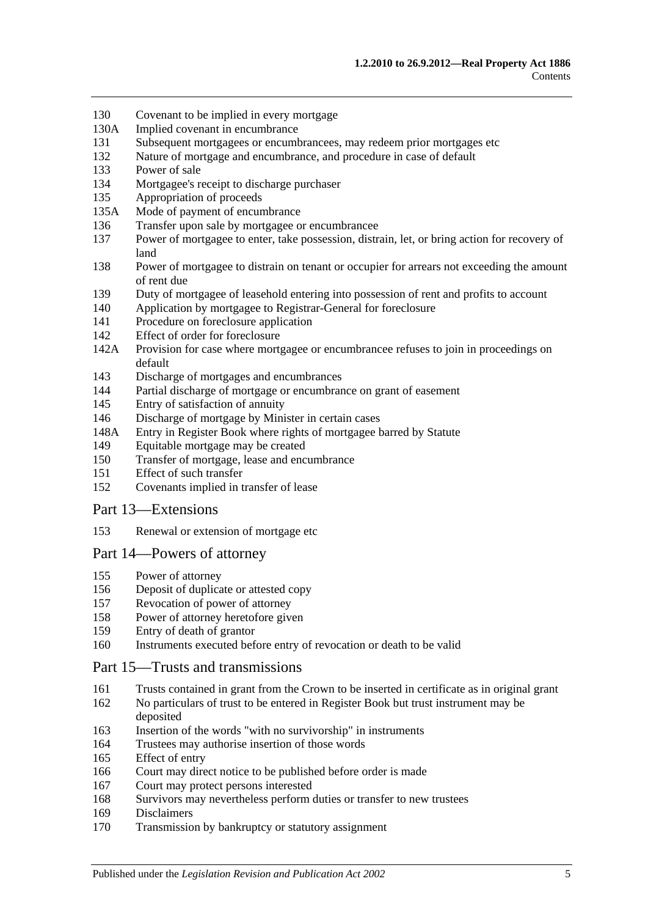130 Covenant to be implied in every mortgage
130A Implied covenant in encumbrance
131 Subsequent mortgagees or encumbrancees, may redeem prior mortgages etc
132 Nature of mortgage and encumbrance, and procedure in case of default
133 Power of sale
134 Mortgagee's receipt to discharge purchaser
135 Appropriation of proceeds
135A Mode of payment of encumbrance
136 Transfer upon sale by mortgagee or encumbrancee
137 Power of mortgagee to enter, take possession, distrain, let, or bring action for recovery of land
138 Power of mortgagee to distrain on tenant or occupier for arrears not exceeding the amount of rent due
139 Duty of mortgagee of leasehold entering into possession of rent and profits to account
140 Application by mortgagee to Registrar-General for foreclosure
141 Procedure on foreclosure application
142 Effect of order for foreclosure
142A Provision for case where mortgagee or encumbrancee refuses to join in proceedings on default
143 Discharge of mortgages and encumbrances
144 Partial discharge of mortgage or encumbrance on grant of easement
145 Entry of satisfaction of annuity
146 Discharge of mortgage by Minister in certain cases
148A Entry in Register Book where rights of mortgagee barred by Statute
149 Equitable mortgage may be created
150 Transfer of mortgage, lease and encumbrance
151 Effect of such transfer
152 Covenants implied in transfer of lease

## Part 13—Extensions

153 Renewal or extension of mortgage etc

## Part 14—Powers of attorney

155 Power of attorney
156 Deposit of duplicate or attested copy
157 Revocation of power of attorney
158 Power of attorney heretofore given
159 Entry of death of grantor
160 Instruments executed before entry of revocation or death to be valid

## Part 15—Trusts and transmissions

161 Trusts contained in grant from the Crown to be inserted in certificate as in original grant
162 No particulars of trust to be entered in Register Book but trust instrument may be deposited
163 Insertion of the words "with no survivorship" in instruments
164 Trustees may authorise insertion of those words
165 Effect of entry
166 Court may direct notice to be published before order is made
167 Court may protect persons interested
168 Survivors may nevertheless perform duties or transfer to new trustees
169 Disclaimers
170 Transmission by bankruptcy or statutory assignment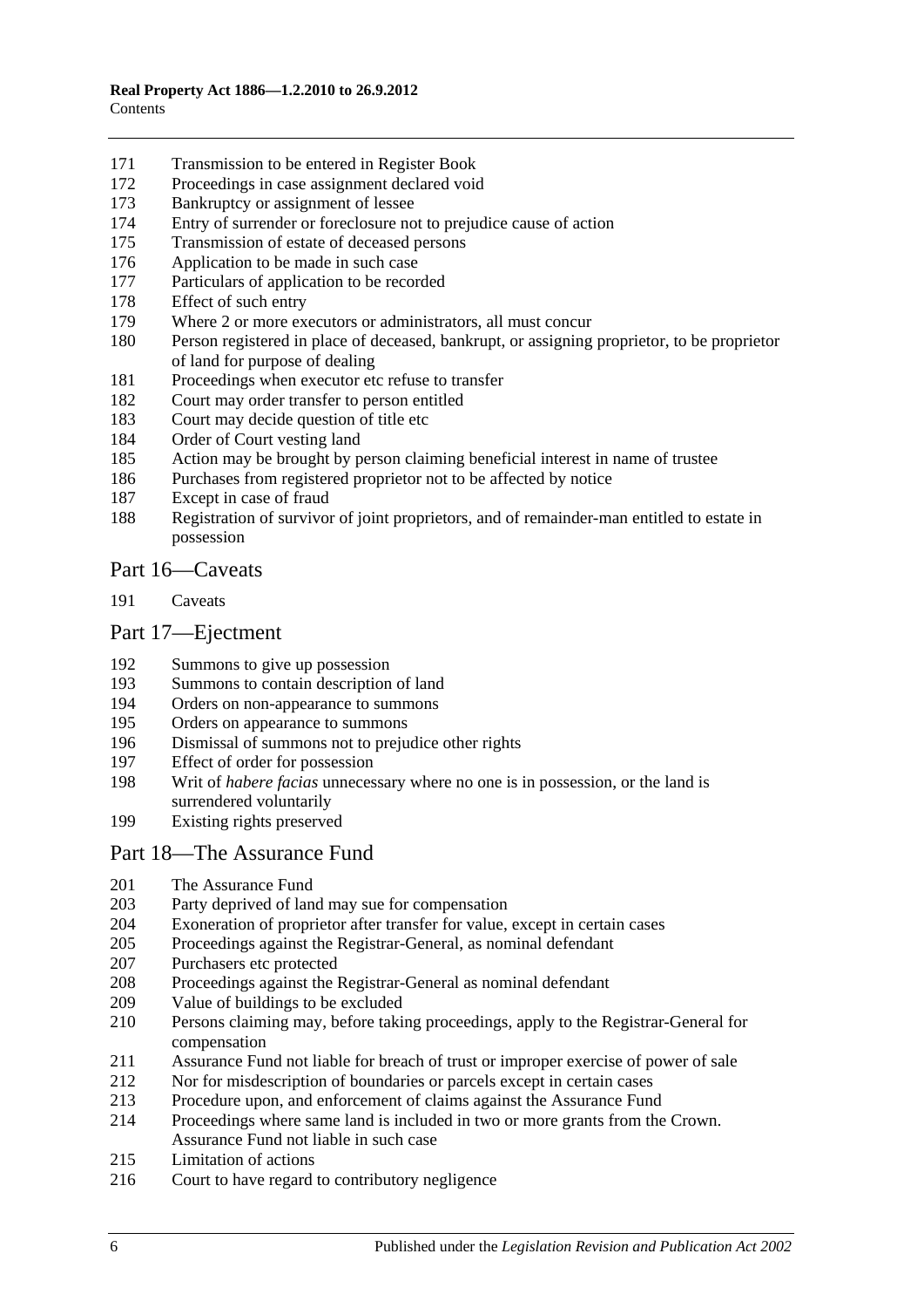171 Transmission to be entered in Register Book
172 Proceedings in case assignment declared void
173 Bankruptcy or assignment of lessee
174 Entry of surrender or foreclosure not to prejudice cause of action
175 Transmission of estate of deceased persons
176 Application to be made in such case
177 Particulars of application to be recorded
178 Effect of such entry
179 Where 2 or more executors or administrators, all must concur
180 Person registered in place of deceased, bankrupt, or assigning proprietor, to be proprietor of land for purpose of dealing
181 Proceedings when executor etc refuse to transfer
182 Court may order transfer to person entitled
183 Court may decide question of title etc
184 Order of Court vesting land
185 Action may be brought by person claiming beneficial interest in name of trustee
186 Purchases from registered proprietor not to be affected by notice
187 Except in case of fraud
188 Registration of survivor of joint proprietors, and of remainder-man entitled to estate in possession

## Part 16—Caveats

191 Caveats

## Part 17—Ejectment

192 Summons to give up possession
193 Summons to contain description of land
194 Orders on non-appearance to summons
195 Orders on appearance to summons
196 Dismissal of summons not to prejudice other rights
197 Effect of order for possession
198 Writ of *habere facias* unnecessary where no one is in possession, or the land is surrendered voluntarily
199 Existing rights preserved

## Part 18—The Assurance Fund

201 The Assurance Fund
203 Party deprived of land may sue for compensation
204 Exoneration of proprietor after transfer for value, except in certain cases
205 Proceedings against the Registrar-General, as nominal defendant
207 Purchasers etc protected
208 Proceedings against the Registrar-General as nominal defendant
209 Value of buildings to be excluded
210 Persons claiming may, before taking proceedings, apply to the Registrar-General for compensation
211 Assurance Fund not liable for breach of trust or improper exercise of power of sale
212 Nor for misdescription of boundaries or parcels except in certain cases
213 Procedure upon, and enforcement of claims against the Assurance Fund
214 Proceedings where same land is included in two or more grants from the Crown. Assurance Fund not liable in such case
215 Limitation of actions
216 Court to have regard to contributory negligence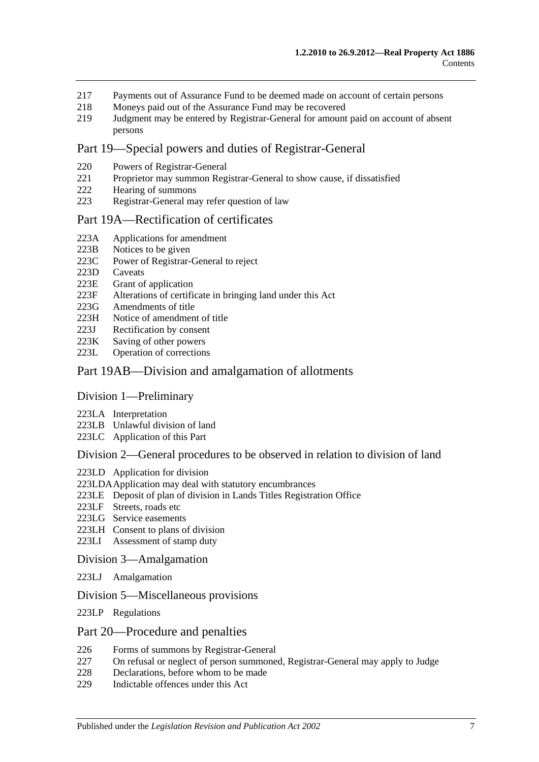217 Payments out of Assurance Fund to be deemed made on account of certain persons
218 Moneys paid out of the Assurance Fund may be recovered
219 Judgment may be entered by Registrar-General for amount paid on account of absent persons

## Part 19—Special powers and duties of Registrar-General

220 Powers of Registrar-General
221 Proprietor may summon Registrar-General to show cause, if dissatisfied
222 Hearing of summons
223 Registrar-General may refer question of law

## Part 19A—Rectification of certificates

223A Applications for amendment
223B Notices to be given
223C Power of Registrar-General to reject
223D Caveats
223E Grant of application
223F Alterations of certificate in bringing land under this Act
223G Amendments of title
223H Notice of amendment of title
223J Rectification by consent
223K Saving of other powers
223L Operation of corrections

## Part 19AB—Division and amalgamation of allotments

### Division 1—Preliminary

223LA Interpretation
223LB Unlawful division of land
223LC Application of this Part

### Division 2—General procedures to be observed in relation to division of land

223LD Application for division
223LDA Application may deal with statutory encumbrances
223LE Deposit of plan of division in Lands Titles Registration Office
223LF Streets, roads etc
223LG Service easements
223LH Consent to plans of division
223LI Assessment of stamp duty

### Division 3—Amalgamation

223LJ Amalgamation

### Division 5—Miscellaneous provisions

223LP Regulations

## Part 20—Procedure and penalties

226 Forms of summons by Registrar-General
227 On refusal or neglect of person summoned, Registrar-General may apply to Judge
228 Declarations, before whom to be made
229 Indictable offences under this Act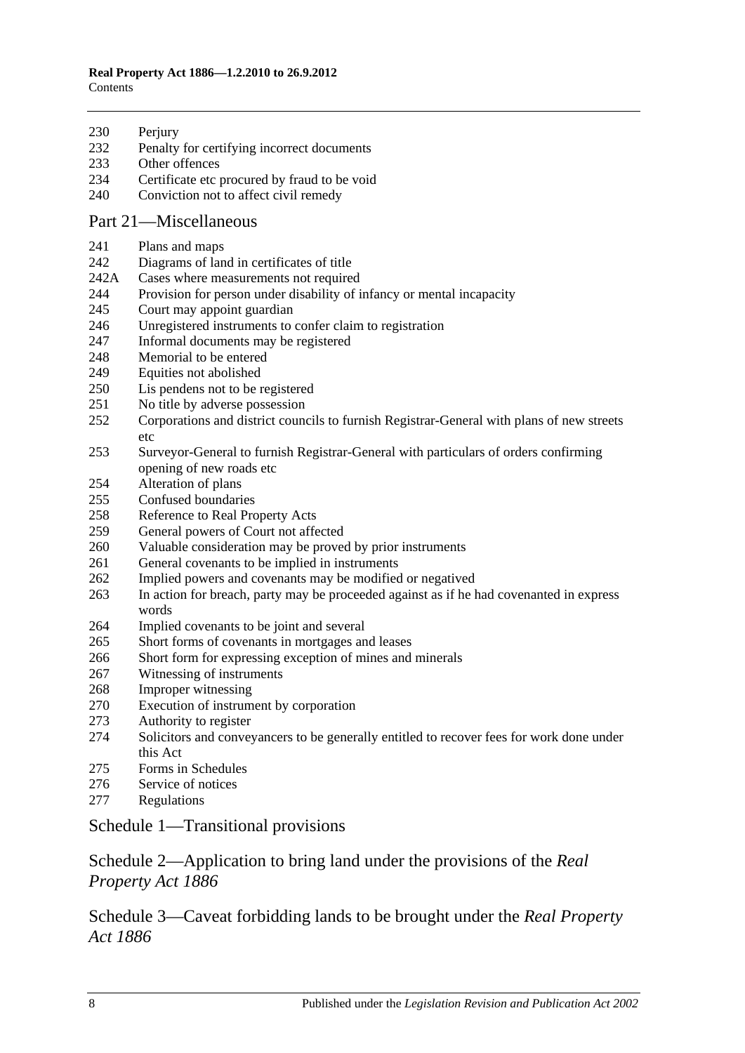230 Perjury
232 Penalty for certifying incorrect documents
233 Other offences
234 Certificate etc procured by fraud to be void
240 Conviction not to affect civil remedy

## Part 21—Miscellaneous

241 Plans and maps
242 Diagrams of land in certificates of title
242A Cases where measurements not required
244 Provision for person under disability of infancy or mental incapacity
245 Court may appoint guardian
246 Unregistered instruments to confer claim to registration
247 Informal documents may be registered
248 Memorial to be entered
249 Equities not abolished
250 Lis pendens not to be registered
251 No title by adverse possession
252 Corporations and district councils to furnish Registrar-General with plans of new streets etc
253 Surveyor-General to furnish Registrar-General with particulars of orders confirming opening of new roads etc
254 Alteration of plans
255 Confused boundaries
258 Reference to Real Property Acts
259 General powers of Court not affected
260 Valuable consideration may be proved by prior instruments
261 General covenants to be implied in instruments
262 Implied powers and covenants may be modified or negatived
263 In action for breach, party may be proceeded against as if he had covenanted in express words
264 Implied covenants to be joint and several
265 Short forms of covenants in mortgages and leases
266 Short form for expressing exception of mines and minerals
267 Witnessing of instruments
268 Improper witnessing
270 Execution of instrument by corporation
273 Authority to register
274 Solicitors and conveyancers to be generally entitled to recover fees for work done under this Act
275 Forms in Schedules
276 Service of notices
277 Regulations

## Schedule 1—Transitional provisions

## Schedule 2—Application to bring land under the provisions of the *Real Property Act 1886*

## Schedule 3—Caveat forbidding lands to be brought under the *Real Property Act 1886*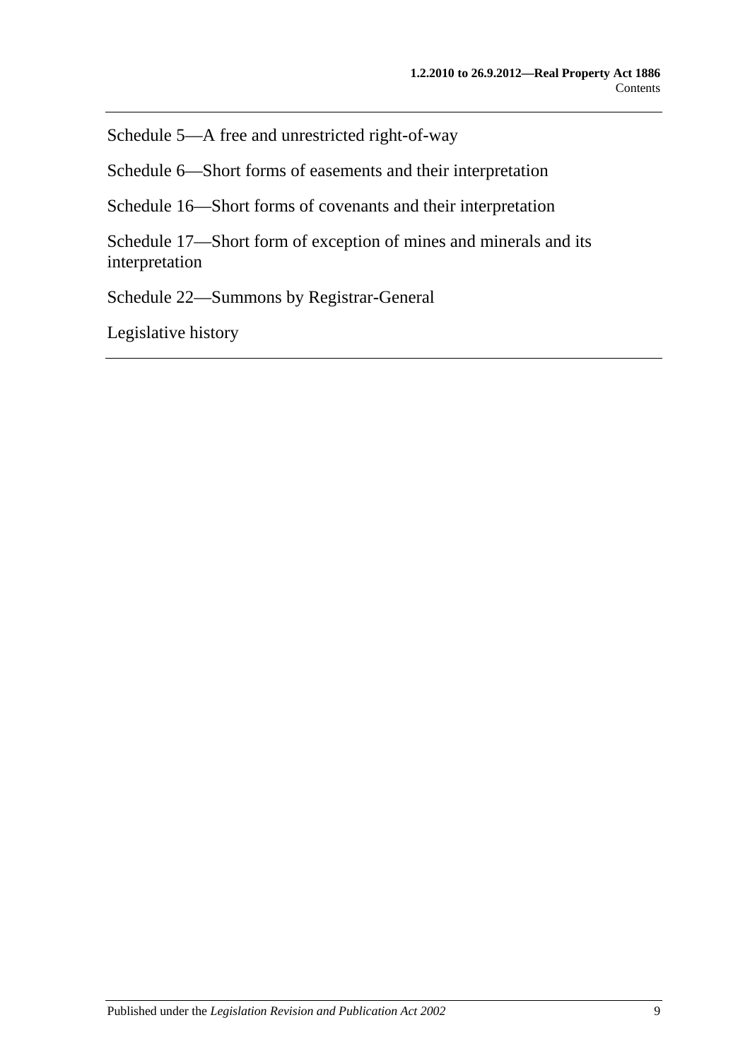Schedule 5—A free and unrestricted right-of-way

Schedule 6—Short forms of easements and their interpretation

Schedule 16—Short forms of covenants and their interpretation

Schedule 17—Short form of exception of mines and minerals and its interpretation

Schedule 22—Summons by Registrar-General

Legislative history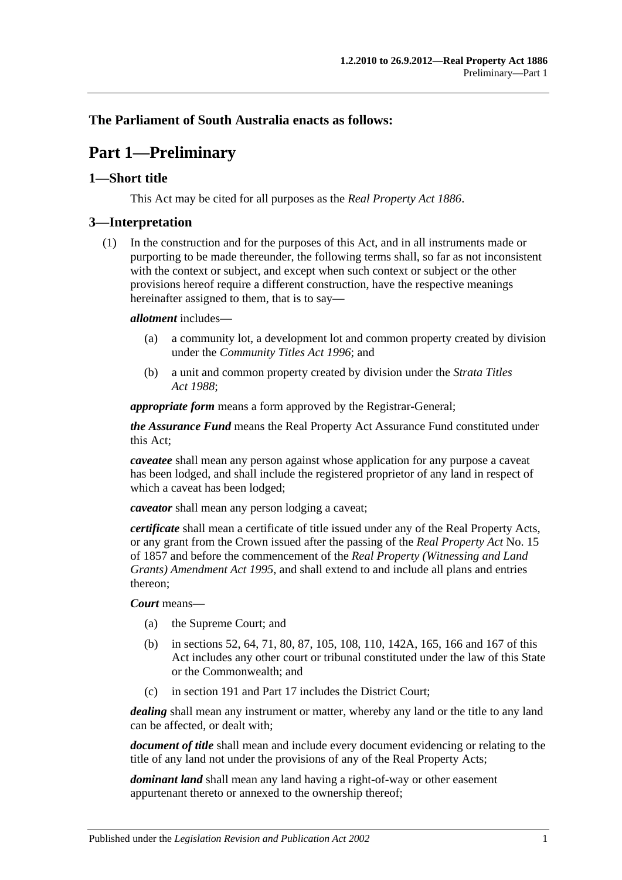## The Parliament of South Australia enacts as follows:

# Part 1—Preliminary

## 1—Short title

This Act may be cited for all purposes as the *Real Property Act 1886*.

## 3—Interpretation

(1) In the construction and for the purposes of this Act, and in all instruments made or purporting to be made thereunder, the following terms shall, so far as not inconsistent with the context or subject, and except when such context or subject or the other provisions hereof require a different construction, have the respective meanings hereinafter assigned to them, that is to say—

***allotment*** includes—

(a) a community lot, a development lot and common property created by division under the *Community Titles Act 1996*; and

(b) a unit and common property created by division under the *Strata Titles Act 1988*;

***appropriate form*** means a form approved by the Registrar-General;

***the Assurance Fund*** means the Real Property Act Assurance Fund constituted under this Act;

***caveatee*** shall mean any person against whose application for any purpose a caveat has been lodged, and shall include the registered proprietor of any land in respect of which a caveat has been lodged;

***caveator*** shall mean any person lodging a caveat;

***certificate*** shall mean a certificate of title issued under any of the Real Property Acts, or any grant from the Crown issued after the passing of the *Real Property Act* No. 15 of 1857 and before the commencement of the *Real Property (Witnessing and Land Grants) Amendment Act 1995*, and shall extend to and include all plans and entries thereon;

***Court*** means—

(a) the Supreme Court; and

(b) in sections 52, 64, 71, 80, 87, 105, 108, 110, 142A, 165, 166 and 167 of this Act includes any other court or tribunal constituted under the law of this State or the Commonwealth; and

(c) in section 191 and Part 17 includes the District Court;

***dealing*** shall mean any instrument or matter, whereby any land or the title to any land can be affected, or dealt with;

***document of title*** shall mean and include every document evidencing or relating to the title of any land not under the provisions of any of the Real Property Acts;

***dominant land*** shall mean any land having a right-of-way or other easement appurtenant thereto or annexed to the ownership thereof;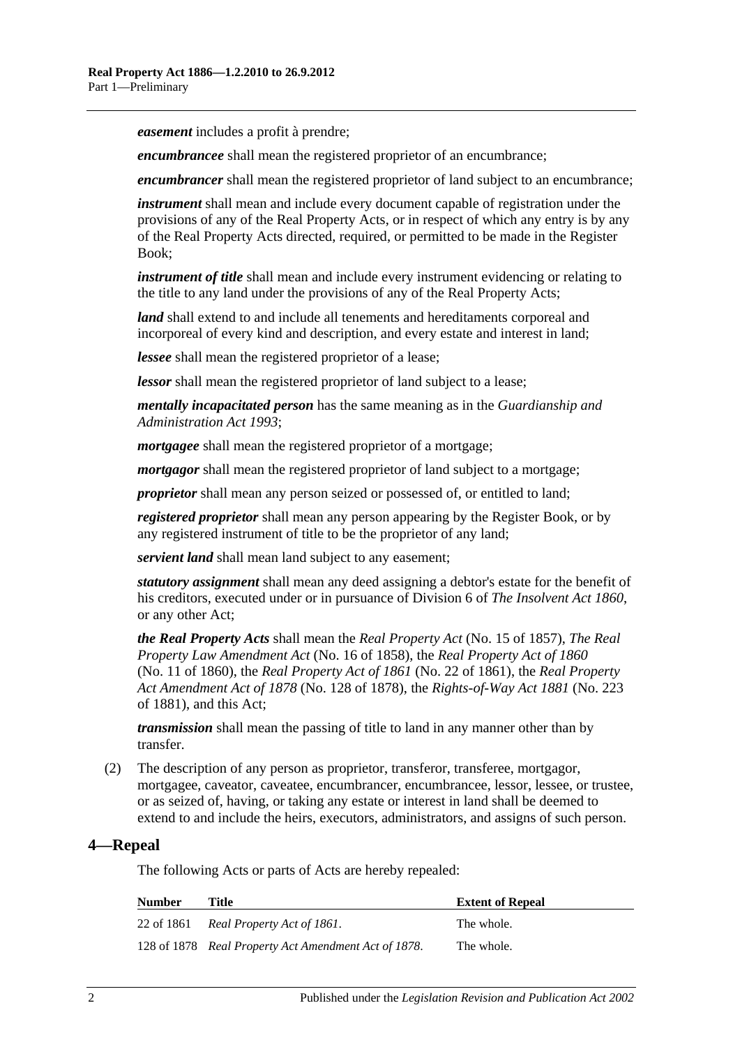***easement*** includes a profit à prendre;

***encumbrancee*** shall mean the registered proprietor of an encumbrance;

***encumbrancer*** shall mean the registered proprietor of land subject to an encumbrance;

***instrument*** shall mean and include every document capable of registration under the provisions of any of the Real Property Acts, or in respect of which any entry is by any of the Real Property Acts directed, required, or permitted to be made in the Register Book;

***instrument of title*** shall mean and include every instrument evidencing or relating to the title to any land under the provisions of any of the Real Property Acts;

***land*** shall extend to and include all tenements and hereditaments corporeal and incorporeal of every kind and description, and every estate and interest in land;

***lessee*** shall mean the registered proprietor of a lease;

***lessor*** shall mean the registered proprietor of land subject to a lease;

***mentally incapacitated person*** has the same meaning as in the *Guardianship and Administration Act 1993*;

***mortgagee*** shall mean the registered proprietor of a mortgage;

***mortgagor*** shall mean the registered proprietor of land subject to a mortgage;

***proprietor*** shall mean any person seized or possessed of, or entitled to land;

***registered proprietor*** shall mean any person appearing by the Register Book, or by any registered instrument of title to be the proprietor of any land;

***servient land*** shall mean land subject to any easement;

***statutory assignment*** shall mean any deed assigning a debtor's estate for the benefit of his creditors, executed under or in pursuance of Division 6 of *The Insolvent Act 1860*, or any other Act;

***the Real Property Acts*** shall mean the *Real Property Act* (No. 15 of 1857), *The Real Property Law Amendment Act* (No. 16 of 1858), the *Real Property Act of 1860* (No. 11 of 1860), the *Real Property Act of 1861* (No. 22 of 1861), the *Real Property Act Amendment Act of 1878* (No. 128 of 1878), the *Rights-of-Way Act 1881* (No. 223 of 1881), and this Act;

***transmission*** shall mean the passing of title to land in any manner other than by transfer.

(2) The description of any person as proprietor, transferor, transferee, mortgagor, mortgagee, caveator, caveatee, encumbrancer, encumbrancee, lessor, lessee, or trustee, or as seized of, having, or taking any estate or interest in land shall be deemed to extend to and include the heirs, executors, administrators, and assigns of such person.

## 4—Repeal

The following Acts or parts of Acts are hereby repealed:

| Number | Title | Extent of Repeal |
|---|---|---|
| 22 of 1861 | *Real Property Act of 1861*. | The whole. |
| 128 of 1878 | *Real Property Act Amendment Act of 1878*. | The whole. |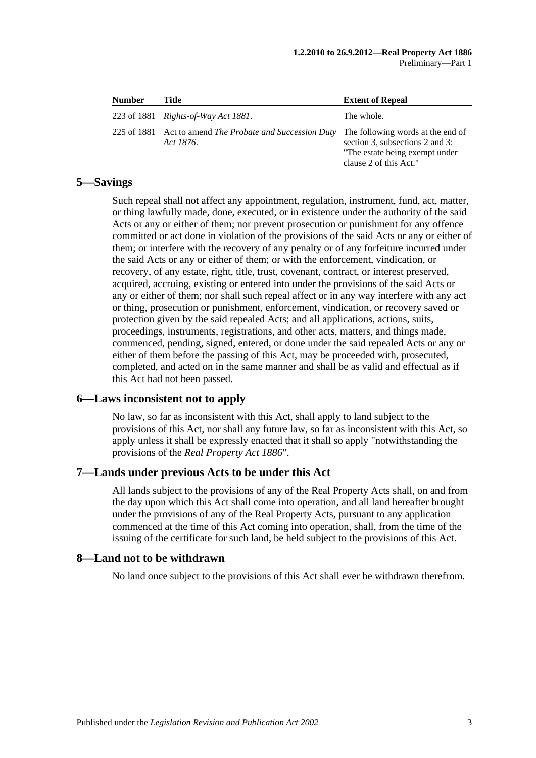| Number | Title | Extent of Repeal |
|---|---|---|
| 223 of 1881 | *Rights-of-Way Act 1881*. | The whole. |
| 225 of 1881 | Act to amend *The Probate and Succession Duty Act 1876*. | The following words at the end of section 3, subsections 2 and 3: "The estate being exempt under clause 2 of this Act." |

## 5—Savings

Such repeal shall not affect any appointment, regulation, instrument, fund, act, matter, or thing lawfully made, done, executed, or in existence under the authority of the said Acts or any or either of them; nor prevent prosecution or punishment for any offence committed or act done in violation of the provisions of the said Acts or any or either of them; or interfere with the recovery of any penalty or of any forfeiture incurred under the said Acts or any or either of them; or with the enforcement, vindication, or recovery, of any estate, right, title, trust, covenant, contract, or interest preserved, acquired, accruing, existing or entered into under the provisions of the said Acts or any or either of them; nor shall such repeal affect or in any way interfere with any act or thing, prosecution or punishment, enforcement, vindication, or recovery saved or protection given by the said repealed Acts; and all applications, actions, suits, proceedings, instruments, registrations, and other acts, matters, and things made, commenced, pending, signed, entered, or done under the said repealed Acts or any or either of them before the passing of this Act, may be proceeded with, prosecuted, completed, and acted on in the same manner and shall be as valid and effectual as if this Act had not been passed.

## 6—Laws inconsistent not to apply

No law, so far as inconsistent with this Act, shall apply to land subject to the provisions of this Act, nor shall any future law, so far as inconsistent with this Act, so apply unless it shall be expressly enacted that it shall so apply "notwithstanding the provisions of the *Real Property Act 1886*".

## 7—Lands under previous Acts to be under this Act

All lands subject to the provisions of any of the Real Property Acts shall, on and from the day upon which this Act shall come into operation, and all land hereafter brought under the provisions of any of the Real Property Acts, pursuant to any application commenced at the time of this Act coming into operation, shall, from the time of the issuing of the certificate for such land, be held subject to the provisions of this Act.

## 8—Land not to be withdrawn

No land once subject to the provisions of this Act shall ever be withdrawn therefrom.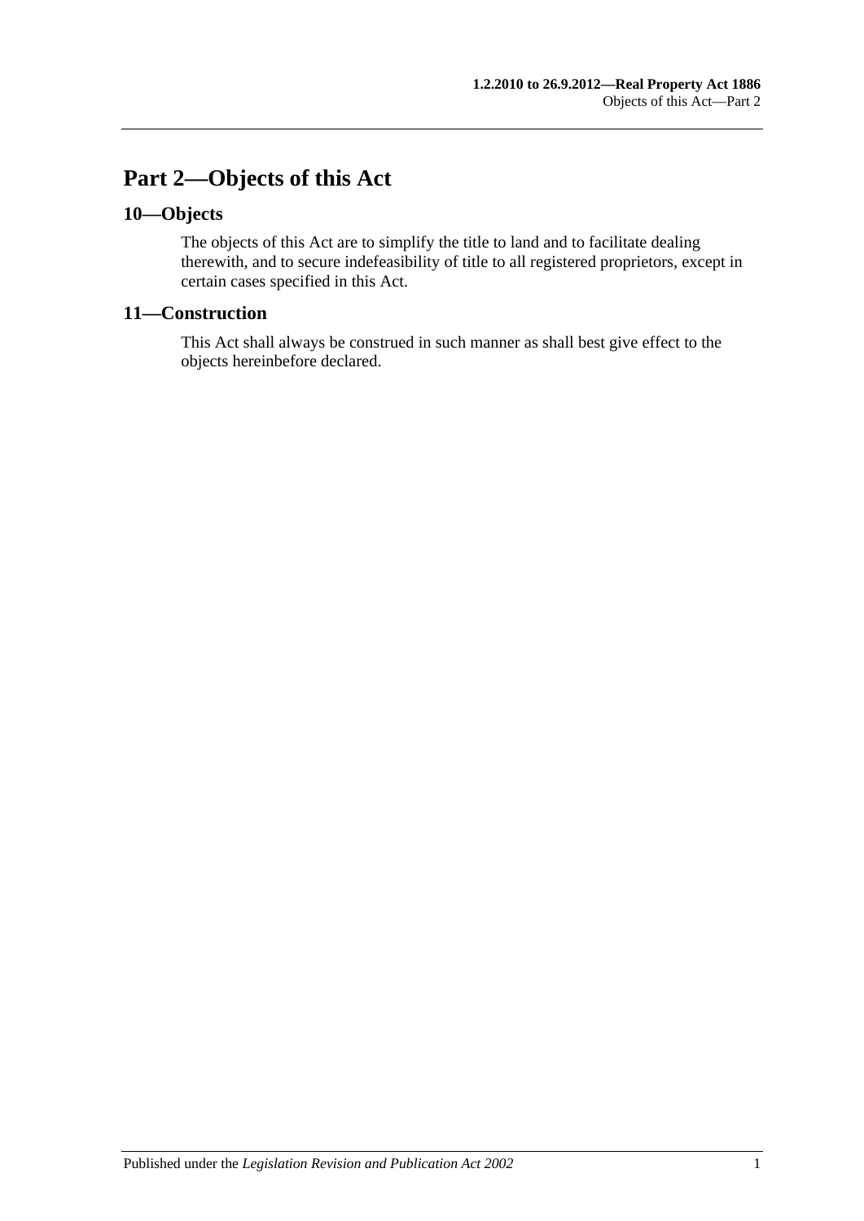# Part 2—Objects of this Act

## 10—Objects

The objects of this Act are to simplify the title to land and to facilitate dealing therewith, and to secure indefeasibility of title to all registered proprietors, except in certain cases specified in this Act.

## 11—Construction

This Act shall always be construed in such manner as shall best give effect to the objects hereinbefore declared.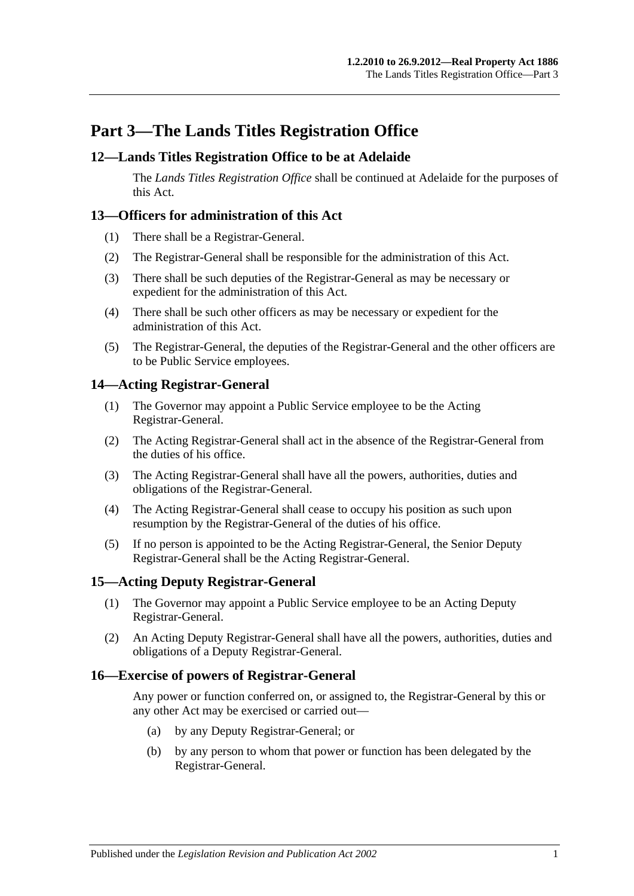# Part 3—The Lands Titles Registration Office

## 12—Lands Titles Registration Office to be at Adelaide

The *Lands Titles Registration Office* shall be continued at Adelaide for the purposes of this Act.

## 13—Officers for administration of this Act

(1) There shall be a Registrar-General.

(2) The Registrar-General shall be responsible for the administration of this Act.

(3) There shall be such deputies of the Registrar-General as may be necessary or expedient for the administration of this Act.

(4) There shall be such other officers as may be necessary or expedient for the administration of this Act.

(5) The Registrar-General, the deputies of the Registrar-General and the other officers are to be Public Service employees.

## 14—Acting Registrar-General

(1) The Governor may appoint a Public Service employee to be the Acting Registrar-General.

(2) The Acting Registrar-General shall act in the absence of the Registrar-General from the duties of his office.

(3) The Acting Registrar-General shall have all the powers, authorities, duties and obligations of the Registrar-General.

(4) The Acting Registrar-General shall cease to occupy his position as such upon resumption by the Registrar-General of the duties of his office.

(5) If no person is appointed to be the Acting Registrar-General, the Senior Deputy Registrar-General shall be the Acting Registrar-General.

## 15—Acting Deputy Registrar-General

(1) The Governor may appoint a Public Service employee to be an Acting Deputy Registrar-General.

(2) An Acting Deputy Registrar-General shall have all the powers, authorities, duties and obligations of a Deputy Registrar-General.

## 16—Exercise of powers of Registrar-General

Any power or function conferred on, or assigned to, the Registrar-General by this or any other Act may be exercised or carried out—

(a) by any Deputy Registrar-General; or

(b) by any person to whom that power or function has been delegated by the Registrar-General.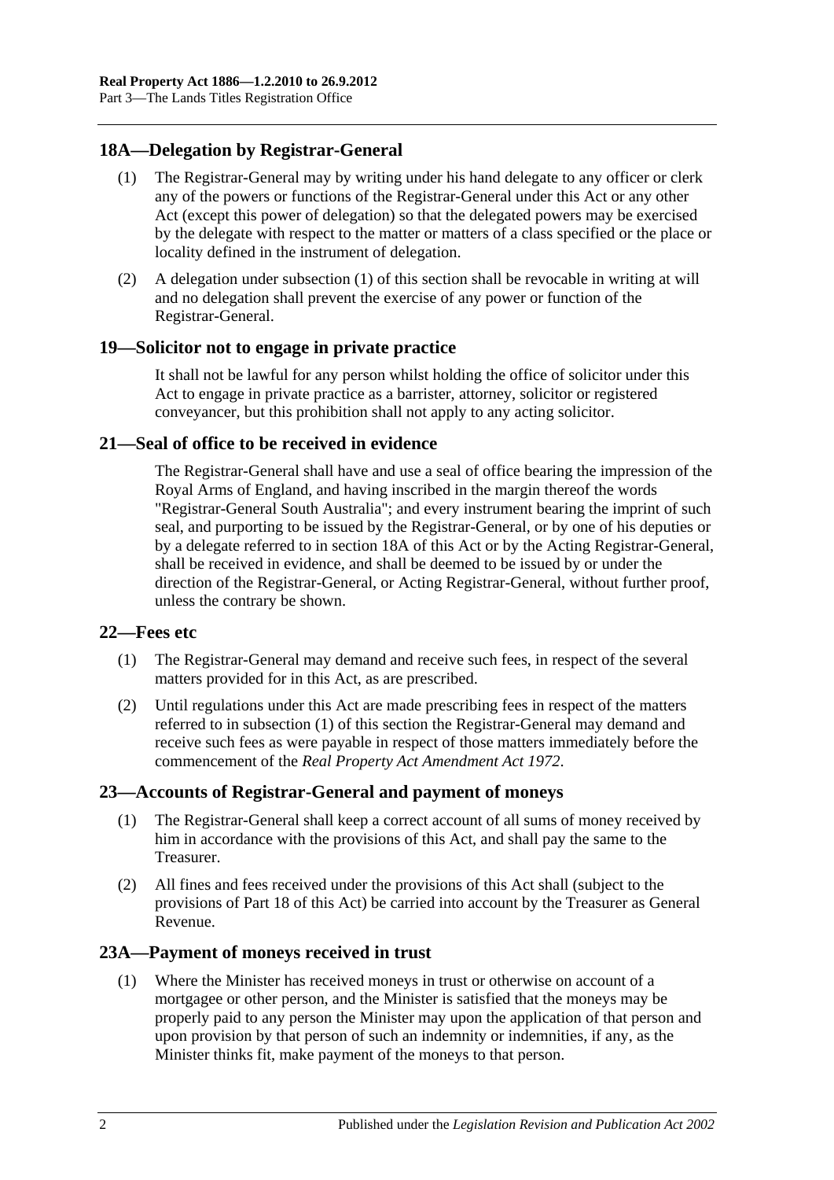## 18A—Delegation by Registrar-General

(1) The Registrar-General may by writing under his hand delegate to any officer or clerk any of the powers or functions of the Registrar-General under this Act or any other Act (except this power of delegation) so that the delegated powers may be exercised by the delegate with respect to the matter or matters of a class specified or the place or locality defined in the instrument of delegation.

(2) A delegation under subsection (1) of this section shall be revocable in writing at will and no delegation shall prevent the exercise of any power or function of the Registrar-General.

## 19—Solicitor not to engage in private practice

It shall not be lawful for any person whilst holding the office of solicitor under this Act to engage in private practice as a barrister, attorney, solicitor or registered conveyancer, but this prohibition shall not apply to any acting solicitor.

## 21—Seal of office to be received in evidence

The Registrar-General shall have and use a seal of office bearing the impression of the Royal Arms of England, and having inscribed in the margin thereof the words "Registrar-General South Australia"; and every instrument bearing the imprint of such seal, and purporting to be issued by the Registrar-General, or by one of his deputies or by a delegate referred to in section 18A of this Act or by the Acting Registrar-General, shall be received in evidence, and shall be deemed to be issued by or under the direction of the Registrar-General, or Acting Registrar-General, without further proof, unless the contrary be shown.

## 22—Fees etc

(1) The Registrar-General may demand and receive such fees, in respect of the several matters provided for in this Act, as are prescribed.

(2) Until regulations under this Act are made prescribing fees in respect of the matters referred to in subsection (1) of this section the Registrar-General may demand and receive such fees as were payable in respect of those matters immediately before the commencement of the *Real Property Act Amendment Act 1972*.

## 23—Accounts of Registrar-General and payment of moneys

(1) The Registrar-General shall keep a correct account of all sums of money received by him in accordance with the provisions of this Act, and shall pay the same to the Treasurer.

(2) All fines and fees received under the provisions of this Act shall (subject to the provisions of Part 18 of this Act) be carried into account by the Treasurer as General Revenue.

## 23A—Payment of moneys received in trust

(1) Where the Minister has received moneys in trust or otherwise on account of a mortgagee or other person, and the Minister is satisfied that the moneys may be properly paid to any person the Minister may upon the application of that person and upon provision by that person of such an indemnity or indemnities, if any, as the Minister thinks fit, make payment of the moneys to that person.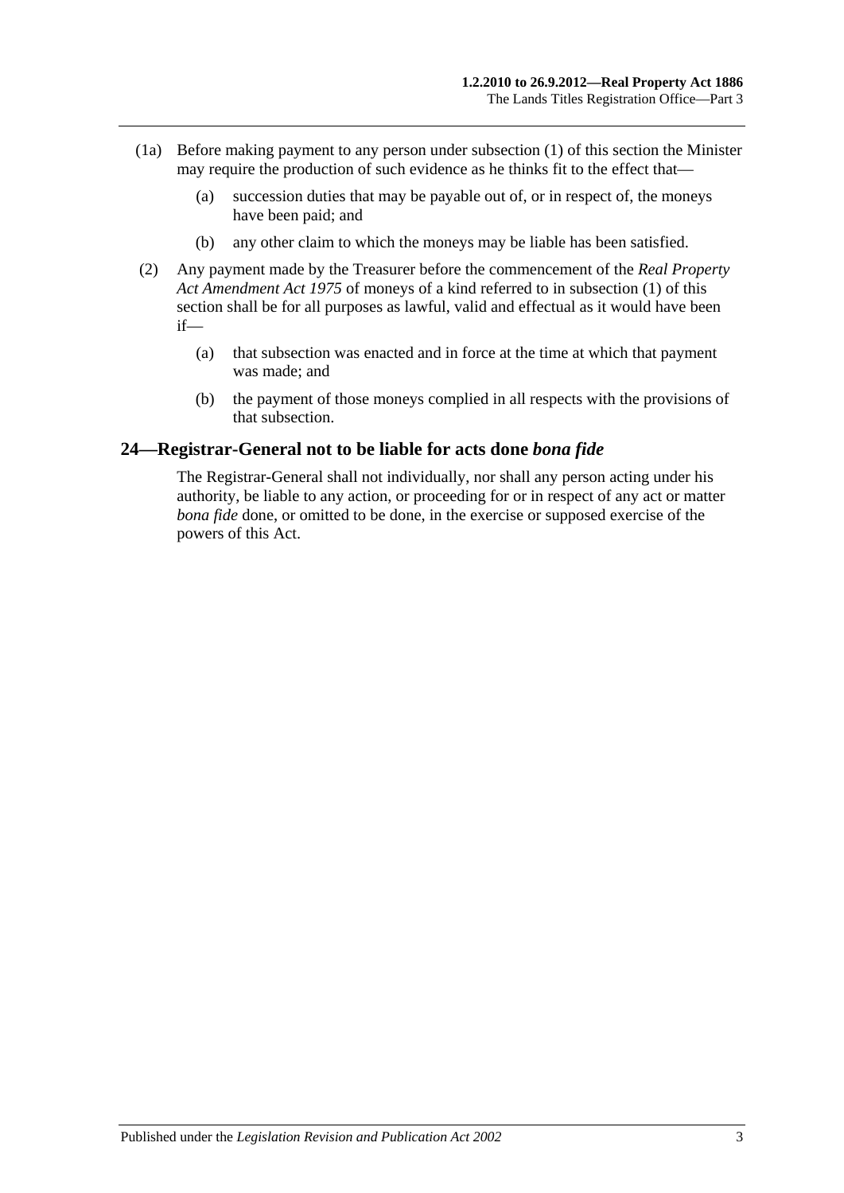(1a) Before making payment to any person under subsection (1) of this section the Minister may require the production of such evidence as he thinks fit to the effect that—

(a) succession duties that may be payable out of, or in respect of, the moneys have been paid; and

(b) any other claim to which the moneys may be liable has been satisfied.

(2) Any payment made by the Treasurer before the commencement of the *Real Property Act Amendment Act 1975* of moneys of a kind referred to in subsection (1) of this section shall be for all purposes as lawful, valid and effectual as it would have been if—

(a) that subsection was enacted and in force at the time at which that payment was made; and

(b) the payment of those moneys complied in all respects with the provisions of that subsection.

## 24—Registrar-General not to be liable for acts done *bona fide*

The Registrar-General shall not individually, nor shall any person acting under his authority, be liable to any action, or proceeding for or in respect of any act or matter *bona fide* done, or omitted to be done, in the exercise or supposed exercise of the powers of this Act.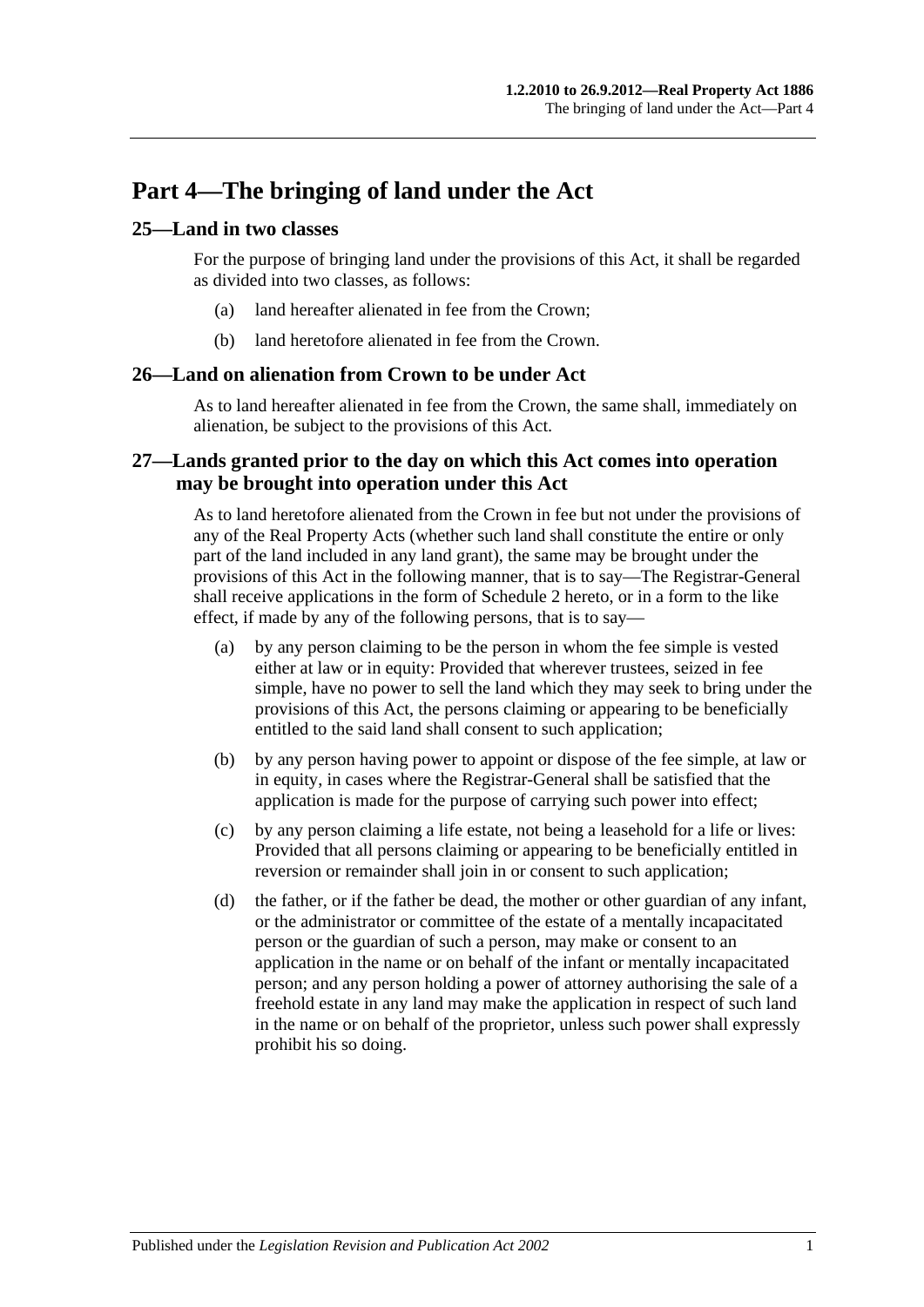# Part 4—The bringing of land under the Act

## 25—Land in two classes

For the purpose of bringing land under the provisions of this Act, it shall be regarded as divided into two classes, as follows:

(a) land hereafter alienated in fee from the Crown;

(b) land heretofore alienated in fee from the Crown.

## 26—Land on alienation from Crown to be under Act

As to land hereafter alienated in fee from the Crown, the same shall, immediately on alienation, be subject to the provisions of this Act.

## 27—Lands granted prior to the day on which this Act comes into operation may be brought into operation under this Act

As to land heretofore alienated from the Crown in fee but not under the provisions of any of the Real Property Acts (whether such land shall constitute the entire or only part of the land included in any land grant), the same may be brought under the provisions of this Act in the following manner, that is to say—The Registrar-General shall receive applications in the form of Schedule 2 hereto, or in a form to the like effect, if made by any of the following persons, that is to say—

(a) by any person claiming to be the person in whom the fee simple is vested either at law or in equity: Provided that wherever trustees, seized in fee simple, have no power to sell the land which they may seek to bring under the provisions of this Act, the persons claiming or appearing to be beneficially entitled to the said land shall consent to such application;

(b) by any person having power to appoint or dispose of the fee simple, at law or in equity, in cases where the Registrar-General shall be satisfied that the application is made for the purpose of carrying such power into effect;

(c) by any person claiming a life estate, not being a leasehold for a life or lives: Provided that all persons claiming or appearing to be beneficially entitled in reversion or remainder shall join in or consent to such application;

(d) the father, or if the father be dead, the mother or other guardian of any infant, or the administrator or committee of the estate of a mentally incapacitated person or the guardian of such a person, may make or consent to an application in the name or on behalf of the infant or mentally incapacitated person; and any person holding a power of attorney authorising the sale of a freehold estate in any land may make the application in respect of such land in the name or on behalf of the proprietor, unless such power shall expressly prohibit his so doing.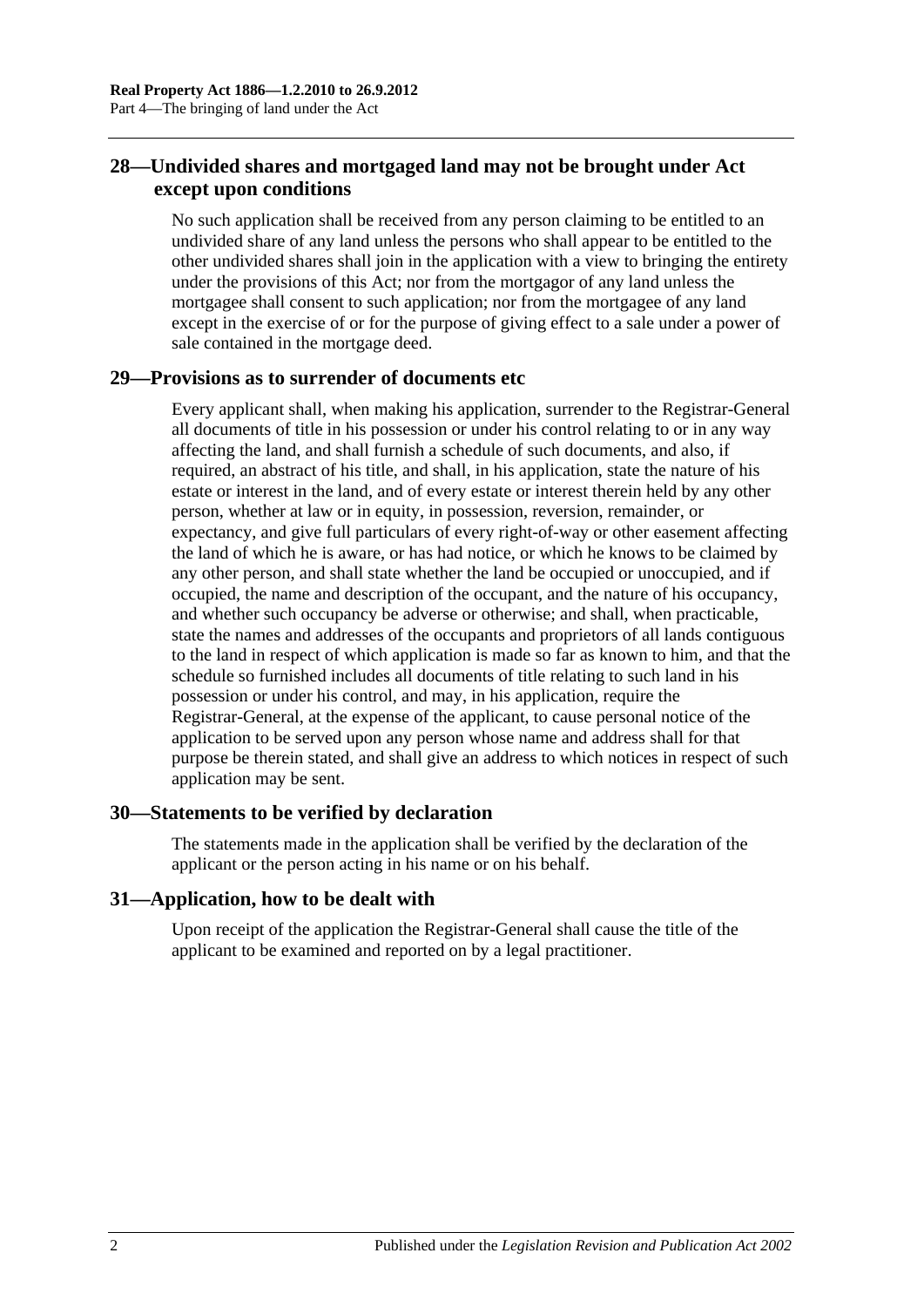## 28—Undivided shares and mortgaged land may not be brought under Act except upon conditions

No such application shall be received from any person claiming to be entitled to an undivided share of any land unless the persons who shall appear to be entitled to the other undivided shares shall join in the application with a view to bringing the entirety under the provisions of this Act; nor from the mortgagor of any land unless the mortgagee shall consent to such application; nor from the mortgagee of any land except in the exercise of or for the purpose of giving effect to a sale under a power of sale contained in the mortgage deed.

## 29—Provisions as to surrender of documents etc

Every applicant shall, when making his application, surrender to the Registrar-General all documents of title in his possession or under his control relating to or in any way affecting the land, and shall furnish a schedule of such documents, and also, if required, an abstract of his title, and shall, in his application, state the nature of his estate or interest in the land, and of every estate or interest therein held by any other person, whether at law or in equity, in possession, reversion, remainder, or expectancy, and give full particulars of every right-of-way or other easement affecting the land of which he is aware, or has had notice, or which he knows to be claimed by any other person, and shall state whether the land be occupied or unoccupied, and if occupied, the name and description of the occupant, and the nature of his occupancy, and whether such occupancy be adverse or otherwise; and shall, when practicable, state the names and addresses of the occupants and proprietors of all lands contiguous to the land in respect of which application is made so far as known to him, and that the schedule so furnished includes all documents of title relating to such land in his possession or under his control, and may, in his application, require the Registrar-General, at the expense of the applicant, to cause personal notice of the application to be served upon any person whose name and address shall for that purpose be therein stated, and shall give an address to which notices in respect of such application may be sent.

## 30—Statements to be verified by declaration

The statements made in the application shall be verified by the declaration of the applicant or the person acting in his name or on his behalf.

## 31—Application, how to be dealt with

Upon receipt of the application the Registrar-General shall cause the title of the applicant to be examined and reported on by a legal practitioner.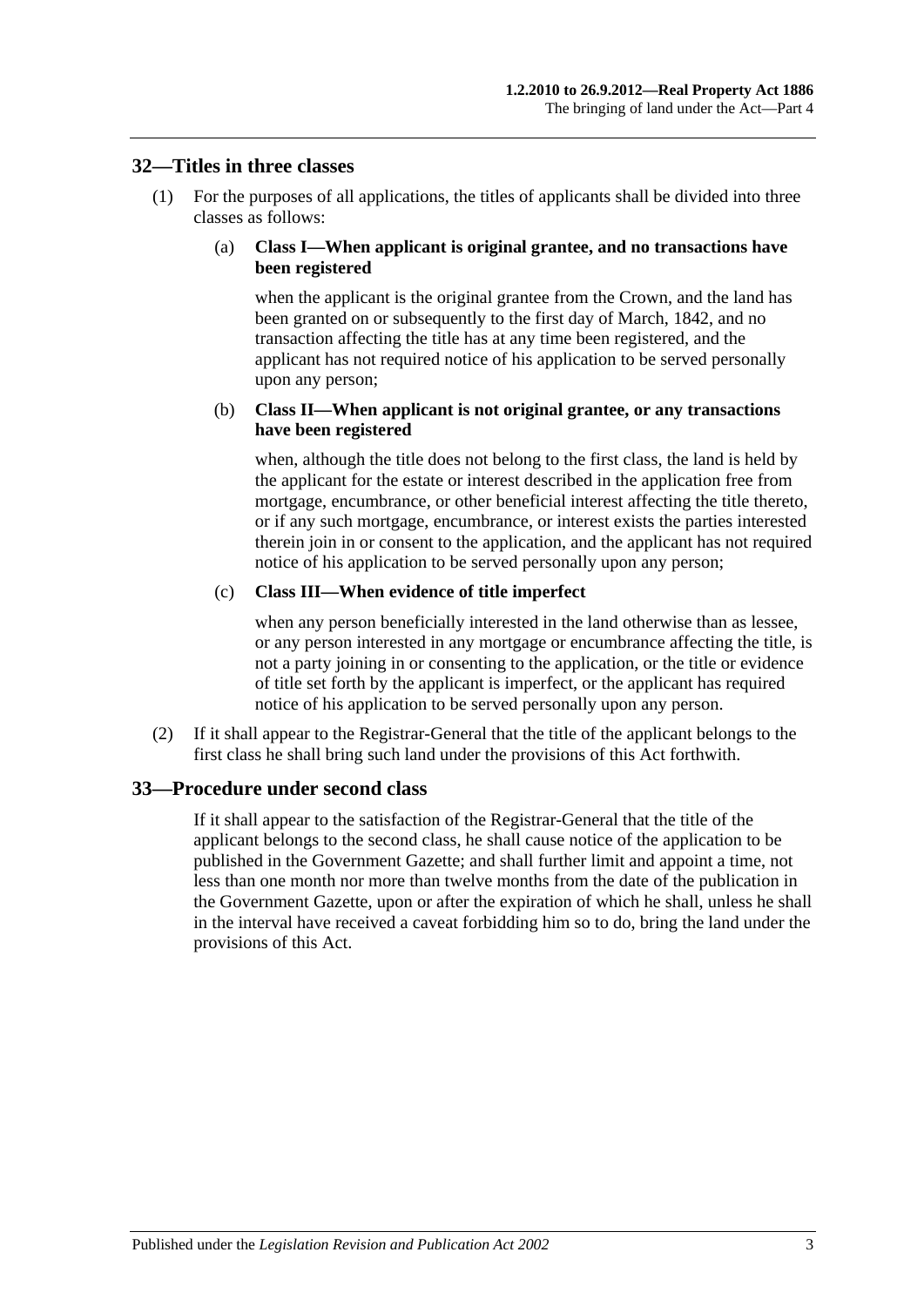## 32—Titles in three classes

(1) For the purposes of all applications, the titles of applicants shall be divided into three classes as follows:

(a) **Class I—When applicant is original grantee, and no transactions have been registered**

when the applicant is the original grantee from the Crown, and the land has been granted on or subsequently to the first day of March, 1842, and no transaction affecting the title has at any time been registered, and the applicant has not required notice of his application to be served personally upon any person;

(b) **Class II—When applicant is not original grantee, or any transactions have been registered**

when, although the title does not belong to the first class, the land is held by the applicant for the estate or interest described in the application free from mortgage, encumbrance, or other beneficial interest affecting the title thereto, or if any such mortgage, encumbrance, or interest exists the parties interested therein join in or consent to the application, and the applicant has not required notice of his application to be served personally upon any person;

(c) **Class III—When evidence of title imperfect**

when any person beneficially interested in the land otherwise than as lessee, or any person interested in any mortgage or encumbrance affecting the title, is not a party joining in or consenting to the application, or the title or evidence of title set forth by the applicant is imperfect, or the applicant has required notice of his application to be served personally upon any person.

(2) If it shall appear to the Registrar-General that the title of the applicant belongs to the first class he shall bring such land under the provisions of this Act forthwith.

## 33—Procedure under second class

If it shall appear to the satisfaction of the Registrar-General that the title of the applicant belongs to the second class, he shall cause notice of the application to be published in the Government Gazette; and shall further limit and appoint a time, not less than one month nor more than twelve months from the date of the publication in the Government Gazette, upon or after the expiration of which he shall, unless he shall in the interval have received a caveat forbidding him so to do, bring the land under the provisions of this Act.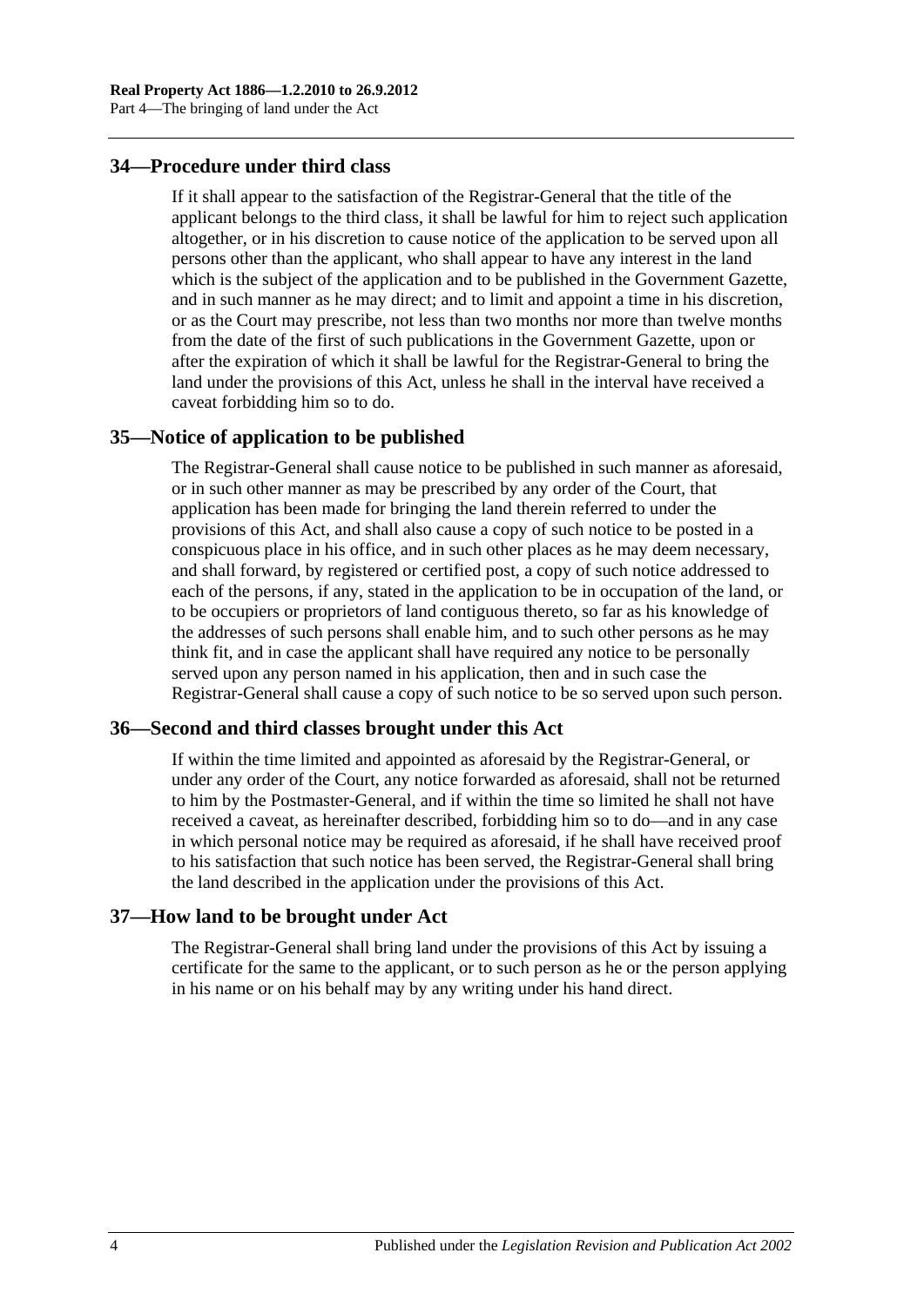## 34—Procedure under third class

If it shall appear to the satisfaction of the Registrar-General that the title of the applicant belongs to the third class, it shall be lawful for him to reject such application altogether, or in his discretion to cause notice of the application to be served upon all persons other than the applicant, who shall appear to have any interest in the land which is the subject of the application and to be published in the Government Gazette, and in such manner as he may direct; and to limit and appoint a time in his discretion, or as the Court may prescribe, not less than two months nor more than twelve months from the date of the first of such publications in the Government Gazette, upon or after the expiration of which it shall be lawful for the Registrar-General to bring the land under the provisions of this Act, unless he shall in the interval have received a caveat forbidding him so to do.

## 35—Notice of application to be published

The Registrar-General shall cause notice to be published in such manner as aforesaid, or in such other manner as may be prescribed by any order of the Court, that application has been made for bringing the land therein referred to under the provisions of this Act, and shall also cause a copy of such notice to be posted in a conspicuous place in his office, and in such other places as he may deem necessary, and shall forward, by registered or certified post, a copy of such notice addressed to each of the persons, if any, stated in the application to be in occupation of the land, or to be occupiers or proprietors of land contiguous thereto, so far as his knowledge of the addresses of such persons shall enable him, and to such other persons as he may think fit, and in case the applicant shall have required any notice to be personally served upon any person named in his application, then and in such case the Registrar-General shall cause a copy of such notice to be so served upon such person.

## 36—Second and third classes brought under this Act

If within the time limited and appointed as aforesaid by the Registrar-General, or under any order of the Court, any notice forwarded as aforesaid, shall not be returned to him by the Postmaster-General, and if within the time so limited he shall not have received a caveat, as hereinafter described, forbidding him so to do—and in any case in which personal notice may be required as aforesaid, if he shall have received proof to his satisfaction that such notice has been served, the Registrar-General shall bring the land described in the application under the provisions of this Act.

## 37—How land to be brought under Act

The Registrar-General shall bring land under the provisions of this Act by issuing a certificate for the same to the applicant, or to such person as he or the person applying in his name or on his behalf may by any writing under his hand direct.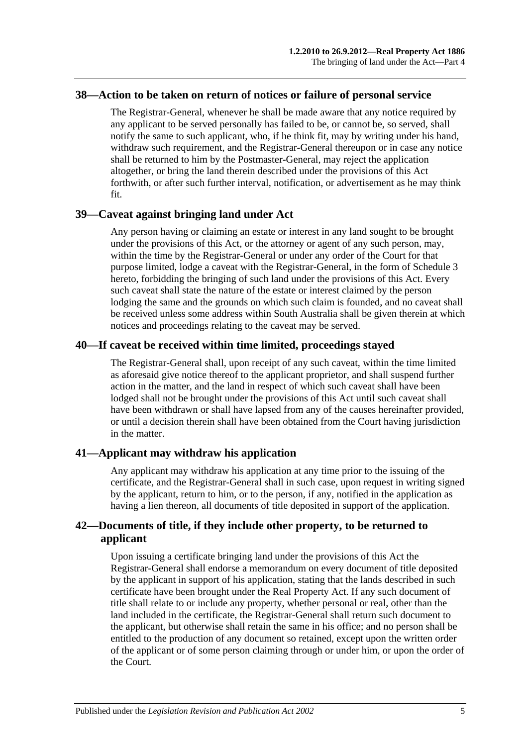## 38—Action to be taken on return of notices or failure of personal service

The Registrar-General, whenever he shall be made aware that any notice required by any applicant to be served personally has failed to be, or cannot be, so served, shall notify the same to such applicant, who, if he think fit, may by writing under his hand, withdraw such requirement, and the Registrar-General thereupon or in case any notice shall be returned to him by the Postmaster-General, may reject the application altogether, or bring the land therein described under the provisions of this Act forthwith, or after such further interval, notification, or advertisement as he may think fit.

## 39—Caveat against bringing land under Act

Any person having or claiming an estate or interest in any land sought to be brought under the provisions of this Act, or the attorney or agent of any such person, may, within the time by the Registrar-General or under any order of the Court for that purpose limited, lodge a caveat with the Registrar-General, in the form of Schedule 3 hereto, forbidding the bringing of such land under the provisions of this Act. Every such caveat shall state the nature of the estate or interest claimed by the person lodging the same and the grounds on which such claim is founded, and no caveat shall be received unless some address within South Australia shall be given therein at which notices and proceedings relating to the caveat may be served.

## 40—If caveat be received within time limited, proceedings stayed

The Registrar-General shall, upon receipt of any such caveat, within the time limited as aforesaid give notice thereof to the applicant proprietor, and shall suspend further action in the matter, and the land in respect of which such caveat shall have been lodged shall not be brought under the provisions of this Act until such caveat shall have been withdrawn or shall have lapsed from any of the causes hereinafter provided, or until a decision therein shall have been obtained from the Court having jurisdiction in the matter.

## 41—Applicant may withdraw his application

Any applicant may withdraw his application at any time prior to the issuing of the certificate, and the Registrar-General shall in such case, upon request in writing signed by the applicant, return to him, or to the person, if any, notified in the application as having a lien thereon, all documents of title deposited in support of the application.

## 42—Documents of title, if they include other property, to be returned to applicant

Upon issuing a certificate bringing land under the provisions of this Act the Registrar-General shall endorse a memorandum on every document of title deposited by the applicant in support of his application, stating that the lands described in such certificate have been brought under the Real Property Act. If any such document of title shall relate to or include any property, whether personal or real, other than the land included in the certificate, the Registrar-General shall return such document to the applicant, but otherwise shall retain the same in his office; and no person shall be entitled to the production of any document so retained, except upon the written order of the applicant or of some person claiming through or under him, or upon the order of the Court.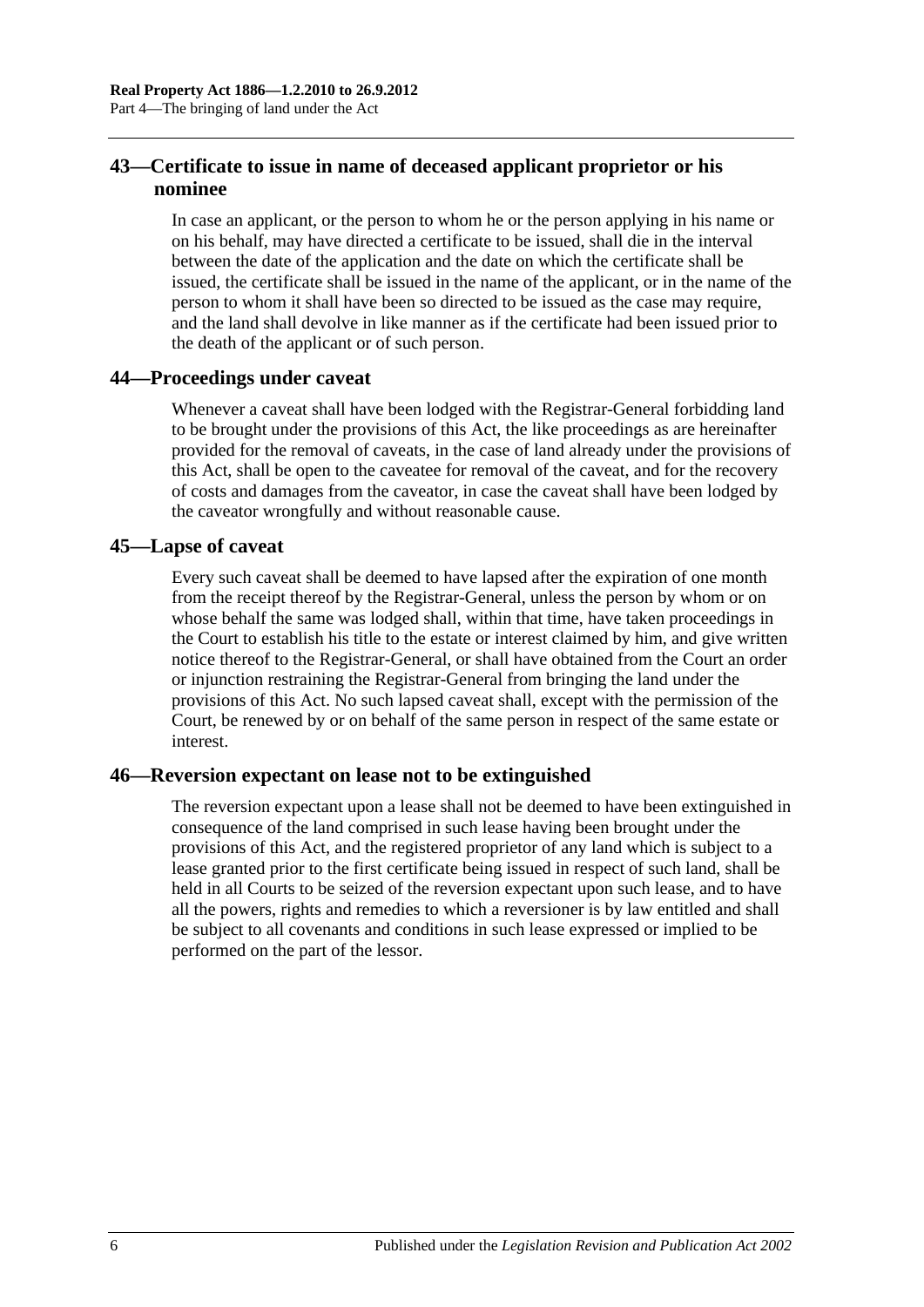## 43—Certificate to issue in name of deceased applicant proprietor or his nominee

In case an applicant, or the person to whom he or the person applying in his name or on his behalf, may have directed a certificate to be issued, shall die in the interval between the date of the application and the date on which the certificate shall be issued, the certificate shall be issued in the name of the applicant, or in the name of the person to whom it shall have been so directed to be issued as the case may require, and the land shall devolve in like manner as if the certificate had been issued prior to the death of the applicant or of such person.

## 44—Proceedings under caveat

Whenever a caveat shall have been lodged with the Registrar-General forbidding land to be brought under the provisions of this Act, the like proceedings as are hereinafter provided for the removal of caveats, in the case of land already under the provisions of this Act, shall be open to the caveatee for removal of the caveat, and for the recovery of costs and damages from the caveator, in case the caveat shall have been lodged by the caveator wrongfully and without reasonable cause.

## 45—Lapse of caveat

Every such caveat shall be deemed to have lapsed after the expiration of one month from the receipt thereof by the Registrar-General, unless the person by whom or on whose behalf the same was lodged shall, within that time, have taken proceedings in the Court to establish his title to the estate or interest claimed by him, and give written notice thereof to the Registrar-General, or shall have obtained from the Court an order or injunction restraining the Registrar-General from bringing the land under the provisions of this Act. No such lapsed caveat shall, except with the permission of the Court, be renewed by or on behalf of the same person in respect of the same estate or interest.

## 46—Reversion expectant on lease not to be extinguished

The reversion expectant upon a lease shall not be deemed to have been extinguished in consequence of the land comprised in such lease having been brought under the provisions of this Act, and the registered proprietor of any land which is subject to a lease granted prior to the first certificate being issued in respect of such land, shall be held in all Courts to be seized of the reversion expectant upon such lease, and to have all the powers, rights and remedies to which a reversioner is by law entitled and shall be subject to all covenants and conditions in such lease expressed or implied to be performed on the part of the lessor.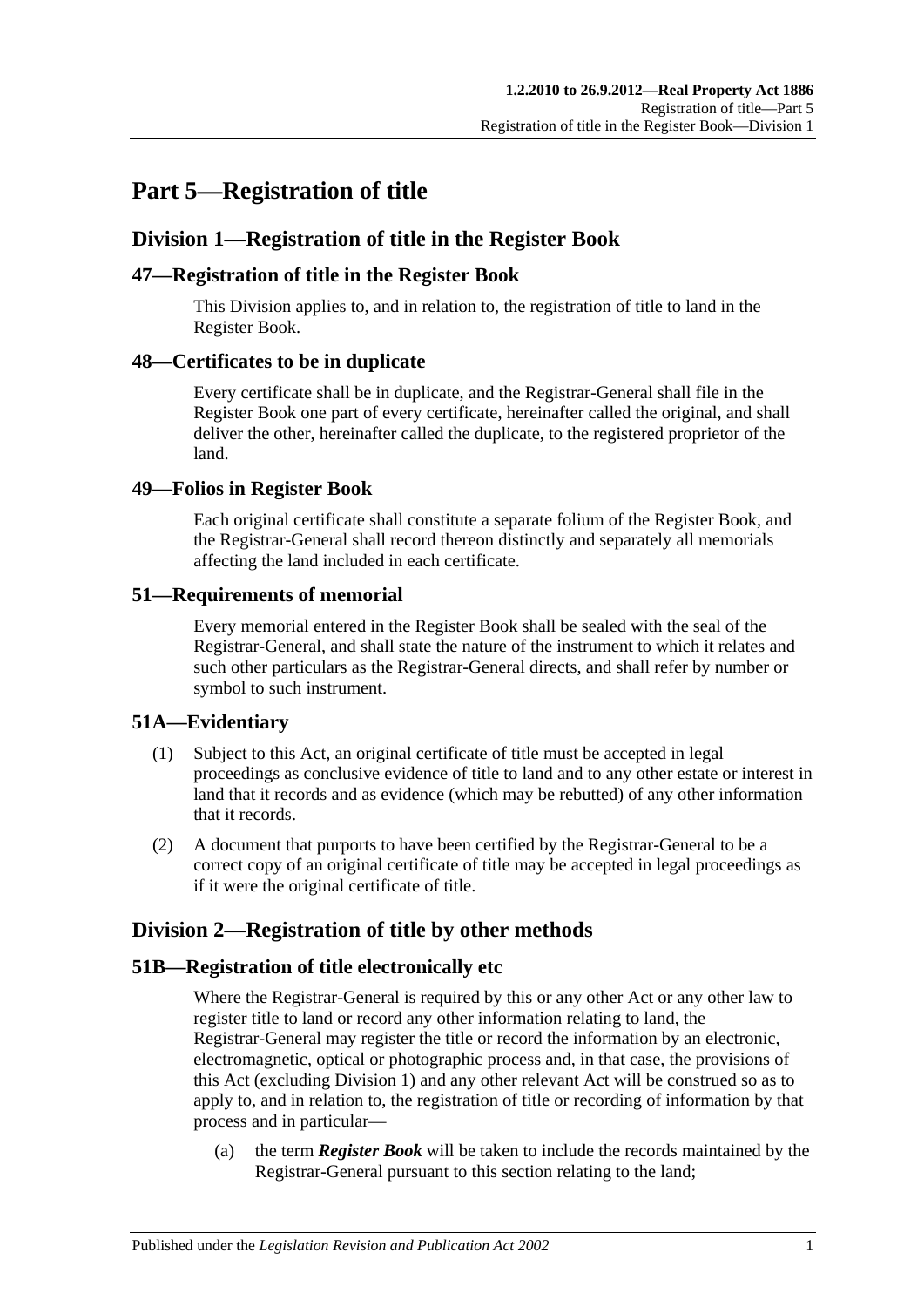# Part 5—Registration of title

## Division 1—Registration of title in the Register Book

### 47—Registration of title in the Register Book

This Division applies to, and in relation to, the registration of title to land in the Register Book.

### 48—Certificates to be in duplicate

Every certificate shall be in duplicate, and the Registrar-General shall file in the Register Book one part of every certificate, hereinafter called the original, and shall deliver the other, hereinafter called the duplicate, to the registered proprietor of the land.

### 49—Folios in Register Book

Each original certificate shall constitute a separate folium of the Register Book, and the Registrar-General shall record thereon distinctly and separately all memorials affecting the land included in each certificate.

### 51—Requirements of memorial

Every memorial entered in the Register Book shall be sealed with the seal of the Registrar-General, and shall state the nature of the instrument to which it relates and such other particulars as the Registrar-General directs, and shall refer by number or symbol to such instrument.

### 51A—Evidentiary

(1) Subject to this Act, an original certificate of title must be accepted in legal proceedings as conclusive evidence of title to land and to any other estate or interest in land that it records and as evidence (which may be rebutted) of any other information that it records.

(2) A document that purports to have been certified by the Registrar-General to be a correct copy of an original certificate of title may be accepted in legal proceedings as if it were the original certificate of title.

## Division 2—Registration of title by other methods

### 51B—Registration of title electronically etc

Where the Registrar-General is required by this or any other Act or any other law to register title to land or record any other information relating to land, the Registrar-General may register the title or record the information by an electronic, electromagnetic, optical or photographic process and, in that case, the provisions of this Act (excluding Division 1) and any other relevant Act will be construed so as to apply to, and in relation to, the registration of title or recording of information by that process and in particular—

(a) the term ***Register Book*** will be taken to include the records maintained by the Registrar-General pursuant to this section relating to the land;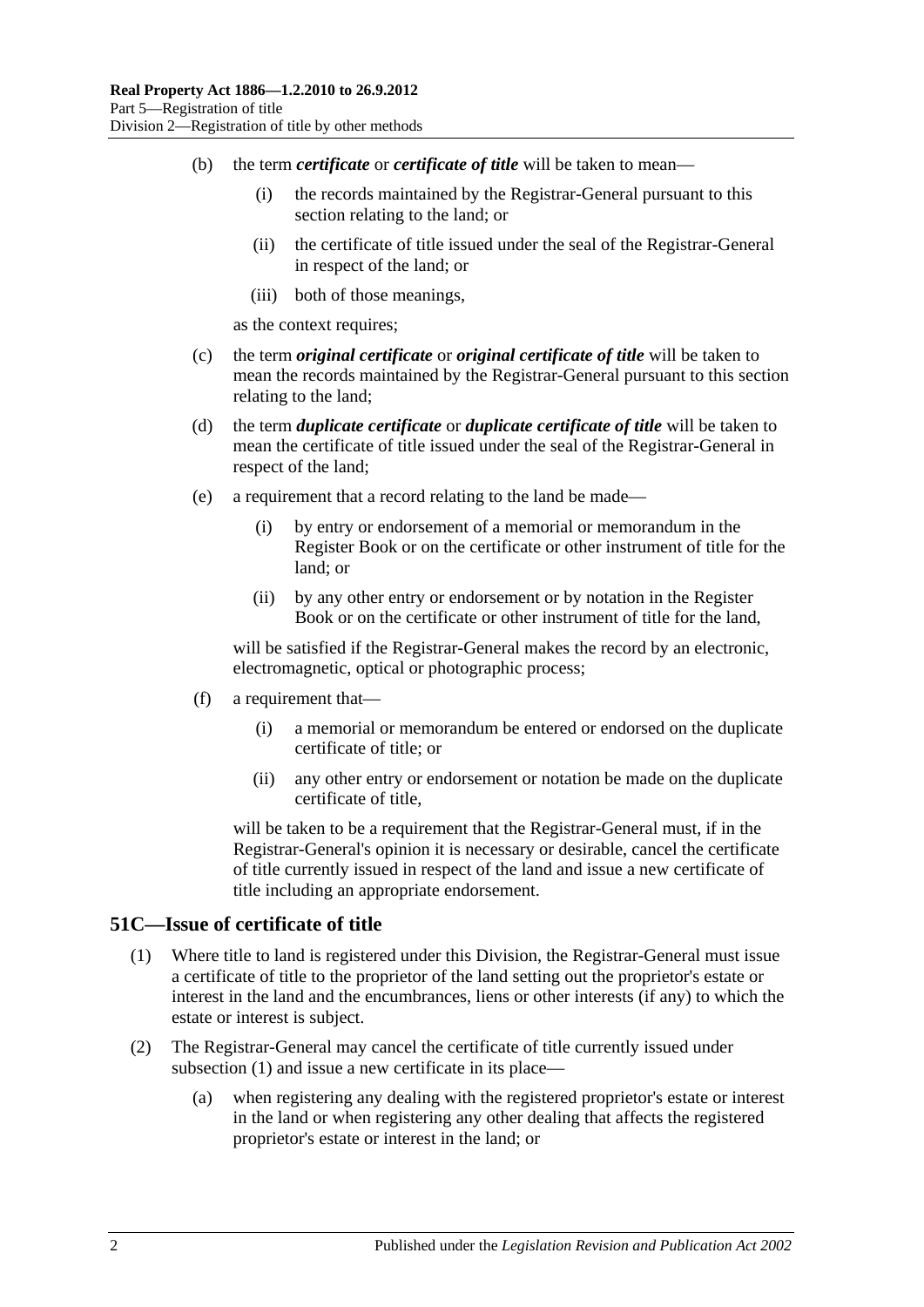(b) the term ***certificate*** or ***certificate of title*** will be taken to mean—

(i) the records maintained by the Registrar-General pursuant to this section relating to the land; or

(ii) the certificate of title issued under the seal of the Registrar-General in respect of the land; or

(iii) both of those meanings,

as the context requires;

(c) the term ***original certificate*** or ***original certificate of title*** will be taken to mean the records maintained by the Registrar-General pursuant to this section relating to the land;

(d) the term ***duplicate certificate*** or ***duplicate certificate of title*** will be taken to mean the certificate of title issued under the seal of the Registrar-General in respect of the land;

(e) a requirement that a record relating to the land be made—

(i) by entry or endorsement of a memorial or memorandum in the Register Book or on the certificate or other instrument of title for the land; or

(ii) by any other entry or endorsement or by notation in the Register Book or on the certificate or other instrument of title for the land,

will be satisfied if the Registrar-General makes the record by an electronic, electromagnetic, optical or photographic process;

(f) a requirement that—

(i) a memorial or memorandum be entered or endorsed on the duplicate certificate of title; or

(ii) any other entry or endorsement or notation be made on the duplicate certificate of title,

will be taken to be a requirement that the Registrar-General must, if in the Registrar-General's opinion it is necessary or desirable, cancel the certificate of title currently issued in respect of the land and issue a new certificate of title including an appropriate endorsement.

## 51C—Issue of certificate of title

(1) Where title to land is registered under this Division, the Registrar-General must issue a certificate of title to the proprietor of the land setting out the proprietor's estate or interest in the land and the encumbrances, liens or other interests (if any) to which the estate or interest is subject.

(2) The Registrar-General may cancel the certificate of title currently issued under subsection (1) and issue a new certificate in its place—

(a) when registering any dealing with the registered proprietor's estate or interest in the land or when registering any other dealing that affects the registered proprietor's estate or interest in the land; or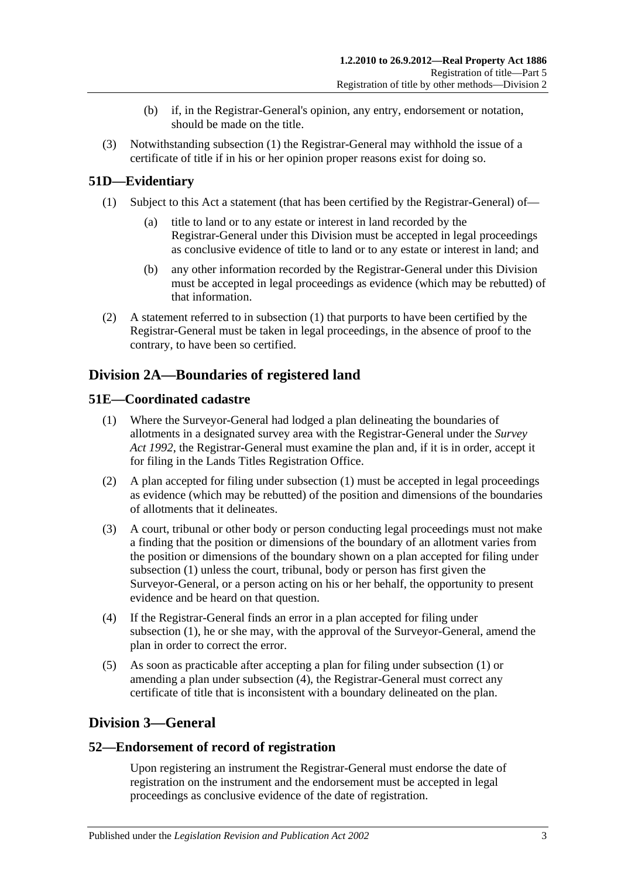(b) if, in the Registrar-General's opinion, any entry, endorsement or notation, should be made on the title.

(3) Notwithstanding subsection (1) the Registrar-General may withhold the issue of a certificate of title if in his or her opinion proper reasons exist for doing so.

## 51D—Evidentiary

(1) Subject to this Act a statement (that has been certified by the Registrar-General) of—

(a) title to land or to any estate or interest in land recorded by the Registrar-General under this Division must be accepted in legal proceedings as conclusive evidence of title to land or to any estate or interest in land; and

(b) any other information recorded by the Registrar-General under this Division must be accepted in legal proceedings as evidence (which may be rebutted) of that information.

(2) A statement referred to in subsection (1) that purports to have been certified by the Registrar-General must be taken in legal proceedings, in the absence of proof to the contrary, to have been so certified.

# Division 2A—Boundaries of registered land

## 51E—Coordinated cadastre

(1) Where the Surveyor-General had lodged a plan delineating the boundaries of allotments in a designated survey area with the Registrar-General under the *Survey Act 1992*, the Registrar-General must examine the plan and, if it is in order, accept it for filing in the Lands Titles Registration Office.

(2) A plan accepted for filing under subsection (1) must be accepted in legal proceedings as evidence (which may be rebutted) of the position and dimensions of the boundaries of allotments that it delineates.

(3) A court, tribunal or other body or person conducting legal proceedings must not make a finding that the position or dimensions of the boundary of an allotment varies from the position or dimensions of the boundary shown on a plan accepted for filing under subsection (1) unless the court, tribunal, body or person has first given the Surveyor-General, or a person acting on his or her behalf, the opportunity to present evidence and be heard on that question.

(4) If the Registrar-General finds an error in a plan accepted for filing under subsection (1), he or she may, with the approval of the Surveyor-General, amend the plan in order to correct the error.

(5) As soon as practicable after accepting a plan for filing under subsection (1) or amending a plan under subsection (4), the Registrar-General must correct any certificate of title that is inconsistent with a boundary delineated on the plan.

# Division 3—General

## 52—Endorsement of record of registration

Upon registering an instrument the Registrar-General must endorse the date of registration on the instrument and the endorsement must be accepted in legal proceedings as conclusive evidence of the date of registration.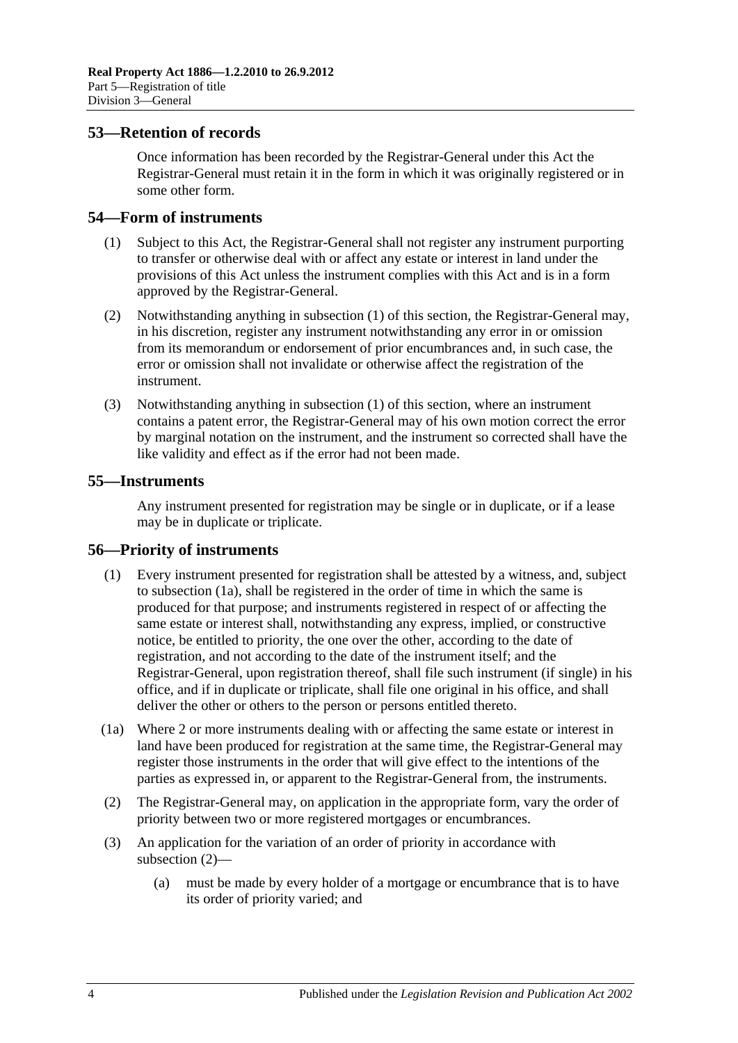## 53—Retention of records

Once information has been recorded by the Registrar-General under this Act the Registrar-General must retain it in the form in which it was originally registered or in some other form.

## 54—Form of instruments

(1) Subject to this Act, the Registrar-General shall not register any instrument purporting to transfer or otherwise deal with or affect any estate or interest in land under the provisions of this Act unless the instrument complies with this Act and is in a form approved by the Registrar-General.

(2) Notwithstanding anything in subsection (1) of this section, the Registrar-General may, in his discretion, register any instrument notwithstanding any error in or omission from its memorandum or endorsement of prior encumbrances and, in such case, the error or omission shall not invalidate or otherwise affect the registration of the instrument.

(3) Notwithstanding anything in subsection (1) of this section, where an instrument contains a patent error, the Registrar-General may of his own motion correct the error by marginal notation on the instrument, and the instrument so corrected shall have the like validity and effect as if the error had not been made.

## 55—Instruments

Any instrument presented for registration may be single or in duplicate, or if a lease may be in duplicate or triplicate.

## 56—Priority of instruments

(1) Every instrument presented for registration shall be attested by a witness, and, subject to subsection (1a), shall be registered in the order of time in which the same is produced for that purpose; and instruments registered in respect of or affecting the same estate or interest shall, notwithstanding any express, implied, or constructive notice, be entitled to priority, the one over the other, according to the date of registration, and not according to the date of the instrument itself; and the Registrar-General, upon registration thereof, shall file such instrument (if single) in his office, and if in duplicate or triplicate, shall file one original in his office, and shall deliver the other or others to the person or persons entitled thereto.

(1a) Where 2 or more instruments dealing with or affecting the same estate or interest in land have been produced for registration at the same time, the Registrar-General may register those instruments in the order that will give effect to the intentions of the parties as expressed in, or apparent to the Registrar-General from, the instruments.

(2) The Registrar-General may, on application in the appropriate form, vary the order of priority between two or more registered mortgages or encumbrances.

(3) An application for the variation of an order of priority in accordance with subsection (2)—

(a) must be made by every holder of a mortgage or encumbrance that is to have its order of priority varied; and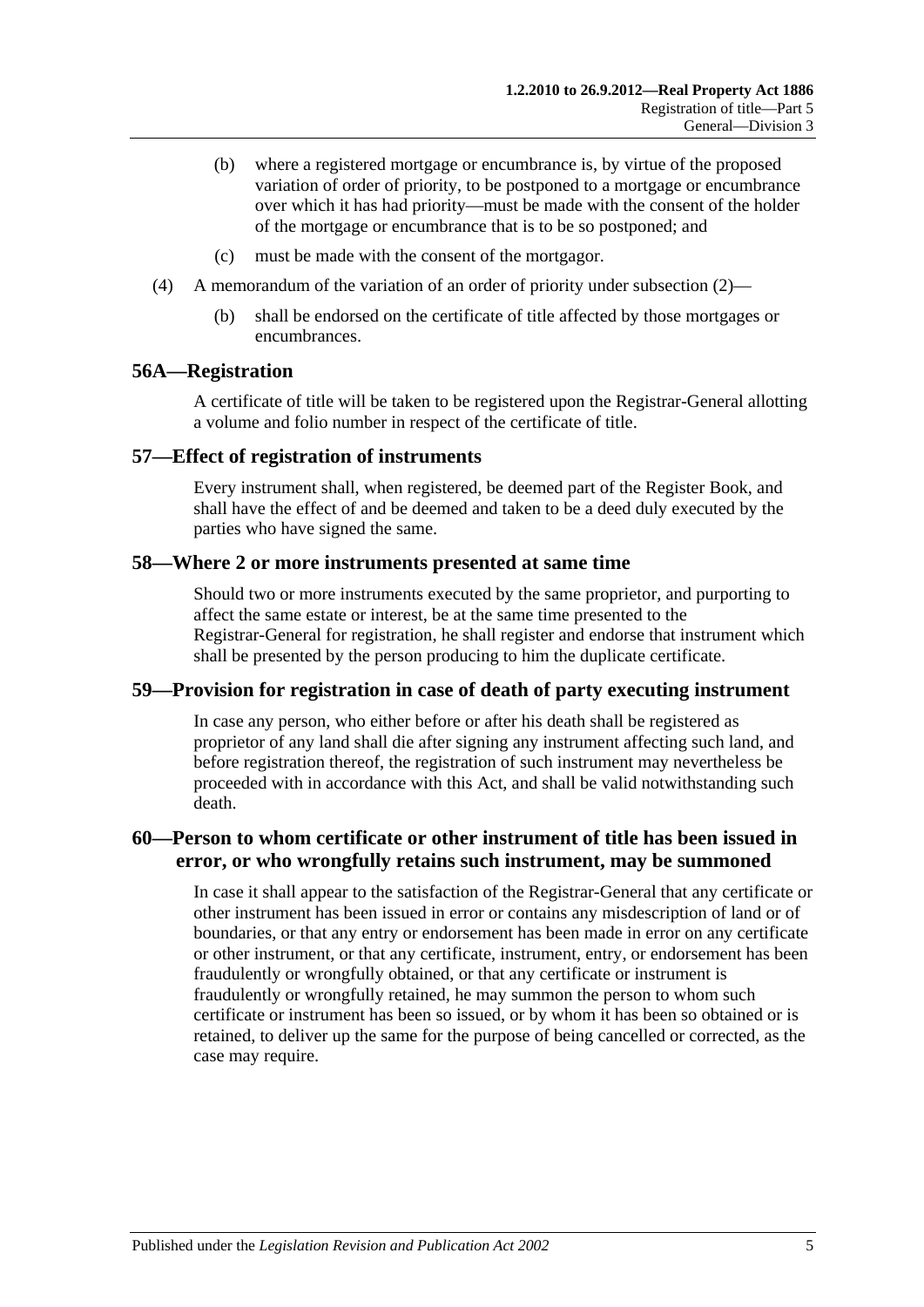(b) where a registered mortgage or encumbrance is, by virtue of the proposed variation of order of priority, to be postponed to a mortgage or encumbrance over which it has had priority—must be made with the consent of the holder of the mortgage or encumbrance that is to be so postponed; and

(c) must be made with the consent of the mortgagor.

(4) A memorandum of the variation of an order of priority under subsection (2)—

(b) shall be endorsed on the certificate of title affected by those mortgages or encumbrances.

## 56A—Registration

A certificate of title will be taken to be registered upon the Registrar-General allotting a volume and folio number in respect of the certificate of title.

## 57—Effect of registration of instruments

Every instrument shall, when registered, be deemed part of the Register Book, and shall have the effect of and be deemed and taken to be a deed duly executed by the parties who have signed the same.

## 58—Where 2 or more instruments presented at same time

Should two or more instruments executed by the same proprietor, and purporting to affect the same estate or interest, be at the same time presented to the Registrar-General for registration, he shall register and endorse that instrument which shall be presented by the person producing to him the duplicate certificate.

## 59—Provision for registration in case of death of party executing instrument

In case any person, who either before or after his death shall be registered as proprietor of any land shall die after signing any instrument affecting such land, and before registration thereof, the registration of such instrument may nevertheless be proceeded with in accordance with this Act, and shall be valid notwithstanding such death.

## 60—Person to whom certificate or other instrument of title has been issued in error, or who wrongfully retains such instrument, may be summoned

In case it shall appear to the satisfaction of the Registrar-General that any certificate or other instrument has been issued in error or contains any misdescription of land or of boundaries, or that any entry or endorsement has been made in error on any certificate or other instrument, or that any certificate, instrument, entry, or endorsement has been fraudulently or wrongfully obtained, or that any certificate or instrument is fraudulently or wrongfully retained, he may summon the person to whom such certificate or instrument has been so issued, or by whom it has been so obtained or is retained, to deliver up the same for the purpose of being cancelled or corrected, as the case may require.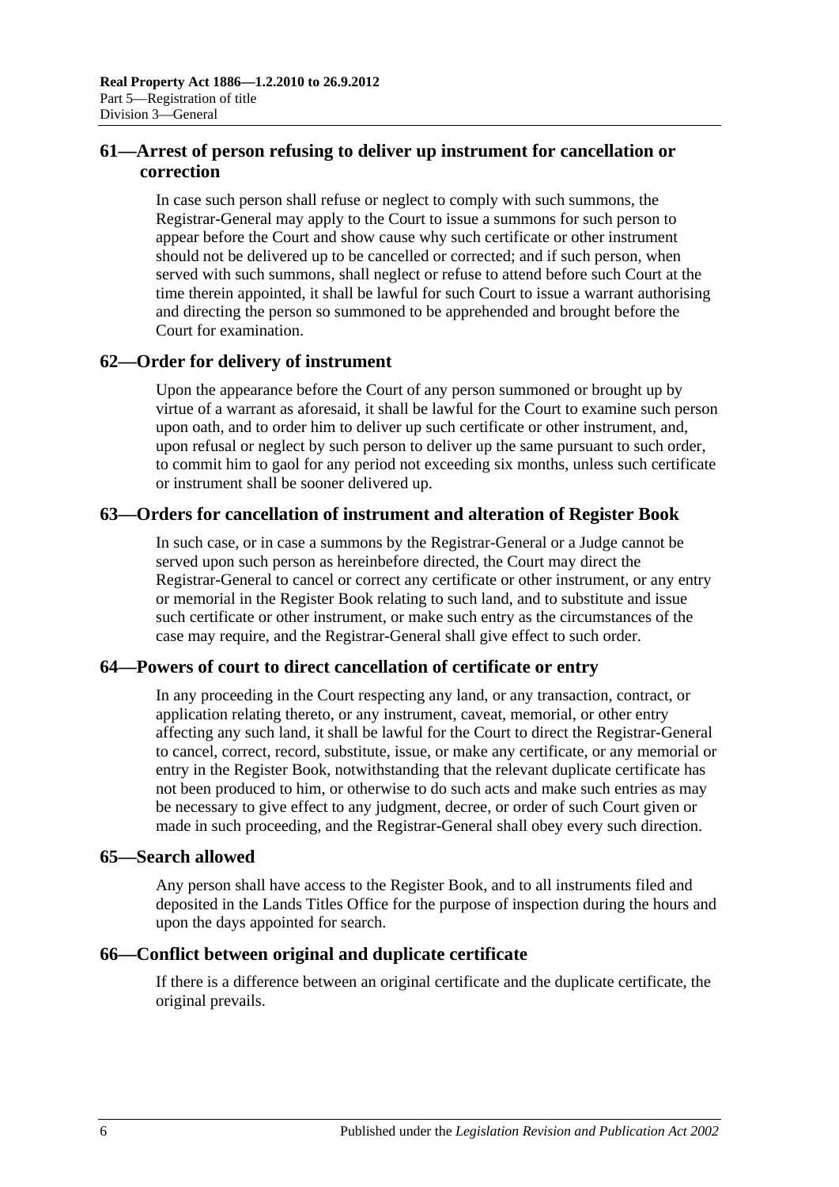## 61—Arrest of person refusing to deliver up instrument for cancellation or correction

In case such person shall refuse or neglect to comply with such summons, the Registrar-General may apply to the Court to issue a summons for such person to appear before the Court and show cause why such certificate or other instrument should not be delivered up to be cancelled or corrected; and if such person, when served with such summons, shall neglect or refuse to attend before such Court at the time therein appointed, it shall be lawful for such Court to issue a warrant authorising and directing the person so summoned to be apprehended and brought before the Court for examination.

## 62—Order for delivery of instrument

Upon the appearance before the Court of any person summoned or brought up by virtue of a warrant as aforesaid, it shall be lawful for the Court to examine such person upon oath, and to order him to deliver up such certificate or other instrument, and, upon refusal or neglect by such person to deliver up the same pursuant to such order, to commit him to gaol for any period not exceeding six months, unless such certificate or instrument shall be sooner delivered up.

## 63—Orders for cancellation of instrument and alteration of Register Book

In such case, or in case a summons by the Registrar-General or a Judge cannot be served upon such person as hereinbefore directed, the Court may direct the Registrar-General to cancel or correct any certificate or other instrument, or any entry or memorial in the Register Book relating to such land, and to substitute and issue such certificate or other instrument, or make such entry as the circumstances of the case may require, and the Registrar-General shall give effect to such order.

## 64—Powers of court to direct cancellation of certificate or entry

In any proceeding in the Court respecting any land, or any transaction, contract, or application relating thereto, or any instrument, caveat, memorial, or other entry affecting any such land, it shall be lawful for the Court to direct the Registrar-General to cancel, correct, record, substitute, issue, or make any certificate, or any memorial or entry in the Register Book, notwithstanding that the relevant duplicate certificate has not been produced to him, or otherwise to do such acts and make such entries as may be necessary to give effect to any judgment, decree, or order of such Court given or made in such proceeding, and the Registrar-General shall obey every such direction.

## 65—Search allowed

Any person shall have access to the Register Book, and to all instruments filed and deposited in the Lands Titles Office for the purpose of inspection during the hours and upon the days appointed for search.

## 66—Conflict between original and duplicate certificate

If there is a difference between an original certificate and the duplicate certificate, the original prevails.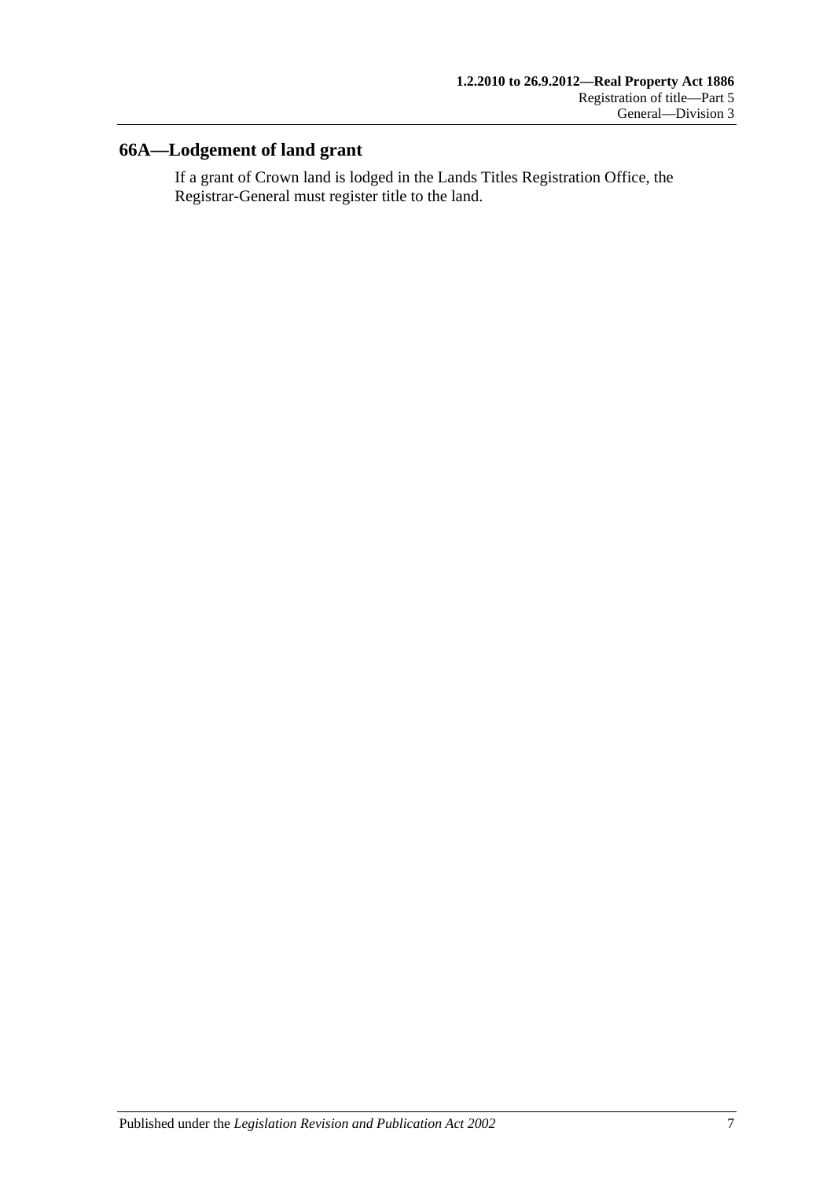## 66A—Lodgement of land grant

If a grant of Crown land is lodged in the Lands Titles Registration Office, the Registrar-General must register title to the land.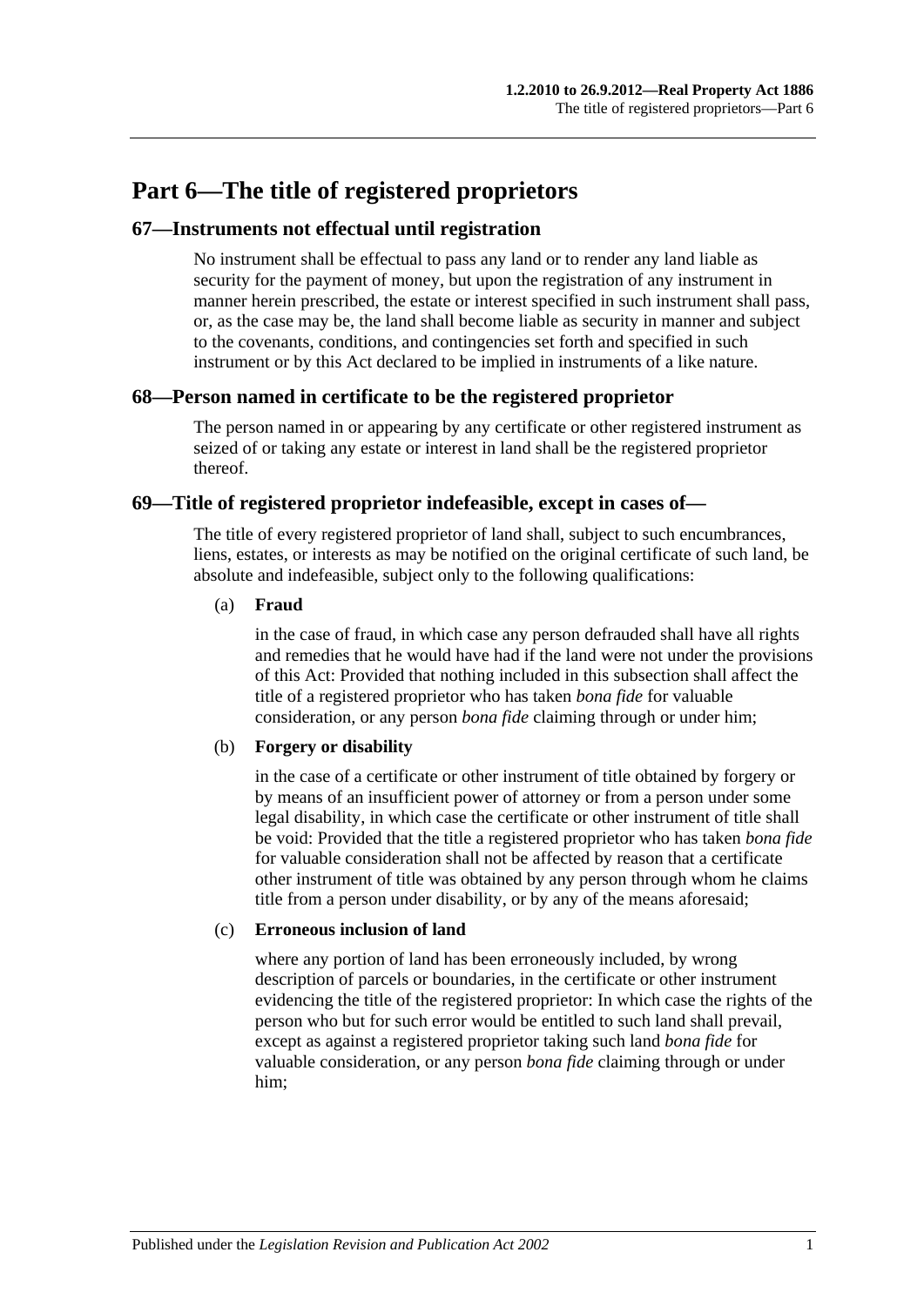# Part 6—The title of registered proprietors

## 67—Instruments not effectual until registration

No instrument shall be effectual to pass any land or to render any land liable as security for the payment of money, but upon the registration of any instrument in manner herein prescribed, the estate or interest specified in such instrument shall pass, or, as the case may be, the land shall become liable as security in manner and subject to the covenants, conditions, and contingencies set forth and specified in such instrument or by this Act declared to be implied in instruments of a like nature.

## 68—Person named in certificate to be the registered proprietor

The person named in or appearing by any certificate or other registered instrument as seized of or taking any estate or interest in land shall be the registered proprietor thereof.

## 69—Title of registered proprietor indefeasible, except in cases of—

The title of every registered proprietor of land shall, subject to such encumbrances, liens, estates, or interests as may be notified on the original certificate of such land, be absolute and indefeasible, subject only to the following qualifications:

(a) **Fraud**

in the case of fraud, in which case any person defrauded shall have all rights and remedies that he would have had if the land were not under the provisions of this Act: Provided that nothing included in this subsection shall affect the title of a registered proprietor who has taken *bona fide* for valuable consideration, or any person *bona fide* claiming through or under him;

(b) **Forgery or disability**

in the case of a certificate or other instrument of title obtained by forgery or by means of an insufficient power of attorney or from a person under some legal disability, in which case the certificate or other instrument of title shall be void: Provided that the title a registered proprietor who has taken *bona fide* for valuable consideration shall not be affected by reason that a certificate other instrument of title was obtained by any person through whom he claims title from a person under disability, or by any of the means aforesaid;

(c) **Erroneous inclusion of land**

where any portion of land has been erroneously included, by wrong description of parcels or boundaries, in the certificate or other instrument evidencing the title of the registered proprietor: In which case the rights of the person who but for such error would be entitled to such land shall prevail, except as against a registered proprietor taking such land *bona fide* for valuable consideration, or any person *bona fide* claiming through or under him;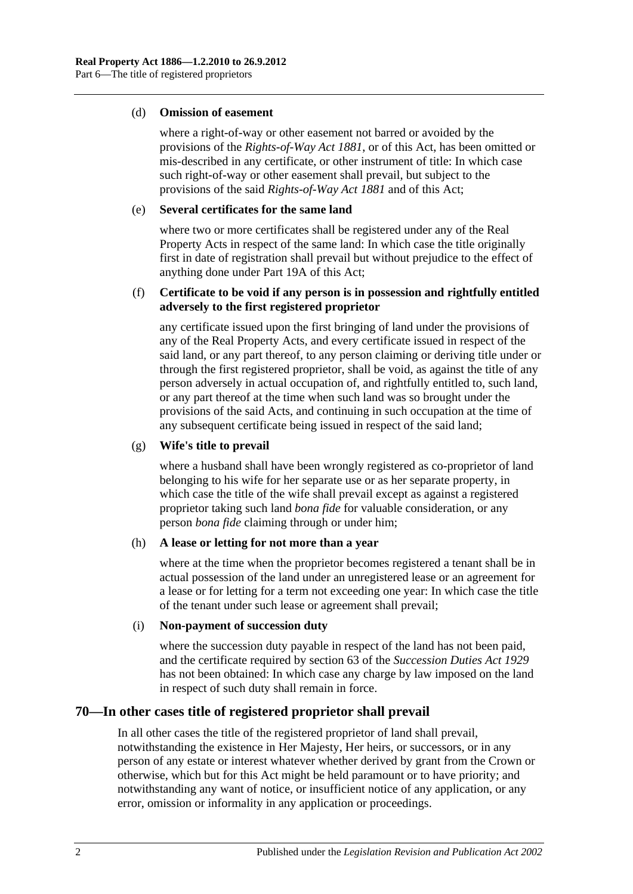(d) **Omission of easement**

where a right-of-way or other easement not barred or avoided by the provisions of the *Rights-of-Way Act 1881*, or of this Act, has been omitted or mis-described in any certificate, or other instrument of title: In which case such right-of-way or other easement shall prevail, but subject to the provisions of the said *Rights-of-Way Act 1881* and of this Act;

(e) **Several certificates for the same land**

where two or more certificates shall be registered under any of the Real Property Acts in respect of the same land: In which case the title originally first in date of registration shall prevail but without prejudice to the effect of anything done under Part 19A of this Act;

(f) **Certificate to be void if any person is in possession and rightfully entitled adversely to the first registered proprietor**

any certificate issued upon the first bringing of land under the provisions of any of the Real Property Acts, and every certificate issued in respect of the said land, or any part thereof, to any person claiming or deriving title under or through the first registered proprietor, shall be void, as against the title of any person adversely in actual occupation of, and rightfully entitled to, such land, or any part thereof at the time when such land was so brought under the provisions of the said Acts, and continuing in such occupation at the time of any subsequent certificate being issued in respect of the said land;

(g) **Wife's title to prevail**

where a husband shall have been wrongly registered as co-proprietor of land belonging to his wife for her separate use or as her separate property, in which case the title of the wife shall prevail except as against a registered proprietor taking such land *bona fide* for valuable consideration, or any person *bona fide* claiming through or under him;

(h) **A lease or letting for not more than a year**

where at the time when the proprietor becomes registered a tenant shall be in actual possession of the land under an unregistered lease or an agreement for a lease or for letting for a term not exceeding one year: In which case the title of the tenant under such lease or agreement shall prevail;

(i) **Non-payment of succession duty**

where the succession duty payable in respect of the land has not been paid, and the certificate required by section 63 of the *Succession Duties Act 1929* has not been obtained: In which case any charge by law imposed on the land in respect of such duty shall remain in force.

## 70—In other cases title of registered proprietor shall prevail

In all other cases the title of the registered proprietor of land shall prevail, notwithstanding the existence in Her Majesty, Her heirs, or successors, or in any person of any estate or interest whatever whether derived by grant from the Crown or otherwise, which but for this Act might be held paramount or to have priority; and notwithstanding any want of notice, or insufficient notice of any application, or any error, omission or informality in any application or proceedings.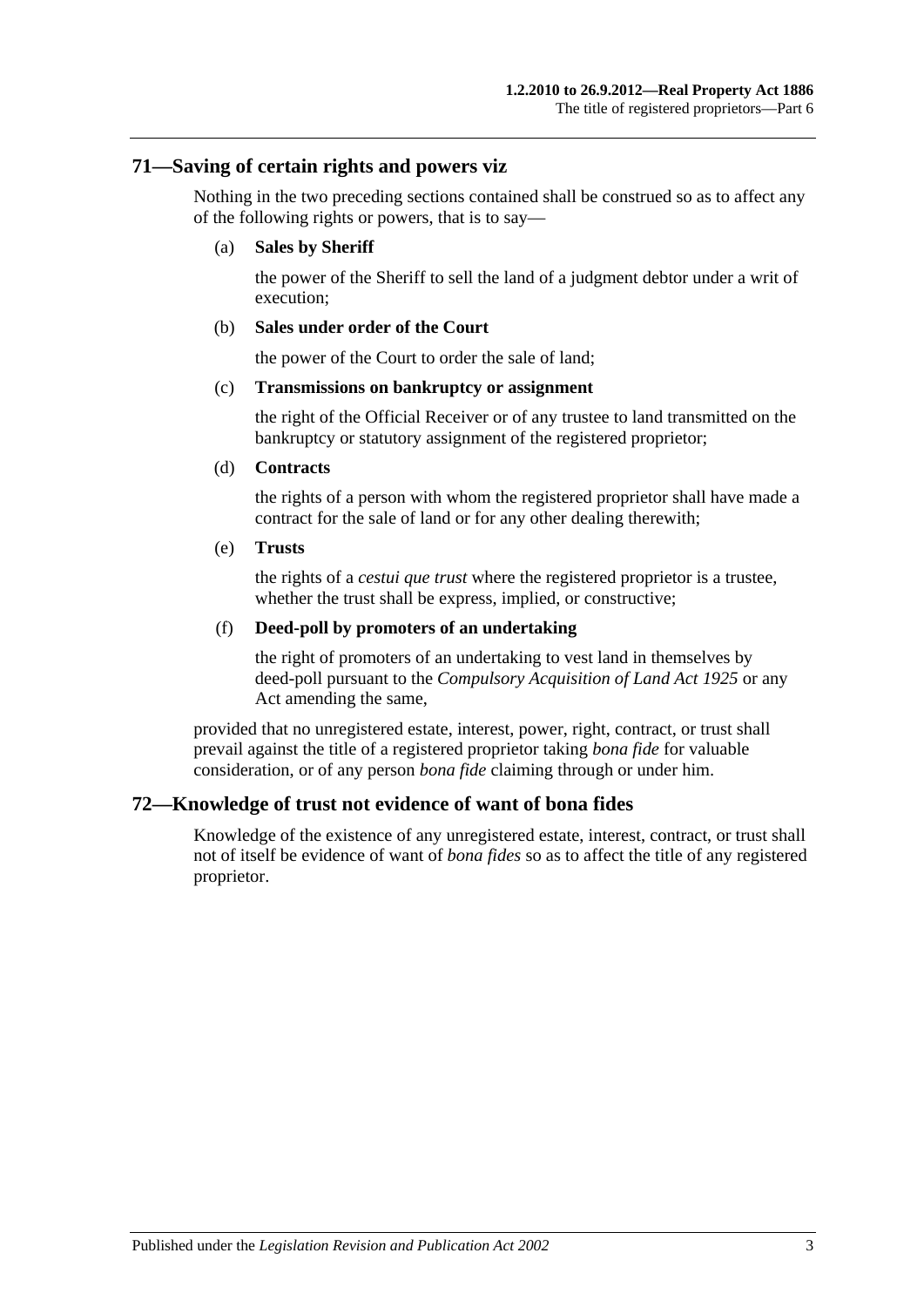## 71—Saving of certain rights and powers viz

Nothing in the two preceding sections contained shall be construed so as to affect any of the following rights or powers, that is to say—

(a) **Sales by Sheriff**

the power of the Sheriff to sell the land of a judgment debtor under a writ of execution;

(b) **Sales under order of the Court**

the power of the Court to order the sale of land;

(c) **Transmissions on bankruptcy or assignment**

the right of the Official Receiver or of any trustee to land transmitted on the bankruptcy or statutory assignment of the registered proprietor;

(d) **Contracts**

the rights of a person with whom the registered proprietor shall have made a contract for the sale of land or for any other dealing therewith;

(e) **Trusts**

the rights of a *cestui que trust* where the registered proprietor is a trustee, whether the trust shall be express, implied, or constructive;

(f) **Deed-poll by promoters of an undertaking**

the right of promoters of an undertaking to vest land in themselves by deed-poll pursuant to the *Compulsory Acquisition of Land Act 1925* or any Act amending the same,

provided that no unregistered estate, interest, power, right, contract, or trust shall prevail against the title of a registered proprietor taking *bona fide* for valuable consideration, or of any person *bona fide* claiming through or under him.

## 72—Knowledge of trust not evidence of want of bona fides

Knowledge of the existence of any unregistered estate, interest, contract, or trust shall not of itself be evidence of want of *bona fides* so as to affect the title of any registered proprietor.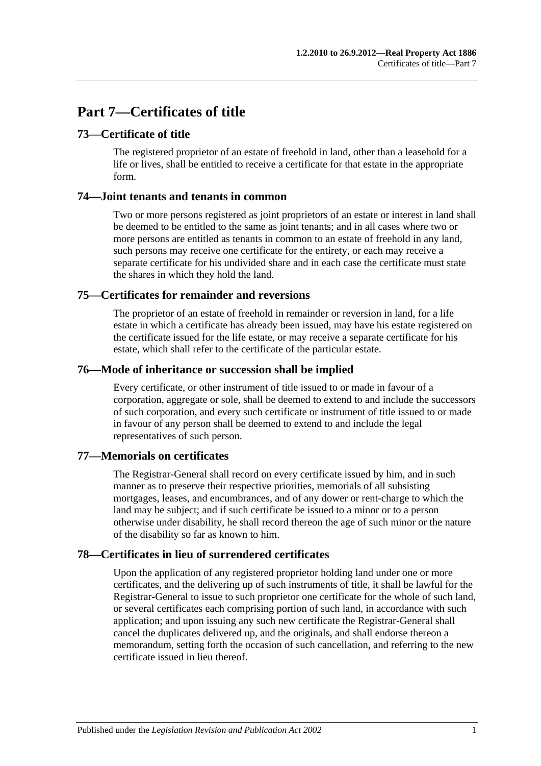# Part 7—Certificates of title

## 73—Certificate of title

The registered proprietor of an estate of freehold in land, other than a leasehold for a life or lives, shall be entitled to receive a certificate for that estate in the appropriate form.

## 74—Joint tenants and tenants in common

Two or more persons registered as joint proprietors of an estate or interest in land shall be deemed to be entitled to the same as joint tenants; and in all cases where two or more persons are entitled as tenants in common to an estate of freehold in any land, such persons may receive one certificate for the entirety, or each may receive a separate certificate for his undivided share and in each case the certificate must state the shares in which they hold the land.

## 75—Certificates for remainder and reversions

The proprietor of an estate of freehold in remainder or reversion in land, for a life estate in which a certificate has already been issued, may have his estate registered on the certificate issued for the life estate, or may receive a separate certificate for his estate, which shall refer to the certificate of the particular estate.

## 76—Mode of inheritance or succession shall be implied

Every certificate, or other instrument of title issued to or made in favour of a corporation, aggregate or sole, shall be deemed to extend to and include the successors of such corporation, and every such certificate or instrument of title issued to or made in favour of any person shall be deemed to extend to and include the legal representatives of such person.

## 77—Memorials on certificates

The Registrar-General shall record on every certificate issued by him, and in such manner as to preserve their respective priorities, memorials of all subsisting mortgages, leases, and encumbrances, and of any dower or rent-charge to which the land may be subject; and if such certificate be issued to a minor or to a person otherwise under disability, he shall record thereon the age of such minor or the nature of the disability so far as known to him.

## 78—Certificates in lieu of surrendered certificates

Upon the application of any registered proprietor holding land under one or more certificates, and the delivering up of such instruments of title, it shall be lawful for the Registrar-General to issue to such proprietor one certificate for the whole of such land, or several certificates each comprising portion of such land, in accordance with such application; and upon issuing any such new certificate the Registrar-General shall cancel the duplicates delivered up, and the originals, and shall endorse thereon a memorandum, setting forth the occasion of such cancellation, and referring to the new certificate issued in lieu thereof.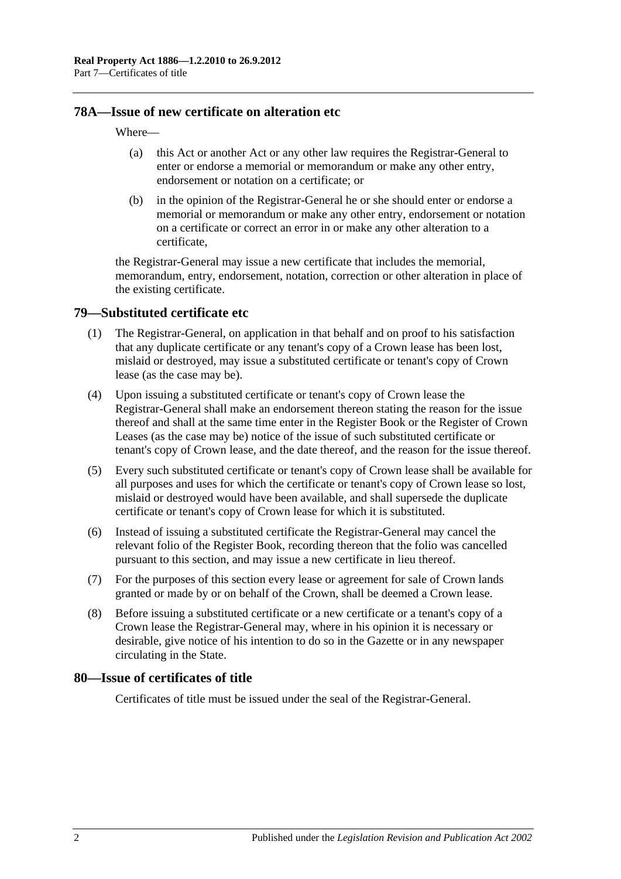## 78A—Issue of new certificate on alteration etc

Where—

(a) this Act or another Act or any other law requires the Registrar-General to enter or endorse a memorial or memorandum or make any other entry, endorsement or notation on a certificate; or

(b) in the opinion of the Registrar-General he or she should enter or endorse a memorial or memorandum or make any other entry, endorsement or notation on a certificate or correct an error in or make any other alteration to a certificate,

the Registrar-General may issue a new certificate that includes the memorial, memorandum, entry, endorsement, notation, correction or other alteration in place of the existing certificate.

## 79—Substituted certificate etc

(1) The Registrar-General, on application in that behalf and on proof to his satisfaction that any duplicate certificate or any tenant's copy of a Crown lease has been lost, mislaid or destroyed, may issue a substituted certificate or tenant's copy of Crown lease (as the case may be).

(4) Upon issuing a substituted certificate or tenant's copy of Crown lease the Registrar-General shall make an endorsement thereon stating the reason for the issue thereof and shall at the same time enter in the Register Book or the Register of Crown Leases (as the case may be) notice of the issue of such substituted certificate or tenant's copy of Crown lease, and the date thereof, and the reason for the issue thereof.

(5) Every such substituted certificate or tenant's copy of Crown lease shall be available for all purposes and uses for which the certificate or tenant's copy of Crown lease so lost, mislaid or destroyed would have been available, and shall supersede the duplicate certificate or tenant's copy of Crown lease for which it is substituted.

(6) Instead of issuing a substituted certificate the Registrar-General may cancel the relevant folio of the Register Book, recording thereon that the folio was cancelled pursuant to this section, and may issue a new certificate in lieu thereof.

(7) For the purposes of this section every lease or agreement for sale of Crown lands granted or made by or on behalf of the Crown, shall be deemed a Crown lease.

(8) Before issuing a substituted certificate or a new certificate or a tenant's copy of a Crown lease the Registrar-General may, where in his opinion it is necessary or desirable, give notice of his intention to do so in the Gazette or in any newspaper circulating in the State.

## 80—Issue of certificates of title

Certificates of title must be issued under the seal of the Registrar-General.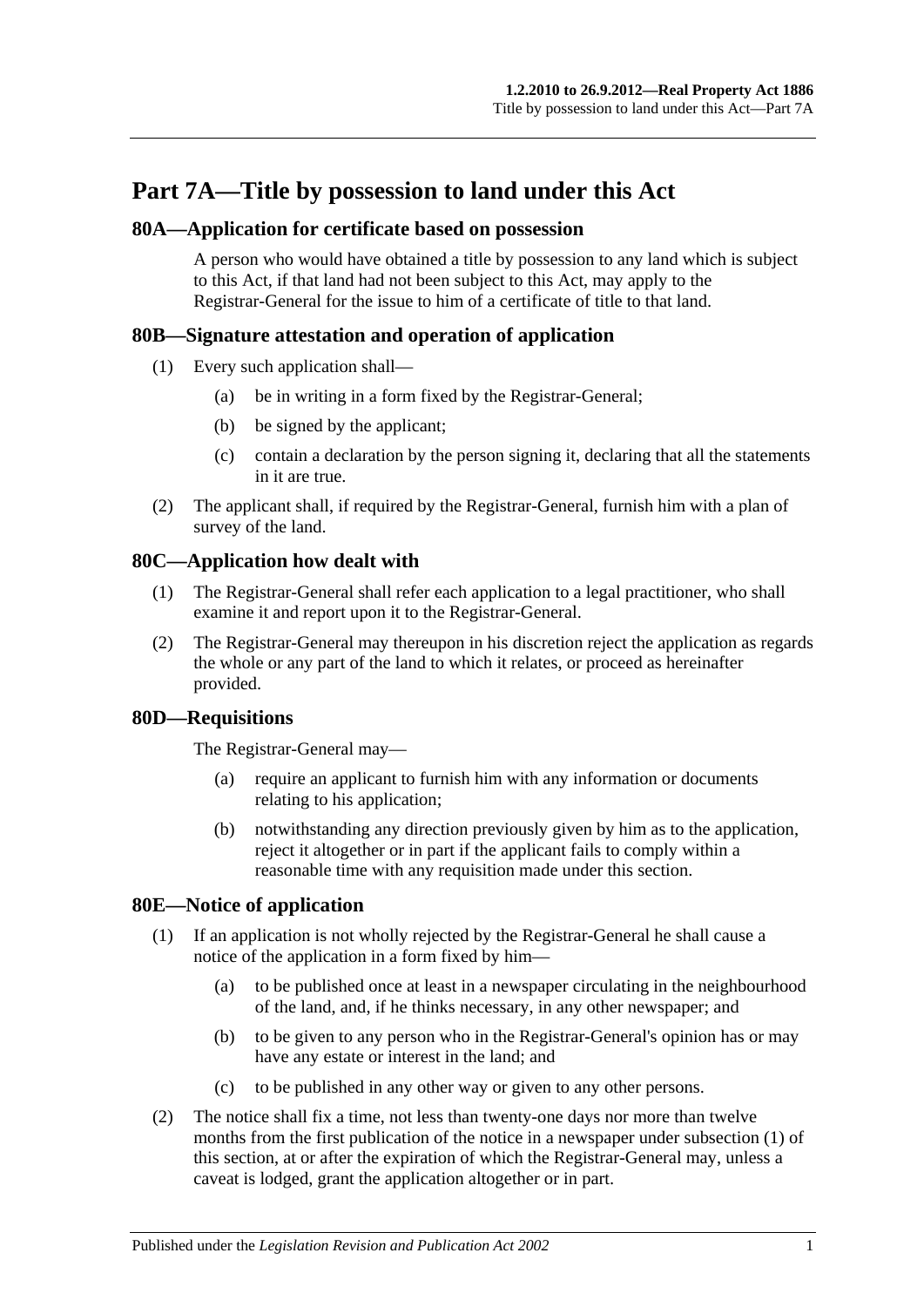# Part 7A—Title by possession to land under this Act

## 80A—Application for certificate based on possession

A person who would have obtained a title by possession to any land which is subject to this Act, if that land had not been subject to this Act, may apply to the Registrar-General for the issue to him of a certificate of title to that land.

## 80B—Signature attestation and operation of application

(1) Every such application shall—

   (a) be in writing in a form fixed by the Registrar-General;

   (b) be signed by the applicant;

   (c) contain a declaration by the person signing it, declaring that all the statements in it are true.

(2) The applicant shall, if required by the Registrar-General, furnish him with a plan of survey of the land.

## 80C—Application how dealt with

(1) The Registrar-General shall refer each application to a legal practitioner, who shall examine it and report upon it to the Registrar-General.

(2) The Registrar-General may thereupon in his discretion reject the application as regards the whole or any part of the land to which it relates, or proceed as hereinafter provided.

## 80D—Requisitions

The Registrar-General may—

   (a) require an applicant to furnish him with any information or documents relating to his application;

   (b) notwithstanding any direction previously given by him as to the application, reject it altogether or in part if the applicant fails to comply within a reasonable time with any requisition made under this section.

## 80E—Notice of application

(1) If an application is not wholly rejected by the Registrar-General he shall cause a notice of the application in a form fixed by him—

   (a) to be published once at least in a newspaper circulating in the neighbourhood of the land, and, if he thinks necessary, in any other newspaper; and

   (b) to be given to any person who in the Registrar-General's opinion has or may have any estate or interest in the land; and

   (c) to be published in any other way or given to any other persons.

(2) The notice shall fix a time, not less than twenty-one days nor more than twelve months from the first publication of the notice in a newspaper under subsection (1) of this section, at or after the expiration of which the Registrar-General may, unless a caveat is lodged, grant the application altogether or in part.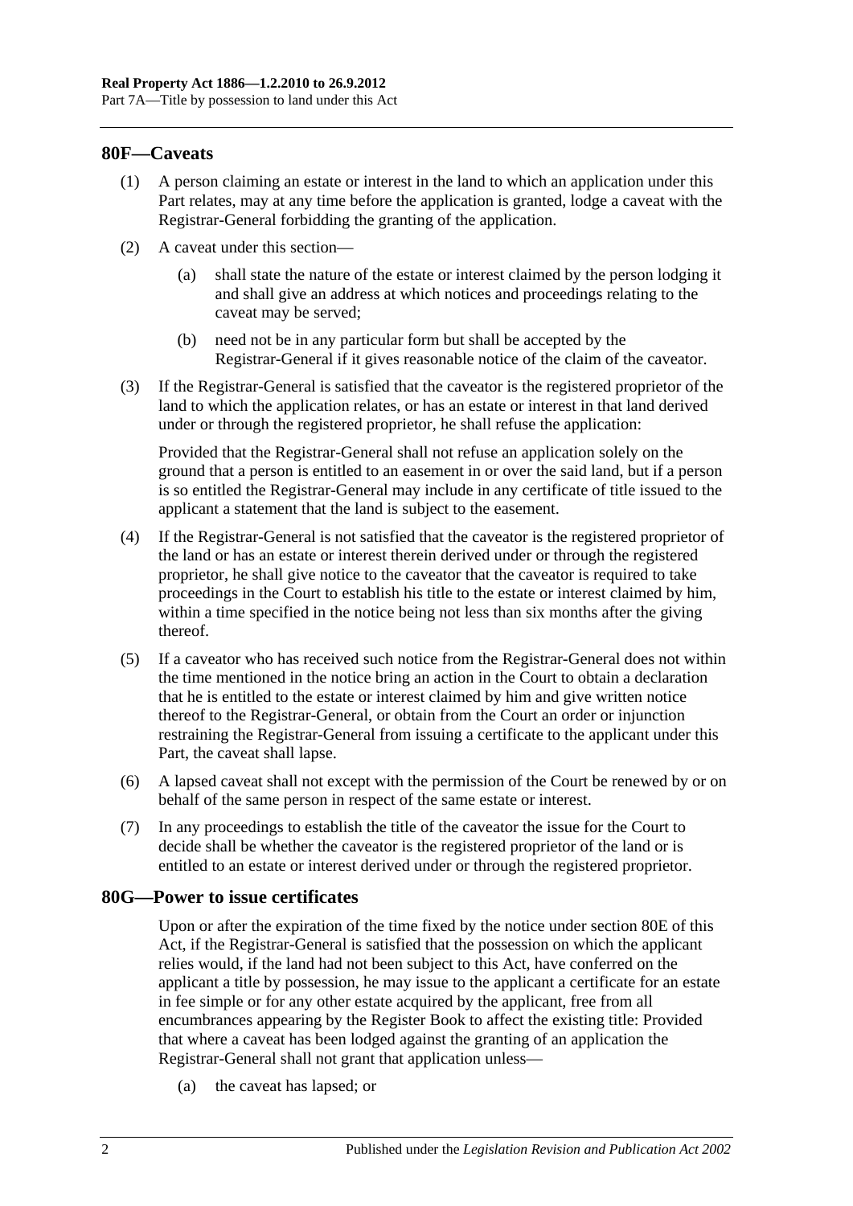## 80F—Caveats

(1) A person claiming an estate or interest in the land to which an application under this Part relates, may at any time before the application is granted, lodge a caveat with the Registrar-General forbidding the granting of the application.

(2) A caveat under this section—

(a) shall state the nature of the estate or interest claimed by the person lodging it and shall give an address at which notices and proceedings relating to the caveat may be served;

(b) need not be in any particular form but shall be accepted by the Registrar-General if it gives reasonable notice of the claim of the caveator.

(3) If the Registrar-General is satisfied that the caveator is the registered proprietor of the land to which the application relates, or has an estate or interest in that land derived under or through the registered proprietor, he shall refuse the application:

Provided that the Registrar-General shall not refuse an application solely on the ground that a person is entitled to an easement in or over the said land, but if a person is so entitled the Registrar-General may include in any certificate of title issued to the applicant a statement that the land is subject to the easement.

(4) If the Registrar-General is not satisfied that the caveator is the registered proprietor of the land or has an estate or interest therein derived under or through the registered proprietor, he shall give notice to the caveator that the caveator is required to take proceedings in the Court to establish his title to the estate or interest claimed by him, within a time specified in the notice being not less than six months after the giving thereof.

(5) If a caveator who has received such notice from the Registrar-General does not within the time mentioned in the notice bring an action in the Court to obtain a declaration that he is entitled to the estate or interest claimed by him and give written notice thereof to the Registrar-General, or obtain from the Court an order or injunction restraining the Registrar-General from issuing a certificate to the applicant under this Part, the caveat shall lapse.

(6) A lapsed caveat shall not except with the permission of the Court be renewed by or on behalf of the same person in respect of the same estate or interest.

(7) In any proceedings to establish the title of the caveator the issue for the Court to decide shall be whether the caveator is the registered proprietor of the land or is entitled to an estate or interest derived under or through the registered proprietor.

## 80G—Power to issue certificates

Upon or after the expiration of the time fixed by the notice under section 80E of this Act, if the Registrar-General is satisfied that the possession on which the applicant relies would, if the land had not been subject to this Act, have conferred on the applicant a title by possession, he may issue to the applicant a certificate for an estate in fee simple or for any other estate acquired by the applicant, free from all encumbrances appearing by the Register Book to affect the existing title: Provided that where a caveat has been lodged against the granting of an application the Registrar-General shall not grant that application unless—

(a) the caveat has lapsed; or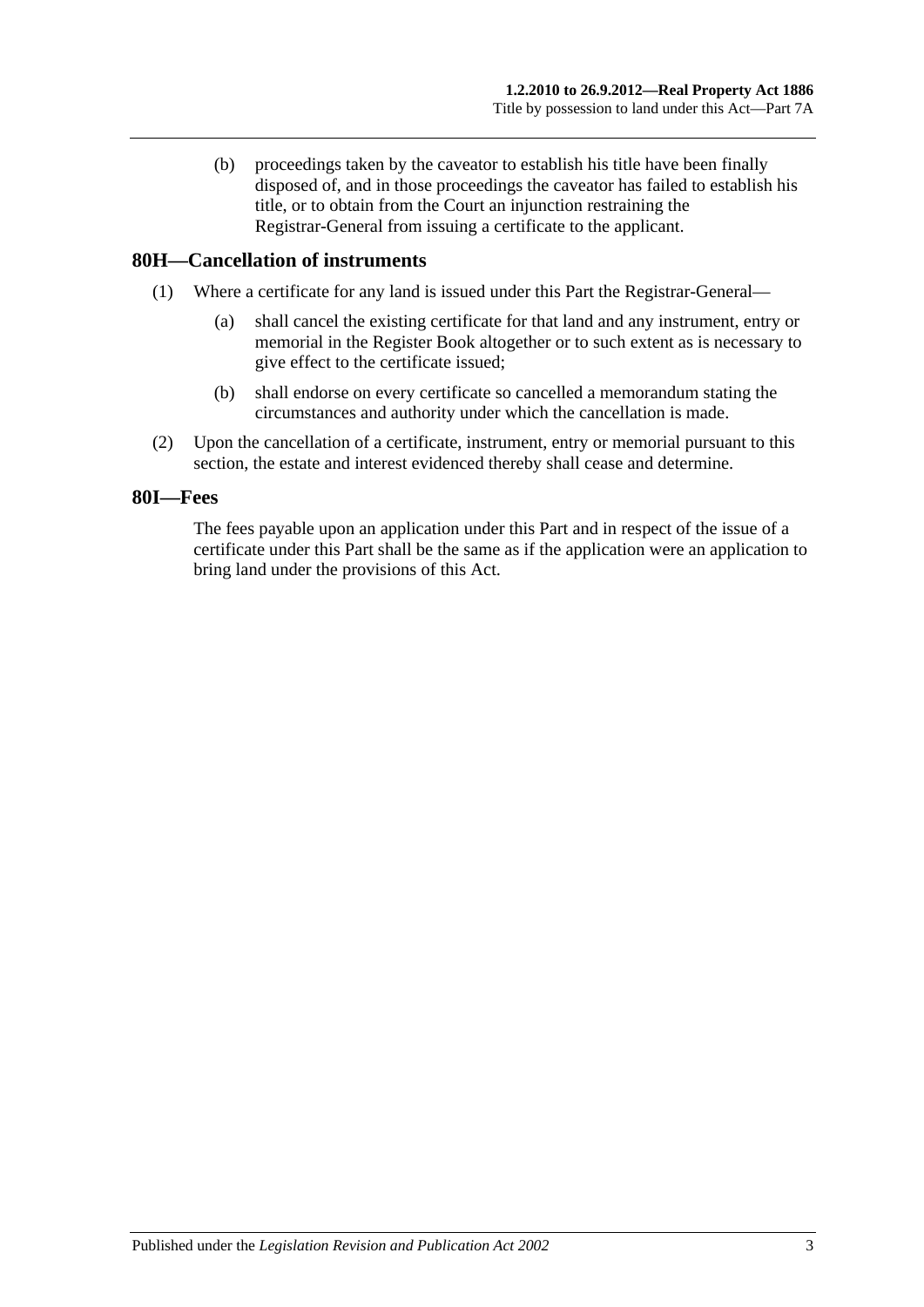(b) proceedings taken by the caveator to establish his title have been finally disposed of, and in those proceedings the caveator has failed to establish his title, or to obtain from the Court an injunction restraining the Registrar-General from issuing a certificate to the applicant.

## 80H—Cancellation of instruments

(1) Where a certificate for any land is issued under this Part the Registrar-General—

(a) shall cancel the existing certificate for that land and any instrument, entry or memorial in the Register Book altogether or to such extent as is necessary to give effect to the certificate issued;

(b) shall endorse on every certificate so cancelled a memorandum stating the circumstances and authority under which the cancellation is made.

(2) Upon the cancellation of a certificate, instrument, entry or memorial pursuant to this section, the estate and interest evidenced thereby shall cease and determine.

## 80I—Fees

The fees payable upon an application under this Part and in respect of the issue of a certificate under this Part shall be the same as if the application were an application to bring land under the provisions of this Act.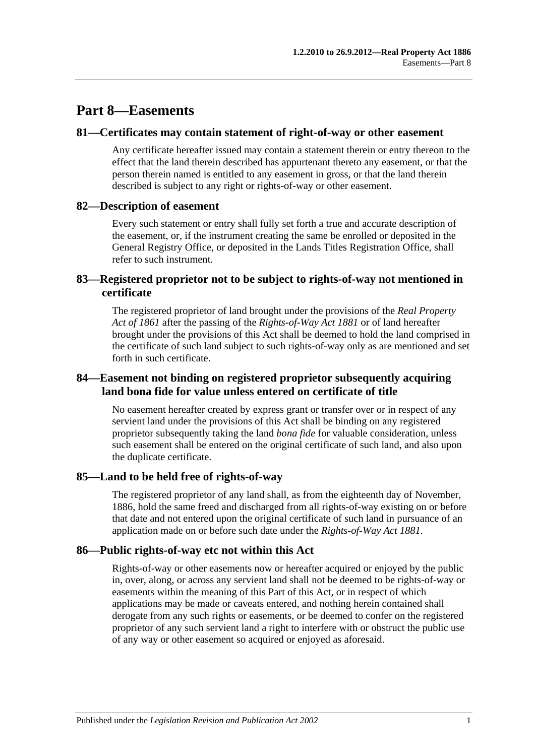# Part 8—Easements

## 81—Certificates may contain statement of right-of-way or other easement

Any certificate hereafter issued may contain a statement therein or entry thereon to the effect that the land therein described has appurtenant thereto any easement, or that the person therein named is entitled to any easement in gross, or that the land therein described is subject to any right or rights-of-way or other easement.

## 82—Description of easement

Every such statement or entry shall fully set forth a true and accurate description of the easement, or, if the instrument creating the same be enrolled or deposited in the General Registry Office, or deposited in the Lands Titles Registration Office, shall refer to such instrument.

## 83—Registered proprietor not to be subject to rights-of-way not mentioned in certificate

The registered proprietor of land brought under the provisions of the *Real Property Act of 1861* after the passing of the *Rights-of-Way Act 1881* or of land hereafter brought under the provisions of this Act shall be deemed to hold the land comprised in the certificate of such land subject to such rights-of-way only as are mentioned and set forth in such certificate.

## 84—Easement not binding on registered proprietor subsequently acquiring land bona fide for value unless entered on certificate of title

No easement hereafter created by express grant or transfer over or in respect of any servient land under the provisions of this Act shall be binding on any registered proprietor subsequently taking the land *bona fide* for valuable consideration, unless such easement shall be entered on the original certificate of such land, and also upon the duplicate certificate.

## 85—Land to be held free of rights-of-way

The registered proprietor of any land shall, as from the eighteenth day of November, 1886, hold the same freed and discharged from all rights-of-way existing on or before that date and not entered upon the original certificate of such land in pursuance of an application made on or before such date under the *Rights-of-Way Act 1881*.

## 86—Public rights-of-way etc not within this Act

Rights-of-way or other easements now or hereafter acquired or enjoyed by the public in, over, along, or across any servient land shall not be deemed to be rights-of-way or easements within the meaning of this Part of this Act, or in respect of which applications may be made or caveats entered, and nothing herein contained shall derogate from any such rights or easements, or be deemed to confer on the registered proprietor of any such servient land a right to interfere with or obstruct the public use of any way or other easement so acquired or enjoyed as aforesaid.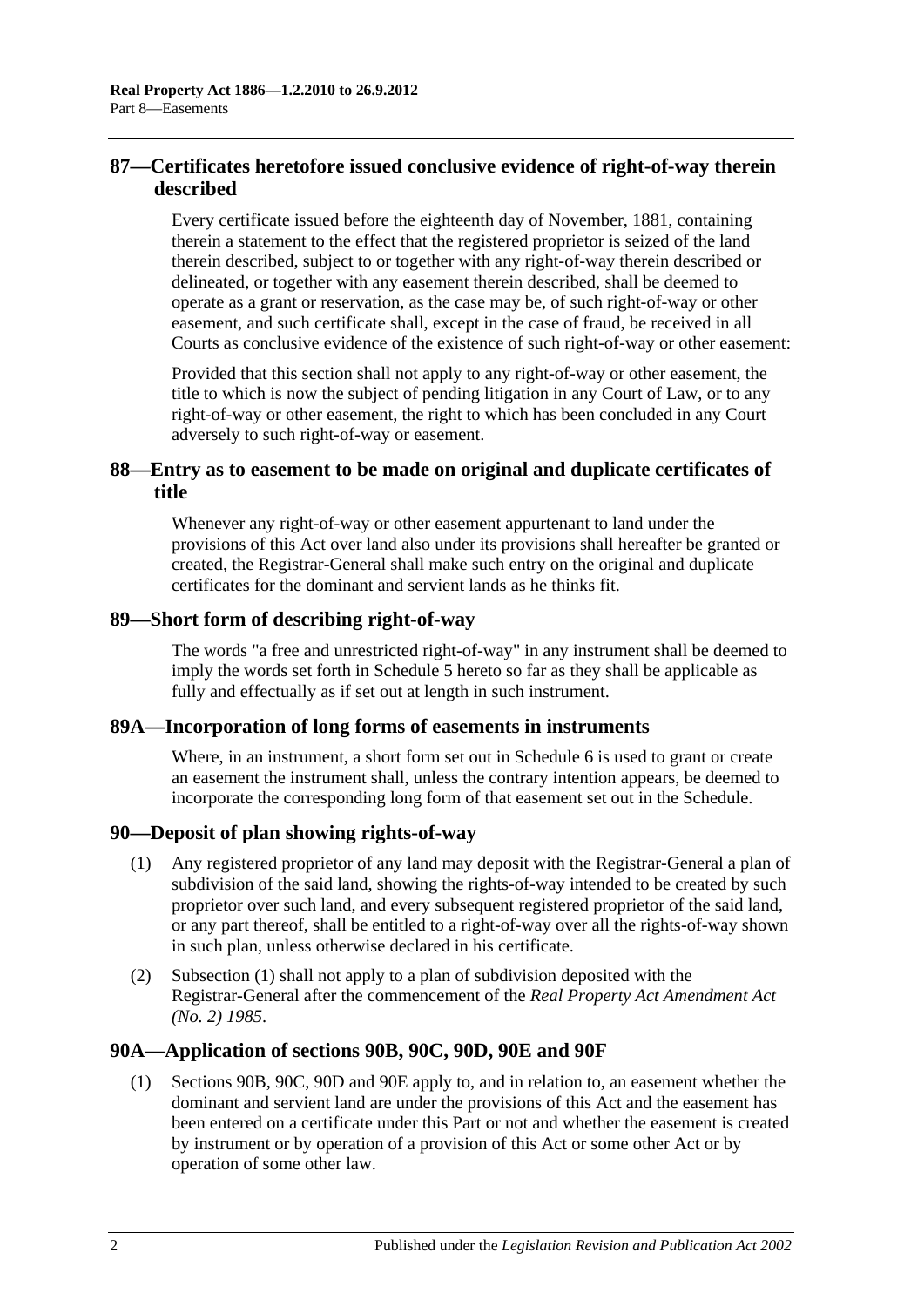## 87—Certificates heretofore issued conclusive evidence of right-of-way therein described

Every certificate issued before the eighteenth day of November, 1881, containing therein a statement to the effect that the registered proprietor is seized of the land therein described, subject to or together with any right-of-way therein described or delineated, or together with any easement therein described, shall be deemed to operate as a grant or reservation, as the case may be, of such right-of-way or other easement, and such certificate shall, except in the case of fraud, be received in all Courts as conclusive evidence of the existence of such right-of-way or other easement:

Provided that this section shall not apply to any right-of-way or other easement, the title to which is now the subject of pending litigation in any Court of Law, or to any right-of-way or other easement, the right to which has been concluded in any Court adversely to such right-of-way or easement.

## 88—Entry as to easement to be made on original and duplicate certificates of title

Whenever any right-of-way or other easement appurtenant to land under the provisions of this Act over land also under its provisions shall hereafter be granted or created, the Registrar-General shall make such entry on the original and duplicate certificates for the dominant and servient lands as he thinks fit.

## 89—Short form of describing right-of-way

The words "a free and unrestricted right-of-way" in any instrument shall be deemed to imply the words set forth in Schedule 5 hereto so far as they shall be applicable as fully and effectually as if set out at length in such instrument.

## 89A—Incorporation of long forms of easements in instruments

Where, in an instrument, a short form set out in Schedule 6 is used to grant or create an easement the instrument shall, unless the contrary intention appears, be deemed to incorporate the corresponding long form of that easement set out in the Schedule.

## 90—Deposit of plan showing rights-of-way

(1) Any registered proprietor of any land may deposit with the Registrar-General a plan of subdivision of the said land, showing the rights-of-way intended to be created by such proprietor over such land, and every subsequent registered proprietor of the said land, or any part thereof, shall be entitled to a right-of-way over all the rights-of-way shown in such plan, unless otherwise declared in his certificate.

(2) Subsection (1) shall not apply to a plan of subdivision deposited with the Registrar-General after the commencement of the *Real Property Act Amendment Act (No. 2) 1985*.

## 90A—Application of sections 90B, 90C, 90D, 90E and 90F

(1) Sections 90B, 90C, 90D and 90E apply to, and in relation to, an easement whether the dominant and servient land are under the provisions of this Act and the easement has been entered on a certificate under this Part or not and whether the easement is created by instrument or by operation of a provision of this Act or some other Act or by operation of some other law.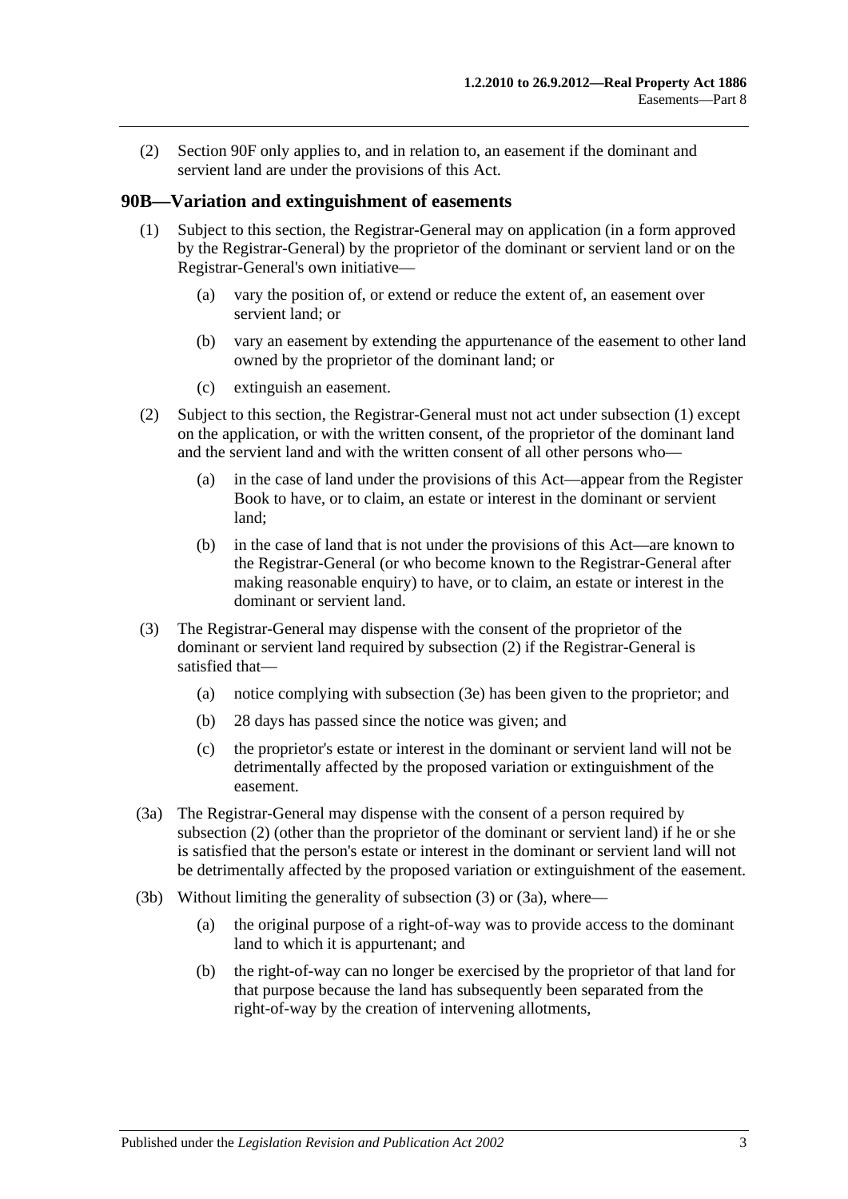(2) Section 90F only applies to, and in relation to, an easement if the dominant and servient land are under the provisions of this Act.

## 90B—Variation and extinguishment of easements

(1) Subject to this section, the Registrar-General may on application (in a form approved by the Registrar-General) by the proprietor of the dominant or servient land or on the Registrar-General's own initiative—

(a) vary the position of, or extend or reduce the extent of, an easement over servient land; or

(b) vary an easement by extending the appurtenance of the easement to other land owned by the proprietor of the dominant land; or

(c) extinguish an easement.

(2) Subject to this section, the Registrar-General must not act under subsection (1) except on the application, or with the written consent, of the proprietor of the dominant land and the servient land and with the written consent of all other persons who—

(a) in the case of land under the provisions of this Act—appear from the Register Book to have, or to claim, an estate or interest in the dominant or servient land;

(b) in the case of land that is not under the provisions of this Act—are known to the Registrar-General (or who become known to the Registrar-General after making reasonable enquiry) to have, or to claim, an estate or interest in the dominant or servient land.

(3) The Registrar-General may dispense with the consent of the proprietor of the dominant or servient land required by subsection (2) if the Registrar-General is satisfied that—

(a) notice complying with subsection (3e) has been given to the proprietor; and

(b) 28 days has passed since the notice was given; and

(c) the proprietor's estate or interest in the dominant or servient land will not be detrimentally affected by the proposed variation or extinguishment of the easement.

(3a) The Registrar-General may dispense with the consent of a person required by subsection (2) (other than the proprietor of the dominant or servient land) if he or she is satisfied that the person's estate or interest in the dominant or servient land will not be detrimentally affected by the proposed variation or extinguishment of the easement.

(3b) Without limiting the generality of subsection (3) or (3a), where—

(a) the original purpose of a right-of-way was to provide access to the dominant land to which it is appurtenant; and

(b) the right-of-way can no longer be exercised by the proprietor of that land for that purpose because the land has subsequently been separated from the right-of-way by the creation of intervening allotments,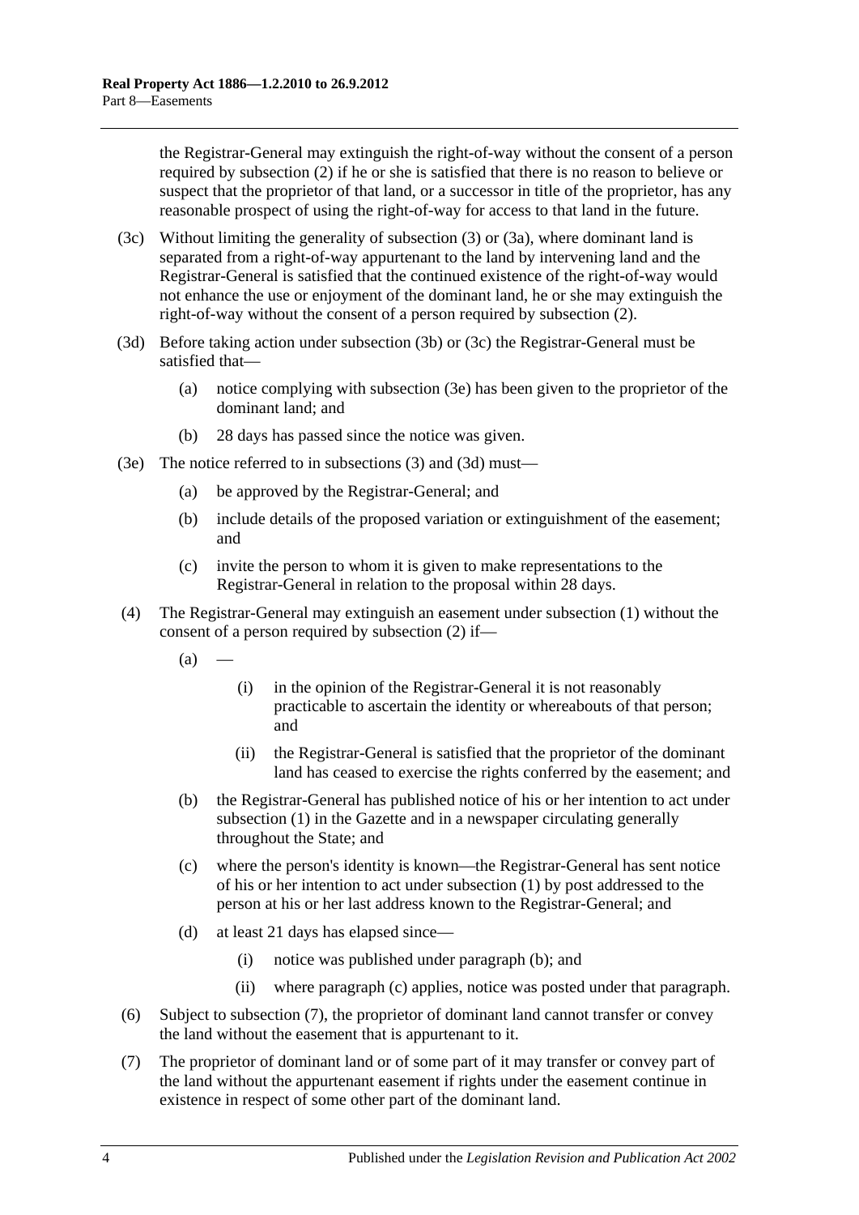the Registrar-General may extinguish the right-of-way without the consent of a person required by subsection (2) if he or she is satisfied that there is no reason to believe or suspect that the proprietor of that land, or a successor in title of the proprietor, has any reasonable prospect of using the right-of-way for access to that land in the future.

(3c) Without limiting the generality of subsection (3) or (3a), where dominant land is separated from a right-of-way appurtenant to the land by intervening land and the Registrar-General is satisfied that the continued existence of the right-of-way would not enhance the use or enjoyment of the dominant land, he or she may extinguish the right-of-way without the consent of a person required by subsection (2).

(3d) Before taking action under subsection (3b) or (3c) the Registrar-General must be satisfied that—

(a) notice complying with subsection (3e) has been given to the proprietor of the dominant land; and

(b) 28 days has passed since the notice was given.

(3e) The notice referred to in subsections (3) and (3d) must—

(a) be approved by the Registrar-General; and

(b) include details of the proposed variation or extinguishment of the easement; and

(c) invite the person to whom it is given to make representations to the Registrar-General in relation to the proposal within 28 days.

(4) The Registrar-General may extinguish an easement under subsection (1) without the consent of a person required by subsection (2) if—

(a) —

(i) in the opinion of the Registrar-General it is not reasonably practicable to ascertain the identity or whereabouts of that person; and

(ii) the Registrar-General is satisfied that the proprietor of the dominant land has ceased to exercise the rights conferred by the easement; and

(b) the Registrar-General has published notice of his or her intention to act under subsection (1) in the Gazette and in a newspaper circulating generally throughout the State; and

(c) where the person's identity is known—the Registrar-General has sent notice of his or her intention to act under subsection (1) by post addressed to the person at his or her last address known to the Registrar-General; and

(d) at least 21 days has elapsed since—

(i) notice was published under paragraph (b); and

(ii) where paragraph (c) applies, notice was posted under that paragraph.

(6) Subject to subsection (7), the proprietor of dominant land cannot transfer or convey the land without the easement that is appurtenant to it.

(7) The proprietor of dominant land or of some part of it may transfer or convey part of the land without the appurtenant easement if rights under the easement continue in existence in respect of some other part of the dominant land.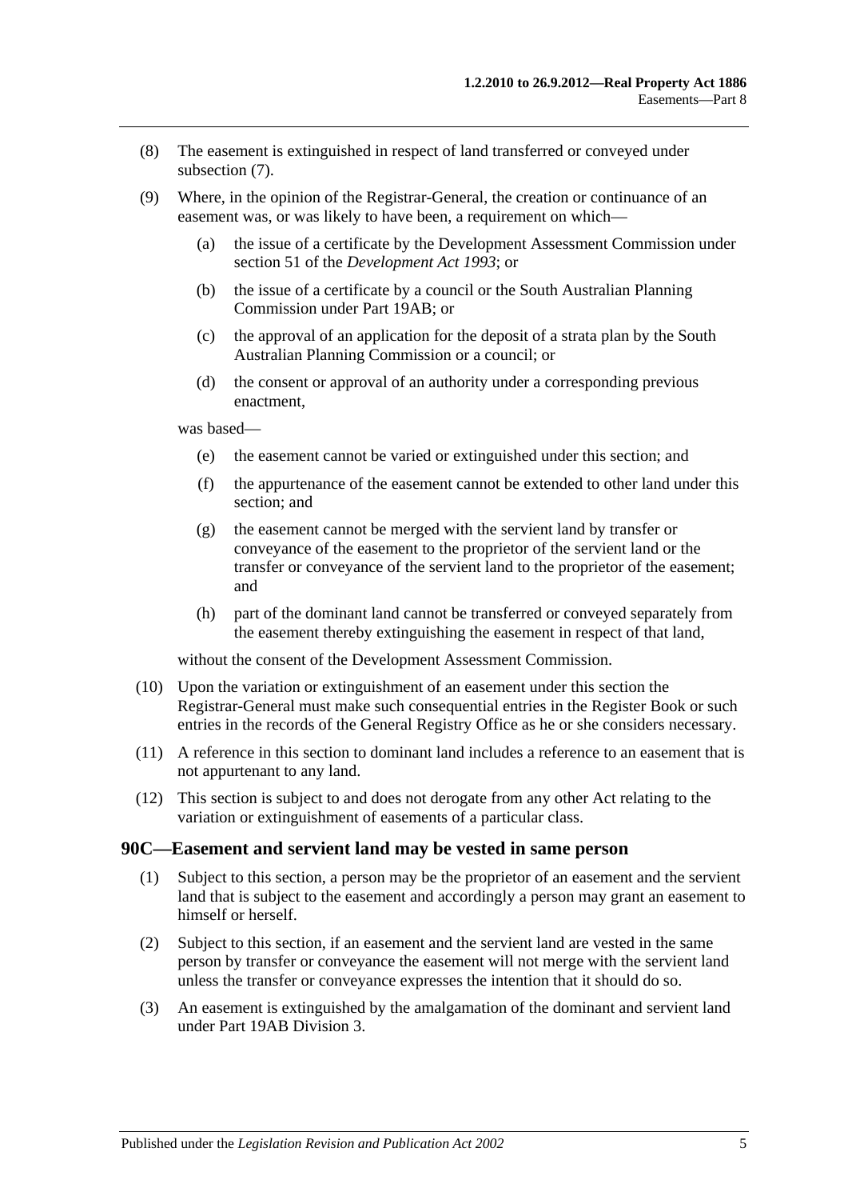(8) The easement is extinguished in respect of land transferred or conveyed under subsection (7).

(9) Where, in the opinion of the Registrar-General, the creation or continuance of an easement was, or was likely to have been, a requirement on which—

(a) the issue of a certificate by the Development Assessment Commission under section 51 of the *Development Act 1993*; or

(b) the issue of a certificate by a council or the South Australian Planning Commission under Part 19AB; or

(c) the approval of an application for the deposit of a strata plan by the South Australian Planning Commission or a council; or

(d) the consent or approval of an authority under a corresponding previous enactment,

was based—

(e) the easement cannot be varied or extinguished under this section; and

(f) the appurtenance of the easement cannot be extended to other land under this section; and

(g) the easement cannot be merged with the servient land by transfer or conveyance of the easement to the proprietor of the servient land or the transfer or conveyance of the servient land to the proprietor of the easement; and

(h) part of the dominant land cannot be transferred or conveyed separately from the easement thereby extinguishing the easement in respect of that land,

without the consent of the Development Assessment Commission.

(10) Upon the variation or extinguishment of an easement under this section the Registrar-General must make such consequential entries in the Register Book or such entries in the records of the General Registry Office as he or she considers necessary.

(11) A reference in this section to dominant land includes a reference to an easement that is not appurtenant to any land.

(12) This section is subject to and does not derogate from any other Act relating to the variation or extinguishment of easements of a particular class.

## 90C—Easement and servient land may be vested in same person

(1) Subject to this section, a person may be the proprietor of an easement and the servient land that is subject to the easement and accordingly a person may grant an easement to himself or herself.

(2) Subject to this section, if an easement and the servient land are vested in the same person by transfer or conveyance the easement will not merge with the servient land unless the transfer or conveyance expresses the intention that it should do so.

(3) An easement is extinguished by the amalgamation of the dominant and servient land under Part 19AB Division 3.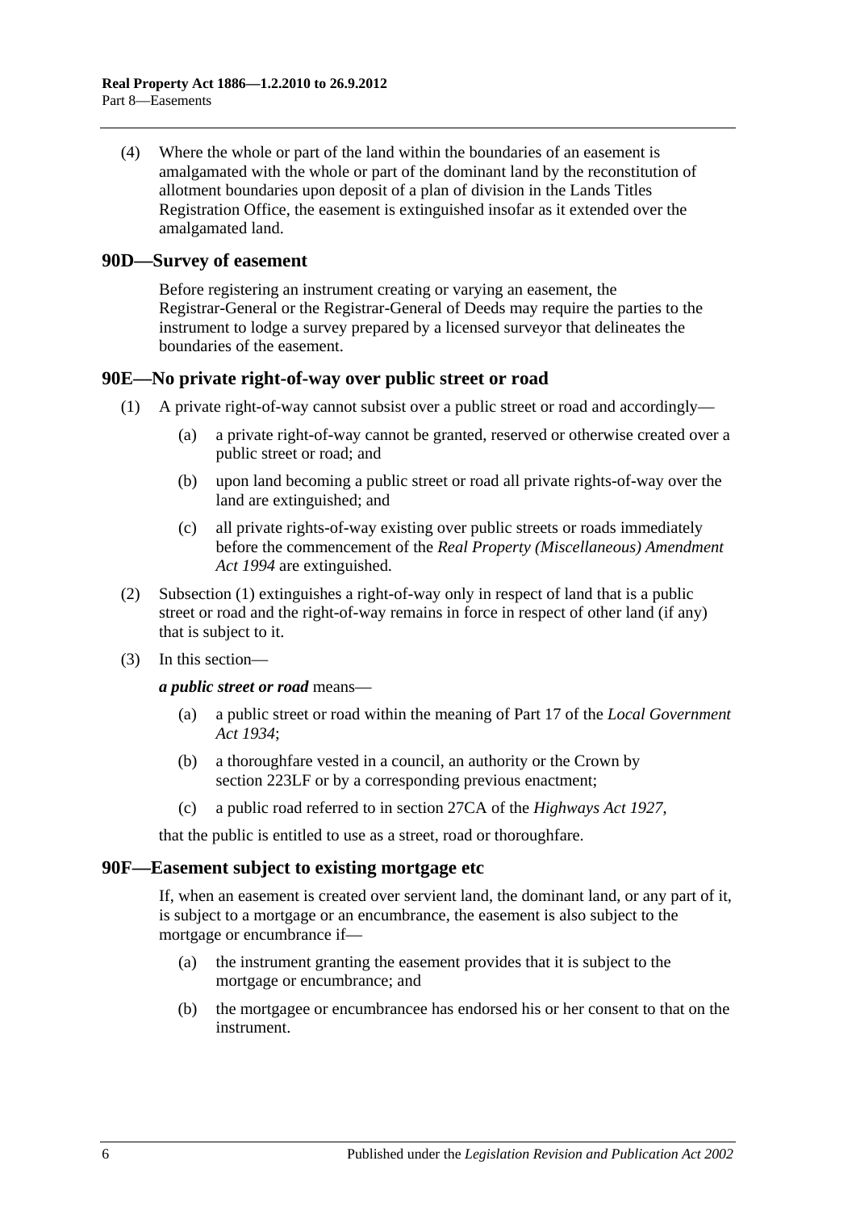(4) Where the whole or part of the land within the boundaries of an easement is amalgamated with the whole or part of the dominant land by the reconstitution of allotment boundaries upon deposit of a plan of division in the Lands Titles Registration Office, the easement is extinguished insofar as it extended over the amalgamated land.

## 90D—Survey of easement

Before registering an instrument creating or varying an easement, the Registrar-General or the Registrar-General of Deeds may require the parties to the instrument to lodge a survey prepared by a licensed surveyor that delineates the boundaries of the easement.

## 90E—No private right-of-way over public street or road

(1) A private right-of-way cannot subsist over a public street or road and accordingly—

(a) a private right-of-way cannot be granted, reserved or otherwise created over a public street or road; and

(b) upon land becoming a public street or road all private rights-of-way over the land are extinguished; and

(c) all private rights-of-way existing over public streets or roads immediately before the commencement of the *Real Property (Miscellaneous) Amendment Act 1994* are extinguished.

(2) Subsection (1) extinguishes a right-of-way only in respect of land that is a public street or road and the right-of-way remains in force in respect of other land (if any) that is subject to it.

(3) In this section—

***a public street or road*** means—

(a) a public street or road within the meaning of Part 17 of the *Local Government Act 1934*;

(b) a thoroughfare vested in a council, an authority or the Crown by section 223LF or by a corresponding previous enactment;

(c) a public road referred to in section 27CA of the *Highways Act 1927*,

that the public is entitled to use as a street, road or thoroughfare.

## 90F—Easement subject to existing mortgage etc

If, when an easement is created over servient land, the dominant land, or any part of it, is subject to a mortgage or an encumbrance, the easement is also subject to the mortgage or encumbrance if—

(a) the instrument granting the easement provides that it is subject to the mortgage or encumbrance; and

(b) the mortgagee or encumbrancee has endorsed his or her consent to that on the instrument.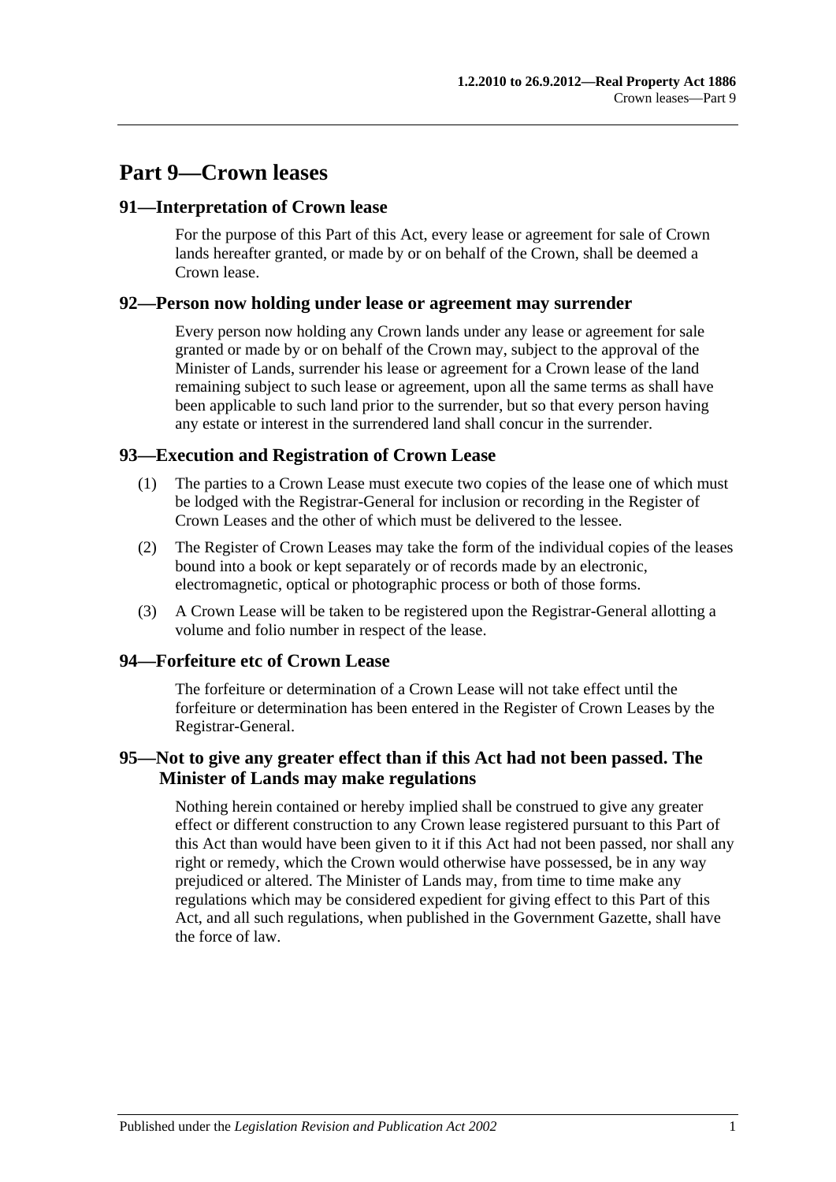# Part 9—Crown leases

## 91—Interpretation of Crown lease

For the purpose of this Part of this Act, every lease or agreement for sale of Crown lands hereafter granted, or made by or on behalf of the Crown, shall be deemed a Crown lease.

## 92—Person now holding under lease or agreement may surrender

Every person now holding any Crown lands under any lease or agreement for sale granted or made by or on behalf of the Crown may, subject to the approval of the Minister of Lands, surrender his lease or agreement for a Crown lease of the land remaining subject to such lease or agreement, upon all the same terms as shall have been applicable to such land prior to the surrender, but so that every person having any estate or interest in the surrendered land shall concur in the surrender.

## 93—Execution and Registration of Crown Lease

(1) The parties to a Crown Lease must execute two copies of the lease one of which must be lodged with the Registrar-General for inclusion or recording in the Register of Crown Leases and the other of which must be delivered to the lessee.

(2) The Register of Crown Leases may take the form of the individual copies of the leases bound into a book or kept separately or of records made by an electronic, electromagnetic, optical or photographic process or both of those forms.

(3) A Crown Lease will be taken to be registered upon the Registrar-General allotting a volume and folio number in respect of the lease.

## 94—Forfeiture etc of Crown Lease

The forfeiture or determination of a Crown Lease will not take effect until the forfeiture or determination has been entered in the Register of Crown Leases by the Registrar-General.

## 95—Not to give any greater effect than if this Act had not been passed. The Minister of Lands may make regulations

Nothing herein contained or hereby implied shall be construed to give any greater effect or different construction to any Crown lease registered pursuant to this Part of this Act than would have been given to it if this Act had not been passed, nor shall any right or remedy, which the Crown would otherwise have possessed, be in any way prejudiced or altered. The Minister of Lands may, from time to time make any regulations which may be considered expedient for giving effect to this Part of this Act, and all such regulations, when published in the Government Gazette, shall have the force of law.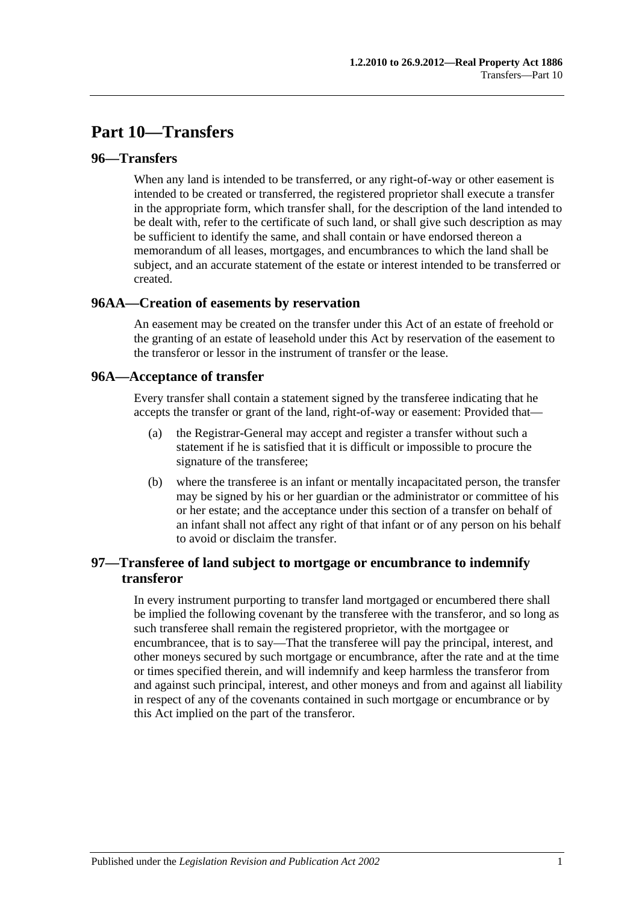# Part 10—Transfers

## 96—Transfers

When any land is intended to be transferred, or any right-of-way or other easement is intended to be created or transferred, the registered proprietor shall execute a transfer in the appropriate form, which transfer shall, for the description of the land intended to be dealt with, refer to the certificate of such land, or shall give such description as may be sufficient to identify the same, and shall contain or have endorsed thereon a memorandum of all leases, mortgages, and encumbrances to which the land shall be subject, and an accurate statement of the estate or interest intended to be transferred or created.

## 96AA—Creation of easements by reservation

An easement may be created on the transfer under this Act of an estate of freehold or the granting of an estate of leasehold under this Act by reservation of the easement to the transferor or lessor in the instrument of transfer or the lease.

## 96A—Acceptance of transfer

Every transfer shall contain a statement signed by the transferee indicating that he accepts the transfer or grant of the land, right-of-way or easement: Provided that—

(a) the Registrar-General may accept and register a transfer without such a statement if he is satisfied that it is difficult or impossible to procure the signature of the transferee;

(b) where the transferee is an infant or mentally incapacitated person, the transfer may be signed by his or her guardian or the administrator or committee of his or her estate; and the acceptance under this section of a transfer on behalf of an infant shall not affect any right of that infant or of any person on his behalf to avoid or disclaim the transfer.

## 97—Transferee of land subject to mortgage or encumbrance to indemnify transferor

In every instrument purporting to transfer land mortgaged or encumbered there shall be implied the following covenant by the transferee with the transferor, and so long as such transferee shall remain the registered proprietor, with the mortgagee or encumbrancee, that is to say—That the transferee will pay the principal, interest, and other moneys secured by such mortgage or encumbrance, after the rate and at the time or times specified therein, and will indemnify and keep harmless the transferor from and against such principal, interest, and other moneys and from and against all liability in respect of any of the covenants contained in such mortgage or encumbrance or by this Act implied on the part of the transferor.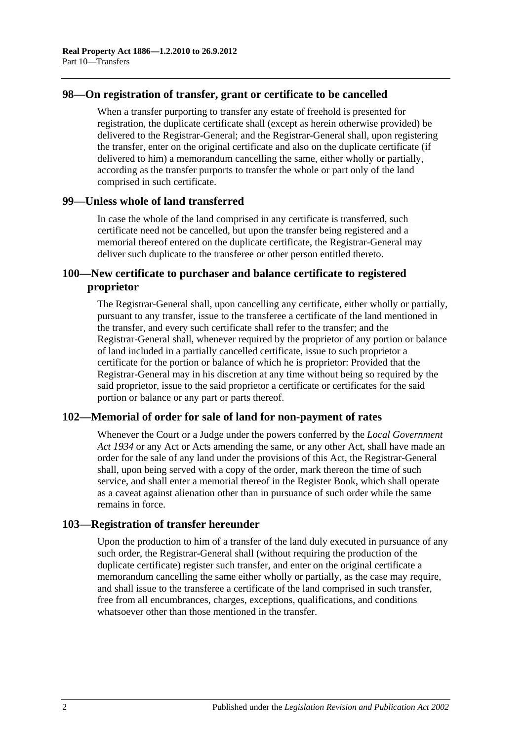## 98—On registration of transfer, grant or certificate to be cancelled

When a transfer purporting to transfer any estate of freehold is presented for registration, the duplicate certificate shall (except as herein otherwise provided) be delivered to the Registrar-General; and the Registrar-General shall, upon registering the transfer, enter on the original certificate and also on the duplicate certificate (if delivered to him) a memorandum cancelling the same, either wholly or partially, according as the transfer purports to transfer the whole or part only of the land comprised in such certificate.

## 99—Unless whole of land transferred

In case the whole of the land comprised in any certificate is transferred, such certificate need not be cancelled, but upon the transfer being registered and a memorial thereof entered on the duplicate certificate, the Registrar-General may deliver such duplicate to the transferee or other person entitled thereto.

## 100—New certificate to purchaser and balance certificate to registered proprietor

The Registrar-General shall, upon cancelling any certificate, either wholly or partially, pursuant to any transfer, issue to the transferee a certificate of the land mentioned in the transfer, and every such certificate shall refer to the transfer; and the Registrar-General shall, whenever required by the proprietor of any portion or balance of land included in a partially cancelled certificate, issue to such proprietor a certificate for the portion or balance of which he is proprietor: Provided that the Registrar-General may in his discretion at any time without being so required by the said proprietor, issue to the said proprietor a certificate or certificates for the said portion or balance or any part or parts thereof.

## 102—Memorial of order for sale of land for non-payment of rates

Whenever the Court or a Judge under the powers conferred by the *Local Government Act 1934* or any Act or Acts amending the same, or any other Act, shall have made an order for the sale of any land under the provisions of this Act, the Registrar-General shall, upon being served with a copy of the order, mark thereon the time of such service, and shall enter a memorial thereof in the Register Book, which shall operate as a caveat against alienation other than in pursuance of such order while the same remains in force.

## 103—Registration of transfer hereunder

Upon the production to him of a transfer of the land duly executed in pursuance of any such order, the Registrar-General shall (without requiring the production of the duplicate certificate) register such transfer, and enter on the original certificate a memorandum cancelling the same either wholly or partially, as the case may require, and shall issue to the transferee a certificate of the land comprised in such transfer, free from all encumbrances, charges, exceptions, qualifications, and conditions whatsoever other than those mentioned in the transfer.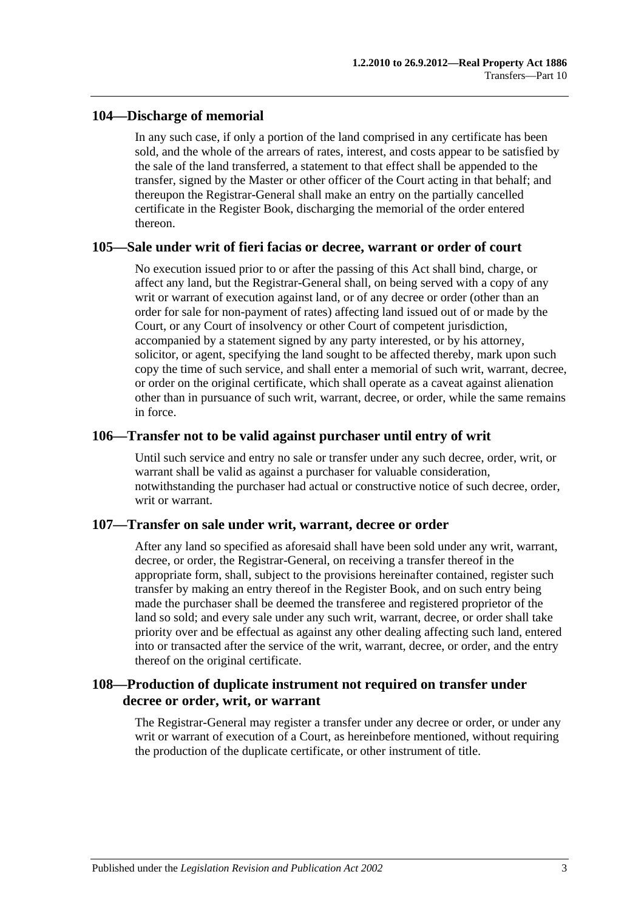## 104—Discharge of memorial

In any such case, if only a portion of the land comprised in any certificate has been sold, and the whole of the arrears of rates, interest, and costs appear to be satisfied by the sale of the land transferred, a statement to that effect shall be appended to the transfer, signed by the Master or other officer of the Court acting in that behalf; and thereupon the Registrar-General shall make an entry on the partially cancelled certificate in the Register Book, discharging the memorial of the order entered thereon.

## 105—Sale under writ of fieri facias or decree, warrant or order of court

No execution issued prior to or after the passing of this Act shall bind, charge, or affect any land, but the Registrar-General shall, on being served with a copy of any writ or warrant of execution against land, or of any decree or order (other than an order for sale for non-payment of rates) affecting land issued out of or made by the Court, or any Court of insolvency or other Court of competent jurisdiction, accompanied by a statement signed by any party interested, or by his attorney, solicitor, or agent, specifying the land sought to be affected thereby, mark upon such copy the time of such service, and shall enter a memorial of such writ, warrant, decree, or order on the original certificate, which shall operate as a caveat against alienation other than in pursuance of such writ, warrant, decree, or order, while the same remains in force.

## 106—Transfer not to be valid against purchaser until entry of writ

Until such service and entry no sale or transfer under any such decree, order, writ, or warrant shall be valid as against a purchaser for valuable consideration, notwithstanding the purchaser had actual or constructive notice of such decree, order, writ or warrant.

## 107—Transfer on sale under writ, warrant, decree or order

After any land so specified as aforesaid shall have been sold under any writ, warrant, decree, or order, the Registrar-General, on receiving a transfer thereof in the appropriate form, shall, subject to the provisions hereinafter contained, register such transfer by making an entry thereof in the Register Book, and on such entry being made the purchaser shall be deemed the transferee and registered proprietor of the land so sold; and every sale under any such writ, warrant, decree, or order shall take priority over and be effectual as against any other dealing affecting such land, entered into or transacted after the service of the writ, warrant, decree, or order, and the entry thereof on the original certificate.

## 108—Production of duplicate instrument not required on transfer under decree or order, writ, or warrant

The Registrar-General may register a transfer under any decree or order, or under any writ or warrant of execution of a Court, as hereinbefore mentioned, without requiring the production of the duplicate certificate, or other instrument of title.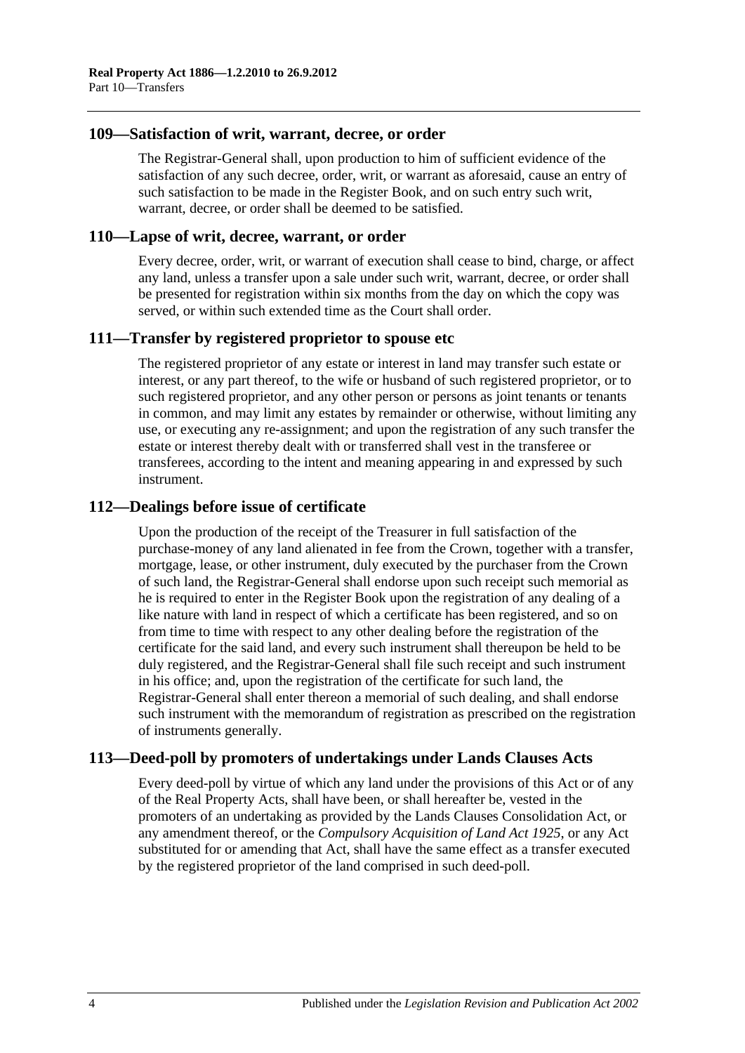## 109—Satisfaction of writ, warrant, decree, or order

The Registrar-General shall, upon production to him of sufficient evidence of the satisfaction of any such decree, order, writ, or warrant as aforesaid, cause an entry of such satisfaction to be made in the Register Book, and on such entry such writ, warrant, decree, or order shall be deemed to be satisfied.

## 110—Lapse of writ, decree, warrant, or order

Every decree, order, writ, or warrant of execution shall cease to bind, charge, or affect any land, unless a transfer upon a sale under such writ, warrant, decree, or order shall be presented for registration within six months from the day on which the copy was served, or within such extended time as the Court shall order.

## 111—Transfer by registered proprietor to spouse etc

The registered proprietor of any estate or interest in land may transfer such estate or interest, or any part thereof, to the wife or husband of such registered proprietor, or to such registered proprietor, and any other person or persons as joint tenants or tenants in common, and may limit any estates by remainder or otherwise, without limiting any use, or executing any re-assignment; and upon the registration of any such transfer the estate or interest thereby dealt with or transferred shall vest in the transferee or transferees, according to the intent and meaning appearing in and expressed by such instrument.

## 112—Dealings before issue of certificate

Upon the production of the receipt of the Treasurer in full satisfaction of the purchase-money of any land alienated in fee from the Crown, together with a transfer, mortgage, lease, or other instrument, duly executed by the purchaser from the Crown of such land, the Registrar-General shall endorse upon such receipt such memorial as he is required to enter in the Register Book upon the registration of any dealing of a like nature with land in respect of which a certificate has been registered, and so on from time to time with respect to any other dealing before the registration of the certificate for the said land, and every such instrument shall thereupon be held to be duly registered, and the Registrar-General shall file such receipt and such instrument in his office; and, upon the registration of the certificate for such land, the Registrar-General shall enter thereon a memorial of such dealing, and shall endorse such instrument with the memorandum of registration as prescribed on the registration of instruments generally.

## 113—Deed-poll by promoters of undertakings under Lands Clauses Acts

Every deed-poll by virtue of which any land under the provisions of this Act or of any of the Real Property Acts, shall have been, or shall hereafter be, vested in the promoters of an undertaking as provided by the Lands Clauses Consolidation Act, or any amendment thereof, or the *Compulsory Acquisition of Land Act 1925*, or any Act substituted for or amending that Act, shall have the same effect as a transfer executed by the registered proprietor of the land comprised in such deed-poll.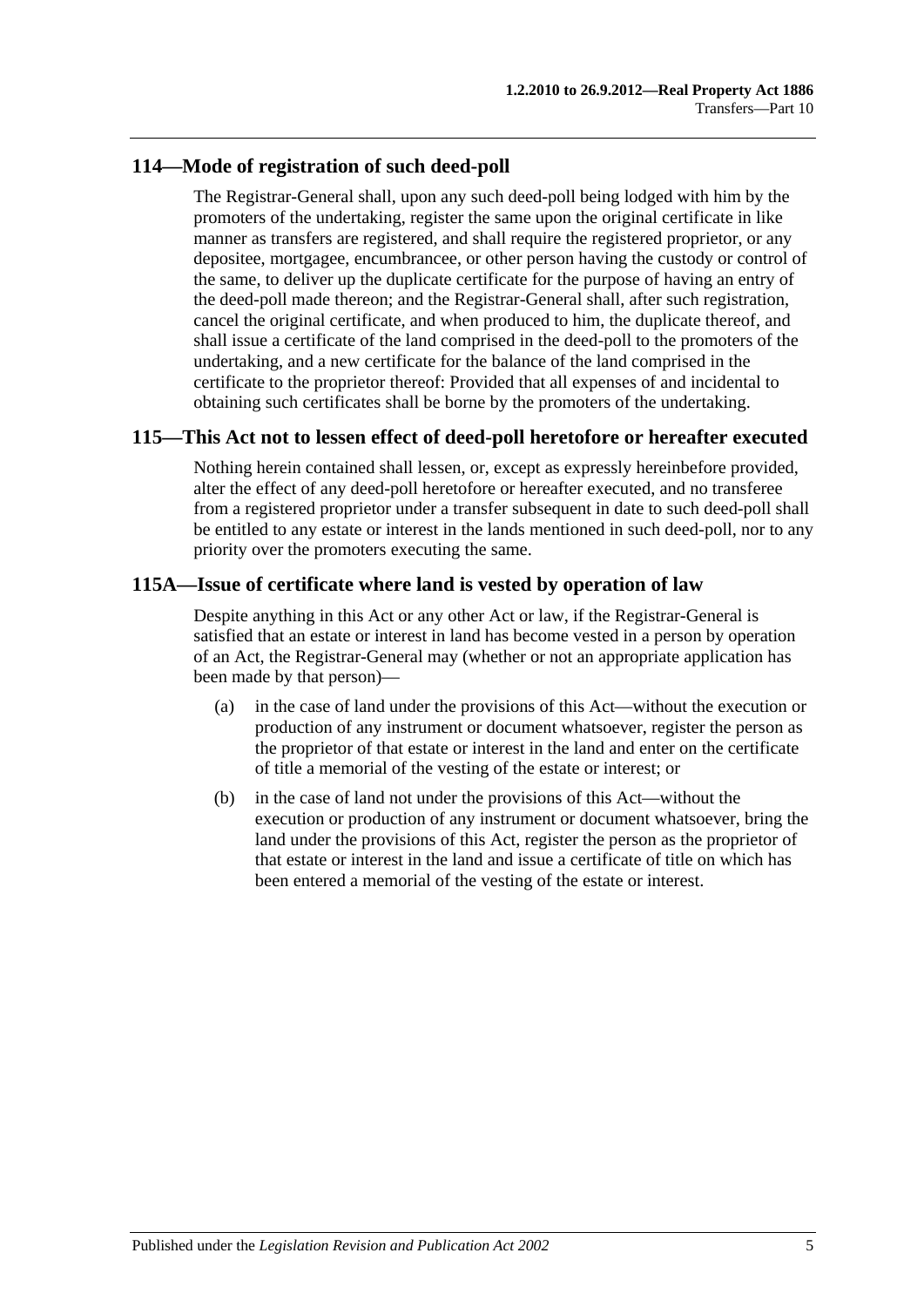## 114—Mode of registration of such deed-poll

The Registrar-General shall, upon any such deed-poll being lodged with him by the promoters of the undertaking, register the same upon the original certificate in like manner as transfers are registered, and shall require the registered proprietor, or any depositee, mortgagee, encumbrancee, or other person having the custody or control of the same, to deliver up the duplicate certificate for the purpose of having an entry of the deed-poll made thereon; and the Registrar-General shall, after such registration, cancel the original certificate, and when produced to him, the duplicate thereof, and shall issue a certificate of the land comprised in the deed-poll to the promoters of the undertaking, and a new certificate for the balance of the land comprised in the certificate to the proprietor thereof: Provided that all expenses of and incidental to obtaining such certificates shall be borne by the promoters of the undertaking.

## 115—This Act not to lessen effect of deed-poll heretofore or hereafter executed

Nothing herein contained shall lessen, or, except as expressly hereinbefore provided, alter the effect of any deed-poll heretofore or hereafter executed, and no transferee from a registered proprietor under a transfer subsequent in date to such deed-poll shall be entitled to any estate or interest in the lands mentioned in such deed-poll, nor to any priority over the promoters executing the same.

## 115A—Issue of certificate where land is vested by operation of law

Despite anything in this Act or any other Act or law, if the Registrar-General is satisfied that an estate or interest in land has become vested in a person by operation of an Act, the Registrar-General may (whether or not an appropriate application has been made by that person)—

(a) in the case of land under the provisions of this Act—without the execution or production of any instrument or document whatsoever, register the person as the proprietor of that estate or interest in the land and enter on the certificate of title a memorial of the vesting of the estate or interest; or

(b) in the case of land not under the provisions of this Act—without the execution or production of any instrument or document whatsoever, bring the land under the provisions of this Act, register the person as the proprietor of that estate or interest in the land and issue a certificate of title on which has been entered a memorial of the vesting of the estate or interest.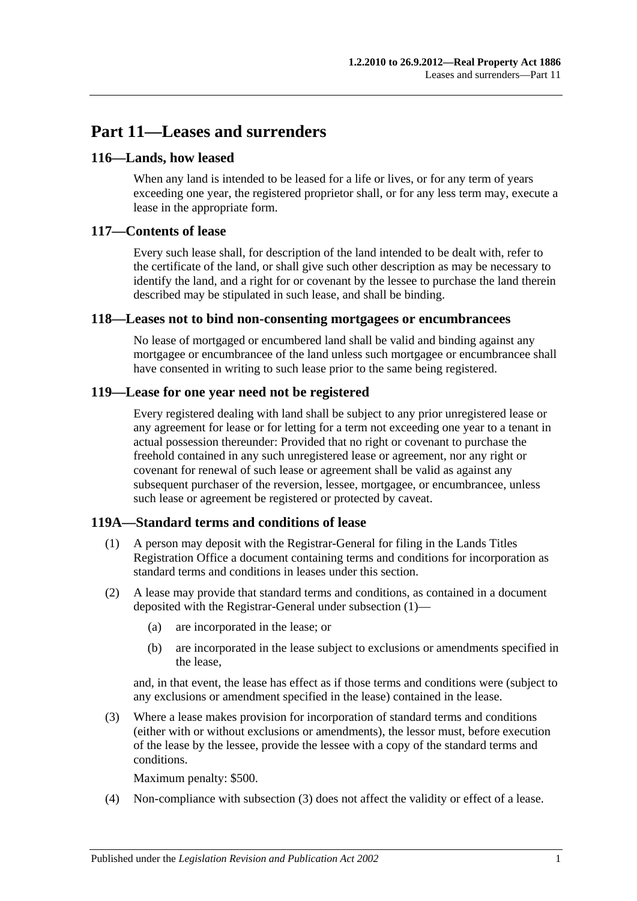# Part 11—Leases and surrenders

## 116—Lands, how leased

When any land is intended to be leased for a life or lives, or for any term of years exceeding one year, the registered proprietor shall, or for any less term may, execute a lease in the appropriate form.

## 117—Contents of lease

Every such lease shall, for description of the land intended to be dealt with, refer to the certificate of the land, or shall give such other description as may be necessary to identify the land, and a right for or covenant by the lessee to purchase the land therein described may be stipulated in such lease, and shall be binding.

## 118—Leases not to bind non-consenting mortgagees or encumbrancees

No lease of mortgaged or encumbered land shall be valid and binding against any mortgagee or encumbrancee of the land unless such mortgagee or encumbrancee shall have consented in writing to such lease prior to the same being registered.

## 119—Lease for one year need not be registered

Every registered dealing with land shall be subject to any prior unregistered lease or any agreement for lease or for letting for a term not exceeding one year to a tenant in actual possession thereunder: Provided that no right or covenant to purchase the freehold contained in any such unregistered lease or agreement, nor any right or covenant for renewal of such lease or agreement shall be valid as against any subsequent purchaser of the reversion, lessee, mortgagee, or encumbrancee, unless such lease or agreement be registered or protected by caveat.

## 119A—Standard terms and conditions of lease

(1) A person may deposit with the Registrar-General for filing in the Lands Titles Registration Office a document containing terms and conditions for incorporation as standard terms and conditions in leases under this section.

(2) A lease may provide that standard terms and conditions, as contained in a document deposited with the Registrar-General under subsection (1)—

   (a) are incorporated in the lease; or

   (b) are incorporated in the lease subject to exclusions or amendments specified in the lease,

and, in that event, the lease has effect as if those terms and conditions were (subject to any exclusions or amendment specified in the lease) contained in the lease.

(3) Where a lease makes provision for incorporation of standard terms and conditions (either with or without exclusions or amendments), the lessor must, before execution of the lease by the lessee, provide the lessee with a copy of the standard terms and conditions.

Maximum penalty: $500.

(4) Non-compliance with subsection (3) does not affect the validity or effect of a lease.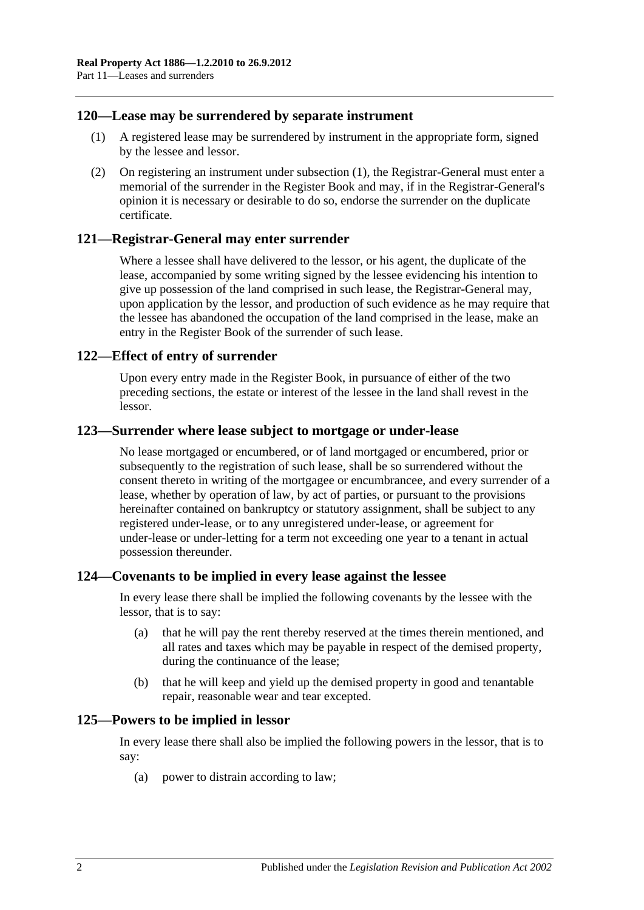## 120—Lease may be surrendered by separate instrument

(1) A registered lease may be surrendered by instrument in the appropriate form, signed by the lessee and lessor.

(2) On registering an instrument under subsection (1), the Registrar-General must enter a memorial of the surrender in the Register Book and may, if in the Registrar-General's opinion it is necessary or desirable to do so, endorse the surrender on the duplicate certificate.

## 121—Registrar-General may enter surrender

Where a lessee shall have delivered to the lessor, or his agent, the duplicate of the lease, accompanied by some writing signed by the lessee evidencing his intention to give up possession of the land comprised in such lease, the Registrar-General may, upon application by the lessor, and production of such evidence as he may require that the lessee has abandoned the occupation of the land comprised in the lease, make an entry in the Register Book of the surrender of such lease.

## 122—Effect of entry of surrender

Upon every entry made in the Register Book, in pursuance of either of the two preceding sections, the estate or interest of the lessee in the land shall revest in the lessor.

## 123—Surrender where lease subject to mortgage or under-lease

No lease mortgaged or encumbered, or of land mortgaged or encumbered, prior or subsequently to the registration of such lease, shall be so surrendered without the consent thereto in writing of the mortgagee or encumbrancee, and every surrender of a lease, whether by operation of law, by act of parties, or pursuant to the provisions hereinafter contained on bankruptcy or statutory assignment, shall be subject to any registered under-lease, or to any unregistered under-lease, or agreement for under-lease or under-letting for a term not exceeding one year to a tenant in actual possession thereunder.

## 124—Covenants to be implied in every lease against the lessee

In every lease there shall be implied the following covenants by the lessee with the lessor, that is to say:

(a) that he will pay the rent thereby reserved at the times therein mentioned, and all rates and taxes which may be payable in respect of the demised property, during the continuance of the lease;

(b) that he will keep and yield up the demised property in good and tenantable repair, reasonable wear and tear excepted.

## 125—Powers to be implied in lessor

In every lease there shall also be implied the following powers in the lessor, that is to say:

(a) power to distrain according to law;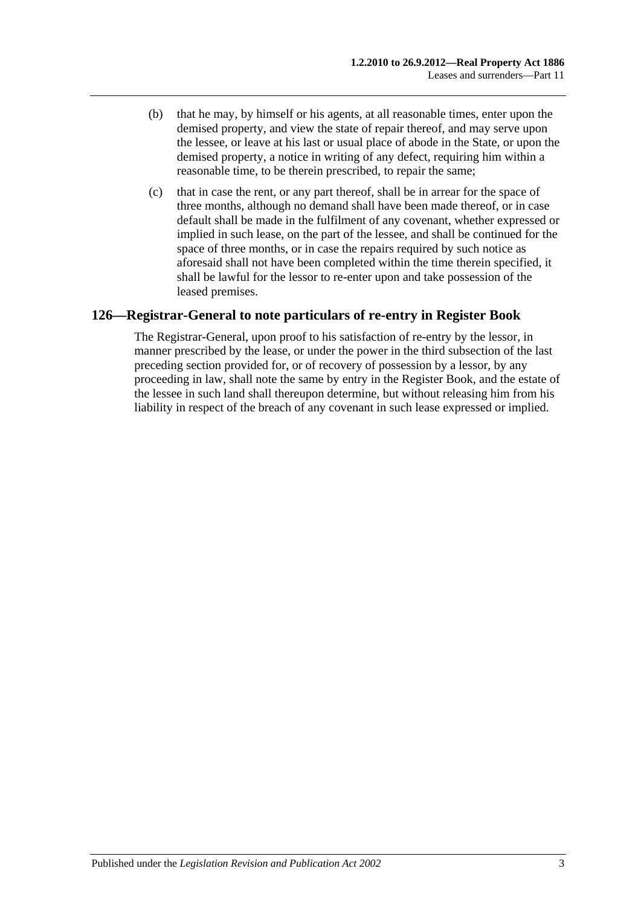(b) that he may, by himself or his agents, at all reasonable times, enter upon the demised property, and view the state of repair thereof, and may serve upon the lessee, or leave at his last or usual place of abode in the State, or upon the demised property, a notice in writing of any defect, requiring him within a reasonable time, to be therein prescribed, to repair the same;

(c) that in case the rent, or any part thereof, shall be in arrear for the space of three months, although no demand shall have been made thereof, or in case default shall be made in the fulfilment of any covenant, whether expressed or implied in such lease, on the part of the lessee, and shall be continued for the space of three months, or in case the repairs required by such notice as aforesaid shall not have been completed within the time therein specified, it shall be lawful for the lessor to re-enter upon and take possession of the leased premises.

## 126—Registrar-General to note particulars of re-entry in Register Book

The Registrar-General, upon proof to his satisfaction of re-entry by the lessor, in manner prescribed by the lease, or under the power in the third subsection of the last preceding section provided for, or of recovery of possession by a lessor, by any proceeding in law, shall note the same by entry in the Register Book, and the estate of the lessee in such land shall thereupon determine, but without releasing him from his liability in respect of the breach of any covenant in such lease expressed or implied.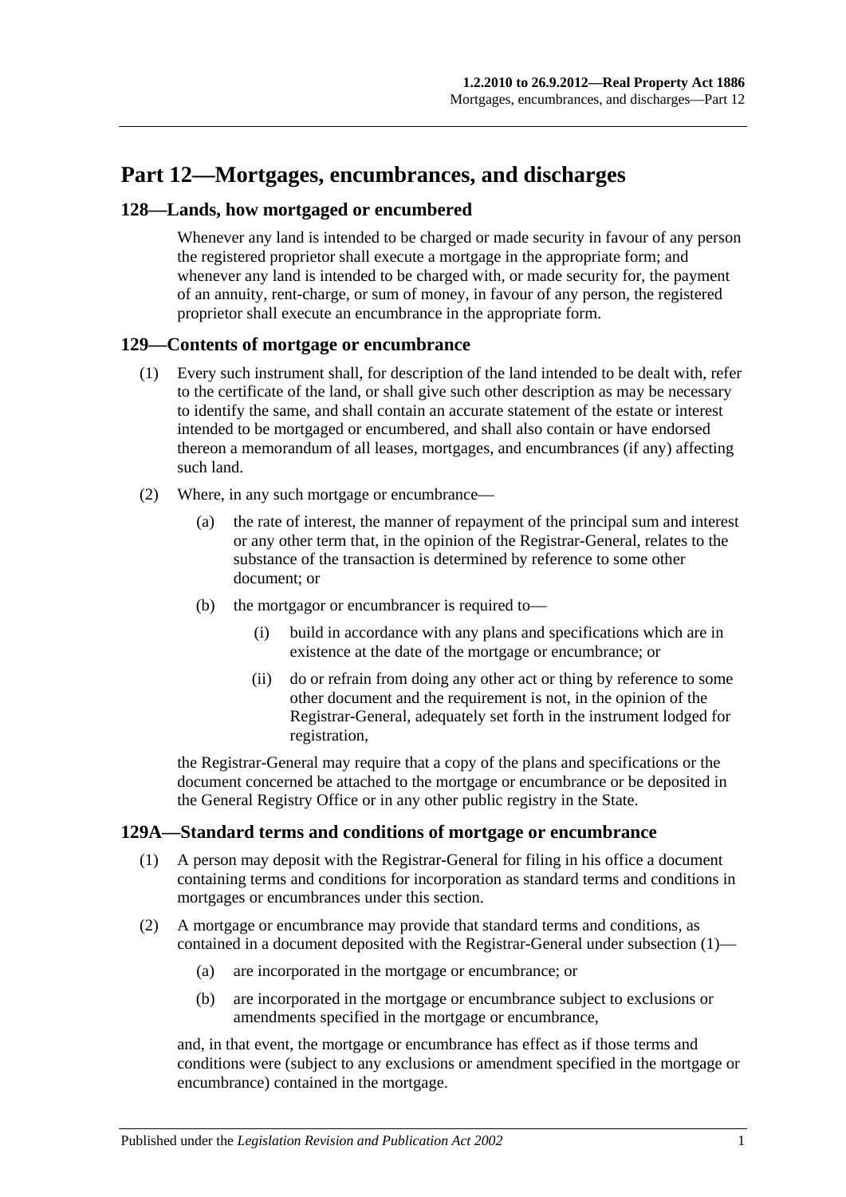# Part 12—Mortgages, encumbrances, and discharges

## 128—Lands, how mortgaged or encumbered

Whenever any land is intended to be charged or made security in favour of any person the registered proprietor shall execute a mortgage in the appropriate form; and whenever any land is intended to be charged with, or made security for, the payment of an annuity, rent-charge, or sum of money, in favour of any person, the registered proprietor shall execute an encumbrance in the appropriate form.

## 129—Contents of mortgage or encumbrance

(1) Every such instrument shall, for description of the land intended to be dealt with, refer to the certificate of the land, or shall give such other description as may be necessary to identify the same, and shall contain an accurate statement of the estate or interest intended to be mortgaged or encumbered, and shall also contain or have endorsed thereon a memorandum of all leases, mortgages, and encumbrances (if any) affecting such land.

(2) Where, in any such mortgage or encumbrance—

(a) the rate of interest, the manner of repayment of the principal sum and interest or any other term that, in the opinion of the Registrar-General, relates to the substance of the transaction is determined by reference to some other document; or

(b) the mortgagor or encumbrancer is required to—

(i) build in accordance with any plans and specifications which are in existence at the date of the mortgage or encumbrance; or

(ii) do or refrain from doing any other act or thing by reference to some other document and the requirement is not, in the opinion of the Registrar-General, adequately set forth in the instrument lodged for registration,

the Registrar-General may require that a copy of the plans and specifications or the document concerned be attached to the mortgage or encumbrance or be deposited in the General Registry Office or in any other public registry in the State.

## 129A—Standard terms and conditions of mortgage or encumbrance

(1) A person may deposit with the Registrar-General for filing in his office a document containing terms and conditions for incorporation as standard terms and conditions in mortgages or encumbrances under this section.

(2) A mortgage or encumbrance may provide that standard terms and conditions, as contained in a document deposited with the Registrar-General under subsection (1)—

(a) are incorporated in the mortgage or encumbrance; or

(b) are incorporated in the mortgage or encumbrance subject to exclusions or amendments specified in the mortgage or encumbrance,

and, in that event, the mortgage or encumbrance has effect as if those terms and conditions were (subject to any exclusions or amendment specified in the mortgage or encumbrance) contained in the mortgage.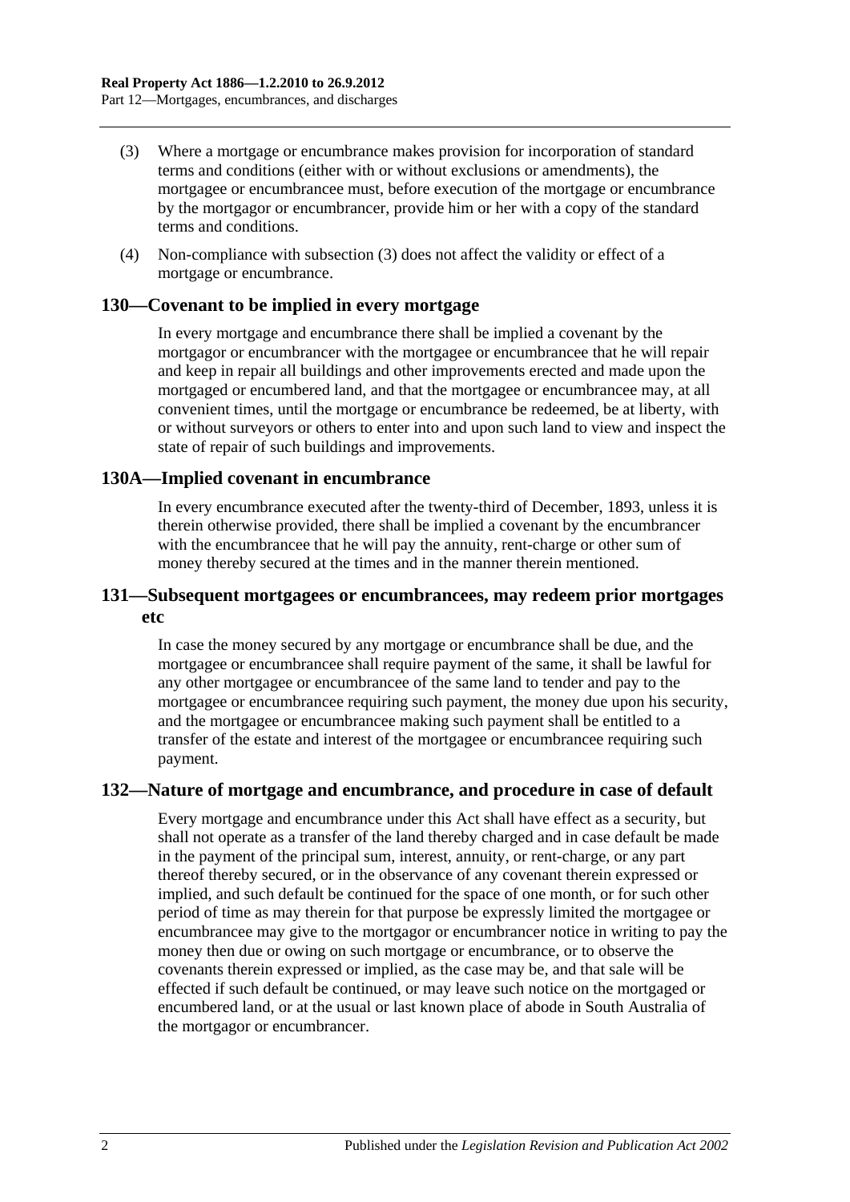(3) Where a mortgage or encumbrance makes provision for incorporation of standard terms and conditions (either with or without exclusions or amendments), the mortgagee or encumbrancee must, before execution of the mortgage or encumbrance by the mortgagor or encumbrancer, provide him or her with a copy of the standard terms and conditions.

(4) Non-compliance with subsection (3) does not affect the validity or effect of a mortgage or encumbrance.

## 130—Covenant to be implied in every mortgage

In every mortgage and encumbrance there shall be implied a covenant by the mortgagor or encumbrancer with the mortgagee or encumbrancee that he will repair and keep in repair all buildings and other improvements erected and made upon the mortgaged or encumbered land, and that the mortgagee or encumbrancee may, at all convenient times, until the mortgage or encumbrance be redeemed, be at liberty, with or without surveyors or others to enter into and upon such land to view and inspect the state of repair of such buildings and improvements.

## 130A—Implied covenant in encumbrance

In every encumbrance executed after the twenty-third of December, 1893, unless it is therein otherwise provided, there shall be implied a covenant by the encumbrancer with the encumbrancee that he will pay the annuity, rent-charge or other sum of money thereby secured at the times and in the manner therein mentioned.

## 131—Subsequent mortgagees or encumbrancees, may redeem prior mortgages etc

In case the money secured by any mortgage or encumbrance shall be due, and the mortgagee or encumbrancee shall require payment of the same, it shall be lawful for any other mortgagee or encumbrancee of the same land to tender and pay to the mortgagee or encumbrancee requiring such payment, the money due upon his security, and the mortgagee or encumbrancee making such payment shall be entitled to a transfer of the estate and interest of the mortgagee or encumbrancee requiring such payment.

## 132—Nature of mortgage and encumbrance, and procedure in case of default

Every mortgage and encumbrance under this Act shall have effect as a security, but shall not operate as a transfer of the land thereby charged and in case default be made in the payment of the principal sum, interest, annuity, or rent-charge, or any part thereof thereby secured, or in the observance of any covenant therein expressed or implied, and such default be continued for the space of one month, or for such other period of time as may therein for that purpose be expressly limited the mortgagee or encumbrancee may give to the mortgagor or encumbrancer notice in writing to pay the money then due or owing on such mortgage or encumbrance, or to observe the covenants therein expressed or implied, as the case may be, and that sale will be effected if such default be continued, or may leave such notice on the mortgaged or encumbered land, or at the usual or last known place of abode in South Australia of the mortgagor or encumbrancer.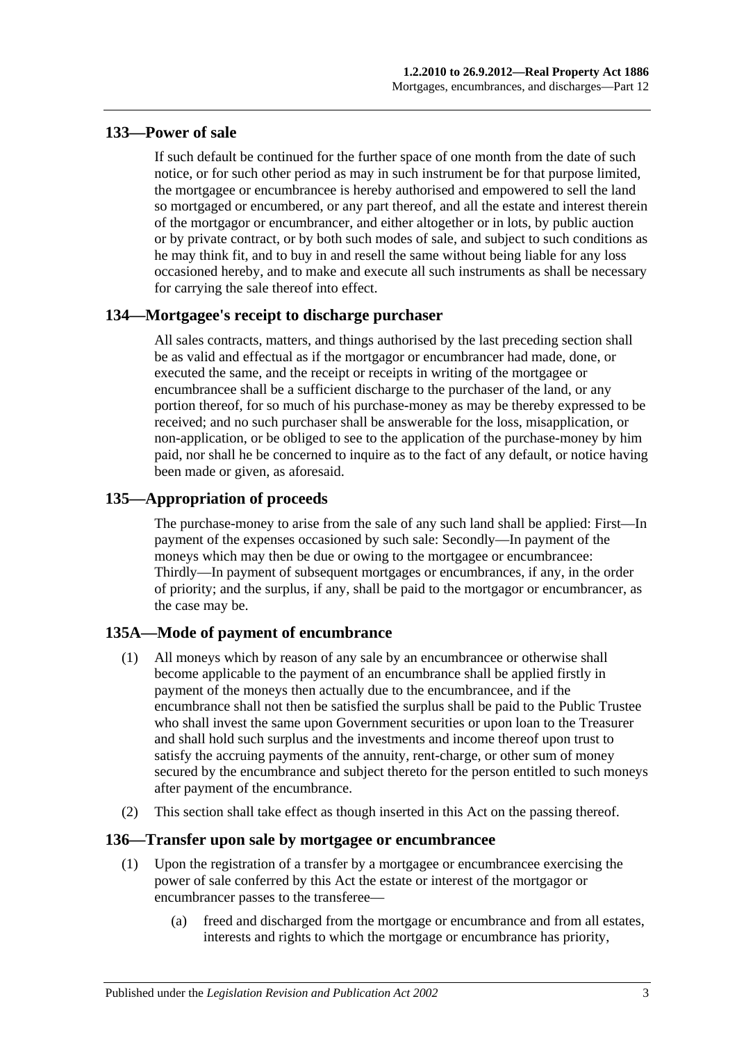## 133—Power of sale

If such default be continued for the further space of one month from the date of such notice, or for such other period as may in such instrument be for that purpose limited, the mortgagee or encumbrancee is hereby authorised and empowered to sell the land so mortgaged or encumbered, or any part thereof, and all the estate and interest therein of the mortgagor or encumbrancer, and either altogether or in lots, by public auction or by private contract, or by both such modes of sale, and subject to such conditions as he may think fit, and to buy in and resell the same without being liable for any loss occasioned hereby, and to make and execute all such instruments as shall be necessary for carrying the sale thereof into effect.

## 134—Mortgagee's receipt to discharge purchaser

All sales contracts, matters, and things authorised by the last preceding section shall be as valid and effectual as if the mortgagor or encumbrancer had made, done, or executed the same, and the receipt or receipts in writing of the mortgagee or encumbrancee shall be a sufficient discharge to the purchaser of the land, or any portion thereof, for so much of his purchase-money as may be thereby expressed to be received; and no such purchaser shall be answerable for the loss, misapplication, or non-application, or be obliged to see to the application of the purchase-money by him paid, nor shall he be concerned to inquire as to the fact of any default, or notice having been made or given, as aforesaid.

## 135—Appropriation of proceeds

The purchase-money to arise from the sale of any such land shall be applied: First—In payment of the expenses occasioned by such sale: Secondly—In payment of the moneys which may then be due or owing to the mortgagee or encumbrancee: Thirdly—In payment of subsequent mortgages or encumbrances, if any, in the order of priority; and the surplus, if any, shall be paid to the mortgagor or encumbrancer, as the case may be.

## 135A—Mode of payment of encumbrance

(1) All moneys which by reason of any sale by an encumbrancee or otherwise shall become applicable to the payment of an encumbrance shall be applied firstly in payment of the moneys then actually due to the encumbrancee, and if the encumbrance shall not then be satisfied the surplus shall be paid to the Public Trustee who shall invest the same upon Government securities or upon loan to the Treasurer and shall hold such surplus and the investments and income thereof upon trust to satisfy the accruing payments of the annuity, rent-charge, or other sum of money secured by the encumbrance and subject thereto for the person entitled to such moneys after payment of the encumbrance.

(2) This section shall take effect as though inserted in this Act on the passing thereof.

## 136—Transfer upon sale by mortgagee or encumbrancee

(1) Upon the registration of a transfer by a mortgagee or encumbrancee exercising the power of sale conferred by this Act the estate or interest of the mortgagor or encumbrancer passes to the transferee—

(a) freed and discharged from the mortgage or encumbrance and from all estates, interests and rights to which the mortgage or encumbrance has priority,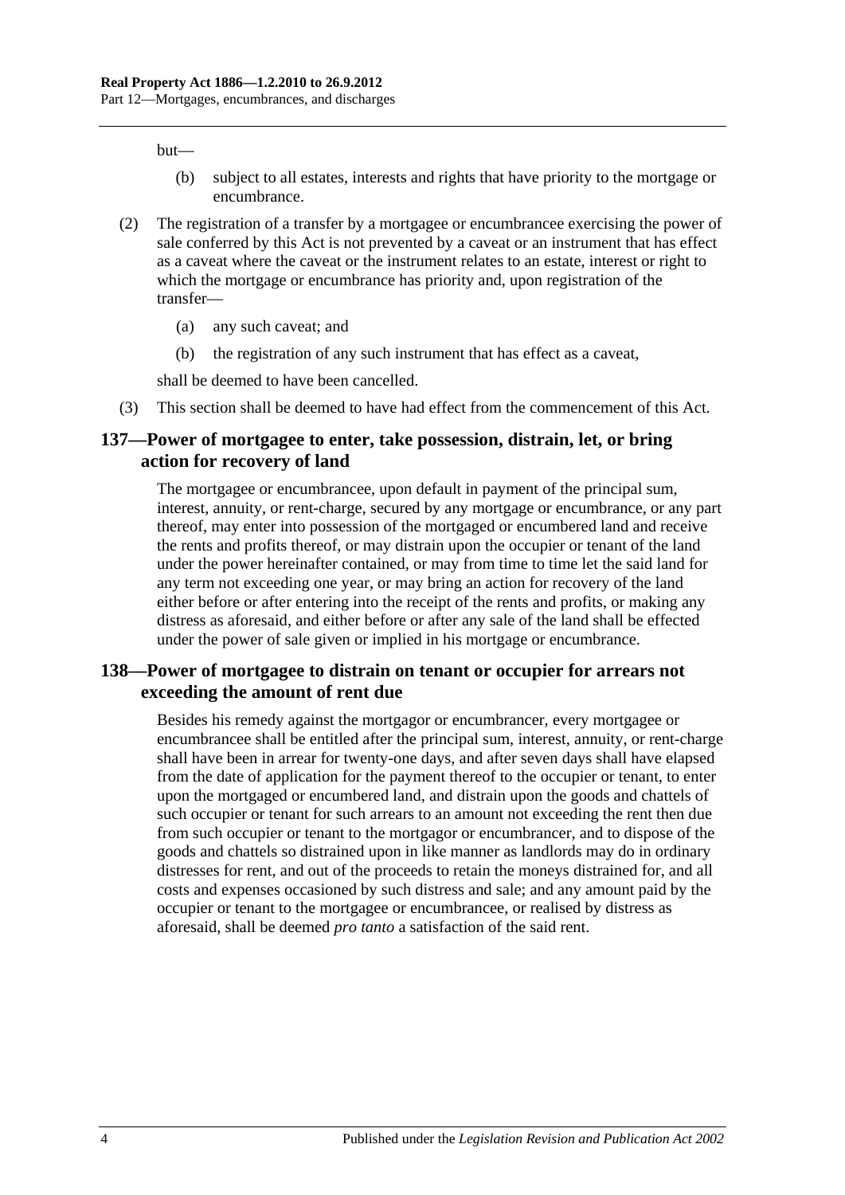but—

- (b) subject to all estates, interests and rights that have priority to the mortgage or encumbrance.

(2) The registration of a transfer by a mortgagee or encumbrancee exercising the power of sale conferred by this Act is not prevented by a caveat or an instrument that has effect as a caveat where the caveat or the instrument relates to an estate, interest or right to which the mortgage or encumbrance has priority and, upon registration of the transfer—

- (a) any such caveat; and
- (b) the registration of any such instrument that has effect as a caveat,

shall be deemed to have been cancelled.

(3) This section shall be deemed to have had effect from the commencement of this Act.

## 137—Power of mortgagee to enter, take possession, distrain, let, or bring action for recovery of land

The mortgagee or encumbrancee, upon default in payment of the principal sum, interest, annuity, or rent-charge, secured by any mortgage or encumbrance, or any part thereof, may enter into possession of the mortgaged or encumbered land and receive the rents and profits thereof, or may distrain upon the occupier or tenant of the land under the power hereinafter contained, or may from time to time let the said land for any term not exceeding one year, or may bring an action for recovery of the land either before or after entering into the receipt of the rents and profits, or making any distress as aforesaid, and either before or after any sale of the land shall be effected under the power of sale given or implied in his mortgage or encumbrance.

## 138—Power of mortgagee to distrain on tenant or occupier for arrears not exceeding the amount of rent due

Besides his remedy against the mortgagor or encumbrancer, every mortgagee or encumbrancee shall be entitled after the principal sum, interest, annuity, or rent-charge shall have been in arrear for twenty-one days, and after seven days shall have elapsed from the date of application for the payment thereof to the occupier or tenant, to enter upon the mortgaged or encumbered land, and distrain upon the goods and chattels of such occupier or tenant for such arrears to an amount not exceeding the rent then due from such occupier or tenant to the mortgagor or encumbrancer, and to dispose of the goods and chattels so distrained upon in like manner as landlords may do in ordinary distresses for rent, and out of the proceeds to retain the moneys distrained for, and all costs and expenses occasioned by such distress and sale; and any amount paid by the occupier or tenant to the mortgagee or encumbrancee, or realised by distress as aforesaid, shall be deemed *pro tanto* a satisfaction of the said rent.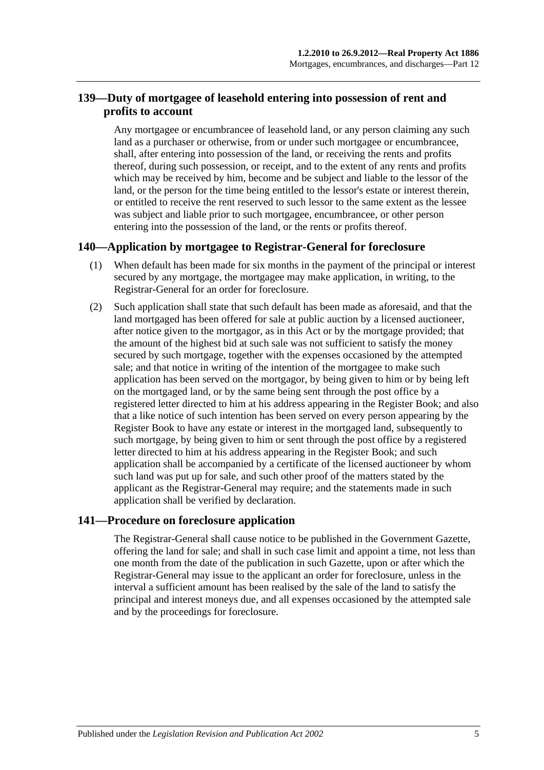## 139—Duty of mortgagee of leasehold entering into possession of rent and profits to account

Any mortgagee or encumbrancee of leasehold land, or any person claiming any such land as a purchaser or otherwise, from or under such mortgagee or encumbrancee, shall, after entering into possession of the land, or receiving the rents and profits thereof, during such possession, or receipt, and to the extent of any rents and profits which may be received by him, become and be subject and liable to the lessor of the land, or the person for the time being entitled to the lessor's estate or interest therein, or entitled to receive the rent reserved to such lessor to the same extent as the lessee was subject and liable prior to such mortgagee, encumbrancee, or other person entering into the possession of the land, or the rents or profits thereof.

## 140—Application by mortgagee to Registrar-General for foreclosure

(1) When default has been made for six months in the payment of the principal or interest secured by any mortgage, the mortgagee may make application, in writing, to the Registrar-General for an order for foreclosure.

(2) Such application shall state that such default has been made as aforesaid, and that the land mortgaged has been offered for sale at public auction by a licensed auctioneer, after notice given to the mortgagor, as in this Act or by the mortgage provided; that the amount of the highest bid at such sale was not sufficient to satisfy the money secured by such mortgage, together with the expenses occasioned by the attempted sale; and that notice in writing of the intention of the mortgagee to make such application has been served on the mortgagor, by being given to him or by being left on the mortgaged land, or by the same being sent through the post office by a registered letter directed to him at his address appearing in the Register Book; and also that a like notice of such intention has been served on every person appearing by the Register Book to have any estate or interest in the mortgaged land, subsequently to such mortgage, by being given to him or sent through the post office by a registered letter directed to him at his address appearing in the Register Book; and such application shall be accompanied by a certificate of the licensed auctioneer by whom such land was put up for sale, and such other proof of the matters stated by the applicant as the Registrar-General may require; and the statements made in such application shall be verified by declaration.

## 141—Procedure on foreclosure application

The Registrar-General shall cause notice to be published in the Government Gazette, offering the land for sale; and shall in such case limit and appoint a time, not less than one month from the date of the publication in such Gazette, upon or after which the Registrar-General may issue to the applicant an order for foreclosure, unless in the interval a sufficient amount has been realised by the sale of the land to satisfy the principal and interest moneys due, and all expenses occasioned by the attempted sale and by the proceedings for foreclosure.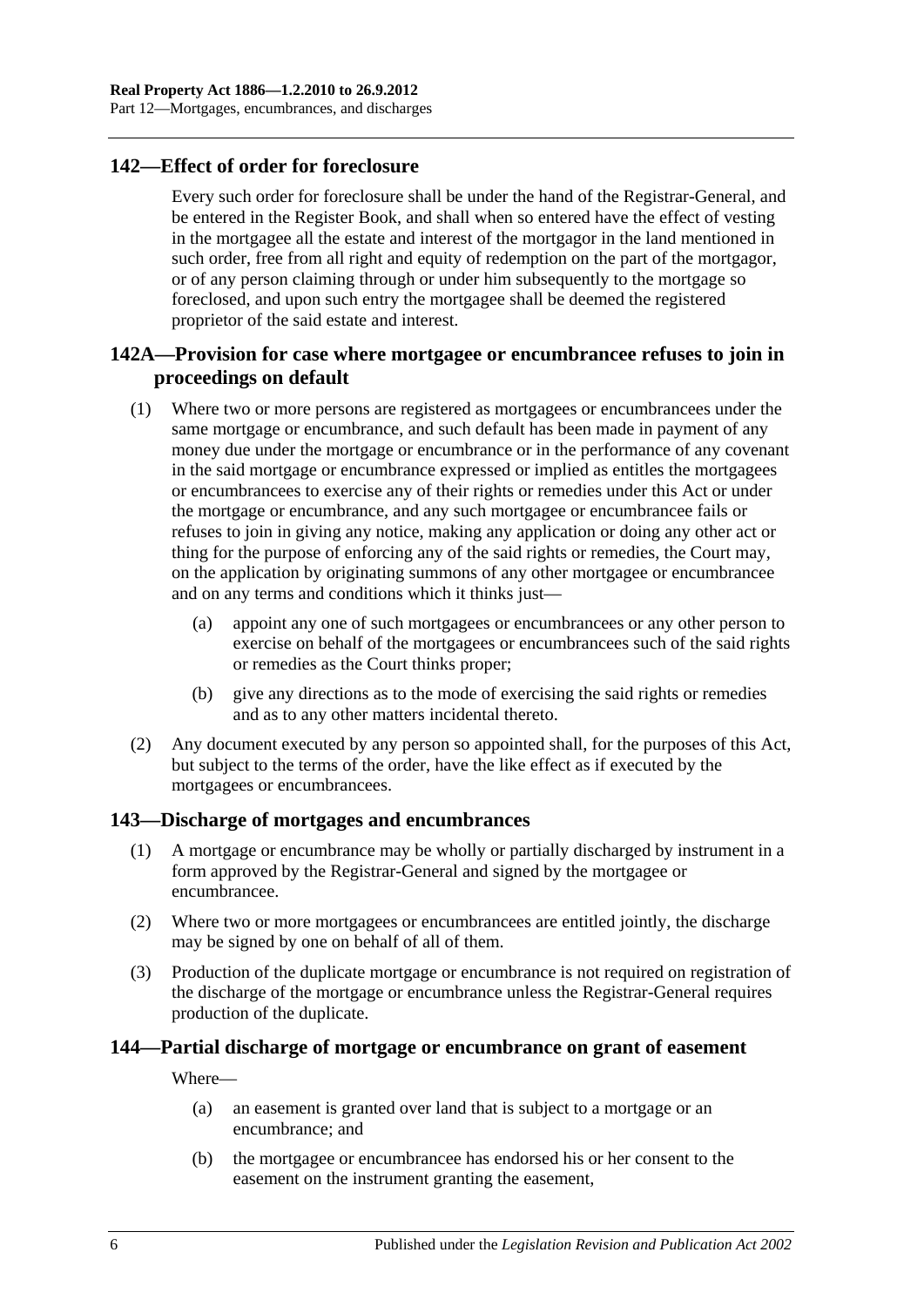## 142—Effect of order for foreclosure

Every such order for foreclosure shall be under the hand of the Registrar-General, and be entered in the Register Book, and shall when so entered have the effect of vesting in the mortgagee all the estate and interest of the mortgagor in the land mentioned in such order, free from all right and equity of redemption on the part of the mortgagor, or of any person claiming through or under him subsequently to the mortgage so foreclosed, and upon such entry the mortgagee shall be deemed the registered proprietor of the said estate and interest.

## 142A—Provision for case where mortgagee or encumbrancee refuses to join in proceedings on default

(1) Where two or more persons are registered as mortgagees or encumbrancees under the same mortgage or encumbrance, and such default has been made in payment of any money due under the mortgage or encumbrance or in the performance of any covenant in the said mortgage or encumbrance expressed or implied as entitles the mortgagees or encumbrancees to exercise any of their rights or remedies under this Act or under the mortgage or encumbrance, and any such mortgagee or encumbrancee fails or refuses to join in giving any notice, making any application or doing any other act or thing for the purpose of enforcing any of the said rights or remedies, the Court may, on the application by originating summons of any other mortgagee or encumbrancee and on any terms and conditions which it thinks just—

(a) appoint any one of such mortgagees or encumbrancees or any other person to exercise on behalf of the mortgagees or encumbrancees such of the said rights or remedies as the Court thinks proper;

(b) give any directions as to the mode of exercising the said rights or remedies and as to any other matters incidental thereto.

(2) Any document executed by any person so appointed shall, for the purposes of this Act, but subject to the terms of the order, have the like effect as if executed by the mortgagees or encumbrancees.

## 143—Discharge of mortgages and encumbrances

(1) A mortgage or encumbrance may be wholly or partially discharged by instrument in a form approved by the Registrar-General and signed by the mortgagee or encumbrancee.

(2) Where two or more mortgagees or encumbrancees are entitled jointly, the discharge may be signed by one on behalf of all of them.

(3) Production of the duplicate mortgage or encumbrance is not required on registration of the discharge of the mortgage or encumbrance unless the Registrar-General requires production of the duplicate.

## 144—Partial discharge of mortgage or encumbrance on grant of easement

Where—

(a) an easement is granted over land that is subject to a mortgage or an encumbrance; and

(b) the mortgagee or encumbrancee has endorsed his or her consent to the easement on the instrument granting the easement,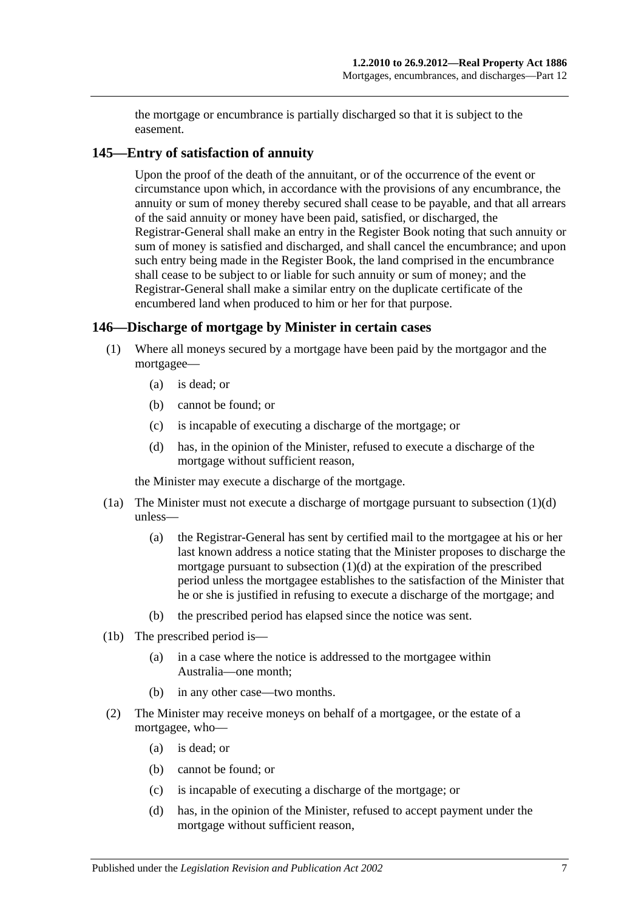the mortgage or encumbrance is partially discharged so that it is subject to the easement.

## 145—Entry of satisfaction of annuity

Upon the proof of the death of the annuitant, or of the occurrence of the event or circumstance upon which, in accordance with the provisions of any encumbrance, the annuity or sum of money thereby secured shall cease to be payable, and that all arrears of the said annuity or money have been paid, satisfied, or discharged, the Registrar-General shall make an entry in the Register Book noting that such annuity or sum of money is satisfied and discharged, and shall cancel the encumbrance; and upon such entry being made in the Register Book, the land comprised in the encumbrance shall cease to be subject to or liable for such annuity or sum of money; and the Registrar-General shall make a similar entry on the duplicate certificate of the encumbered land when produced to him or her for that purpose.

## 146—Discharge of mortgage by Minister in certain cases

(1) Where all moneys secured by a mortgage have been paid by the mortgagor and the mortgagee—

- (a) is dead; or
- (b) cannot be found; or
- (c) is incapable of executing a discharge of the mortgage; or
- (d) has, in the opinion of the Minister, refused to execute a discharge of the mortgage without sufficient reason,

the Minister may execute a discharge of the mortgage.

(1a) The Minister must not execute a discharge of mortgage pursuant to subsection (1)(d) unless—

- (a) the Registrar-General has sent by certified mail to the mortgagee at his or her last known address a notice stating that the Minister proposes to discharge the mortgage pursuant to subsection (1)(d) at the expiration of the prescribed period unless the mortgagee establishes to the satisfaction of the Minister that he or she is justified in refusing to execute a discharge of the mortgage; and
- (b) the prescribed period has elapsed since the notice was sent.

(1b) The prescribed period is—

- (a) in a case where the notice is addressed to the mortgagee within Australia—one month;
- (b) in any other case—two months.

(2) The Minister may receive moneys on behalf of a mortgagee, or the estate of a mortgagee, who—

- (a) is dead; or
- (b) cannot be found; or
- (c) is incapable of executing a discharge of the mortgage; or
- (d) has, in the opinion of the Minister, refused to accept payment under the mortgage without sufficient reason,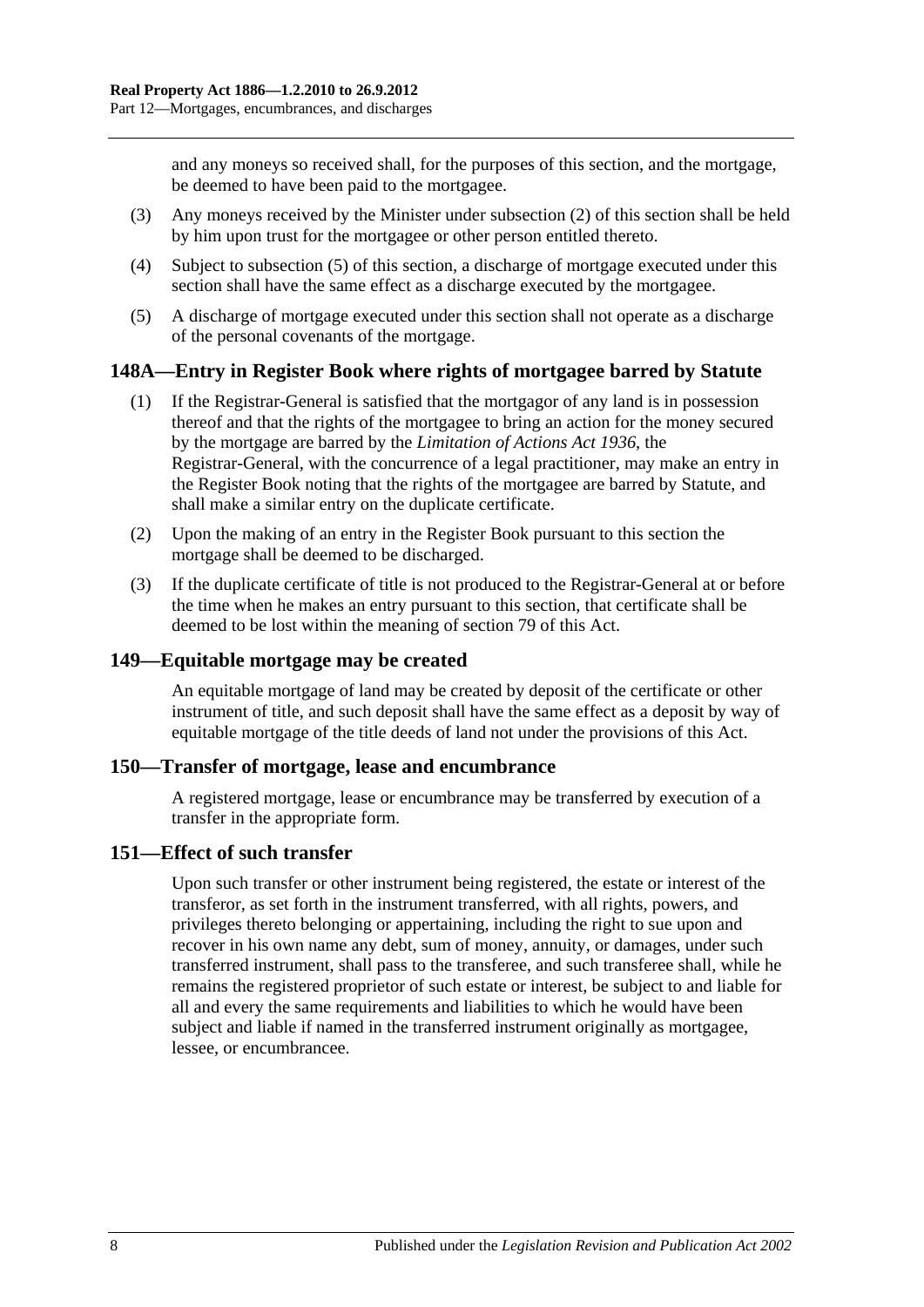and any moneys so received shall, for the purposes of this section, and the mortgage, be deemed to have been paid to the mortgagee.

(3) Any moneys received by the Minister under subsection (2) of this section shall be held by him upon trust for the mortgagee or other person entitled thereto.

(4) Subject to subsection (5) of this section, a discharge of mortgage executed under this section shall have the same effect as a discharge executed by the mortgagee.

(5) A discharge of mortgage executed under this section shall not operate as a discharge of the personal covenants of the mortgage.

## 148A—Entry in Register Book where rights of mortgagee barred by Statute

(1) If the Registrar-General is satisfied that the mortgagor of any land is in possession thereof and that the rights of the mortgagee to bring an action for the money secured by the mortgage are barred by the *Limitation of Actions Act 1936*, the Registrar-General, with the concurrence of a legal practitioner, may make an entry in the Register Book noting that the rights of the mortgagee are barred by Statute, and shall make a similar entry on the duplicate certificate.

(2) Upon the making of an entry in the Register Book pursuant to this section the mortgage shall be deemed to be discharged.

(3) If the duplicate certificate of title is not produced to the Registrar-General at or before the time when he makes an entry pursuant to this section, that certificate shall be deemed to be lost within the meaning of section 79 of this Act.

## 149—Equitable mortgage may be created

An equitable mortgage of land may be created by deposit of the certificate or other instrument of title, and such deposit shall have the same effect as a deposit by way of equitable mortgage of the title deeds of land not under the provisions of this Act.

## 150—Transfer of mortgage, lease and encumbrance

A registered mortgage, lease or encumbrance may be transferred by execution of a transfer in the appropriate form.

## 151—Effect of such transfer

Upon such transfer or other instrument being registered, the estate or interest of the transferor, as set forth in the instrument transferred, with all rights, powers, and privileges thereto belonging or appertaining, including the right to sue upon and recover in his own name any debt, sum of money, annuity, or damages, under such transferred instrument, shall pass to the transferee, and such transferee shall, while he remains the registered proprietor of such estate or interest, be subject to and liable for all and every the same requirements and liabilities to which he would have been subject and liable if named in the transferred instrument originally as mortgagee, lessee, or encumbrancee.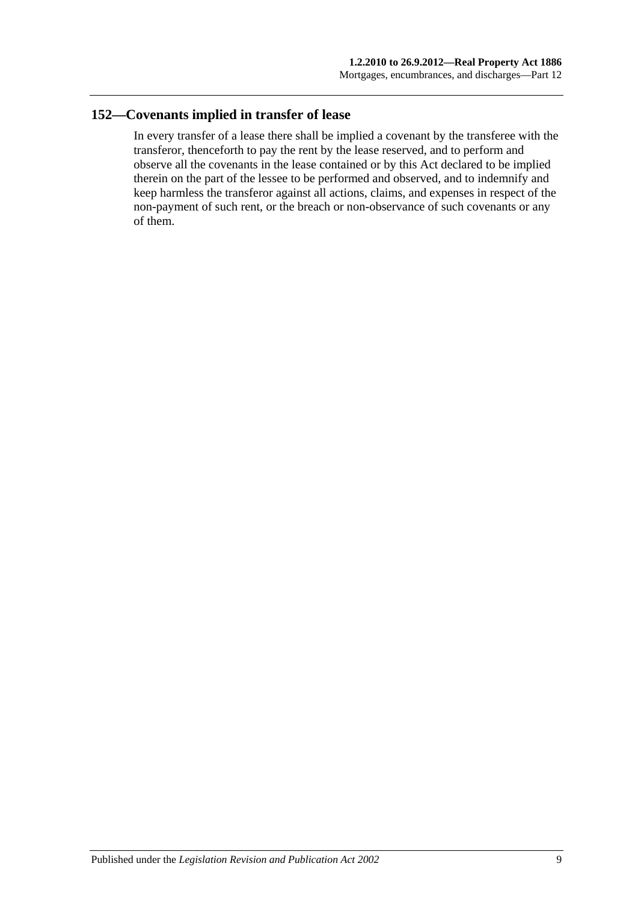## 152—Covenants implied in transfer of lease

In every transfer of a lease there shall be implied a covenant by the transferee with the transferor, thenceforth to pay the rent by the lease reserved, and to perform and observe all the covenants in the lease contained or by this Act declared to be implied therein on the part of the lessee to be performed and observed, and to indemnify and keep harmless the transferor against all actions, claims, and expenses in respect of the non-payment of such rent, or the breach or non-observance of such covenants or any of them.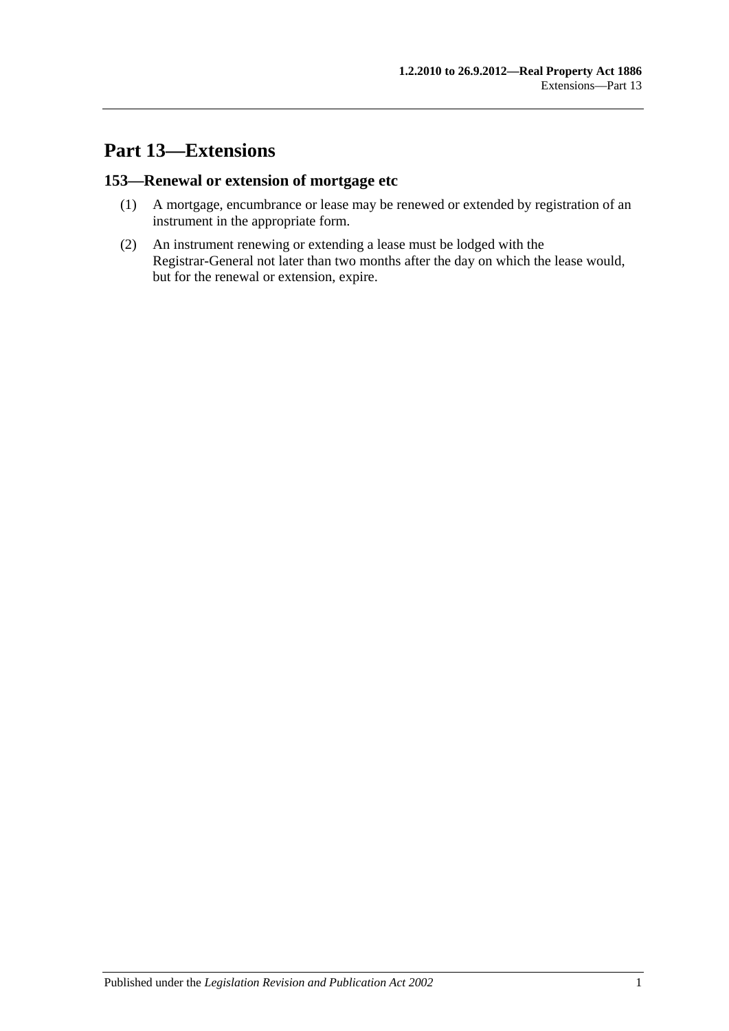# Part 13—Extensions

## 153—Renewal or extension of mortgage etc

(1) A mortgage, encumbrance or lease may be renewed or extended by registration of an instrument in the appropriate form.

(2) An instrument renewing or extending a lease must be lodged with the Registrar-General not later than two months after the day on which the lease would, but for the renewal or extension, expire.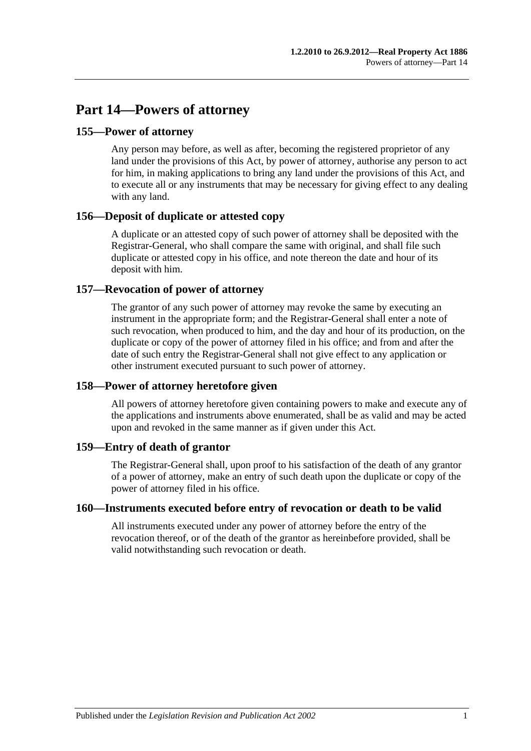# Part 14—Powers of attorney

## 155—Power of attorney

Any person may before, as well as after, becoming the registered proprietor of any land under the provisions of this Act, by power of attorney, authorise any person to act for him, in making applications to bring any land under the provisions of this Act, and to execute all or any instruments that may be necessary for giving effect to any dealing with any land.

## 156—Deposit of duplicate or attested copy

A duplicate or an attested copy of such power of attorney shall be deposited with the Registrar-General, who shall compare the same with original, and shall file such duplicate or attested copy in his office, and note thereon the date and hour of its deposit with him.

## 157—Revocation of power of attorney

The grantor of any such power of attorney may revoke the same by executing an instrument in the appropriate form; and the Registrar-General shall enter a note of such revocation, when produced to him, and the day and hour of its production, on the duplicate or copy of the power of attorney filed in his office; and from and after the date of such entry the Registrar-General shall not give effect to any application or other instrument executed pursuant to such power of attorney.

## 158—Power of attorney heretofore given

All powers of attorney heretofore given containing powers to make and execute any of the applications and instruments above enumerated, shall be as valid and may be acted upon and revoked in the same manner as if given under this Act.

## 159—Entry of death of grantor

The Registrar-General shall, upon proof to his satisfaction of the death of any grantor of a power of attorney, make an entry of such death upon the duplicate or copy of the power of attorney filed in his office.

## 160—Instruments executed before entry of revocation or death to be valid

All instruments executed under any power of attorney before the entry of the revocation thereof, or of the death of the grantor as hereinbefore provided, shall be valid notwithstanding such revocation or death.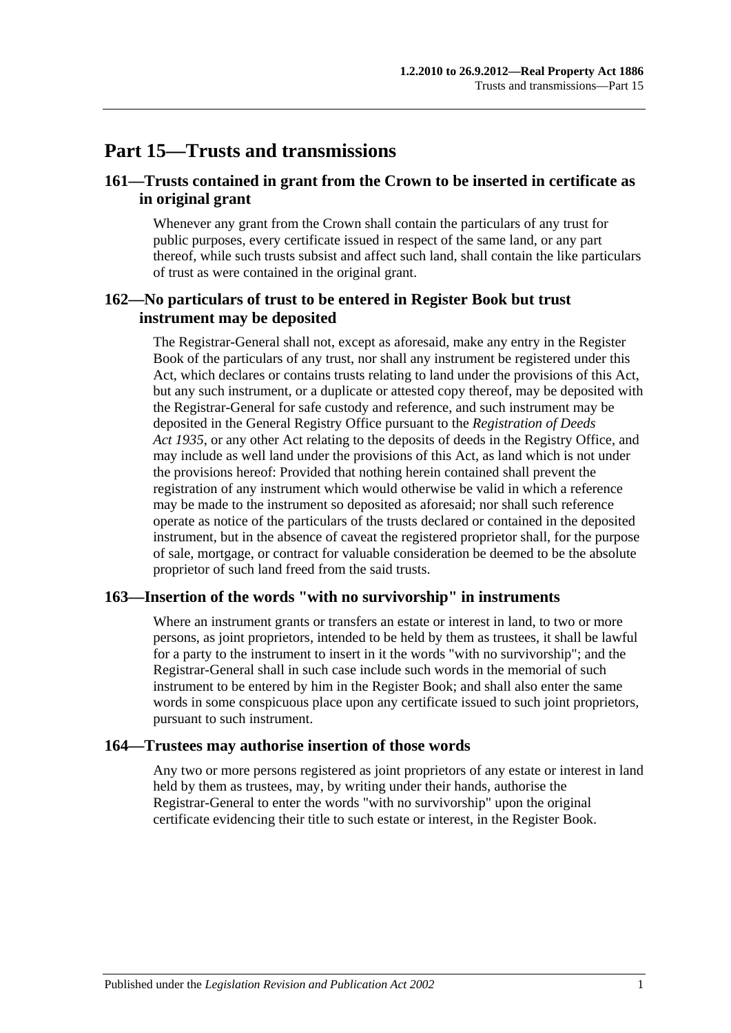# Part 15—Trusts and transmissions

## 161—Trusts contained in grant from the Crown to be inserted in certificate as in original grant

Whenever any grant from the Crown shall contain the particulars of any trust for public purposes, every certificate issued in respect of the same land, or any part thereof, while such trusts subsist and affect such land, shall contain the like particulars of trust as were contained in the original grant.

## 162—No particulars of trust to be entered in Register Book but trust instrument may be deposited

The Registrar-General shall not, except as aforesaid, make any entry in the Register Book of the particulars of any trust, nor shall any instrument be registered under this Act, which declares or contains trusts relating to land under the provisions of this Act, but any such instrument, or a duplicate or attested copy thereof, may be deposited with the Registrar-General for safe custody and reference, and such instrument may be deposited in the General Registry Office pursuant to the *Registration of Deeds Act 1935*, or any other Act relating to the deposits of deeds in the Registry Office, and may include as well land under the provisions of this Act, as land which is not under the provisions hereof: Provided that nothing herein contained shall prevent the registration of any instrument which would otherwise be valid in which a reference may be made to the instrument so deposited as aforesaid; nor shall such reference operate as notice of the particulars of the trusts declared or contained in the deposited instrument, but in the absence of caveat the registered proprietor shall, for the purpose of sale, mortgage, or contract for valuable consideration be deemed to be the absolute proprietor of such land freed from the said trusts.

## 163—Insertion of the words "with no survivorship" in instruments

Where an instrument grants or transfers an estate or interest in land, to two or more persons, as joint proprietors, intended to be held by them as trustees, it shall be lawful for a party to the instrument to insert in it the words "with no survivorship"; and the Registrar-General shall in such case include such words in the memorial of such instrument to be entered by him in the Register Book; and shall also enter the same words in some conspicuous place upon any certificate issued to such joint proprietors, pursuant to such instrument.

## 164—Trustees may authorise insertion of those words

Any two or more persons registered as joint proprietors of any estate or interest in land held by them as trustees, may, by writing under their hands, authorise the Registrar-General to enter the words "with no survivorship" upon the original certificate evidencing their title to such estate or interest, in the Register Book.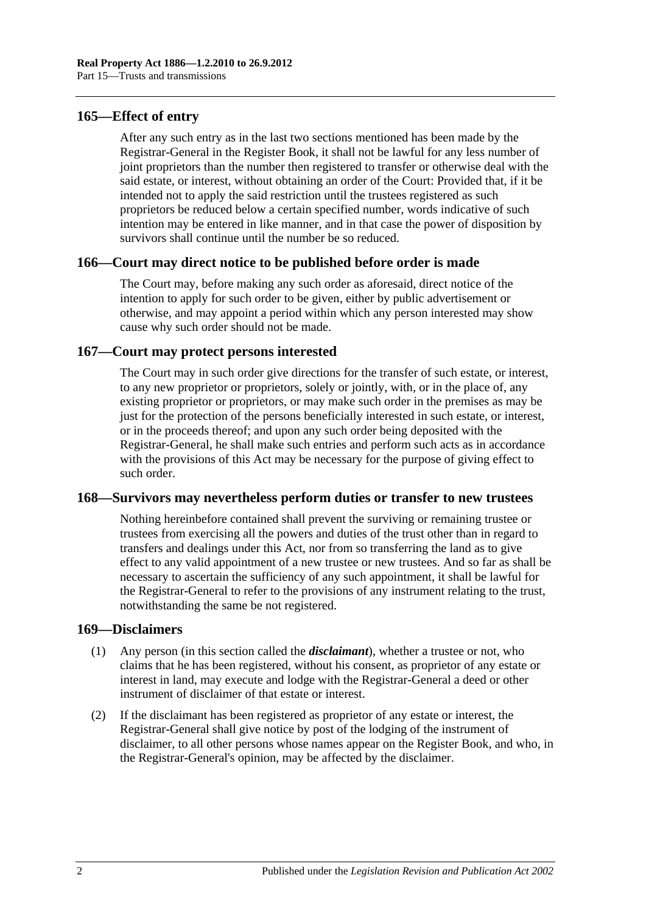## 165—Effect of entry

After any such entry as in the last two sections mentioned has been made by the Registrar-General in the Register Book, it shall not be lawful for any less number of joint proprietors than the number then registered to transfer or otherwise deal with the said estate, or interest, without obtaining an order of the Court: Provided that, if it be intended not to apply the said restriction until the trustees registered as such proprietors be reduced below a certain specified number, words indicative of such intention may be entered in like manner, and in that case the power of disposition by survivors shall continue until the number be so reduced.

## 166—Court may direct notice to be published before order is made

The Court may, before making any such order as aforesaid, direct notice of the intention to apply for such order to be given, either by public advertisement or otherwise, and may appoint a period within which any person interested may show cause why such order should not be made.

## 167—Court may protect persons interested

The Court may in such order give directions for the transfer of such estate, or interest, to any new proprietor or proprietors, solely or jointly, with, or in the place of, any existing proprietor or proprietors, or may make such order in the premises as may be just for the protection of the persons beneficially interested in such estate, or interest, or in the proceeds thereof; and upon any such order being deposited with the Registrar-General, he shall make such entries and perform such acts as in accordance with the provisions of this Act may be necessary for the purpose of giving effect to such order.

## 168—Survivors may nevertheless perform duties or transfer to new trustees

Nothing hereinbefore contained shall prevent the surviving or remaining trustee or trustees from exercising all the powers and duties of the trust other than in regard to transfers and dealings under this Act, nor from so transferring the land as to give effect to any valid appointment of a new trustee or new trustees. And so far as shall be necessary to ascertain the sufficiency of any such appointment, it shall be lawful for the Registrar-General to refer to the provisions of any instrument relating to the trust, notwithstanding the same be not registered.

## 169—Disclaimers

(1) Any person (in this section called the ***disclaimant***), whether a trustee or not, who claims that he has been registered, without his consent, as proprietor of any estate or interest in land, may execute and lodge with the Registrar-General a deed or other instrument of disclaimer of that estate or interest.

(2) If the disclaimant has been registered as proprietor of any estate or interest, the Registrar-General shall give notice by post of the lodging of the instrument of disclaimer, to all other persons whose names appear on the Register Book, and who, in the Registrar-General's opinion, may be affected by the disclaimer.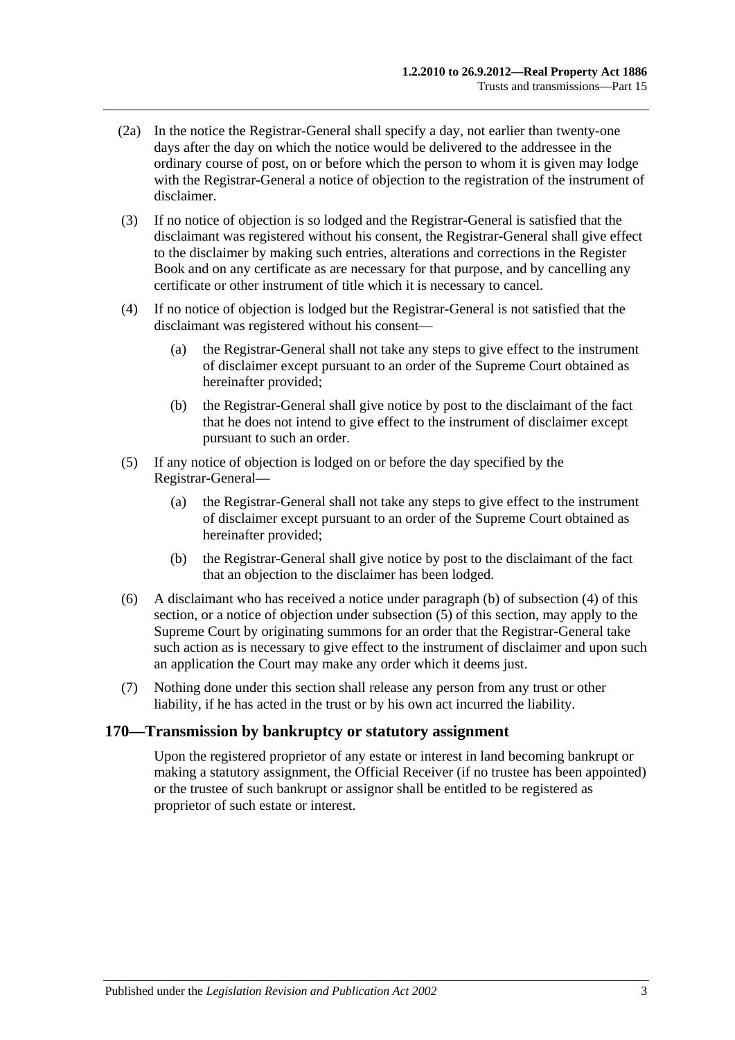(2a) In the notice the Registrar-General shall specify a day, not earlier than twenty-one days after the day on which the notice would be delivered to the addressee in the ordinary course of post, on or before which the person to whom it is given may lodge with the Registrar-General a notice of objection to the registration of the instrument of disclaimer.

(3) If no notice of objection is so lodged and the Registrar-General is satisfied that the disclaimant was registered without his consent, the Registrar-General shall give effect to the disclaimer by making such entries, alterations and corrections in the Register Book and on any certificate as are necessary for that purpose, and by cancelling any certificate or other instrument of title which it is necessary to cancel.

(4) If no notice of objection is lodged but the Registrar-General is not satisfied that the disclaimant was registered without his consent—

(a) the Registrar-General shall not take any steps to give effect to the instrument of disclaimer except pursuant to an order of the Supreme Court obtained as hereinafter provided;

(b) the Registrar-General shall give notice by post to the disclaimant of the fact that he does not intend to give effect to the instrument of disclaimer except pursuant to such an order.

(5) If any notice of objection is lodged on or before the day specified by the Registrar-General—

(a) the Registrar-General shall not take any steps to give effect to the instrument of disclaimer except pursuant to an order of the Supreme Court obtained as hereinafter provided;

(b) the Registrar-General shall give notice by post to the disclaimant of the fact that an objection to the disclaimer has been lodged.

(6) A disclaimant who has received a notice under paragraph (b) of subsection (4) of this section, or a notice of objection under subsection (5) of this section, may apply to the Supreme Court by originating summons for an order that the Registrar-General take such action as is necessary to give effect to the instrument of disclaimer and upon such an application the Court may make any order which it deems just.

(7) Nothing done under this section shall release any person from any trust or other liability, if he has acted in the trust or by his own act incurred the liability.

## 170—Transmission by bankruptcy or statutory assignment

Upon the registered proprietor of any estate or interest in land becoming bankrupt or making a statutory assignment, the Official Receiver (if no trustee has been appointed) or the trustee of such bankrupt or assignor shall be entitled to be registered as proprietor of such estate or interest.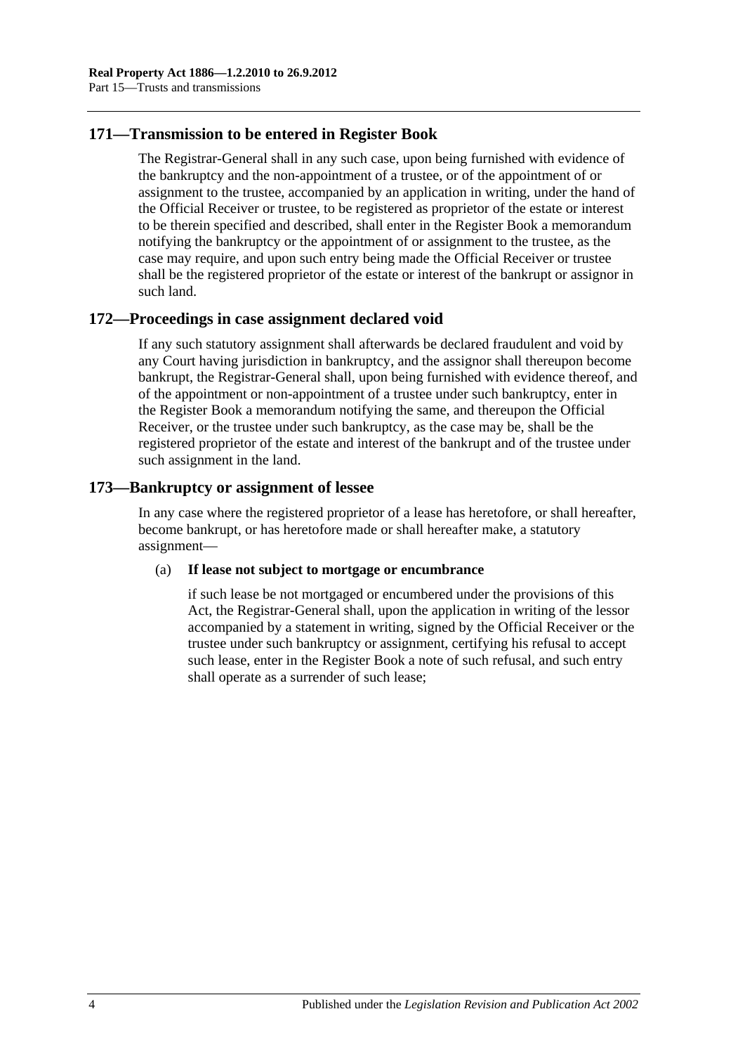## 171—Transmission to be entered in Register Book

The Registrar-General shall in any such case, upon being furnished with evidence of the bankruptcy and the non-appointment of a trustee, or of the appointment of or assignment to the trustee, accompanied by an application in writing, under the hand of the Official Receiver or trustee, to be registered as proprietor of the estate or interest to be therein specified and described, shall enter in the Register Book a memorandum notifying the bankruptcy or the appointment of or assignment to the trustee, as the case may require, and upon such entry being made the Official Receiver or trustee shall be the registered proprietor of the estate or interest of the bankrupt or assignor in such land.

## 172—Proceedings in case assignment declared void

If any such statutory assignment shall afterwards be declared fraudulent and void by any Court having jurisdiction in bankruptcy, and the assignor shall thereupon become bankrupt, the Registrar-General shall, upon being furnished with evidence thereof, and of the appointment or non-appointment of a trustee under such bankruptcy, enter in the Register Book a memorandum notifying the same, and thereupon the Official Receiver, or the trustee under such bankruptcy, as the case may be, shall be the registered proprietor of the estate and interest of the bankrupt and of the trustee under such assignment in the land.

## 173—Bankruptcy or assignment of lessee

In any case where the registered proprietor of a lease has heretofore, or shall hereafter, become bankrupt, or has heretofore made or shall hereafter make, a statutory assignment—

(a) **If lease not subject to mortgage or encumbrance**

if such lease be not mortgaged or encumbered under the provisions of this Act, the Registrar-General shall, upon the application in writing of the lessor accompanied by a statement in writing, signed by the Official Receiver or the trustee under such bankruptcy or assignment, certifying his refusal to accept such lease, enter in the Register Book a note of such refusal, and such entry shall operate as a surrender of such lease;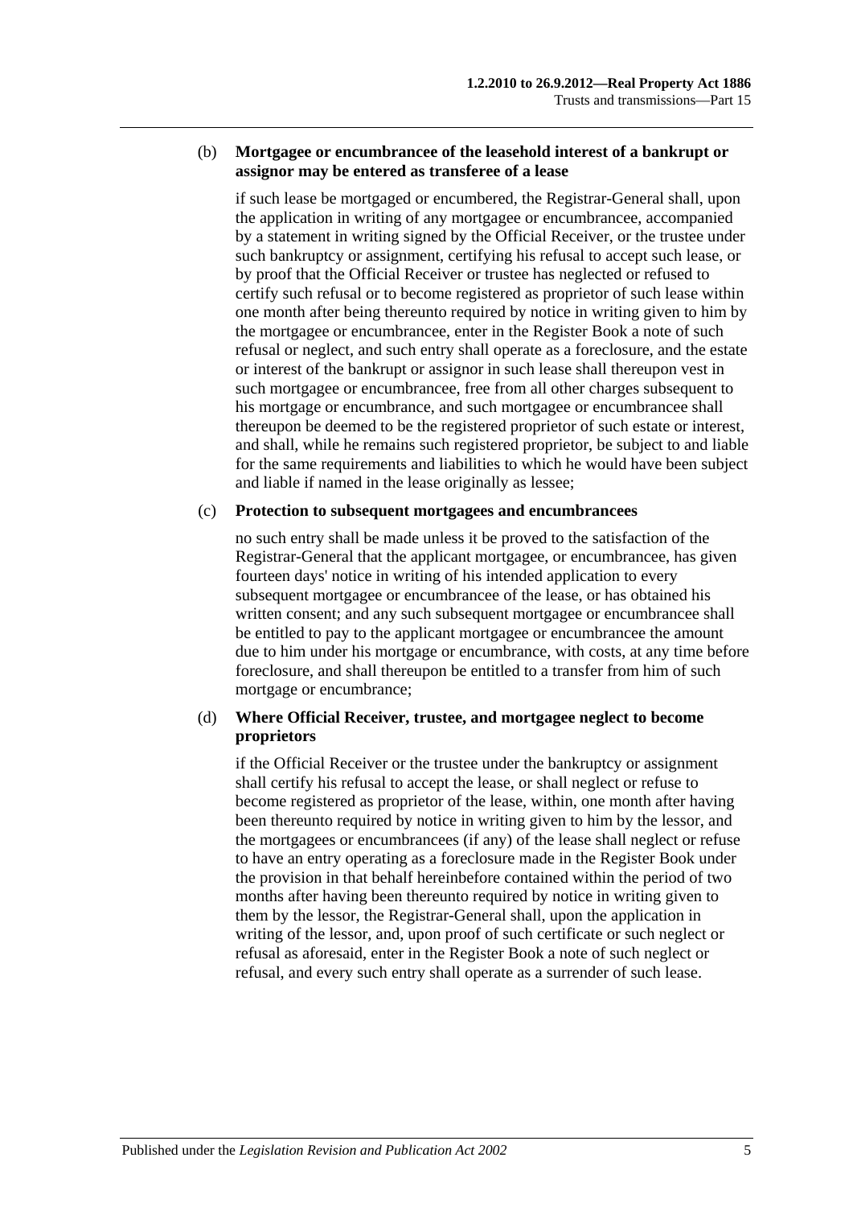(b) **Mortgagee or encumbrancee of the leasehold interest of a bankrupt or assignor may be entered as transferee of a lease**

if such lease be mortgaged or encumbered, the Registrar-General shall, upon the application in writing of any mortgagee or encumbrancee, accompanied by a statement in writing signed by the Official Receiver, or the trustee under such bankruptcy or assignment, certifying his refusal to accept such lease, or by proof that the Official Receiver or trustee has neglected or refused to certify such refusal or to become registered as proprietor of such lease within one month after being thereunto required by notice in writing given to him by the mortgagee or encumbrancee, enter in the Register Book a note of such refusal or neglect, and such entry shall operate as a foreclosure, and the estate or interest of the bankrupt or assignor in such lease shall thereupon vest in such mortgagee or encumbrancee, free from all other charges subsequent to his mortgage or encumbrance, and such mortgagee or encumbrancee shall thereupon be deemed to be the registered proprietor of such estate or interest, and shall, while he remains such registered proprietor, be subject to and liable for the same requirements and liabilities to which he would have been subject and liable if named in the lease originally as lessee;

(c) **Protection to subsequent mortgagees and encumbrancees**

no such entry shall be made unless it be proved to the satisfaction of the Registrar-General that the applicant mortgagee, or encumbrancee, has given fourteen days' notice in writing of his intended application to every subsequent mortgagee or encumbrancee of the lease, or has obtained his written consent; and any such subsequent mortgagee or encumbrancee shall be entitled to pay to the applicant mortgagee or encumbrancee the amount due to him under his mortgage or encumbrance, with costs, at any time before foreclosure, and shall thereupon be entitled to a transfer from him of such mortgage or encumbrance;

(d) **Where Official Receiver, trustee, and mortgagee neglect to become proprietors**

if the Official Receiver or the trustee under the bankruptcy or assignment shall certify his refusal to accept the lease, or shall neglect or refuse to become registered as proprietor of the lease, within, one month after having been thereunto required by notice in writing given to him by the lessor, and the mortgagees or encumbrancees (if any) of the lease shall neglect or refuse to have an entry operating as a foreclosure made in the Register Book under the provision in that behalf hereinbefore contained within the period of two months after having been thereunto required by notice in writing given to them by the lessor, the Registrar-General shall, upon the application in writing of the lessor, and, upon proof of such certificate or such neglect or refusal as aforesaid, enter in the Register Book a note of such neglect or refusal, and every such entry shall operate as a surrender of such lease.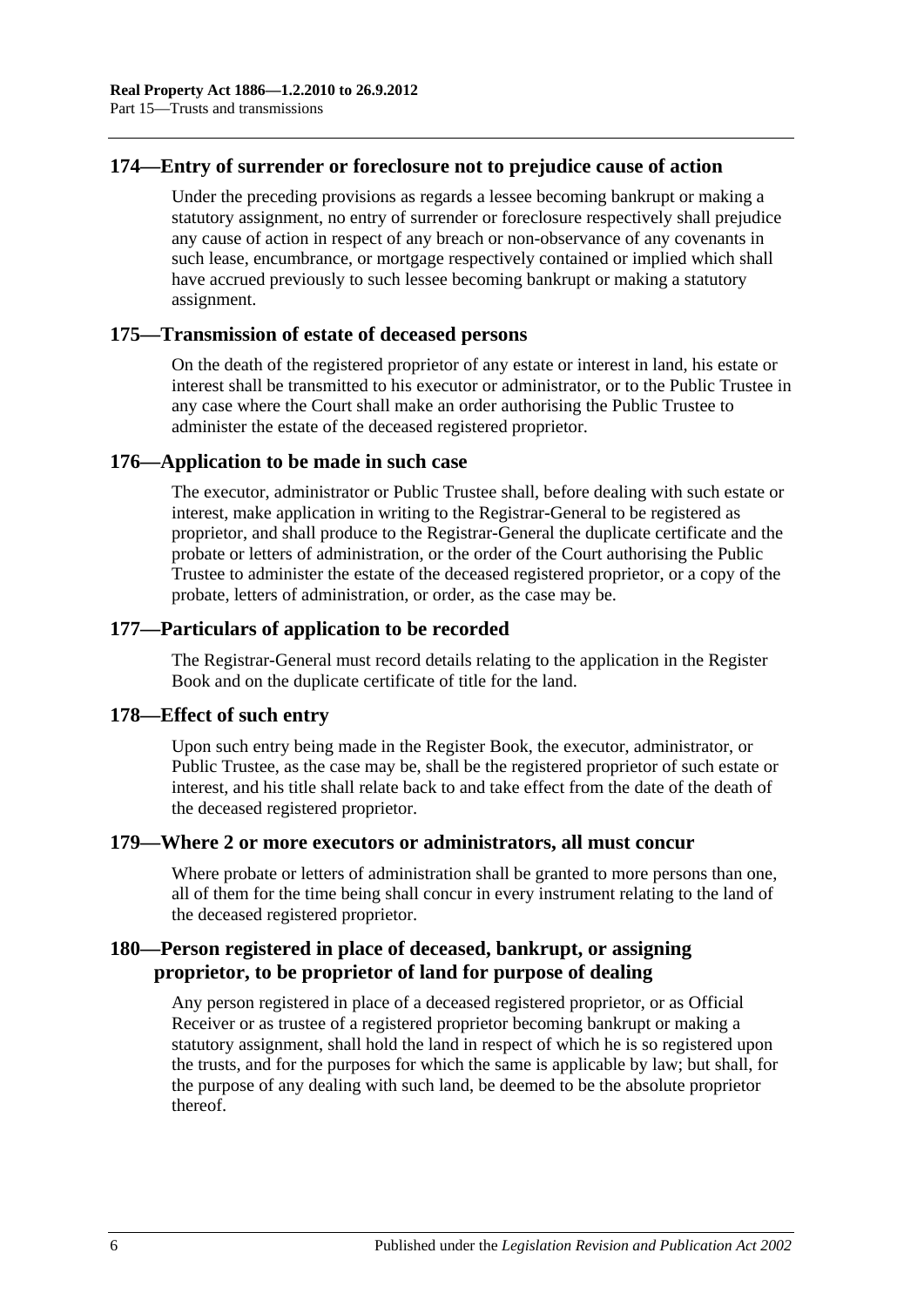## 174—Entry of surrender or foreclosure not to prejudice cause of action

Under the preceding provisions as regards a lessee becoming bankrupt or making a statutory assignment, no entry of surrender or foreclosure respectively shall prejudice any cause of action in respect of any breach or non-observance of any covenants in such lease, encumbrance, or mortgage respectively contained or implied which shall have accrued previously to such lessee becoming bankrupt or making a statutory assignment.

## 175—Transmission of estate of deceased persons

On the death of the registered proprietor of any estate or interest in land, his estate or interest shall be transmitted to his executor or administrator, or to the Public Trustee in any case where the Court shall make an order authorising the Public Trustee to administer the estate of the deceased registered proprietor.

## 176—Application to be made in such case

The executor, administrator or Public Trustee shall, before dealing with such estate or interest, make application in writing to the Registrar-General to be registered as proprietor, and shall produce to the Registrar-General the duplicate certificate and the probate or letters of administration, or the order of the Court authorising the Public Trustee to administer the estate of the deceased registered proprietor, or a copy of the probate, letters of administration, or order, as the case may be.

## 177—Particulars of application to be recorded

The Registrar-General must record details relating to the application in the Register Book and on the duplicate certificate of title for the land.

## 178—Effect of such entry

Upon such entry being made in the Register Book, the executor, administrator, or Public Trustee, as the case may be, shall be the registered proprietor of such estate or interest, and his title shall relate back to and take effect from the date of the death of the deceased registered proprietor.

## 179—Where 2 or more executors or administrators, all must concur

Where probate or letters of administration shall be granted to more persons than one, all of them for the time being shall concur in every instrument relating to the land of the deceased registered proprietor.

## 180—Person registered in place of deceased, bankrupt, or assigning proprietor, to be proprietor of land for purpose of dealing

Any person registered in place of a deceased registered proprietor, or as Official Receiver or as trustee of a registered proprietor becoming bankrupt or making a statutory assignment, shall hold the land in respect of which he is so registered upon the trusts, and for the purposes for which the same is applicable by law; but shall, for the purpose of any dealing with such land, be deemed to be the absolute proprietor thereof.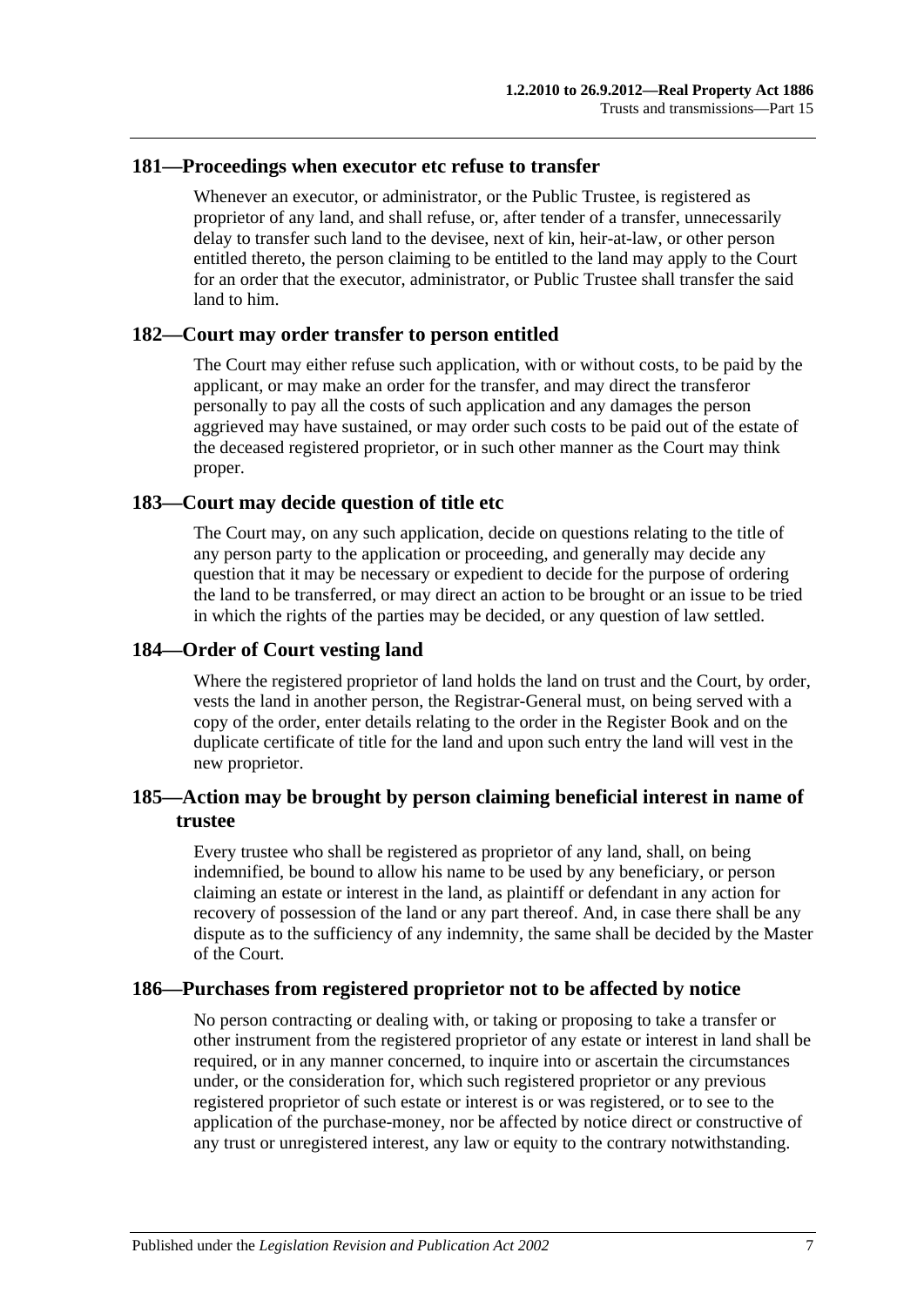## 181—Proceedings when executor etc refuse to transfer

Whenever an executor, or administrator, or the Public Trustee, is registered as proprietor of any land, and shall refuse, or, after tender of a transfer, unnecessarily delay to transfer such land to the devisee, next of kin, heir-at-law, or other person entitled thereto, the person claiming to be entitled to the land may apply to the Court for an order that the executor, administrator, or Public Trustee shall transfer the said land to him.

## 182—Court may order transfer to person entitled

The Court may either refuse such application, with or without costs, to be paid by the applicant, or may make an order for the transfer, and may direct the transferor personally to pay all the costs of such application and any damages the person aggrieved may have sustained, or may order such costs to be paid out of the estate of the deceased registered proprietor, or in such other manner as the Court may think proper.

## 183—Court may decide question of title etc

The Court may, on any such application, decide on questions relating to the title of any person party to the application or proceeding, and generally may decide any question that it may be necessary or expedient to decide for the purpose of ordering the land to be transferred, or may direct an action to be brought or an issue to be tried in which the rights of the parties may be decided, or any question of law settled.

## 184—Order of Court vesting land

Where the registered proprietor of land holds the land on trust and the Court, by order, vests the land in another person, the Registrar-General must, on being served with a copy of the order, enter details relating to the order in the Register Book and on the duplicate certificate of title for the land and upon such entry the land will vest in the new proprietor.

## 185—Action may be brought by person claiming beneficial interest in name of trustee

Every trustee who shall be registered as proprietor of any land, shall, on being indemnified, be bound to allow his name to be used by any beneficiary, or person claiming an estate or interest in the land, as plaintiff or defendant in any action for recovery of possession of the land or any part thereof. And, in case there shall be any dispute as to the sufficiency of any indemnity, the same shall be decided by the Master of the Court.

## 186—Purchases from registered proprietor not to be affected by notice

No person contracting or dealing with, or taking or proposing to take a transfer or other instrument from the registered proprietor of any estate or interest in land shall be required, or in any manner concerned, to inquire into or ascertain the circumstances under, or the consideration for, which such registered proprietor or any previous registered proprietor of such estate or interest is or was registered, or to see to the application of the purchase-money, nor be affected by notice direct or constructive of any trust or unregistered interest, any law or equity to the contrary notwithstanding.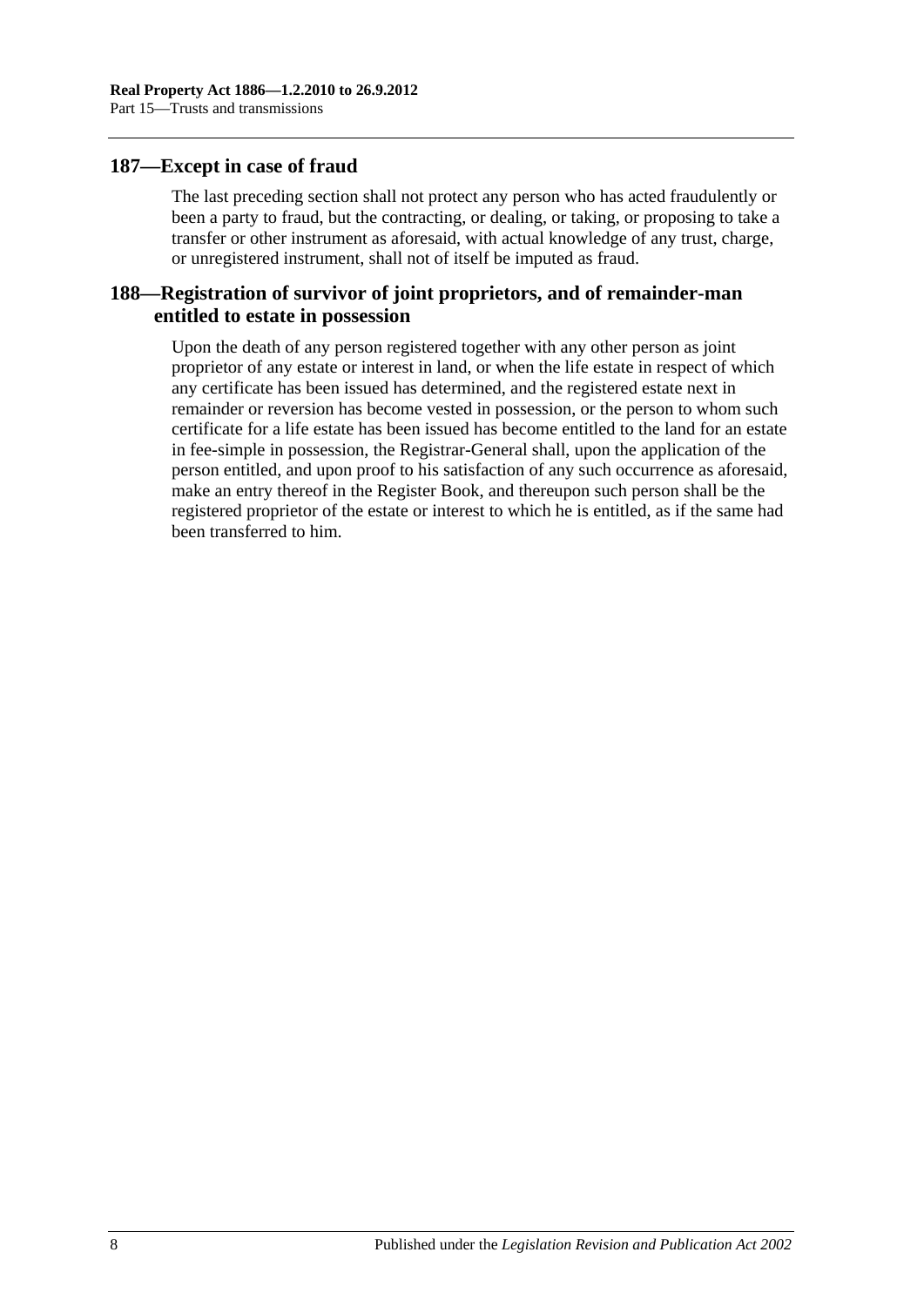## 187—Except in case of fraud

The last preceding section shall not protect any person who has acted fraudulently or been a party to fraud, but the contracting, or dealing, or taking, or proposing to take a transfer or other instrument as aforesaid, with actual knowledge of any trust, charge, or unregistered instrument, shall not of itself be imputed as fraud.

## 188—Registration of survivor of joint proprietors, and of remainder-man entitled to estate in possession

Upon the death of any person registered together with any other person as joint proprietor of any estate or interest in land, or when the life estate in respect of which any certificate has been issued has determined, and the registered estate next in remainder or reversion has become vested in possession, or the person to whom such certificate for a life estate has been issued has become entitled to the land for an estate in fee-simple in possession, the Registrar-General shall, upon the application of the person entitled, and upon proof to his satisfaction of any such occurrence as aforesaid, make an entry thereof in the Register Book, and thereupon such person shall be the registered proprietor of the estate or interest to which he is entitled, as if the same had been transferred to him.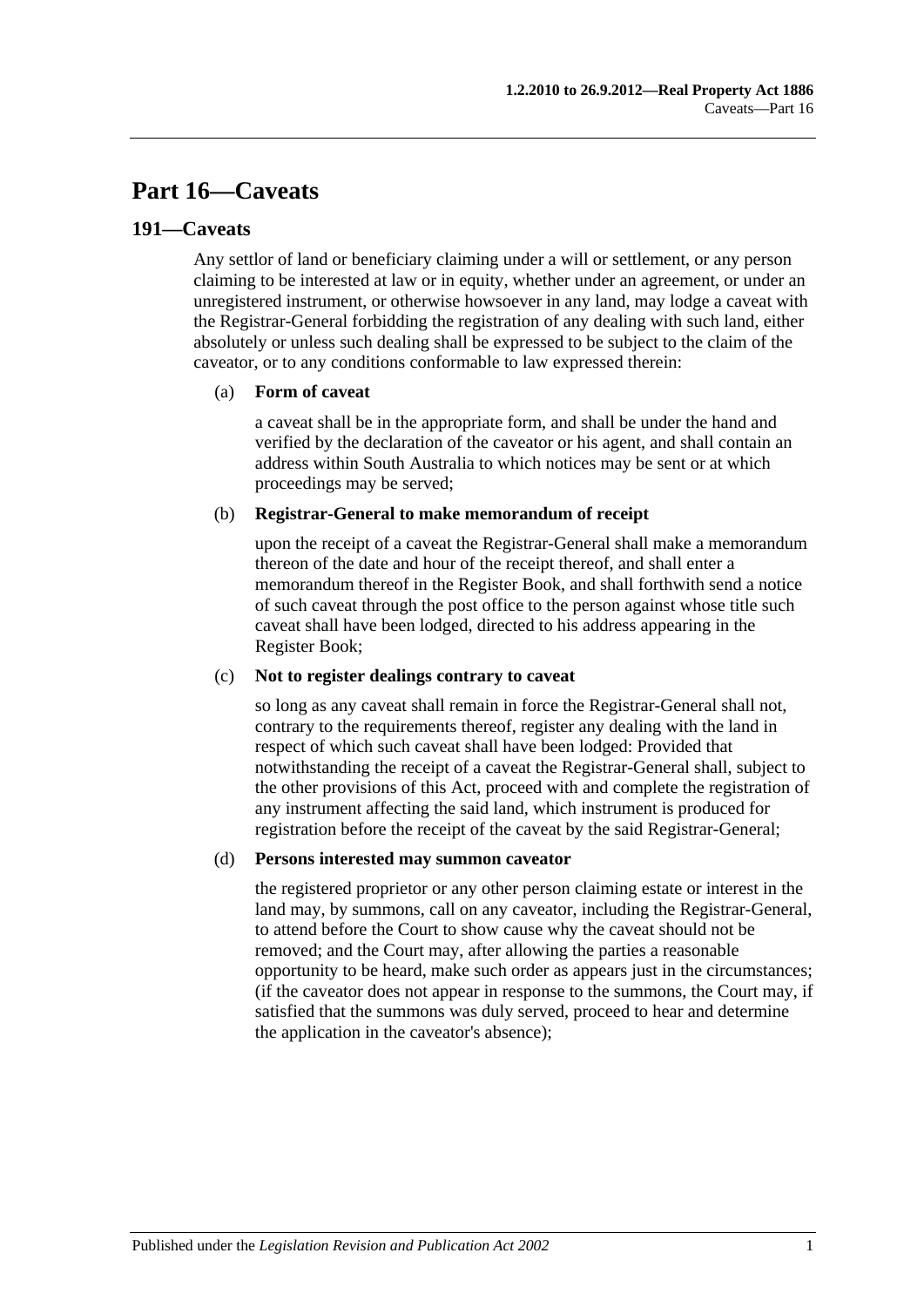# Part 16—Caveats

## 191—Caveats

Any settlor of land or beneficiary claiming under a will or settlement, or any person claiming to be interested at law or in equity, whether under an agreement, or under an unregistered instrument, or otherwise howsoever in any land, may lodge a caveat with the Registrar-General forbidding the registration of any dealing with such land, either absolutely or unless such dealing shall be expressed to be subject to the claim of the caveator, or to any conditions conformable to law expressed therein:

(a) **Form of caveat**

a caveat shall be in the appropriate form, and shall be under the hand and verified by the declaration of the caveator or his agent, and shall contain an address within South Australia to which notices may be sent or at which proceedings may be served;

(b) **Registrar-General to make memorandum of receipt**

upon the receipt of a caveat the Registrar-General shall make a memorandum thereon of the date and hour of the receipt thereof, and shall enter a memorandum thereof in the Register Book, and shall forthwith send a notice of such caveat through the post office to the person against whose title such caveat shall have been lodged, directed to his address appearing in the Register Book;

(c) **Not to register dealings contrary to caveat**

so long as any caveat shall remain in force the Registrar-General shall not, contrary to the requirements thereof, register any dealing with the land in respect of which such caveat shall have been lodged: Provided that notwithstanding the receipt of a caveat the Registrar-General shall, subject to the other provisions of this Act, proceed with and complete the registration of any instrument affecting the said land, which instrument is produced for registration before the receipt of the caveat by the said Registrar-General;

(d) **Persons interested may summon caveator**

the registered proprietor or any other person claiming estate or interest in the land may, by summons, call on any caveator, including the Registrar-General, to attend before the Court to show cause why the caveat should not be removed; and the Court may, after allowing the parties a reasonable opportunity to be heard, make such order as appears just in the circumstances; (if the caveator does not appear in response to the summons, the Court may, if satisfied that the summons was duly served, proceed to hear and determine the application in the caveator's absence);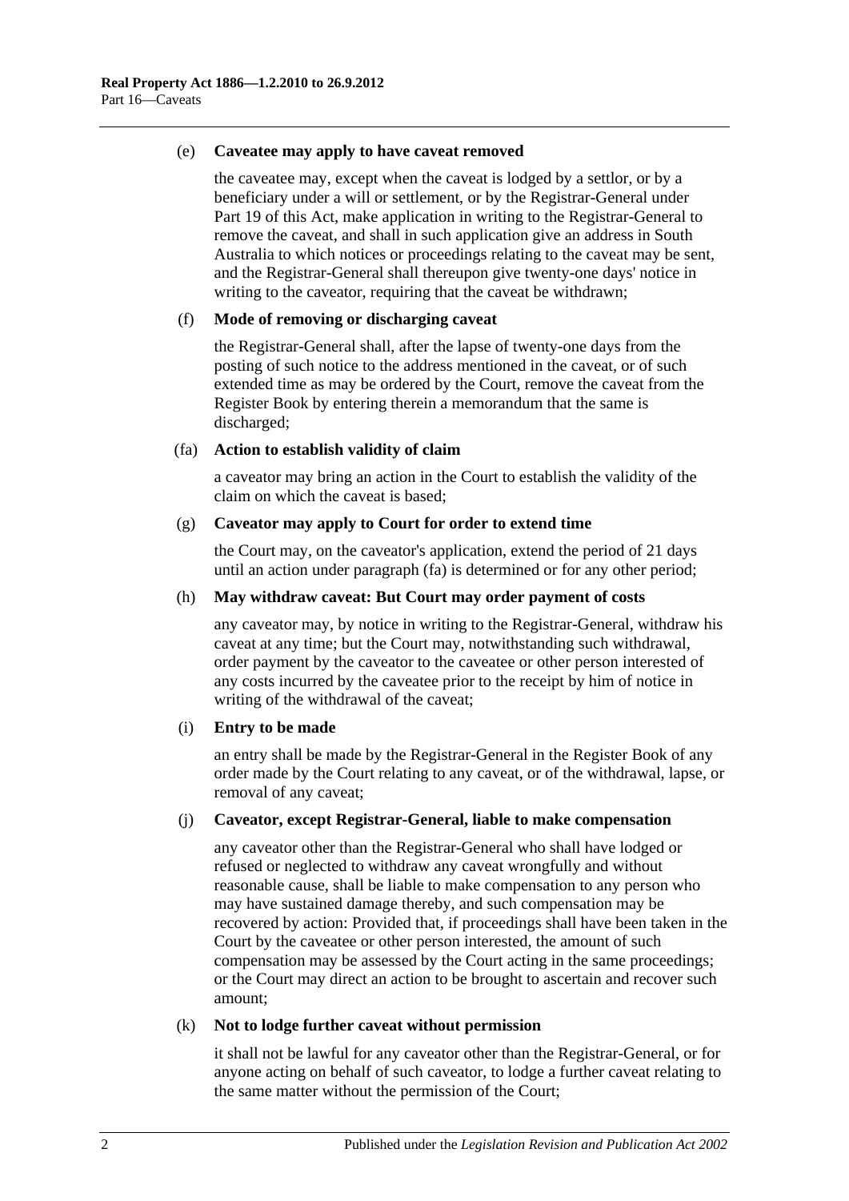(e) **Caveatee may apply to have caveat removed**

the caveatee may, except when the caveat is lodged by a settlor, or by a beneficiary under a will or settlement, or by the Registrar-General under Part 19 of this Act, make application in writing to the Registrar-General to remove the caveat, and shall in such application give an address in South Australia to which notices or proceedings relating to the caveat may be sent, and the Registrar-General shall thereupon give twenty-one days' notice in writing to the caveator, requiring that the caveat be withdrawn;

(f) **Mode of removing or discharging caveat**

the Registrar-General shall, after the lapse of twenty-one days from the posting of such notice to the address mentioned in the caveat, or of such extended time as may be ordered by the Court, remove the caveat from the Register Book by entering therein a memorandum that the same is discharged;

(fa) **Action to establish validity of claim**

a caveator may bring an action in the Court to establish the validity of the claim on which the caveat is based;

(g) **Caveator may apply to Court for order to extend time**

the Court may, on the caveator's application, extend the period of 21 days until an action under paragraph (fa) is determined or for any other period;

(h) **May withdraw caveat: But Court may order payment of costs**

any caveator may, by notice in writing to the Registrar-General, withdraw his caveat at any time; but the Court may, notwithstanding such withdrawal, order payment by the caveator to the caveatee or other person interested of any costs incurred by the caveatee prior to the receipt by him of notice in writing of the withdrawal of the caveat;

(i) **Entry to be made**

an entry shall be made by the Registrar-General in the Register Book of any order made by the Court relating to any caveat, or of the withdrawal, lapse, or removal of any caveat;

(j) **Caveator, except Registrar-General, liable to make compensation**

any caveator other than the Registrar-General who shall have lodged or refused or neglected to withdraw any caveat wrongfully and without reasonable cause, shall be liable to make compensation to any person who may have sustained damage thereby, and such compensation may be recovered by action: Provided that, if proceedings shall have been taken in the Court by the caveatee or other person interested, the amount of such compensation may be assessed by the Court acting in the same proceedings; or the Court may direct an action to be brought to ascertain and recover such amount;

(k) **Not to lodge further caveat without permission**

it shall not be lawful for any caveator other than the Registrar-General, or for anyone acting on behalf of such caveator, to lodge a further caveat relating to the same matter without the permission of the Court;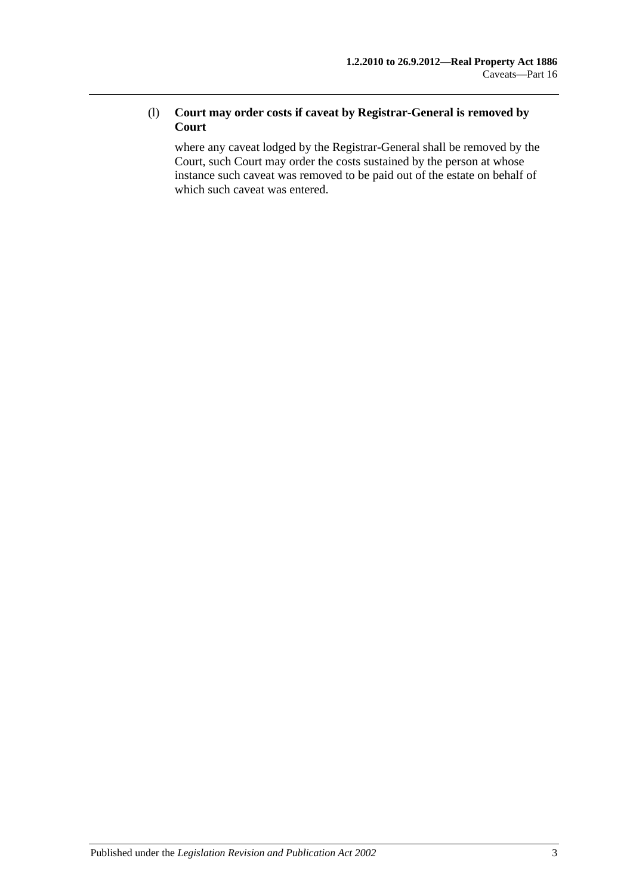(l) **Court may order costs if caveat by Registrar-General is removed by Court**

where any caveat lodged by the Registrar-General shall be removed by the Court, such Court may order the costs sustained by the person at whose instance such caveat was removed to be paid out of the estate on behalf of which such caveat was entered.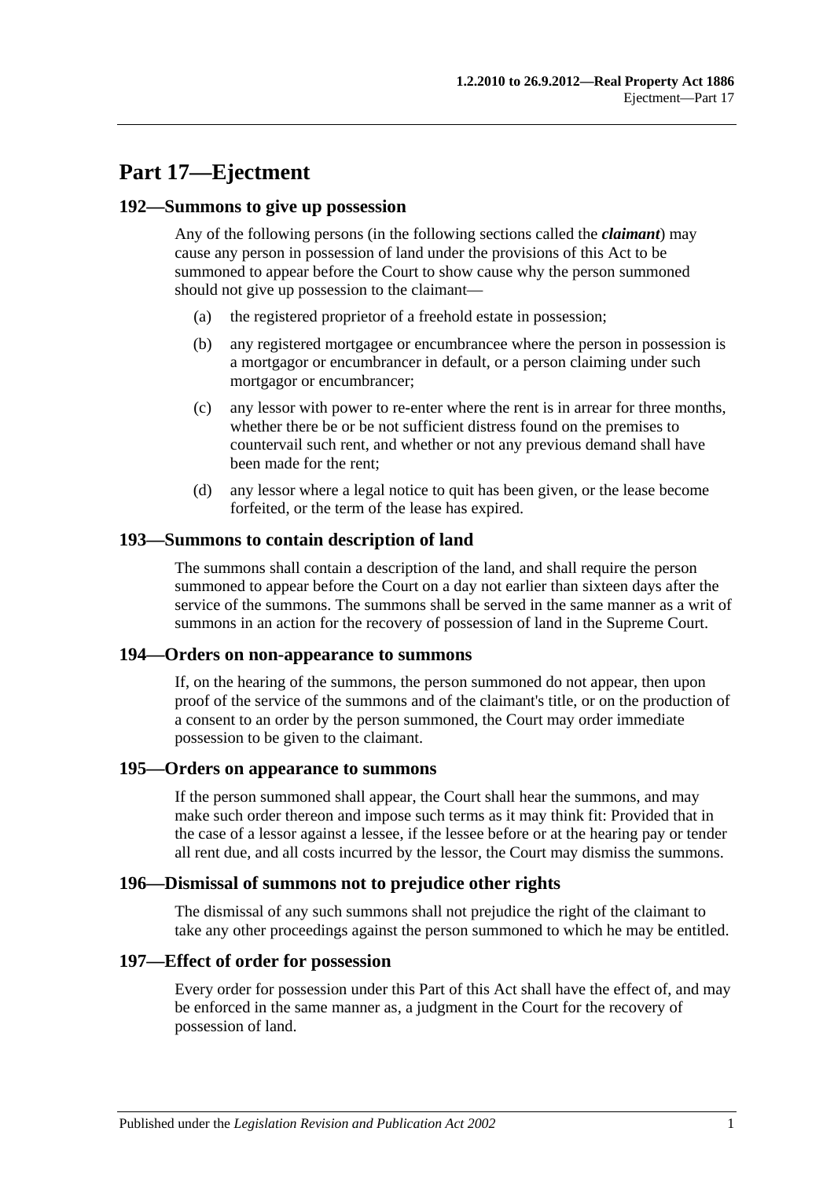# Part 17—Ejectment

## 192—Summons to give up possession

Any of the following persons (in the following sections called the ***claimant***) may cause any person in possession of land under the provisions of this Act to be summoned to appear before the Court to show cause why the person summoned should not give up possession to the claimant—

(a) the registered proprietor of a freehold estate in possession;

(b) any registered mortgagee or encumbrancee where the person in possession is a mortgagor or encumbrancer in default, or a person claiming under such mortgagor or encumbrancer;

(c) any lessor with power to re-enter where the rent is in arrear for three months, whether there be or be not sufficient distress found on the premises to countervail such rent, and whether or not any previous demand shall have been made for the rent;

(d) any lessor where a legal notice to quit has been given, or the lease become forfeited, or the term of the lease has expired.

## 193—Summons to contain description of land

The summons shall contain a description of the land, and shall require the person summoned to appear before the Court on a day not earlier than sixteen days after the service of the summons. The summons shall be served in the same manner as a writ of summons in an action for the recovery of possession of land in the Supreme Court.

## 194—Orders on non-appearance to summons

If, on the hearing of the summons, the person summoned do not appear, then upon proof of the service of the summons and of the claimant's title, or on the production of a consent to an order by the person summoned, the Court may order immediate possession to be given to the claimant.

## 195—Orders on appearance to summons

If the person summoned shall appear, the Court shall hear the summons, and may make such order thereon and impose such terms as it may think fit: Provided that in the case of a lessor against a lessee, if the lessee before or at the hearing pay or tender all rent due, and all costs incurred by the lessor, the Court may dismiss the summons.

## 196—Dismissal of summons not to prejudice other rights

The dismissal of any such summons shall not prejudice the right of the claimant to take any other proceedings against the person summoned to which he may be entitled.

## 197—Effect of order for possession

Every order for possession under this Part of this Act shall have the effect of, and may be enforced in the same manner as, a judgment in the Court for the recovery of possession of land.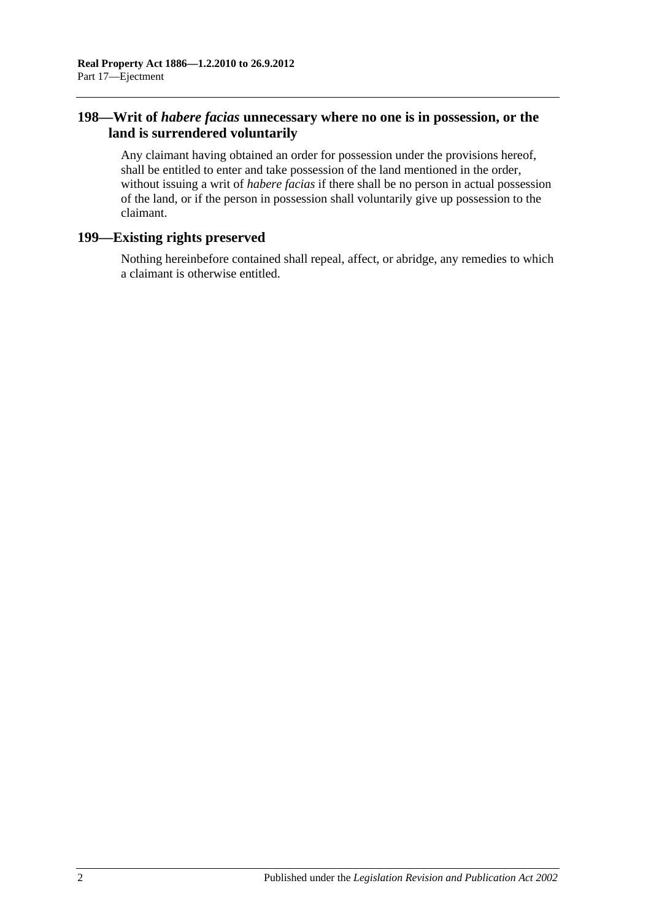## 198—Writ of *habere facias* unnecessary where no one is in possession, or the land is surrendered voluntarily

Any claimant having obtained an order for possession under the provisions hereof, shall be entitled to enter and take possession of the land mentioned in the order, without issuing a writ of *habere facias* if there shall be no person in actual possession of the land, or if the person in possession shall voluntarily give up possession to the claimant.

## 199—Existing rights preserved

Nothing hereinbefore contained shall repeal, affect, or abridge, any remedies to which a claimant is otherwise entitled.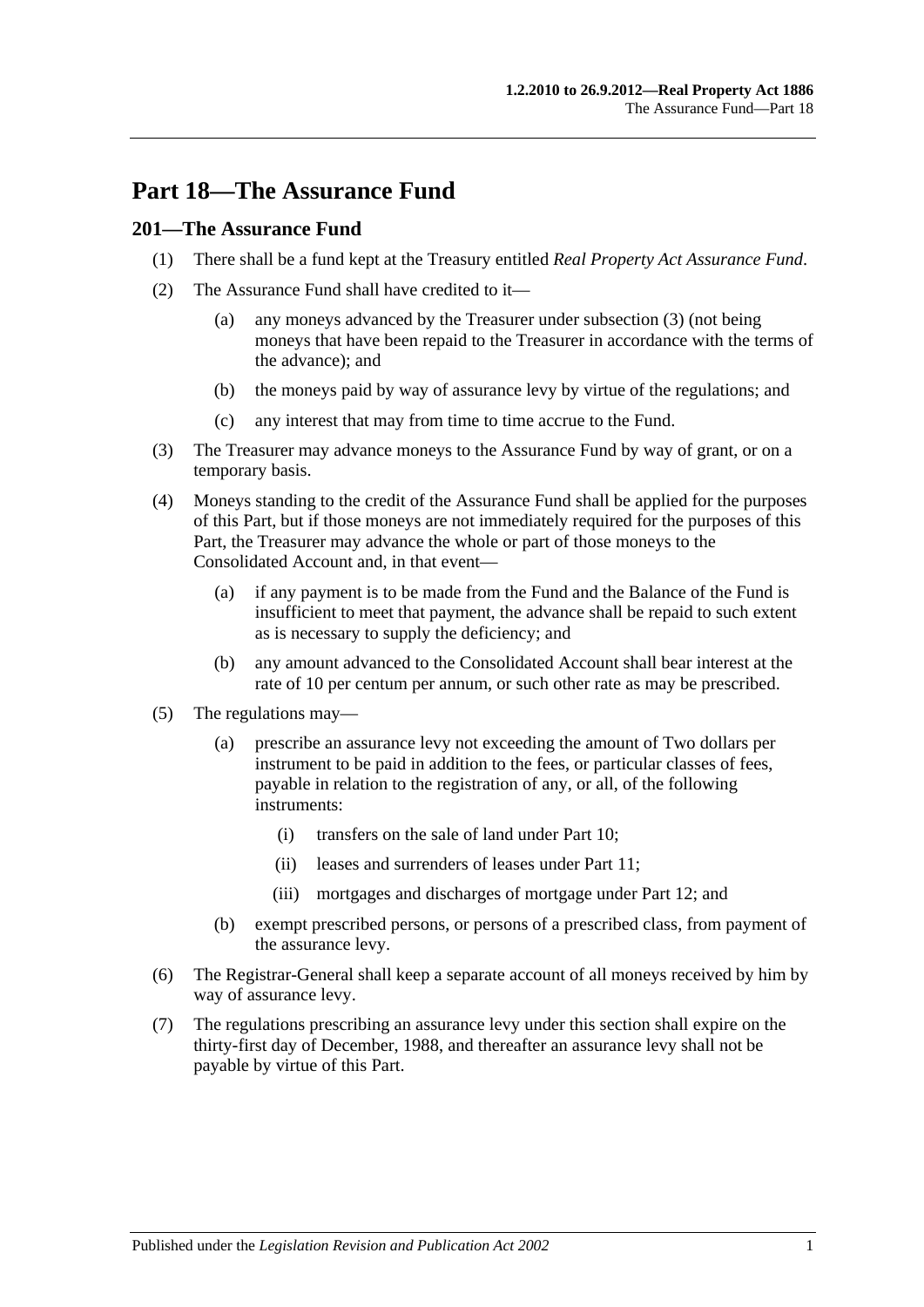# Part 18—The Assurance Fund

## 201—The Assurance Fund

(1) There shall be a fund kept at the Treasury entitled *Real Property Act Assurance Fund*.

(2) The Assurance Fund shall have credited to it—

(a) any moneys advanced by the Treasurer under subsection (3) (not being moneys that have been repaid to the Treasurer in accordance with the terms of the advance); and

(b) the moneys paid by way of assurance levy by virtue of the regulations; and

(c) any interest that may from time to time accrue to the Fund.

(3) The Treasurer may advance moneys to the Assurance Fund by way of grant, or on a temporary basis.

(4) Moneys standing to the credit of the Assurance Fund shall be applied for the purposes of this Part, but if those moneys are not immediately required for the purposes of this Part, the Treasurer may advance the whole or part of those moneys to the Consolidated Account and, in that event—

(a) if any payment is to be made from the Fund and the Balance of the Fund is insufficient to meet that payment, the advance shall be repaid to such extent as is necessary to supply the deficiency; and

(b) any amount advanced to the Consolidated Account shall bear interest at the rate of 10 per centum per annum, or such other rate as may be prescribed.

(5) The regulations may—

(a) prescribe an assurance levy not exceeding the amount of Two dollars per instrument to be paid in addition to the fees, or particular classes of fees, payable in relation to the registration of any, or all, of the following instruments:

(i) transfers on the sale of land under Part 10;

(ii) leases and surrenders of leases under Part 11;

(iii) mortgages and discharges of mortgage under Part 12; and

(b) exempt prescribed persons, or persons of a prescribed class, from payment of the assurance levy.

(6) The Registrar-General shall keep a separate account of all moneys received by him by way of assurance levy.

(7) The regulations prescribing an assurance levy under this section shall expire on the thirty-first day of December, 1988, and thereafter an assurance levy shall not be payable by virtue of this Part.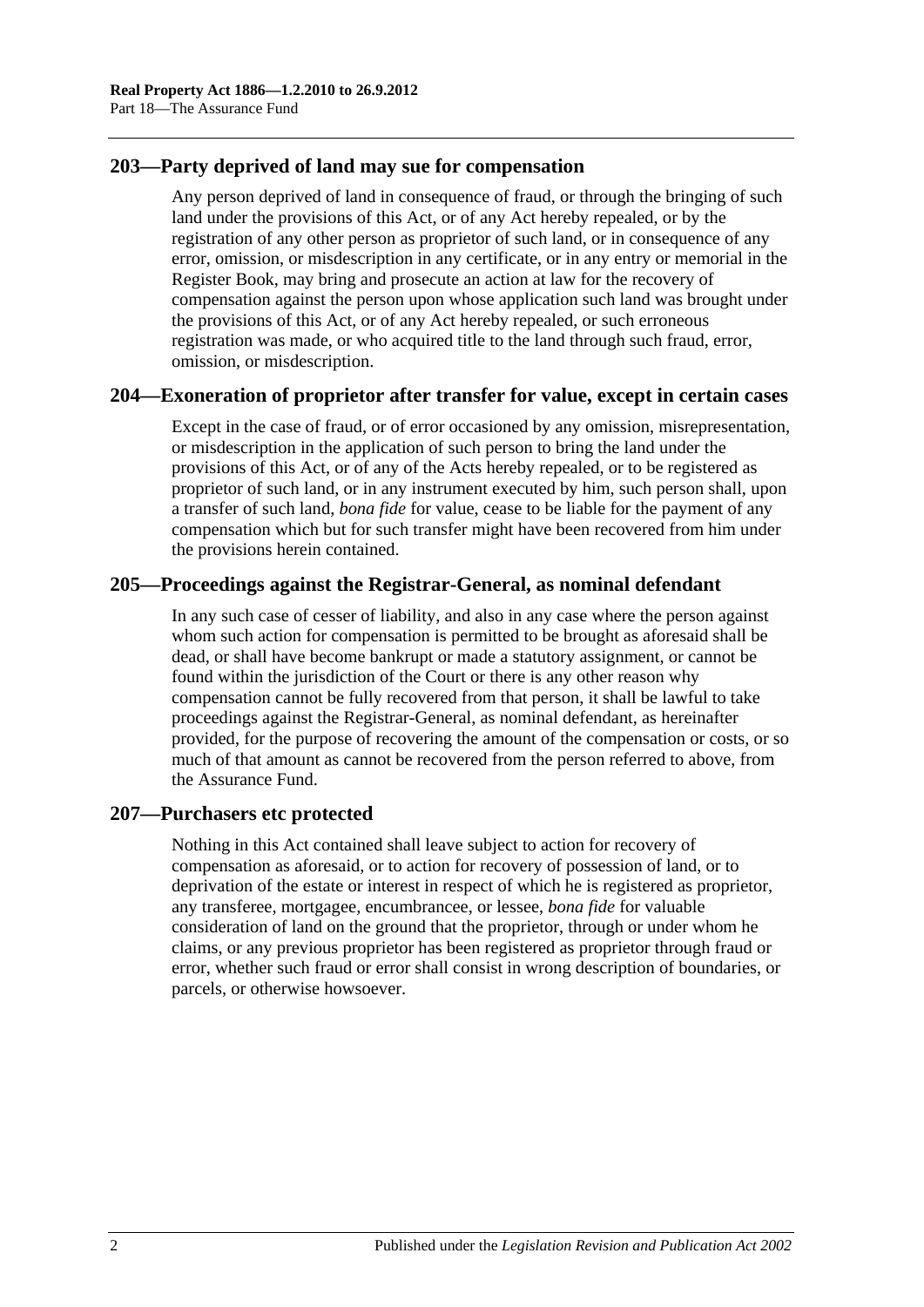## 203—Party deprived of land may sue for compensation

Any person deprived of land in consequence of fraud, or through the bringing of such land under the provisions of this Act, or of any Act hereby repealed, or by the registration of any other person as proprietor of such land, or in consequence of any error, omission, or misdescription in any certificate, or in any entry or memorial in the Register Book, may bring and prosecute an action at law for the recovery of compensation against the person upon whose application such land was brought under the provisions of this Act, or of any Act hereby repealed, or such erroneous registration was made, or who acquired title to the land through such fraud, error, omission, or misdescription.

## 204—Exoneration of proprietor after transfer for value, except in certain cases

Except in the case of fraud, or of error occasioned by any omission, misrepresentation, or misdescription in the application of such person to bring the land under the provisions of this Act, or of any of the Acts hereby repealed, or to be registered as proprietor of such land, or in any instrument executed by him, such person shall, upon a transfer of such land, *bona fide* for value, cease to be liable for the payment of any compensation which but for such transfer might have been recovered from him under the provisions herein contained.

## 205—Proceedings against the Registrar-General, as nominal defendant

In any such case of cesser of liability, and also in any case where the person against whom such action for compensation is permitted to be brought as aforesaid shall be dead, or shall have become bankrupt or made a statutory assignment, or cannot be found within the jurisdiction of the Court or there is any other reason why compensation cannot be fully recovered from that person, it shall be lawful to take proceedings against the Registrar-General, as nominal defendant, as hereinafter provided, for the purpose of recovering the amount of the compensation or costs, or so much of that amount as cannot be recovered from the person referred to above, from the Assurance Fund.

## 207—Purchasers etc protected

Nothing in this Act contained shall leave subject to action for recovery of compensation as aforesaid, or to action for recovery of possession of land, or to deprivation of the estate or interest in respect of which he is registered as proprietor, any transferee, mortgagee, encumbrancee, or lessee, *bona fide* for valuable consideration of land on the ground that the proprietor, through or under whom he claims, or any previous proprietor has been registered as proprietor through fraud or error, whether such fraud or error shall consist in wrong description of boundaries, or parcels, or otherwise howsoever.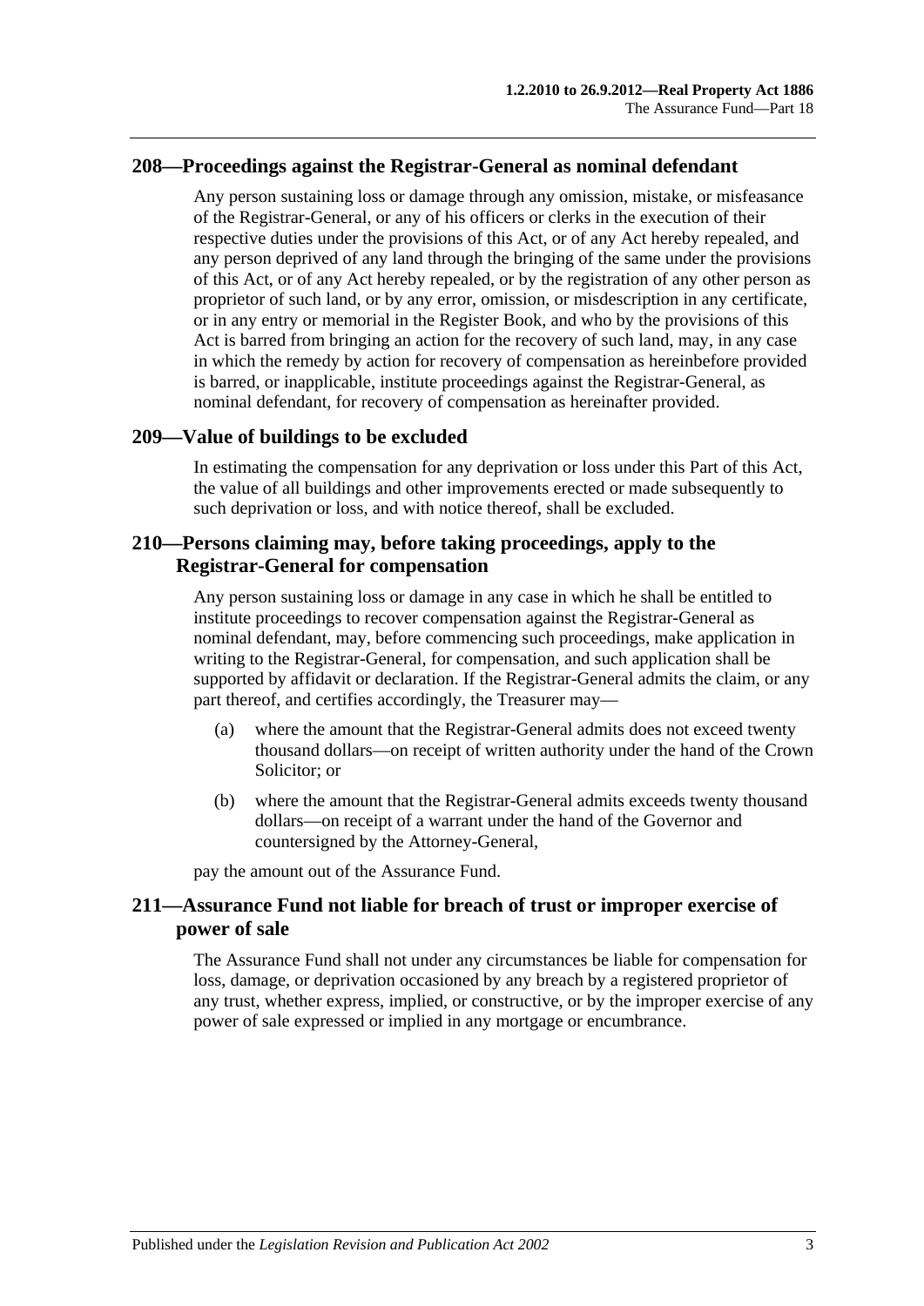## 208—Proceedings against the Registrar-General as nominal defendant

Any person sustaining loss or damage through any omission, mistake, or misfeasance of the Registrar-General, or any of his officers or clerks in the execution of their respective duties under the provisions of this Act, or of any Act hereby repealed, and any person deprived of any land through the bringing of the same under the provisions of this Act, or of any Act hereby repealed, or by the registration of any other person as proprietor of such land, or by any error, omission, or misdescription in any certificate, or in any entry or memorial in the Register Book, and who by the provisions of this Act is barred from bringing an action for the recovery of such land, may, in any case in which the remedy by action for recovery of compensation as hereinbefore provided is barred, or inapplicable, institute proceedings against the Registrar-General, as nominal defendant, for recovery of compensation as hereinafter provided.

## 209—Value of buildings to be excluded

In estimating the compensation for any deprivation or loss under this Part of this Act, the value of all buildings and other improvements erected or made subsequently to such deprivation or loss, and with notice thereof, shall be excluded.

## 210—Persons claiming may, before taking proceedings, apply to the Registrar-General for compensation

Any person sustaining loss or damage in any case in which he shall be entitled to institute proceedings to recover compensation against the Registrar-General as nominal defendant, may, before commencing such proceedings, make application in writing to the Registrar-General, for compensation, and such application shall be supported by affidavit or declaration. If the Registrar-General admits the claim, or any part thereof, and certifies accordingly, the Treasurer may—

(a) where the amount that the Registrar-General admits does not exceed twenty thousand dollars—on receipt of written authority under the hand of the Crown Solicitor; or

(b) where the amount that the Registrar-General admits exceeds twenty thousand dollars—on receipt of a warrant under the hand of the Governor and countersigned by the Attorney-General,

pay the amount out of the Assurance Fund.

## 211—Assurance Fund not liable for breach of trust or improper exercise of power of sale

The Assurance Fund shall not under any circumstances be liable for compensation for loss, damage, or deprivation occasioned by any breach by a registered proprietor of any trust, whether express, implied, or constructive, or by the improper exercise of any power of sale expressed or implied in any mortgage or encumbrance.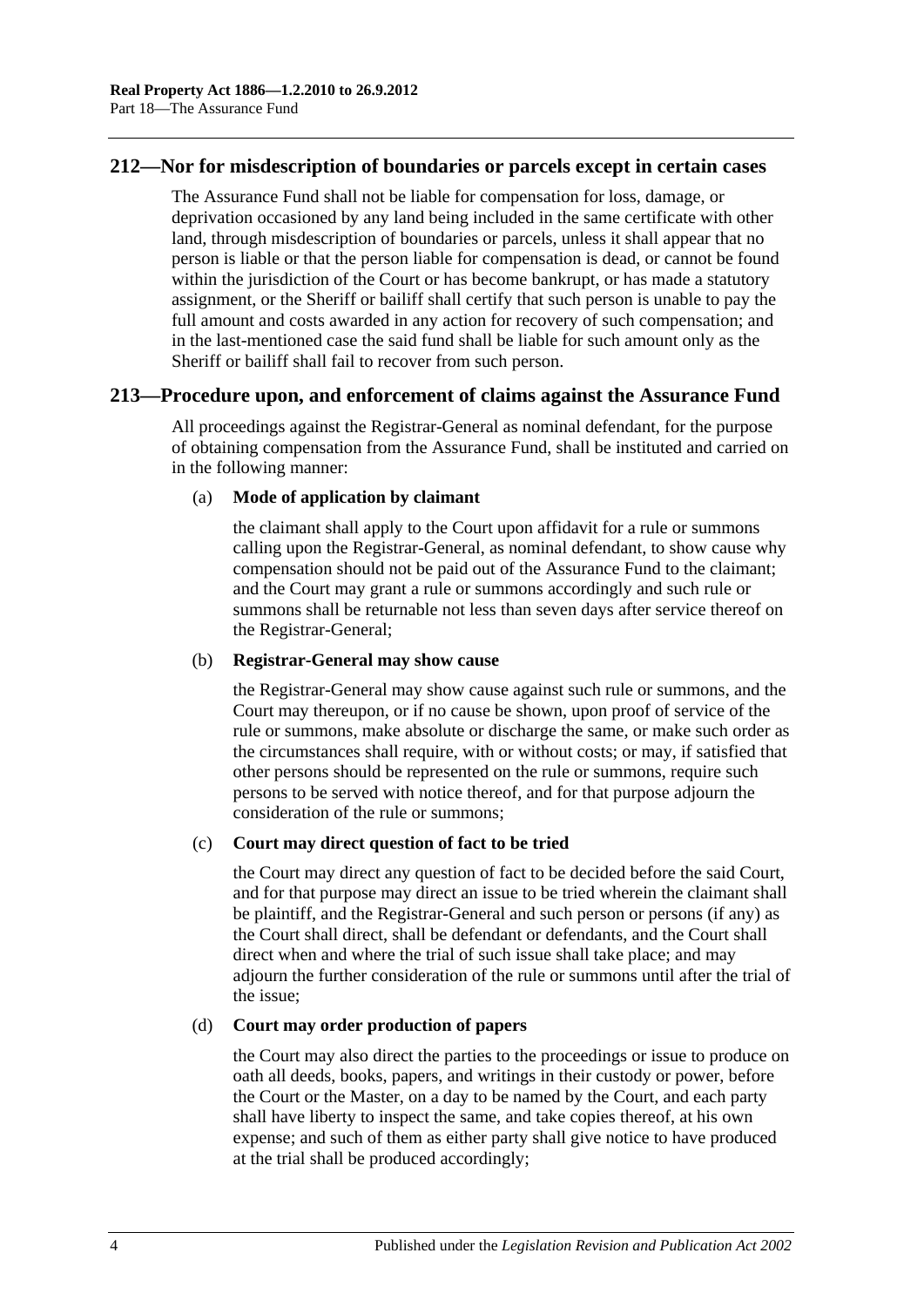## 212—Nor for misdescription of boundaries or parcels except in certain cases

The Assurance Fund shall not be liable for compensation for loss, damage, or deprivation occasioned by any land being included in the same certificate with other land, through misdescription of boundaries or parcels, unless it shall appear that no person is liable or that the person liable for compensation is dead, or cannot be found within the jurisdiction of the Court or has become bankrupt, or has made a statutory assignment, or the Sheriff or bailiff shall certify that such person is unable to pay the full amount and costs awarded in any action for recovery of such compensation; and in the last-mentioned case the said fund shall be liable for such amount only as the Sheriff or bailiff shall fail to recover from such person.

## 213—Procedure upon, and enforcement of claims against the Assurance Fund

All proceedings against the Registrar-General as nominal defendant, for the purpose of obtaining compensation from the Assurance Fund, shall be instituted and carried on in the following manner:

(a) **Mode of application by claimant**

the claimant shall apply to the Court upon affidavit for a rule or summons calling upon the Registrar-General, as nominal defendant, to show cause why compensation should not be paid out of the Assurance Fund to the claimant; and the Court may grant a rule or summons accordingly and such rule or summons shall be returnable not less than seven days after service thereof on the Registrar-General;

(b) **Registrar-General may show cause**

the Registrar-General may show cause against such rule or summons, and the Court may thereupon, or if no cause be shown, upon proof of service of the rule or summons, make absolute or discharge the same, or make such order as the circumstances shall require, with or without costs; or may, if satisfied that other persons should be represented on the rule or summons, require such persons to be served with notice thereof, and for that purpose adjourn the consideration of the rule or summons;

(c) **Court may direct question of fact to be tried**

the Court may direct any question of fact to be decided before the said Court, and for that purpose may direct an issue to be tried wherein the claimant shall be plaintiff, and the Registrar-General and such person or persons (if any) as the Court shall direct, shall be defendant or defendants, and the Court shall direct when and where the trial of such issue shall take place; and may adjourn the further consideration of the rule or summons until after the trial of the issue;

(d) **Court may order production of papers**

the Court may also direct the parties to the proceedings or issue to produce on oath all deeds, books, papers, and writings in their custody or power, before the Court or the Master, on a day to be named by the Court, and each party shall have liberty to inspect the same, and take copies thereof, at his own expense; and such of them as either party shall give notice to have produced at the trial shall be produced accordingly;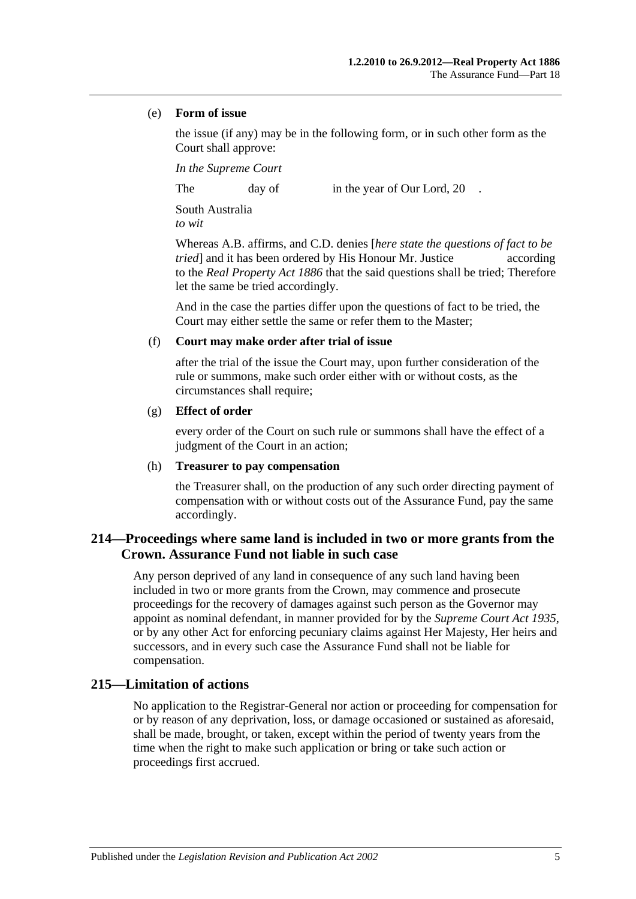(e) **Form of issue**

the issue (if any) may be in the following form, or in such other form as the Court shall approve:

*In the Supreme Court*

The day of in the year of Our Lord, 20 .

South Australia
*to wit*

Whereas A.B. affirms, and C.D. denies [*here state the questions of fact to be tried*] and it has been ordered by His Honour Mr. Justice according to the *Real Property Act 1886* that the said questions shall be tried; Therefore let the same be tried accordingly.

And in the case the parties differ upon the questions of fact to be tried, the Court may either settle the same or refer them to the Master;

(f) **Court may make order after trial of issue**

after the trial of the issue the Court may, upon further consideration of the rule or summons, make such order either with or without costs, as the circumstances shall require;

(g) **Effect of order**

every order of the Court on such rule or summons shall have the effect of a judgment of the Court in an action;

(h) **Treasurer to pay compensation**

the Treasurer shall, on the production of any such order directing payment of compensation with or without costs out of the Assurance Fund, pay the same accordingly.

## 214—Proceedings where same land is included in two or more grants from the Crown. Assurance Fund not liable in such case

Any person deprived of any land in consequence of any such land having been included in two or more grants from the Crown, may commence and prosecute proceedings for the recovery of damages against such person as the Governor may appoint as nominal defendant, in manner provided for by the *Supreme Court Act 1935*, or by any other Act for enforcing pecuniary claims against Her Majesty, Her heirs and successors, and in every such case the Assurance Fund shall not be liable for compensation.

## 215—Limitation of actions

No application to the Registrar-General nor action or proceeding for compensation for or by reason of any deprivation, loss, or damage occasioned or sustained as aforesaid, shall be made, brought, or taken, except within the period of twenty years from the time when the right to make such application or bring or take such action or proceedings first accrued.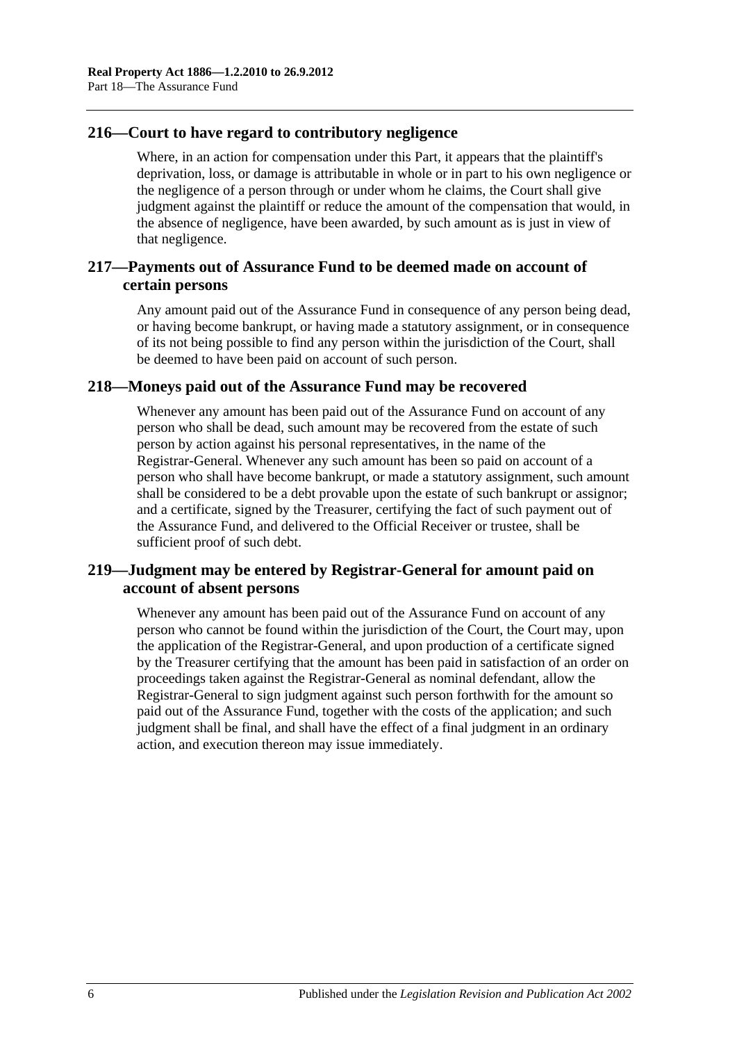## 216—Court to have regard to contributory negligence

Where, in an action for compensation under this Part, it appears that the plaintiff's deprivation, loss, or damage is attributable in whole or in part to his own negligence or the negligence of a person through or under whom he claims, the Court shall give judgment against the plaintiff or reduce the amount of the compensation that would, in the absence of negligence, have been awarded, by such amount as is just in view of that negligence.

## 217—Payments out of Assurance Fund to be deemed made on account of certain persons

Any amount paid out of the Assurance Fund in consequence of any person being dead, or having become bankrupt, or having made a statutory assignment, or in consequence of its not being possible to find any person within the jurisdiction of the Court, shall be deemed to have been paid on account of such person.

## 218—Moneys paid out of the Assurance Fund may be recovered

Whenever any amount has been paid out of the Assurance Fund on account of any person who shall be dead, such amount may be recovered from the estate of such person by action against his personal representatives, in the name of the Registrar-General. Whenever any such amount has been so paid on account of a person who shall have become bankrupt, or made a statutory assignment, such amount shall be considered to be a debt provable upon the estate of such bankrupt or assignor; and a certificate, signed by the Treasurer, certifying the fact of such payment out of the Assurance Fund, and delivered to the Official Receiver or trustee, shall be sufficient proof of such debt.

## 219—Judgment may be entered by Registrar-General for amount paid on account of absent persons

Whenever any amount has been paid out of the Assurance Fund on account of any person who cannot be found within the jurisdiction of the Court, the Court may, upon the application of the Registrar-General, and upon production of a certificate signed by the Treasurer certifying that the amount has been paid in satisfaction of an order on proceedings taken against the Registrar-General as nominal defendant, allow the Registrar-General to sign judgment against such person forthwith for the amount so paid out of the Assurance Fund, together with the costs of the application; and such judgment shall be final, and shall have the effect of a final judgment in an ordinary action, and execution thereon may issue immediately.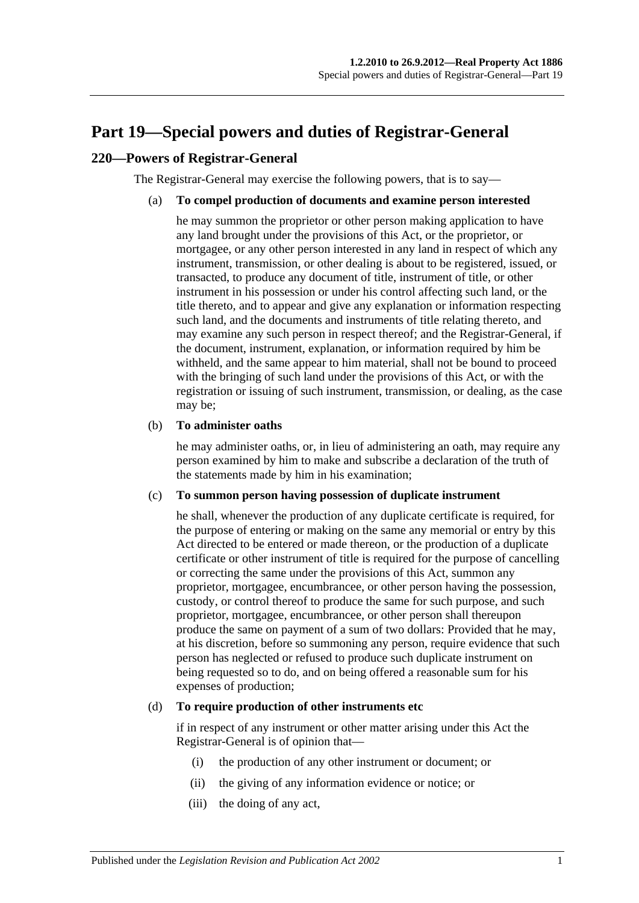# Part 19—Special powers and duties of Registrar-General

## 220—Powers of Registrar-General

The Registrar-General may exercise the following powers, that is to say—

(a) **To compel production of documents and examine person interested**

he may summon the proprietor or other person making application to have any land brought under the provisions of this Act, or the proprietor, or mortgagee, or any other person interested in any land in respect of which any instrument, transmission, or other dealing is about to be registered, issued, or transacted, to produce any document of title, instrument of title, or other instrument in his possession or under his control affecting such land, or the title thereto, and to appear and give any explanation or information respecting such land, and the documents and instruments of title relating thereto, and may examine any such person in respect thereof; and the Registrar-General, if the document, instrument, explanation, or information required by him be withheld, and the same appear to him material, shall not be bound to proceed with the bringing of such land under the provisions of this Act, or with the registration or issuing of such instrument, transmission, or dealing, as the case may be;

(b) **To administer oaths**

he may administer oaths, or, in lieu of administering an oath, may require any person examined by him to make and subscribe a declaration of the truth of the statements made by him in his examination;

(c) **To summon person having possession of duplicate instrument**

he shall, whenever the production of any duplicate certificate is required, for the purpose of entering or making on the same any memorial or entry by this Act directed to be entered or made thereon, or the production of a duplicate certificate or other instrument of title is required for the purpose of cancelling or correcting the same under the provisions of this Act, summon any proprietor, mortgagee, encumbrancee, or other person having the possession, custody, or control thereof to produce the same for such purpose, and such proprietor, mortgagee, encumbrancee, or other person shall thereupon produce the same on payment of a sum of two dollars: Provided that he may, at his discretion, before so summoning any person, require evidence that such person has neglected or refused to produce such duplicate instrument on being requested so to do, and on being offered a reasonable sum for his expenses of production;

(d) **To require production of other instruments etc**

if in respect of any instrument or other matter arising under this Act the Registrar-General is of opinion that—

(i) the production of any other instrument or document; or

(ii) the giving of any information evidence or notice; or

(iii) the doing of any act,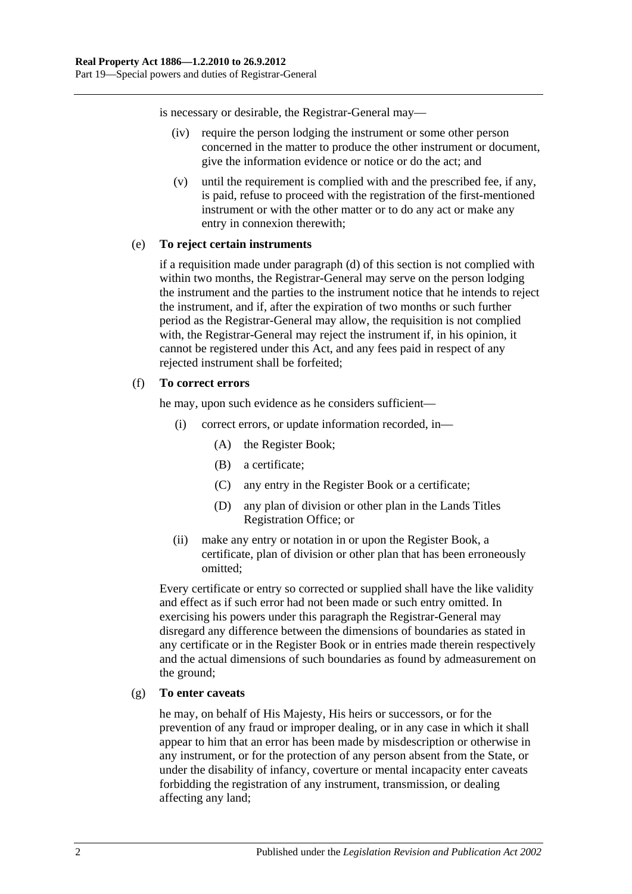is necessary or desirable, the Registrar-General may—

(iv) require the person lodging the instrument or some other person concerned in the matter to produce the other instrument or document, give the information evidence or notice or do the act; and

(v) until the requirement is complied with and the prescribed fee, if any, is paid, refuse to proceed with the registration of the first-mentioned instrument or with the other matter or to do any act or make any entry in connexion therewith;

(e) **To reject certain instruments**

if a requisition made under paragraph (d) of this section is not complied with within two months, the Registrar-General may serve on the person lodging the instrument and the parties to the instrument notice that he intends to reject the instrument, and if, after the expiration of two months or such further period as the Registrar-General may allow, the requisition is not complied with, the Registrar-General may reject the instrument if, in his opinion, it cannot be registered under this Act, and any fees paid in respect of any rejected instrument shall be forfeited;

(f) **To correct errors**

he may, upon such evidence as he considers sufficient—

(i) correct errors, or update information recorded, in—

(A) the Register Book;

(B) a certificate;

(C) any entry in the Register Book or a certificate;

(D) any plan of division or other plan in the Lands Titles Registration Office; or

(ii) make any entry or notation in or upon the Register Book, a certificate, plan of division or other plan that has been erroneously omitted;

Every certificate or entry so corrected or supplied shall have the like validity and effect as if such error had not been made or such entry omitted. In exercising his powers under this paragraph the Registrar-General may disregard any difference between the dimensions of boundaries as stated in any certificate or in the Register Book or in entries made therein respectively and the actual dimensions of such boundaries as found by admeasurement on the ground;

(g) **To enter caveats**

he may, on behalf of His Majesty, His heirs or successors, or for the prevention of any fraud or improper dealing, or in any case in which it shall appear to him that an error has been made by misdescription or otherwise in any instrument, or for the protection of any person absent from the State, or under the disability of infancy, coverture or mental incapacity enter caveats forbidding the registration of any instrument, transmission, or dealing affecting any land;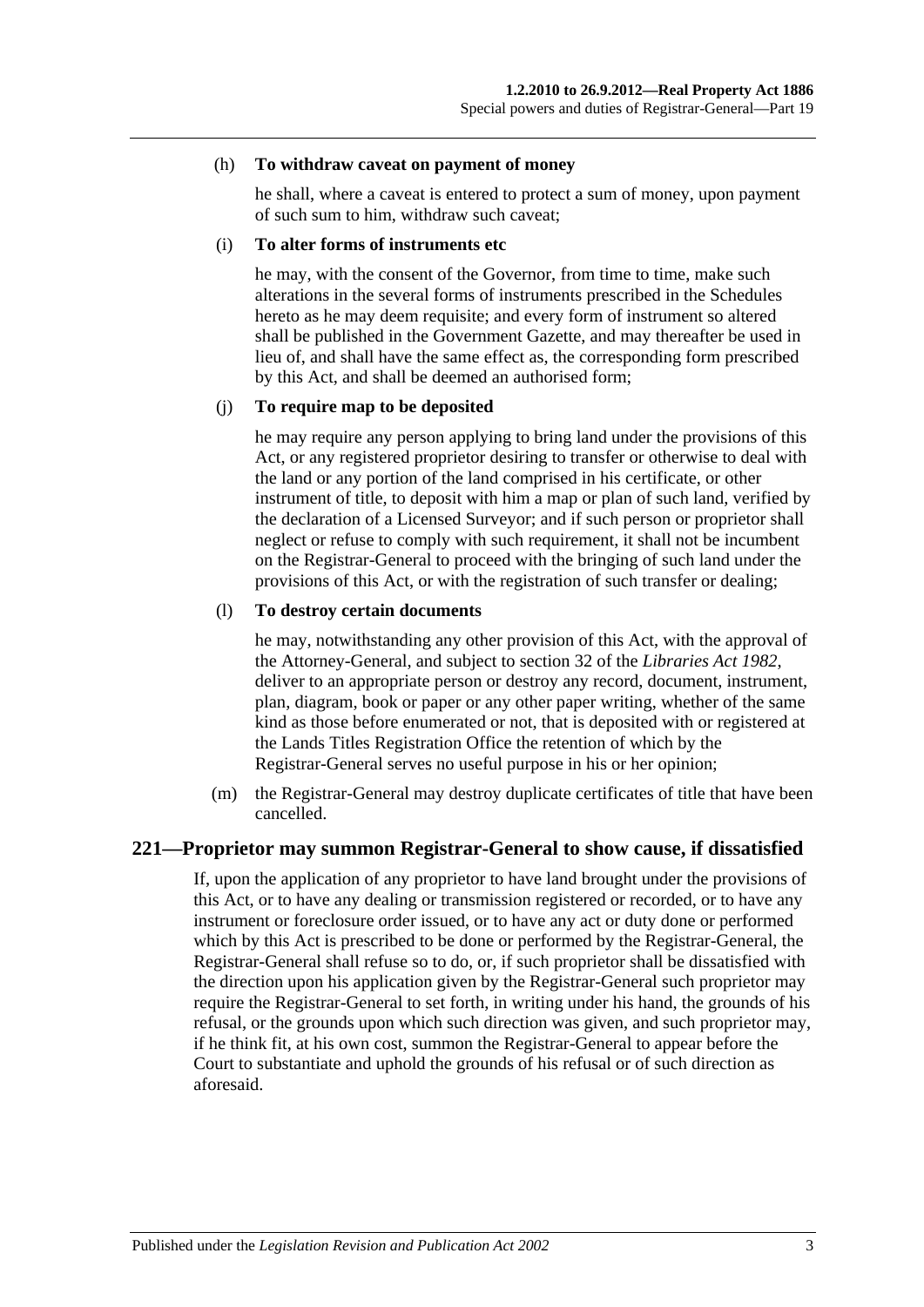(h) **To withdraw caveat on payment of money**

he shall, where a caveat is entered to protect a sum of money, upon payment of such sum to him, withdraw such caveat;

(i) **To alter forms of instruments etc**

he may, with the consent of the Governor, from time to time, make such alterations in the several forms of instruments prescribed in the Schedules hereto as he may deem requisite; and every form of instrument so altered shall be published in the Government Gazette, and may thereafter be used in lieu of, and shall have the same effect as, the corresponding form prescribed by this Act, and shall be deemed an authorised form;

(j) **To require map to be deposited**

he may require any person applying to bring land under the provisions of this Act, or any registered proprietor desiring to transfer or otherwise to deal with the land or any portion of the land comprised in his certificate, or other instrument of title, to deposit with him a map or plan of such land, verified by the declaration of a Licensed Surveyor; and if such person or proprietor shall neglect or refuse to comply with such requirement, it shall not be incumbent on the Registrar-General to proceed with the bringing of such land under the provisions of this Act, or with the registration of such transfer or dealing;

(l) **To destroy certain documents**

he may, notwithstanding any other provision of this Act, with the approval of the Attorney-General, and subject to section 32 of the *Libraries Act 1982*, deliver to an appropriate person or destroy any record, document, instrument, plan, diagram, book or paper or any other paper writing, whether of the same kind as those before enumerated or not, that is deposited with or registered at the Lands Titles Registration Office the retention of which by the Registrar-General serves no useful purpose in his or her opinion;

(m) the Registrar-General may destroy duplicate certificates of title that have been cancelled.

## 221—Proprietor may summon Registrar-General to show cause, if dissatisfied

If, upon the application of any proprietor to have land brought under the provisions of this Act, or to have any dealing or transmission registered or recorded, or to have any instrument or foreclosure order issued, or to have any act or duty done or performed which by this Act is prescribed to be done or performed by the Registrar-General, the Registrar-General shall refuse so to do, or, if such proprietor shall be dissatisfied with the direction upon his application given by the Registrar-General such proprietor may require the Registrar-General to set forth, in writing under his hand, the grounds of his refusal, or the grounds upon which such direction was given, and such proprietor may, if he think fit, at his own cost, summon the Registrar-General to appear before the Court to substantiate and uphold the grounds of his refusal or of such direction as aforesaid.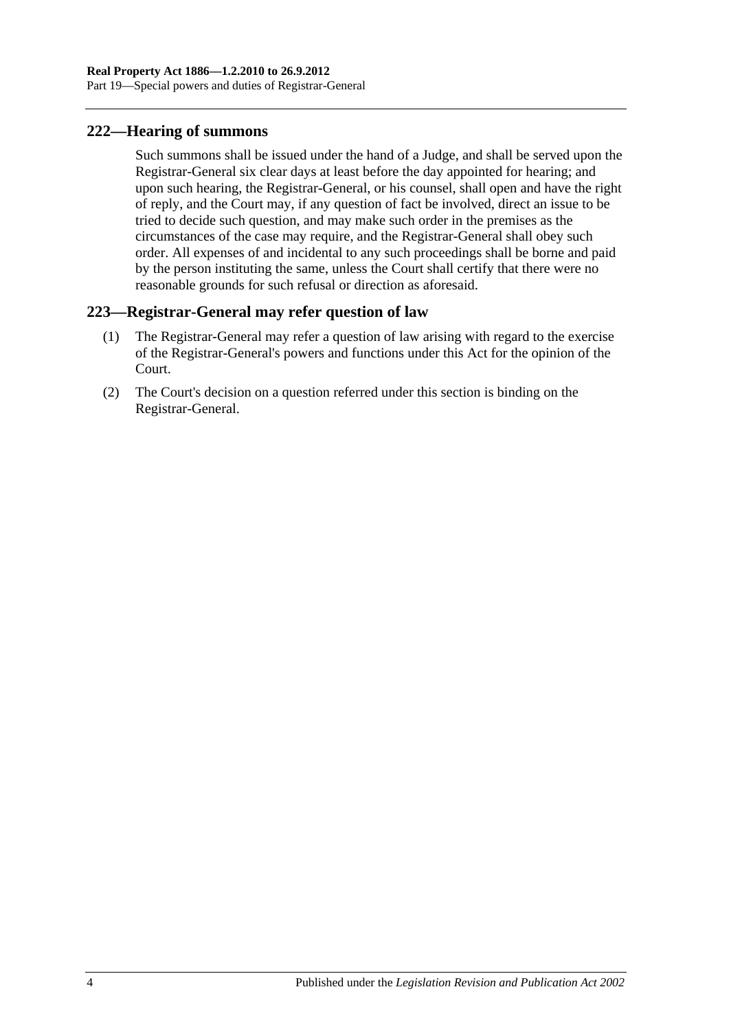## 222—Hearing of summons

Such summons shall be issued under the hand of a Judge, and shall be served upon the Registrar-General six clear days at least before the day appointed for hearing; and upon such hearing, the Registrar-General, or his counsel, shall open and have the right of reply, and the Court may, if any question of fact be involved, direct an issue to be tried to decide such question, and may make such order in the premises as the circumstances of the case may require, and the Registrar-General shall obey such order. All expenses of and incidental to any such proceedings shall be borne and paid by the person instituting the same, unless the Court shall certify that there were no reasonable grounds for such refusal or direction as aforesaid.

## 223—Registrar-General may refer question of law

(1) The Registrar-General may refer a question of law arising with regard to the exercise of the Registrar-General's powers and functions under this Act for the opinion of the Court.

(2) The Court's decision on a question referred under this section is binding on the Registrar-General.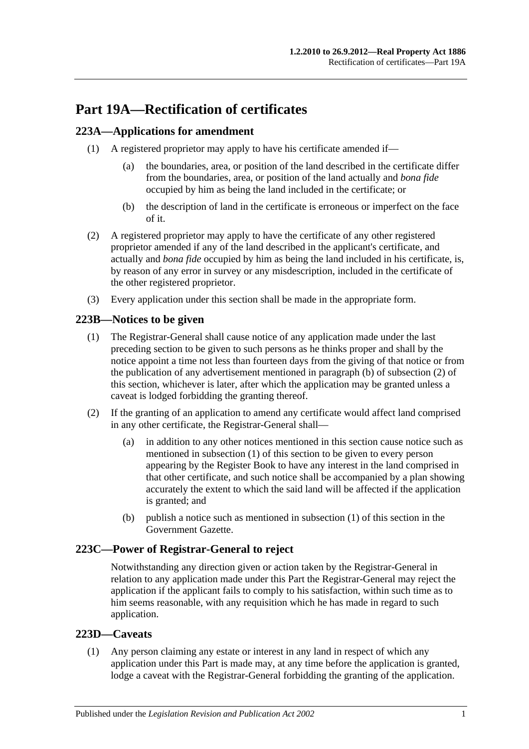# Part 19A—Rectification of certificates

## 223A—Applications for amendment

(1) A registered proprietor may apply to have his certificate amended if—

(a) the boundaries, area, or position of the land described in the certificate differ from the boundaries, area, or position of the land actually and *bona fide* occupied by him as being the land included in the certificate; or

(b) the description of land in the certificate is erroneous or imperfect on the face of it.

(2) A registered proprietor may apply to have the certificate of any other registered proprietor amended if any of the land described in the applicant's certificate, and actually and *bona fide* occupied by him as being the land included in his certificate, is, by reason of any error in survey or any misdescription, included in the certificate of the other registered proprietor.

(3) Every application under this section shall be made in the appropriate form.

## 223B—Notices to be given

(1) The Registrar-General shall cause notice of any application made under the last preceding section to be given to such persons as he thinks proper and shall by the notice appoint a time not less than fourteen days from the giving of that notice or from the publication of any advertisement mentioned in paragraph (b) of subsection (2) of this section, whichever is later, after which the application may be granted unless a caveat is lodged forbidding the granting thereof.

(2) If the granting of an application to amend any certificate would affect land comprised in any other certificate, the Registrar-General shall—

(a) in addition to any other notices mentioned in this section cause notice such as mentioned in subsection (1) of this section to be given to every person appearing by the Register Book to have any interest in the land comprised in that other certificate, and such notice shall be accompanied by a plan showing accurately the extent to which the said land will be affected if the application is granted; and

(b) publish a notice such as mentioned in subsection (1) of this section in the Government Gazette.

## 223C—Power of Registrar-General to reject

Notwithstanding any direction given or action taken by the Registrar-General in relation to any application made under this Part the Registrar-General may reject the application if the applicant fails to comply to his satisfaction, within such time as to him seems reasonable, with any requisition which he has made in regard to such application.

## 223D—Caveats

(1) Any person claiming any estate or interest in any land in respect of which any application under this Part is made may, at any time before the application is granted, lodge a caveat with the Registrar-General forbidding the granting of the application.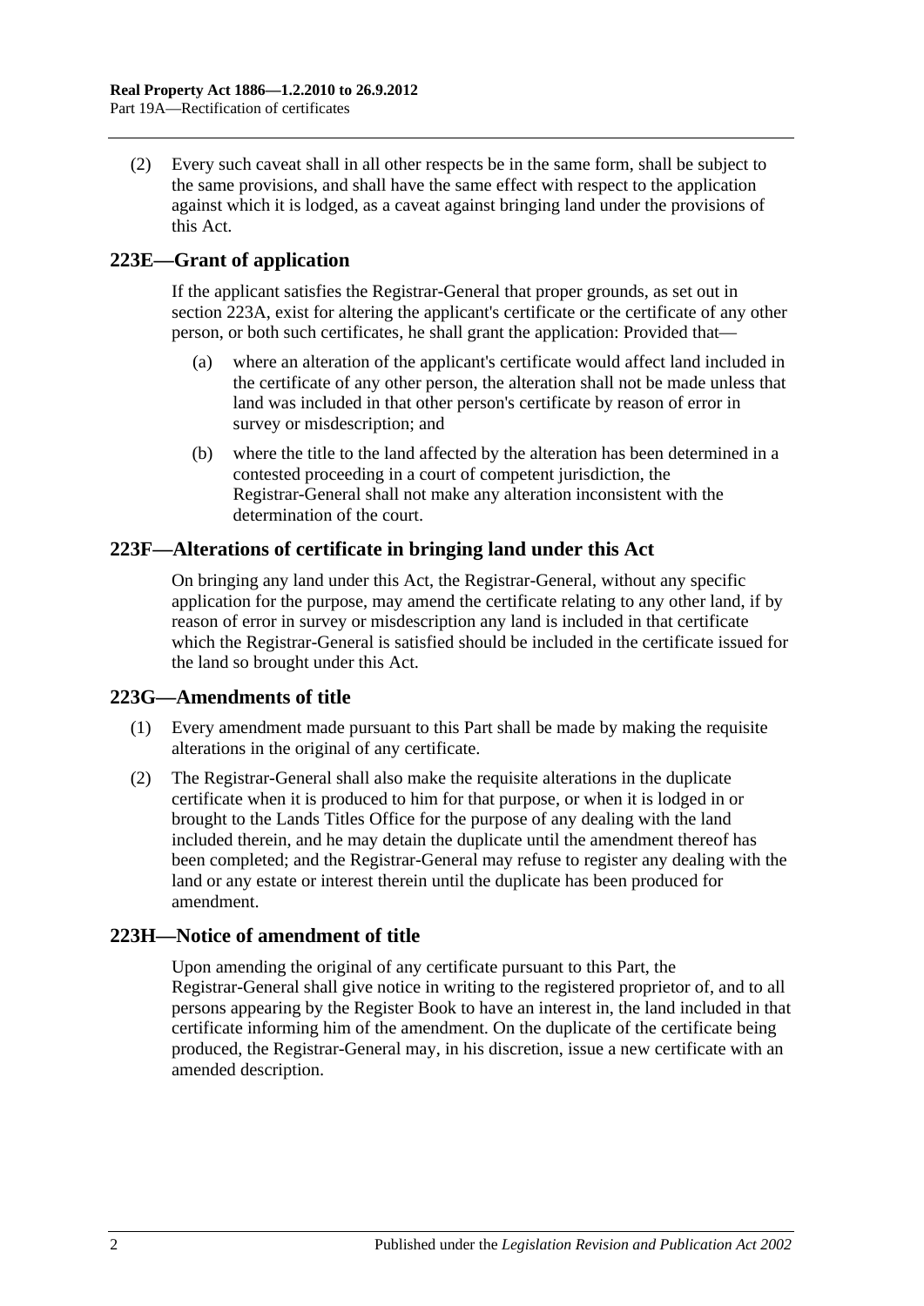(2) Every such caveat shall in all other respects be in the same form, shall be subject to the same provisions, and shall have the same effect with respect to the application against which it is lodged, as a caveat against bringing land under the provisions of this Act.

## 223E—Grant of application

If the applicant satisfies the Registrar-General that proper grounds, as set out in section 223A, exist for altering the applicant's certificate or the certificate of any other person, or both such certificates, he shall grant the application: Provided that—

(a) where an alteration of the applicant's certificate would affect land included in the certificate of any other person, the alteration shall not be made unless that land was included in that other person's certificate by reason of error in survey or misdescription; and

(b) where the title to the land affected by the alteration has been determined in a contested proceeding in a court of competent jurisdiction, the Registrar-General shall not make any alteration inconsistent with the determination of the court.

## 223F—Alterations of certificate in bringing land under this Act

On bringing any land under this Act, the Registrar-General, without any specific application for the purpose, may amend the certificate relating to any other land, if by reason of error in survey or misdescription any land is included in that certificate which the Registrar-General is satisfied should be included in the certificate issued for the land so brought under this Act.

## 223G—Amendments of title

(1) Every amendment made pursuant to this Part shall be made by making the requisite alterations in the original of any certificate.

(2) The Registrar-General shall also make the requisite alterations in the duplicate certificate when it is produced to him for that purpose, or when it is lodged in or brought to the Lands Titles Office for the purpose of any dealing with the land included therein, and he may detain the duplicate until the amendment thereof has been completed; and the Registrar-General may refuse to register any dealing with the land or any estate or interest therein until the duplicate has been produced for amendment.

## 223H—Notice of amendment of title

Upon amending the original of any certificate pursuant to this Part, the Registrar-General shall give notice in writing to the registered proprietor of, and to all persons appearing by the Register Book to have an interest in, the land included in that certificate informing him of the amendment. On the duplicate of the certificate being produced, the Registrar-General may, in his discretion, issue a new certificate with an amended description.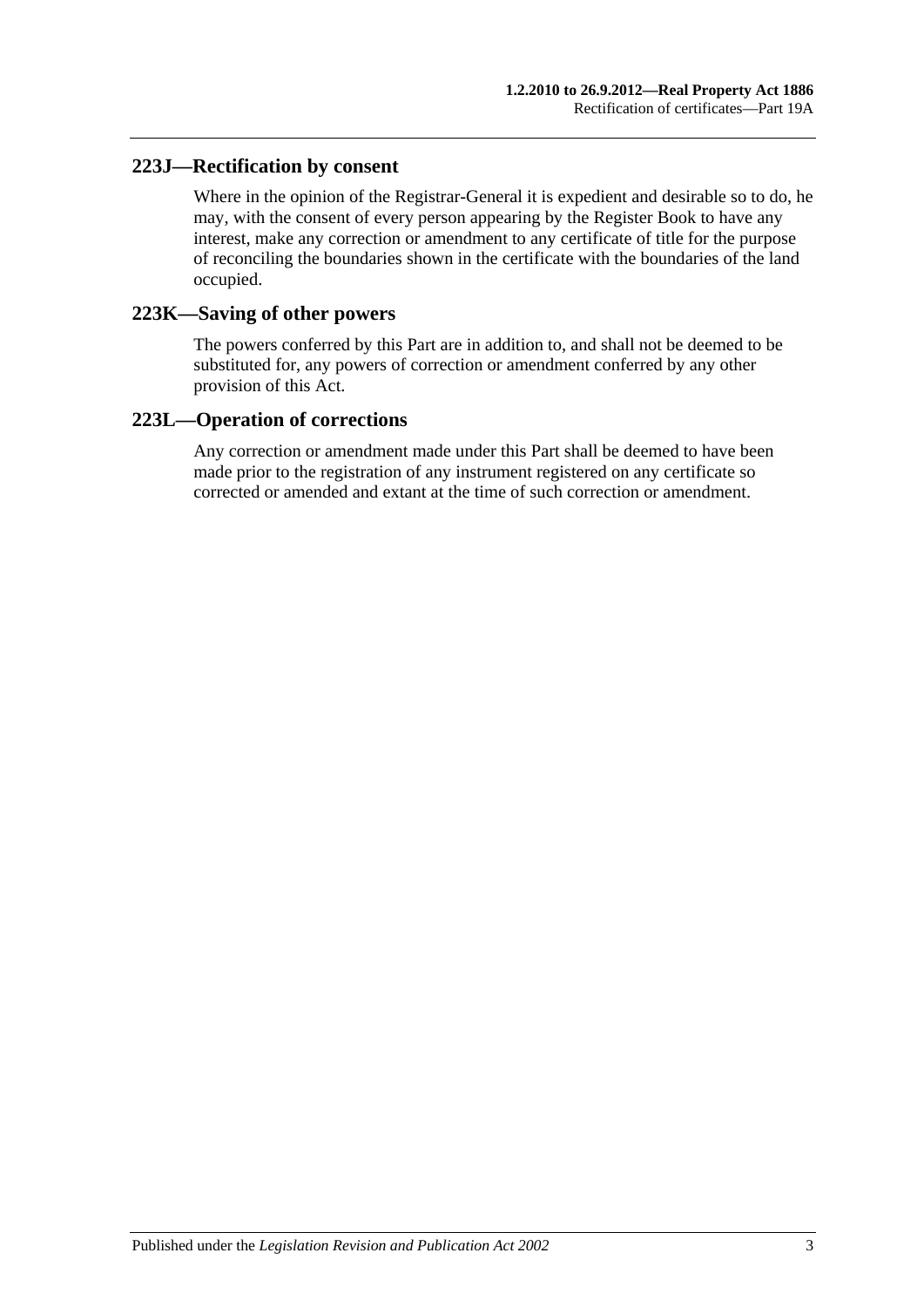## 223J—Rectification by consent

Where in the opinion of the Registrar-General it is expedient and desirable so to do, he may, with the consent of every person appearing by the Register Book to have any interest, make any correction or amendment to any certificate of title for the purpose of reconciling the boundaries shown in the certificate with the boundaries of the land occupied.

## 223K—Saving of other powers

The powers conferred by this Part are in addition to, and shall not be deemed to be substituted for, any powers of correction or amendment conferred by any other provision of this Act.

## 223L—Operation of corrections

Any correction or amendment made under this Part shall be deemed to have been made prior to the registration of any instrument registered on any certificate so corrected or amended and extant at the time of such correction or amendment.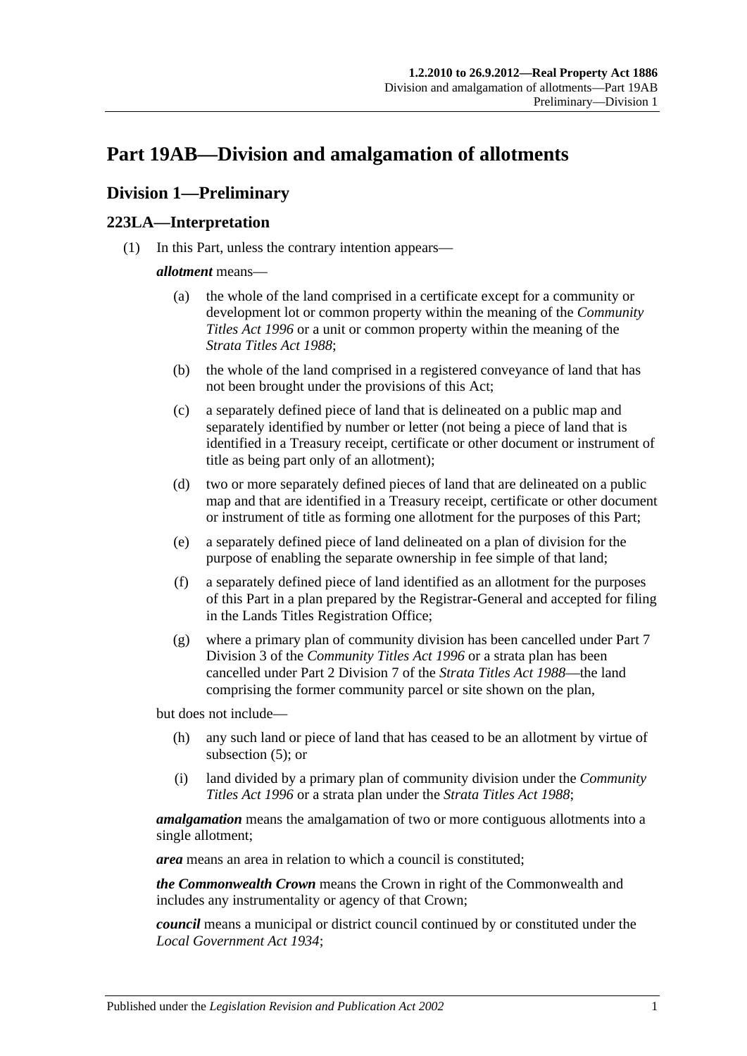# Part 19AB—Division and amalgamation of allotments

## Division 1—Preliminary

### 223LA—Interpretation

(1) In this Part, unless the contrary intention appears—

***allotment*** means—

(a) the whole of the land comprised in a certificate except for a community or development lot or common property within the meaning of the *Community Titles Act 1996* or a unit or common property within the meaning of the *Strata Titles Act 1988*;

(b) the whole of the land comprised in a registered conveyance of land that has not been brought under the provisions of this Act;

(c) a separately defined piece of land that is delineated on a public map and separately identified by number or letter (not being a piece of land that is identified in a Treasury receipt, certificate or other document or instrument of title as being part only of an allotment);

(d) two or more separately defined pieces of land that are delineated on a public map and that are identified in a Treasury receipt, certificate or other document or instrument of title as forming one allotment for the purposes of this Part;

(e) a separately defined piece of land delineated on a plan of division for the purpose of enabling the separate ownership in fee simple of that land;

(f) a separately defined piece of land identified as an allotment for the purposes of this Part in a plan prepared by the Registrar-General and accepted for filing in the Lands Titles Registration Office;

(g) where a primary plan of community division has been cancelled under Part 7 Division 3 of the *Community Titles Act 1996* or a strata plan has been cancelled under Part 2 Division 7 of the *Strata Titles Act 1988*—the land comprising the former community parcel or site shown on the plan,

but does not include—

(h) any such land or piece of land that has ceased to be an allotment by virtue of subsection (5); or

(i) land divided by a primary plan of community division under the *Community Titles Act 1996* or a strata plan under the *Strata Titles Act 1988*;

***amalgamation*** means the amalgamation of two or more contiguous allotments into a single allotment;

***area*** means an area in relation to which a council is constituted;

***the Commonwealth Crown*** means the Crown in right of the Commonwealth and includes any instrumentality or agency of that Crown;

***council*** means a municipal or district council continued by or constituted under the *Local Government Act 1934*;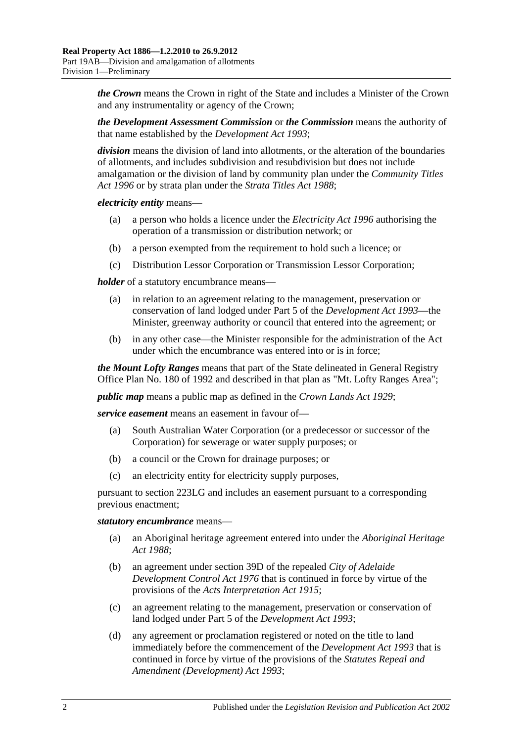***the Crown*** means the Crown in right of the State and includes a Minister of the Crown and any instrumentality or agency of the Crown;

***the Development Assessment Commission*** or ***the Commission*** means the authority of that name established by the *Development Act 1993*;

***division*** means the division of land into allotments, or the alteration of the boundaries of allotments, and includes subdivision and resubdivision but does not include amalgamation or the division of land by community plan under the *Community Titles Act 1996* or by strata plan under the *Strata Titles Act 1988*;

***electricity entity*** means—

- (a) a person who holds a licence under the *Electricity Act 1996* authorising the operation of a transmission or distribution network; or
- (b) a person exempted from the requirement to hold such a licence; or
- (c) Distribution Lessor Corporation or Transmission Lessor Corporation;

***holder*** of a statutory encumbrance means—

- (a) in relation to an agreement relating to the management, preservation or conservation of land lodged under Part 5 of the *Development Act 1993*—the Minister, greenway authority or council that entered into the agreement; or
- (b) in any other case—the Minister responsible for the administration of the Act under which the encumbrance was entered into or is in force;

***the Mount Lofty Ranges*** means that part of the State delineated in General Registry Office Plan No. 180 of 1992 and described in that plan as "Mt. Lofty Ranges Area";

***public map*** means a public map as defined in the *Crown Lands Act 1929*;

***service easement*** means an easement in favour of—

- (a) South Australian Water Corporation (or a predecessor or successor of the Corporation) for sewerage or water supply purposes; or
- (b) a council or the Crown for drainage purposes; or
- (c) an electricity entity for electricity supply purposes,

pursuant to section 223LG and includes an easement pursuant to a corresponding previous enactment;

***statutory encumbrance*** means—

- (a) an Aboriginal heritage agreement entered into under the *Aboriginal Heritage Act 1988*;
- (b) an agreement under section 39D of the repealed *City of Adelaide Development Control Act 1976* that is continued in force by virtue of the provisions of the *Acts Interpretation Act 1915*;
- (c) an agreement relating to the management, preservation or conservation of land lodged under Part 5 of the *Development Act 1993*;
- (d) any agreement or proclamation registered or noted on the title to land immediately before the commencement of the *Development Act 1993* that is continued in force by virtue of the provisions of the *Statutes Repeal and Amendment (Development) Act 1993*;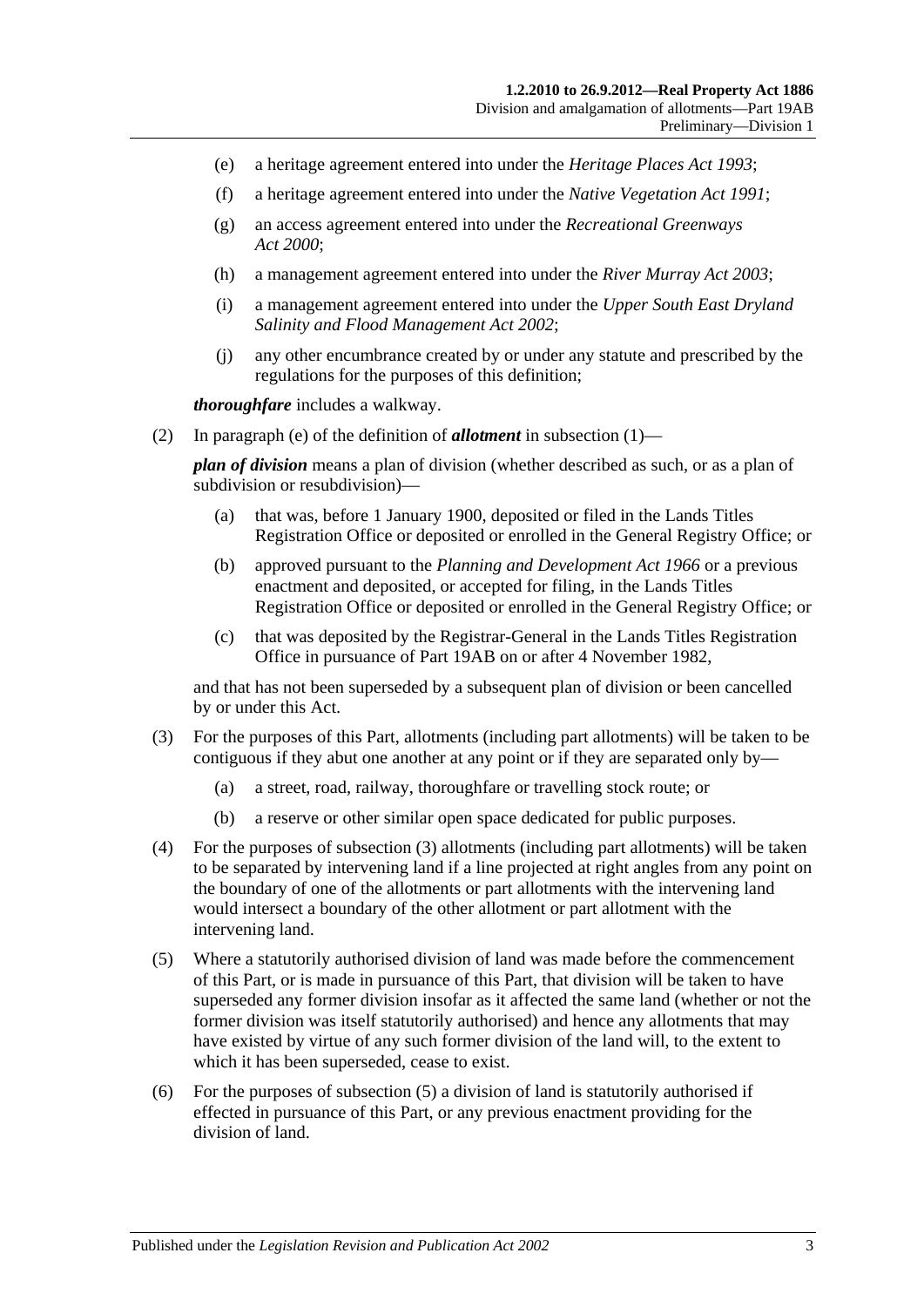(e) a heritage agreement entered into under the *Heritage Places Act 1993*;

(f) a heritage agreement entered into under the *Native Vegetation Act 1991*;

(g) an access agreement entered into under the *Recreational Greenways Act 2000*;

(h) a management agreement entered into under the *River Murray Act 2003*;

(i) a management agreement entered into under the *Upper South East Dryland Salinity and Flood Management Act 2002*;

(j) any other encumbrance created by or under any statute and prescribed by the regulations for the purposes of this definition;

***thoroughfare*** includes a walkway.

(2) In paragraph (e) of the definition of ***allotment*** in subsection (1)—

***plan of division*** means a plan of division (whether described as such, or as a plan of subdivision or resubdivision)—

(a) that was, before 1 January 1900, deposited or filed in the Lands Titles Registration Office or deposited or enrolled in the General Registry Office; or

(b) approved pursuant to the *Planning and Development Act 1966* or a previous enactment and deposited, or accepted for filing, in the Lands Titles Registration Office or deposited or enrolled in the General Registry Office; or

(c) that was deposited by the Registrar-General in the Lands Titles Registration Office in pursuance of Part 19AB on or after 4 November 1982,

and that has not been superseded by a subsequent plan of division or been cancelled by or under this Act.

(3) For the purposes of this Part, allotments (including part allotments) will be taken to be contiguous if they abut one another at any point or if they are separated only by—

(a) a street, road, railway, thoroughfare or travelling stock route; or

(b) a reserve or other similar open space dedicated for public purposes.

(4) For the purposes of subsection (3) allotments (including part allotments) will be taken to be separated by intervening land if a line projected at right angles from any point on the boundary of one of the allotments or part allotments with the intervening land would intersect a boundary of the other allotment or part allotment with the intervening land.

(5) Where a statutorily authorised division of land was made before the commencement of this Part, or is made in pursuance of this Part, that division will be taken to have superseded any former division insofar as it affected the same land (whether or not the former division was itself statutorily authorised) and hence any allotments that may have existed by virtue of any such former division of the land will, to the extent to which it has been superseded, cease to exist.

(6) For the purposes of subsection (5) a division of land is statutorily authorised if effected in pursuance of this Part, or any previous enactment providing for the division of land.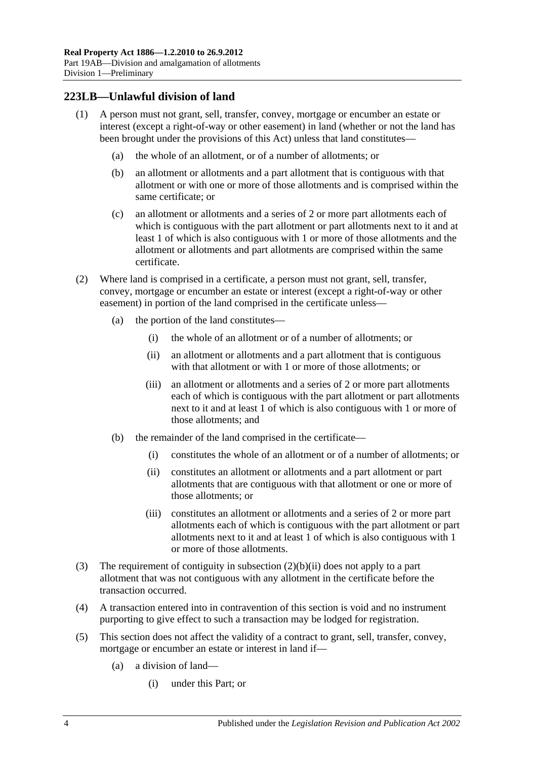## 223LB—Unlawful division of land

(1) A person must not grant, sell, transfer, convey, mortgage or encumber an estate or interest (except a right-of-way or other easement) in land (whether or not the land has been brought under the provisions of this Act) unless that land constitutes—

   (a) the whole of an allotment, or of a number of allotments; or

   (b) an allotment or allotments and a part allotment that is contiguous with that allotment or with one or more of those allotments and is comprised within the same certificate; or

   (c) an allotment or allotments and a series of 2 or more part allotments each of which is contiguous with the part allotment or part allotments next to it and at least 1 of which is also contiguous with 1 or more of those allotments and the allotment or allotments and part allotments are comprised within the same certificate.

(2) Where land is comprised in a certificate, a person must not grant, sell, transfer, convey, mortgage or encumber an estate or interest (except a right-of-way or other easement) in portion of the land comprised in the certificate unless—

   (a) the portion of the land constitutes—

      (i) the whole of an allotment or of a number of allotments; or

      (ii) an allotment or allotments and a part allotment that is contiguous with that allotment or with 1 or more of those allotments; or

      (iii) an allotment or allotments and a series of 2 or more part allotments each of which is contiguous with the part allotment or part allotments next to it and at least 1 of which is also contiguous with 1 or more of those allotments; and

   (b) the remainder of the land comprised in the certificate—

      (i) constitutes the whole of an allotment or of a number of allotments; or

      (ii) constitutes an allotment or allotments and a part allotment or part allotments that are contiguous with that allotment or one or more of those allotments; or

      (iii) constitutes an allotment or allotments and a series of 2 or more part allotments each of which is contiguous with the part allotment or part allotments next to it and at least 1 of which is also contiguous with 1 or more of those allotments.

(3) The requirement of contiguity in subsection (2)(b)(ii) does not apply to a part allotment that was not contiguous with any allotment in the certificate before the transaction occurred.

(4) A transaction entered into in contravention of this section is void and no instrument purporting to give effect to such a transaction may be lodged for registration.

(5) This section does not affect the validity of a contract to grant, sell, transfer, convey, mortgage or encumber an estate or interest in land if—

   (a) a division of land—

      (i) under this Part; or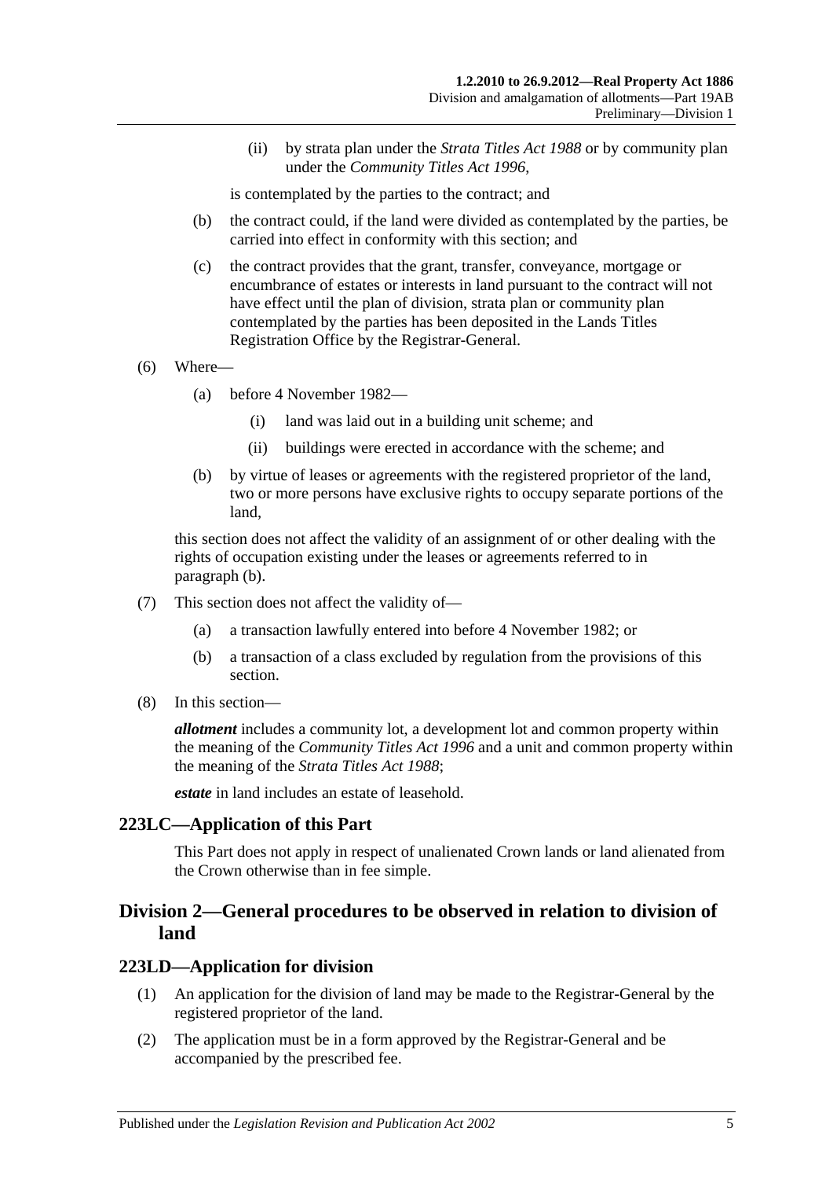(ii) by strata plan under the *Strata Titles Act 1988* or by community plan under the *Community Titles Act 1996*,

is contemplated by the parties to the contract; and

(b) the contract could, if the land were divided as contemplated by the parties, be carried into effect in conformity with this section; and

(c) the contract provides that the grant, transfer, conveyance, mortgage or encumbrance of estates or interests in land pursuant to the contract will not have effect until the plan of division, strata plan or community plan contemplated by the parties has been deposited in the Lands Titles Registration Office by the Registrar-General.

(6) Where—

(a) before 4 November 1982—

(i) land was laid out in a building unit scheme; and

(ii) buildings were erected in accordance with the scheme; and

(b) by virtue of leases or agreements with the registered proprietor of the land, two or more persons have exclusive rights to occupy separate portions of the land,

this section does not affect the validity of an assignment of or other dealing with the rights of occupation existing under the leases or agreements referred to in paragraph (b).

(7) This section does not affect the validity of—

(a) a transaction lawfully entered into before 4 November 1982; or

(b) a transaction of a class excluded by regulation from the provisions of this section.

(8) In this section—

***allotment*** includes a community lot, a development lot and common property within the meaning of the *Community Titles Act 1996* and a unit and common property within the meaning of the *Strata Titles Act 1988*;

***estate*** in land includes an estate of leasehold.

### 223LC—Application of this Part

This Part does not apply in respect of unalienated Crown lands or land alienated from the Crown otherwise than in fee simple.

## Division 2—General procedures to be observed in relation to division of land

### 223LD—Application for division

(1) An application for the division of land may be made to the Registrar-General by the registered proprietor of the land.

(2) The application must be in a form approved by the Registrar-General and be accompanied by the prescribed fee.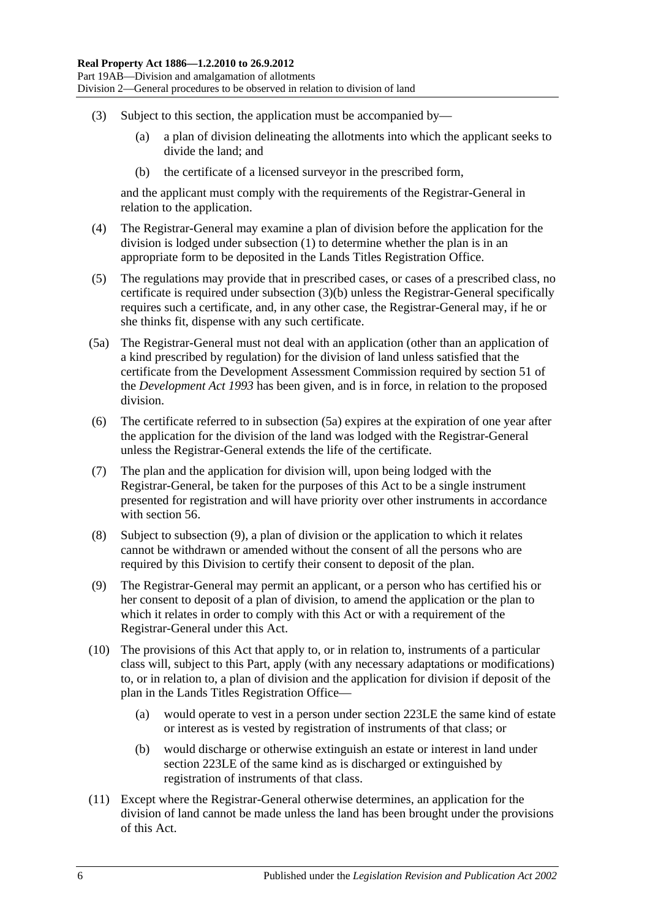(3) Subject to this section, the application must be accompanied by—

(a) a plan of division delineating the allotments into which the applicant seeks to divide the land; and

(b) the certificate of a licensed surveyor in the prescribed form,

and the applicant must comply with the requirements of the Registrar-General in relation to the application.

(4) The Registrar-General may examine a plan of division before the application for the division is lodged under subsection (1) to determine whether the plan is in an appropriate form to be deposited in the Lands Titles Registration Office.

(5) The regulations may provide that in prescribed cases, or cases of a prescribed class, no certificate is required under subsection (3)(b) unless the Registrar-General specifically requires such a certificate, and, in any other case, the Registrar-General may, if he or she thinks fit, dispense with any such certificate.

(5a) The Registrar-General must not deal with an application (other than an application of a kind prescribed by regulation) for the division of land unless satisfied that the certificate from the Development Assessment Commission required by section 51 of the *Development Act 1993* has been given, and is in force, in relation to the proposed division.

(6) The certificate referred to in subsection (5a) expires at the expiration of one year after the application for the division of the land was lodged with the Registrar-General unless the Registrar-General extends the life of the certificate.

(7) The plan and the application for division will, upon being lodged with the Registrar-General, be taken for the purposes of this Act to be a single instrument presented for registration and will have priority over other instruments in accordance with section 56.

(8) Subject to subsection (9), a plan of division or the application to which it relates cannot be withdrawn or amended without the consent of all the persons who are required by this Division to certify their consent to deposit of the plan.

(9) The Registrar-General may permit an applicant, or a person who has certified his or her consent to deposit of a plan of division, to amend the application or the plan to which it relates in order to comply with this Act or with a requirement of the Registrar-General under this Act.

(10) The provisions of this Act that apply to, or in relation to, instruments of a particular class will, subject to this Part, apply (with any necessary adaptations or modifications) to, or in relation to, a plan of division and the application for division if deposit of the plan in the Lands Titles Registration Office—

(a) would operate to vest in a person under section 223LE the same kind of estate or interest as is vested by registration of instruments of that class; or

(b) would discharge or otherwise extinguish an estate or interest in land under section 223LE of the same kind as is discharged or extinguished by registration of instruments of that class.

(11) Except where the Registrar-General otherwise determines, an application for the division of land cannot be made unless the land has been brought under the provisions of this Act.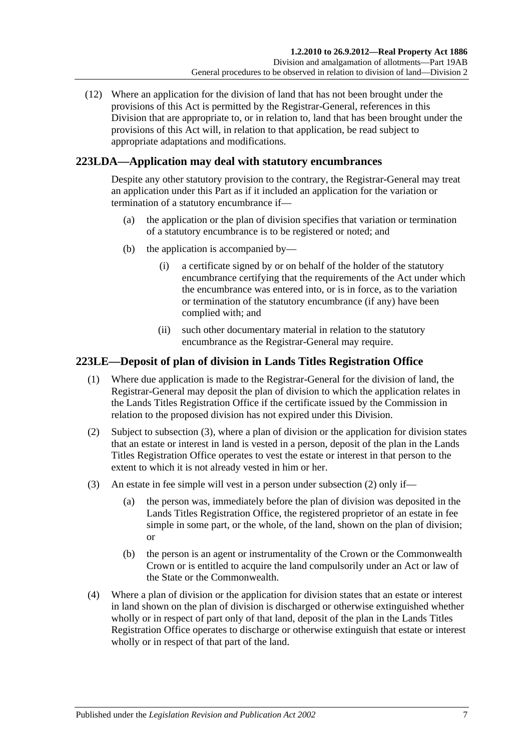(12) Where an application for the division of land that has not been brought under the provisions of this Act is permitted by the Registrar-General, references in this Division that are appropriate to, or in relation to, land that has been brought under the provisions of this Act will, in relation to that application, be read subject to appropriate adaptations and modifications.

## 223LDA—Application may deal with statutory encumbrances

Despite any other statutory provision to the contrary, the Registrar-General may treat an application under this Part as if it included an application for the variation or termination of a statutory encumbrance if—

(a) the application or the plan of division specifies that variation or termination of a statutory encumbrance is to be registered or noted; and

(b) the application is accompanied by—

(i) a certificate signed by or on behalf of the holder of the statutory encumbrance certifying that the requirements of the Act under which the encumbrance was entered into, or is in force, as to the variation or termination of the statutory encumbrance (if any) have been complied with; and

(ii) such other documentary material in relation to the statutory encumbrance as the Registrar-General may require.

## 223LE—Deposit of plan of division in Lands Titles Registration Office

(1) Where due application is made to the Registrar-General for the division of land, the Registrar-General may deposit the plan of division to which the application relates in the Lands Titles Registration Office if the certificate issued by the Commission in relation to the proposed division has not expired under this Division.

(2) Subject to subsection (3), where a plan of division or the application for division states that an estate or interest in land is vested in a person, deposit of the plan in the Lands Titles Registration Office operates to vest the estate or interest in that person to the extent to which it is not already vested in him or her.

(3) An estate in fee simple will vest in a person under subsection (2) only if—

(a) the person was, immediately before the plan of division was deposited in the Lands Titles Registration Office, the registered proprietor of an estate in fee simple in some part, or the whole, of the land, shown on the plan of division; or

(b) the person is an agent or instrumentality of the Crown or the Commonwealth Crown or is entitled to acquire the land compulsorily under an Act or law of the State or the Commonwealth.

(4) Where a plan of division or the application for division states that an estate or interest in land shown on the plan of division is discharged or otherwise extinguished whether wholly or in respect of part only of that land, deposit of the plan in the Lands Titles Registration Office operates to discharge or otherwise extinguish that estate or interest wholly or in respect of that part of the land.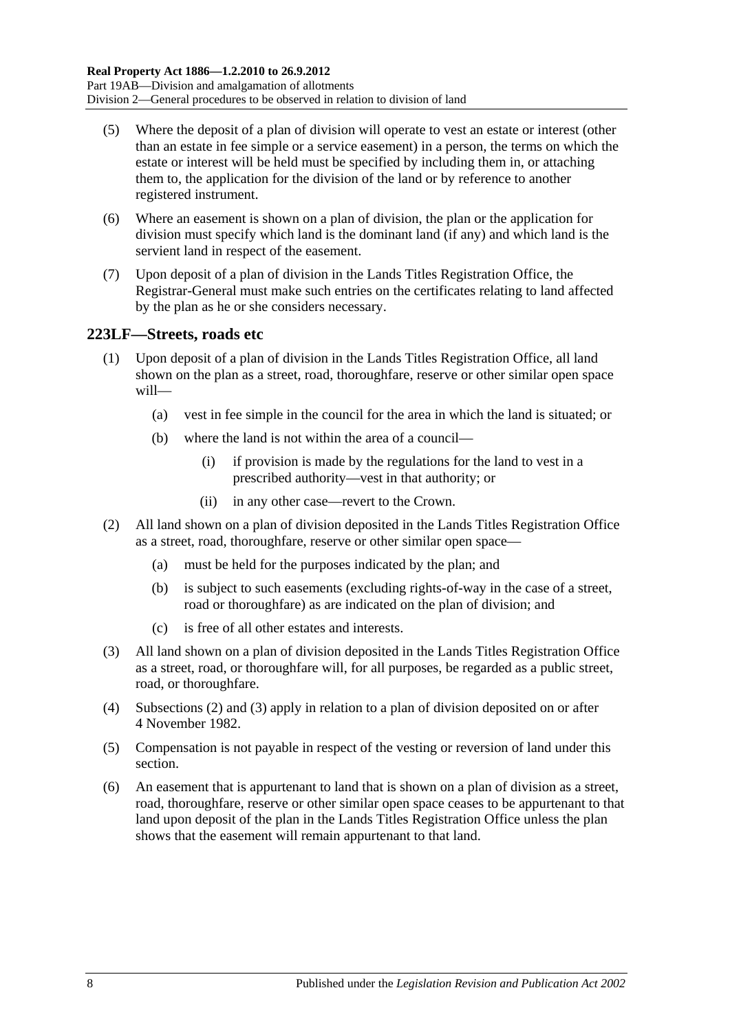(5) Where the deposit of a plan of division will operate to vest an estate or interest (other than an estate in fee simple or a service easement) in a person, the terms on which the estate or interest will be held must be specified by including them in, or attaching them to, the application for the division of the land or by reference to another registered instrument.

(6) Where an easement is shown on a plan of division, the plan or the application for division must specify which land is the dominant land (if any) and which land is the servient land in respect of the easement.

(7) Upon deposit of a plan of division in the Lands Titles Registration Office, the Registrar-General must make such entries on the certificates relating to land affected by the plan as he or she considers necessary.

## 223LF—Streets, roads etc

(1) Upon deposit of a plan of division in the Lands Titles Registration Office, all land shown on the plan as a street, road, thoroughfare, reserve or other similar open space will—

(a) vest in fee simple in the council for the area in which the land is situated; or

(b) where the land is not within the area of a council—

(i) if provision is made by the regulations for the land to vest in a prescribed authority—vest in that authority; or

(ii) in any other case—revert to the Crown.

(2) All land shown on a plan of division deposited in the Lands Titles Registration Office as a street, road, thoroughfare, reserve or other similar open space—

(a) must be held for the purposes indicated by the plan; and

(b) is subject to such easements (excluding rights-of-way in the case of a street, road or thoroughfare) as are indicated on the plan of division; and

(c) is free of all other estates and interests.

(3) All land shown on a plan of division deposited in the Lands Titles Registration Office as a street, road, or thoroughfare will, for all purposes, be regarded as a public street, road, or thoroughfare.

(4) Subsections (2) and (3) apply in relation to a plan of division deposited on or after 4 November 1982.

(5) Compensation is not payable in respect of the vesting or reversion of land under this section.

(6) An easement that is appurtenant to land that is shown on a plan of division as a street, road, thoroughfare, reserve or other similar open space ceases to be appurtenant to that land upon deposit of the plan in the Lands Titles Registration Office unless the plan shows that the easement will remain appurtenant to that land.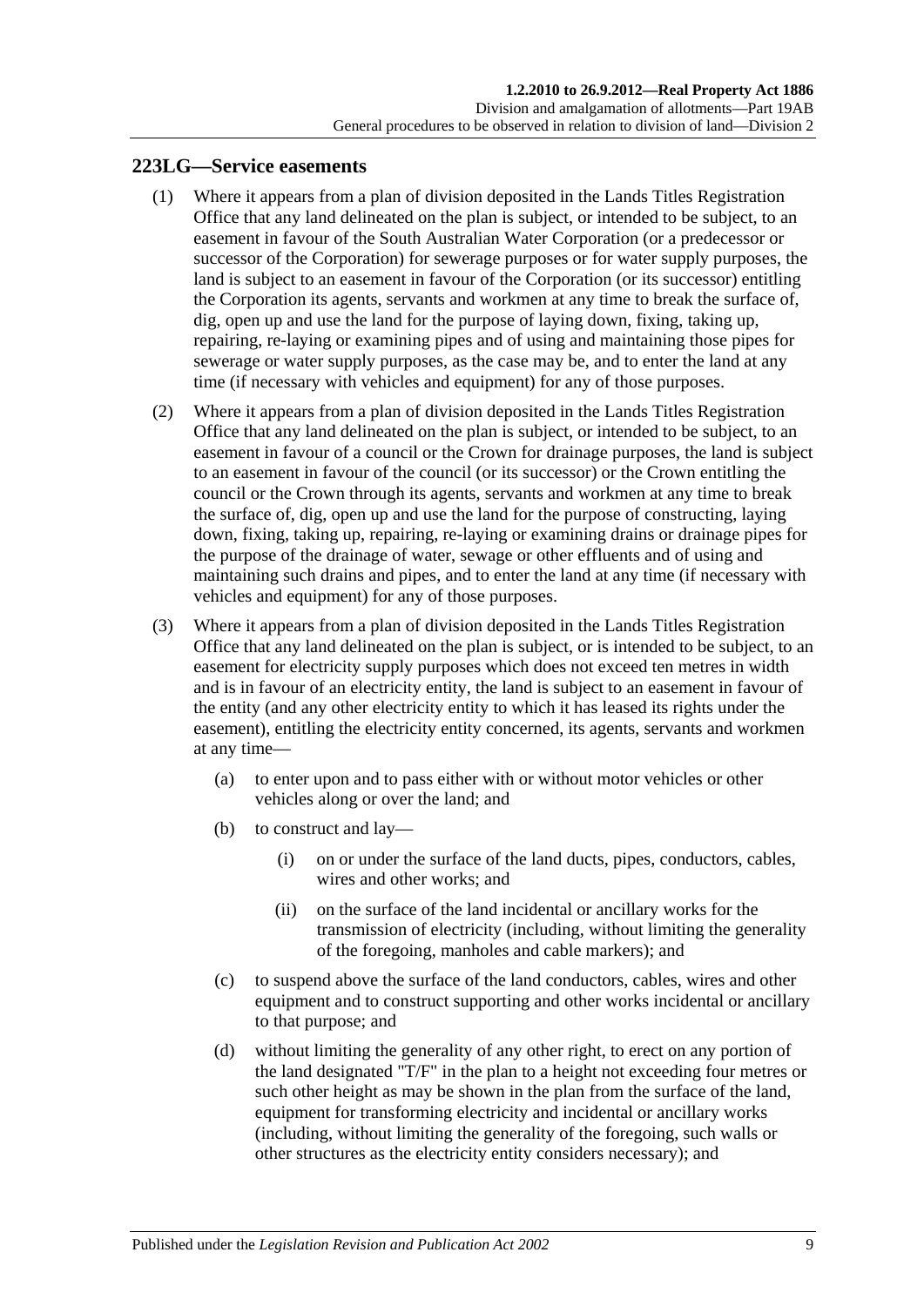## 223LG—Service easements

(1) Where it appears from a plan of division deposited in the Lands Titles Registration Office that any land delineated on the plan is subject, or intended to be subject, to an easement in favour of the South Australian Water Corporation (or a predecessor or successor of the Corporation) for sewerage purposes or for water supply purposes, the land is subject to an easement in favour of the Corporation (or its successor) entitling the Corporation its agents, servants and workmen at any time to break the surface of, dig, open up and use the land for the purpose of laying down, fixing, taking up, repairing, re-laying or examining pipes and of using and maintaining those pipes for sewerage or water supply purposes, as the case may be, and to enter the land at any time (if necessary with vehicles and equipment) for any of those purposes.

(2) Where it appears from a plan of division deposited in the Lands Titles Registration Office that any land delineated on the plan is subject, or intended to be subject, to an easement in favour of a council or the Crown for drainage purposes, the land is subject to an easement in favour of the council (or its successor) or the Crown entitling the council or the Crown through its agents, servants and workmen at any time to break the surface of, dig, open up and use the land for the purpose of constructing, laying down, fixing, taking up, repairing, re-laying or examining drains or drainage pipes for the purpose of the drainage of water, sewage or other effluents and of using and maintaining such drains and pipes, and to enter the land at any time (if necessary with vehicles and equipment) for any of those purposes.

(3) Where it appears from a plan of division deposited in the Lands Titles Registration Office that any land delineated on the plan is subject, or is intended to be subject, to an easement for electricity supply purposes which does not exceed ten metres in width and is in favour of an electricity entity, the land is subject to an easement in favour of the entity (and any other electricity entity to which it has leased its rights under the easement), entitling the electricity entity concerned, its agents, servants and workmen at any time—

(a) to enter upon and to pass either with or without motor vehicles or other vehicles along or over the land; and

(b) to construct and lay—

(i) on or under the surface of the land ducts, pipes, conductors, cables, wires and other works; and

(ii) on the surface of the land incidental or ancillary works for the transmission of electricity (including, without limiting the generality of the foregoing, manholes and cable markers); and

(c) to suspend above the surface of the land conductors, cables, wires and other equipment and to construct supporting and other works incidental or ancillary to that purpose; and

(d) without limiting the generality of any other right, to erect on any portion of the land designated "T/F" in the plan to a height not exceeding four metres or such other height as may be shown in the plan from the surface of the land, equipment for transforming electricity and incidental or ancillary works (including, without limiting the generality of the foregoing, such walls or other structures as the electricity entity considers necessary); and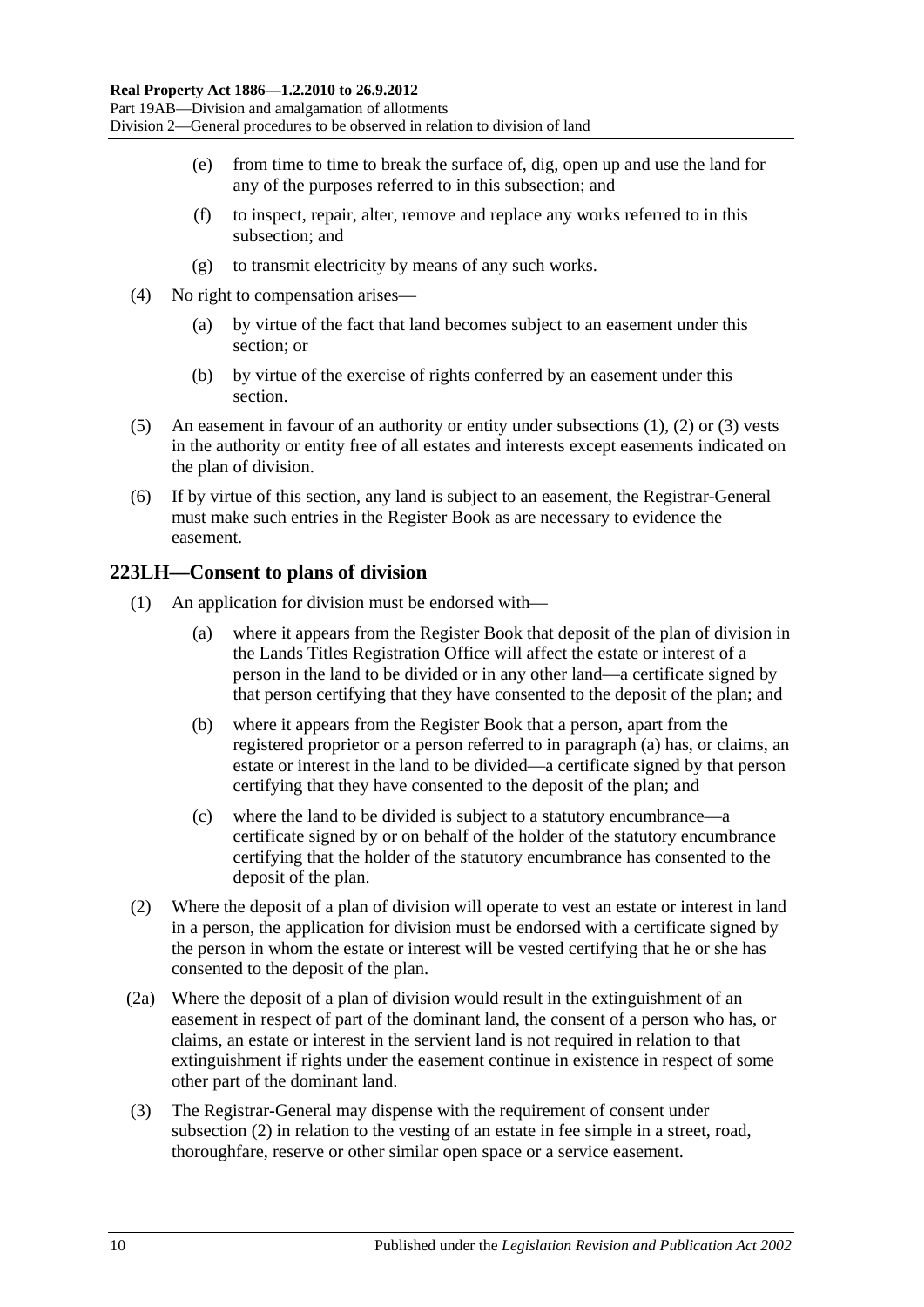(e) from time to time to break the surface of, dig, open up and use the land for any of the purposes referred to in this subsection; and

(f) to inspect, repair, alter, remove and replace any works referred to in this subsection; and

(g) to transmit electricity by means of any such works.

(4) No right to compensation arises—

(a) by virtue of the fact that land becomes subject to an easement under this section; or

(b) by virtue of the exercise of rights conferred by an easement under this section.

(5) An easement in favour of an authority or entity under subsections (1), (2) or (3) vests in the authority or entity free of all estates and interests except easements indicated on the plan of division.

(6) If by virtue of this section, any land is subject to an easement, the Registrar-General must make such entries in the Register Book as are necessary to evidence the easement.

## 223LH—Consent to plans of division

(1) An application for division must be endorsed with—

(a) where it appears from the Register Book that deposit of the plan of division in the Lands Titles Registration Office will affect the estate or interest of a person in the land to be divided or in any other land—a certificate signed by that person certifying that they have consented to the deposit of the plan; and

(b) where it appears from the Register Book that a person, apart from the registered proprietor or a person referred to in paragraph (a) has, or claims, an estate or interest in the land to be divided—a certificate signed by that person certifying that they have consented to the deposit of the plan; and

(c) where the land to be divided is subject to a statutory encumbrance—a certificate signed by or on behalf of the holder of the statutory encumbrance certifying that the holder of the statutory encumbrance has consented to the deposit of the plan.

(2) Where the deposit of a plan of division will operate to vest an estate or interest in land in a person, the application for division must be endorsed with a certificate signed by the person in whom the estate or interest will be vested certifying that he or she has consented to the deposit of the plan.

(2a) Where the deposit of a plan of division would result in the extinguishment of an easement in respect of part of the dominant land, the consent of a person who has, or claims, an estate or interest in the servient land is not required in relation to that extinguishment if rights under the easement continue in existence in respect of some other part of the dominant land.

(3) The Registrar-General may dispense with the requirement of consent under subsection (2) in relation to the vesting of an estate in fee simple in a street, road, thoroughfare, reserve or other similar open space or a service easement.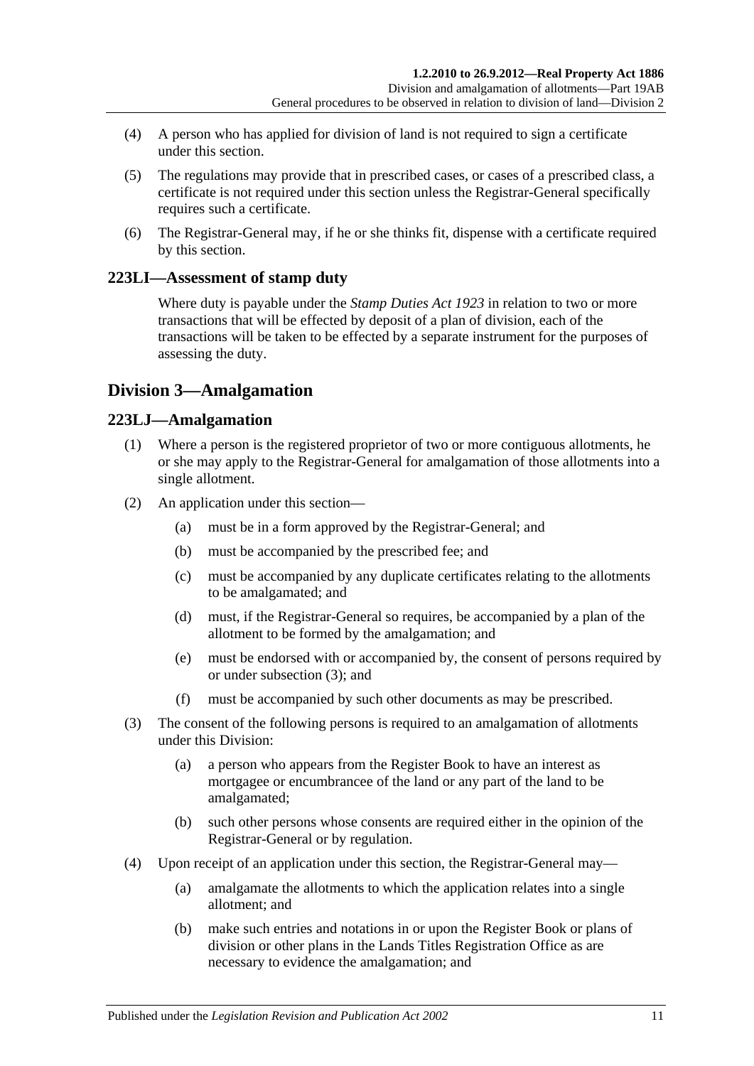(4) A person who has applied for division of land is not required to sign a certificate under this section.

(5) The regulations may provide that in prescribed cases, or cases of a prescribed class, a certificate is not required under this section unless the Registrar-General specifically requires such a certificate.

(6) The Registrar-General may, if he or she thinks fit, dispense with a certificate required by this section.

### 223LI—Assessment of stamp duty

Where duty is payable under the *Stamp Duties Act 1923* in relation to two or more transactions that will be effected by deposit of a plan of division, each of the transactions will be taken to be effected by a separate instrument for the purposes of assessing the duty.

## Division 3—Amalgamation

### 223LJ—Amalgamation

(1) Where a person is the registered proprietor of two or more contiguous allotments, he or she may apply to the Registrar-General for amalgamation of those allotments into a single allotment.

(2) An application under this section—

- (a) must be in a form approved by the Registrar-General; and
- (b) must be accompanied by the prescribed fee; and
- (c) must be accompanied by any duplicate certificates relating to the allotments to be amalgamated; and
- (d) must, if the Registrar-General so requires, be accompanied by a plan of the allotment to be formed by the amalgamation; and
- (e) must be endorsed with or accompanied by, the consent of persons required by or under subsection (3); and
- (f) must be accompanied by such other documents as may be prescribed.

(3) The consent of the following persons is required to an amalgamation of allotments under this Division:

- (a) a person who appears from the Register Book to have an interest as mortgagee or encumbrancee of the land or any part of the land to be amalgamated;
- (b) such other persons whose consents are required either in the opinion of the Registrar-General or by regulation.

(4) Upon receipt of an application under this section, the Registrar-General may—

- (a) amalgamate the allotments to which the application relates into a single allotment; and
- (b) make such entries and notations in or upon the Register Book or plans of division or other plans in the Lands Titles Registration Office as are necessary to evidence the amalgamation; and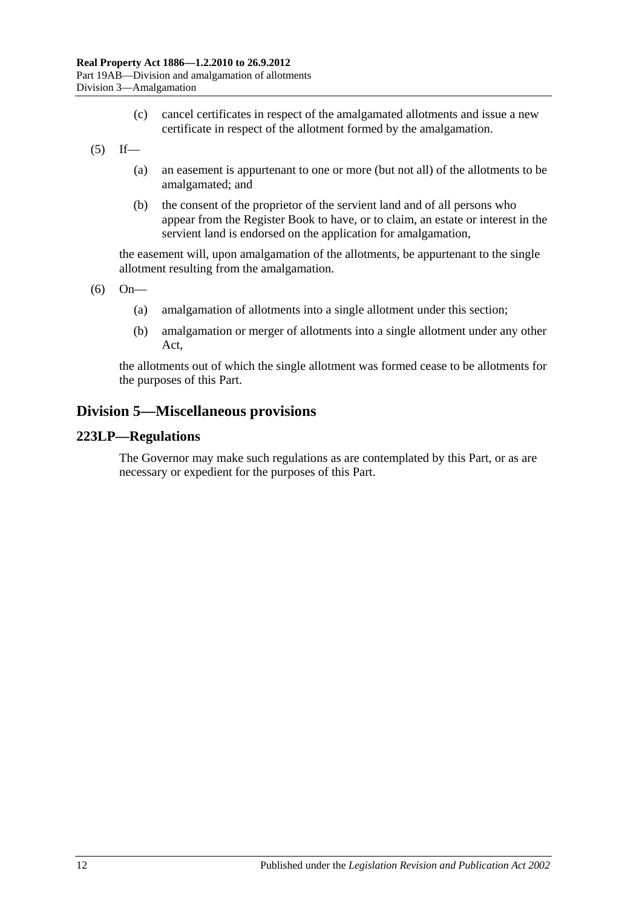(c) cancel certificates in respect of the amalgamated allotments and issue a new certificate in respect of the allotment formed by the amalgamation.

(5) If—

(a) an easement is appurtenant to one or more (but not all) of the allotments to be amalgamated; and

(b) the consent of the proprietor of the servient land and of all persons who appear from the Register Book to have, or to claim, an estate or interest in the servient land is endorsed on the application for amalgamation,

the easement will, upon amalgamation of the allotments, be appurtenant to the single allotment resulting from the amalgamation.

(6) On—

(a) amalgamation of allotments into a single allotment under this section;

(b) amalgamation or merger of allotments into a single allotment under any other Act,

the allotments out of which the single allotment was formed cease to be allotments for the purposes of this Part.

## Division 5—Miscellaneous provisions

### 223LP—Regulations

The Governor may make such regulations as are contemplated by this Part, or as are necessary or expedient for the purposes of this Part.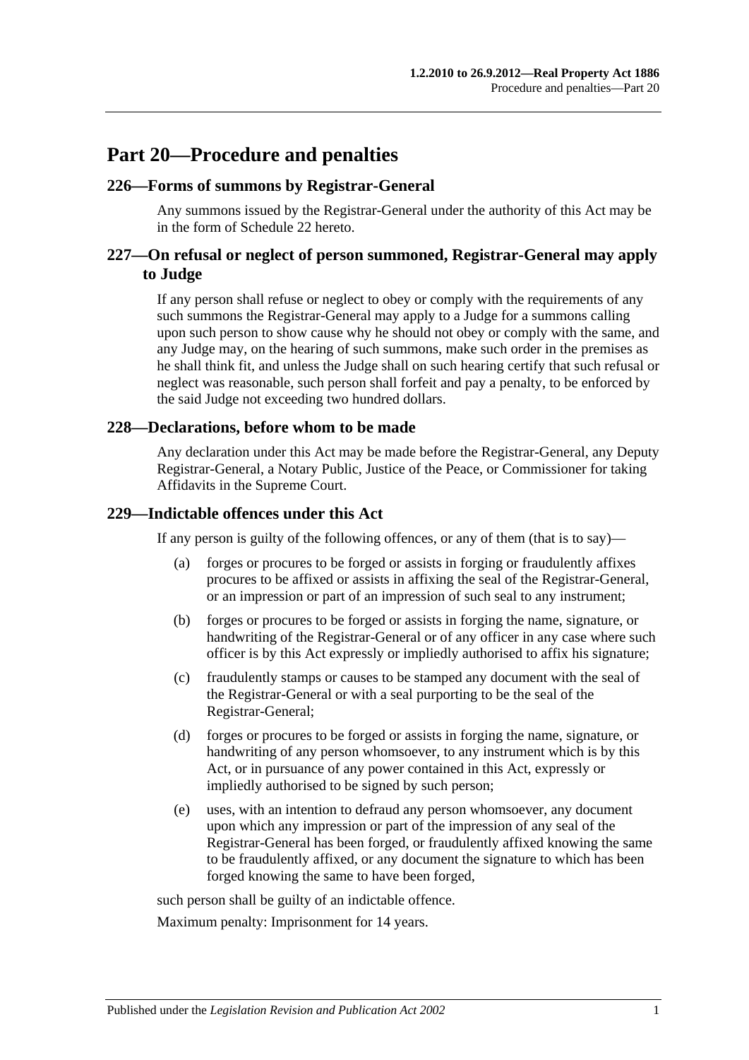# Part 20—Procedure and penalties

## 226—Forms of summons by Registrar-General

Any summons issued by the Registrar-General under the authority of this Act may be in the form of Schedule 22 hereto.

## 227—On refusal or neglect of person summoned, Registrar-General may apply to Judge

If any person shall refuse or neglect to obey or comply with the requirements of any such summons the Registrar-General may apply to a Judge for a summons calling upon such person to show cause why he should not obey or comply with the same, and any Judge may, on the hearing of such summons, make such order in the premises as he shall think fit, and unless the Judge shall on such hearing certify that such refusal or neglect was reasonable, such person shall forfeit and pay a penalty, to be enforced by the said Judge not exceeding two hundred dollars.

## 228—Declarations, before whom to be made

Any declaration under this Act may be made before the Registrar-General, any Deputy Registrar-General, a Notary Public, Justice of the Peace, or Commissioner for taking Affidavits in the Supreme Court.

## 229—Indictable offences under this Act

If any person is guilty of the following offences, or any of them (that is to say)—

(a) forges or procures to be forged or assists in forging or fraudulently affixes procures to be affixed or assists in affixing the seal of the Registrar-General, or an impression or part of an impression of such seal to any instrument;

(b) forges or procures to be forged or assists in forging the name, signature, or handwriting of the Registrar-General or of any officer in any case where such officer is by this Act expressly or impliedly authorised to affix his signature;

(c) fraudulently stamps or causes to be stamped any document with the seal of the Registrar-General or with a seal purporting to be the seal of the Registrar-General;

(d) forges or procures to be forged or assists in forging the name, signature, or handwriting of any person whomsoever, to any instrument which is by this Act, or in pursuance of any power contained in this Act, expressly or impliedly authorised to be signed by such person;

(e) uses, with an intention to defraud any person whomsoever, any document upon which any impression or part of the impression of any seal of the Registrar-General has been forged, or fraudulently affixed knowing the same to be fraudulently affixed, or any document the signature to which has been forged knowing the same to have been forged,

such person shall be guilty of an indictable offence.

Maximum penalty: Imprisonment for 14 years.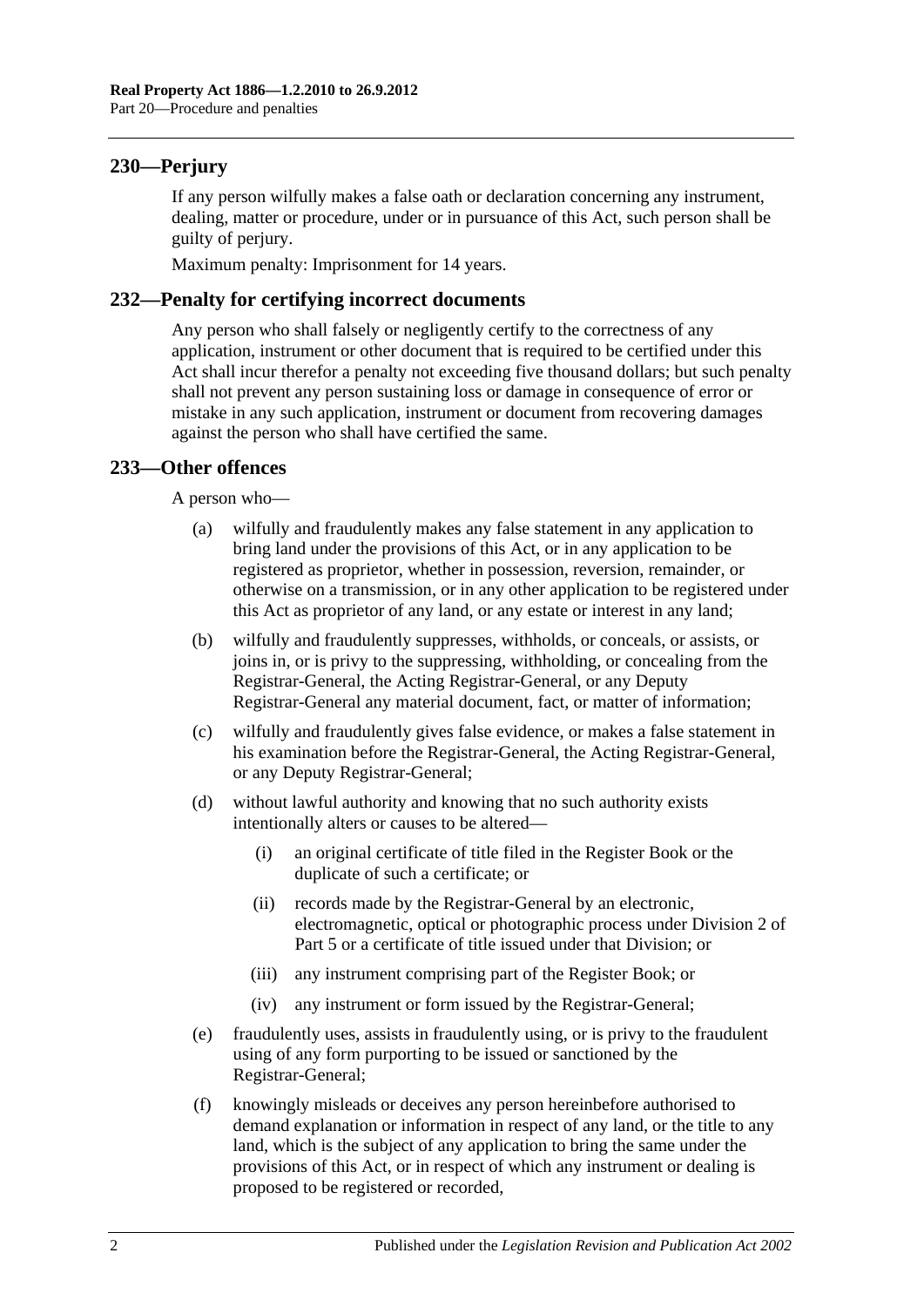## 230—Perjury

If any person wilfully makes a false oath or declaration concerning any instrument, dealing, matter or procedure, under or in pursuance of this Act, such person shall be guilty of perjury.

Maximum penalty: Imprisonment for 14 years.

## 232—Penalty for certifying incorrect documents

Any person who shall falsely or negligently certify to the correctness of any application, instrument or other document that is required to be certified under this Act shall incur therefor a penalty not exceeding five thousand dollars; but such penalty shall not prevent any person sustaining loss or damage in consequence of error or mistake in any such application, instrument or document from recovering damages against the person who shall have certified the same.

## 233—Other offences

A person who—

(a) wilfully and fraudulently makes any false statement in any application to bring land under the provisions of this Act, or in any application to be registered as proprietor, whether in possession, reversion, remainder, or otherwise on a transmission, or in any other application to be registered under this Act as proprietor of any land, or any estate or interest in any land;

(b) wilfully and fraudulently suppresses, withholds, or conceals, or assists, or joins in, or is privy to the suppressing, withholding, or concealing from the Registrar-General, the Acting Registrar-General, or any Deputy Registrar-General any material document, fact, or matter of information;

(c) wilfully and fraudulently gives false evidence, or makes a false statement in his examination before the Registrar-General, the Acting Registrar-General, or any Deputy Registrar-General;

(d) without lawful authority and knowing that no such authority exists intentionally alters or causes to be altered—

(i) an original certificate of title filed in the Register Book or the duplicate of such a certificate; or

(ii) records made by the Registrar-General by an electronic, electromagnetic, optical or photographic process under Division 2 of Part 5 or a certificate of title issued under that Division; or

(iii) any instrument comprising part of the Register Book; or

(iv) any instrument or form issued by the Registrar-General;

(e) fraudulently uses, assists in fraudulently using, or is privy to the fraudulent using of any form purporting to be issued or sanctioned by the Registrar-General;

(f) knowingly misleads or deceives any person hereinbefore authorised to demand explanation or information in respect of any land, or the title to any land, which is the subject of any application to bring the same under the provisions of this Act, or in respect of which any instrument or dealing is proposed to be registered or recorded,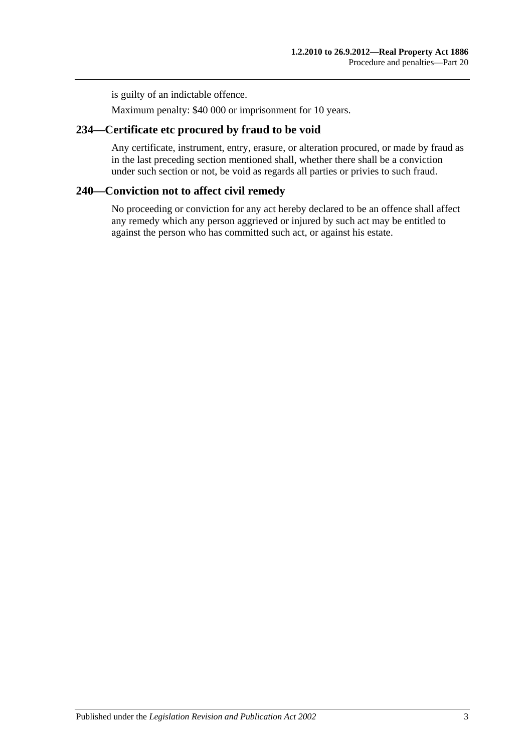is guilty of an indictable offence.

Maximum penalty: $40 000 or imprisonment for 10 years.

## 234—Certificate etc procured by fraud to be void

Any certificate, instrument, entry, erasure, or alteration procured, or made by fraud as in the last preceding section mentioned shall, whether there shall be a conviction under such section or not, be void as regards all parties or privies to such fraud.

## 240—Conviction not to affect civil remedy

No proceeding or conviction for any act hereby declared to be an offence shall affect any remedy which any person aggrieved or injured by such act may be entitled to against the person who has committed such act, or against his estate.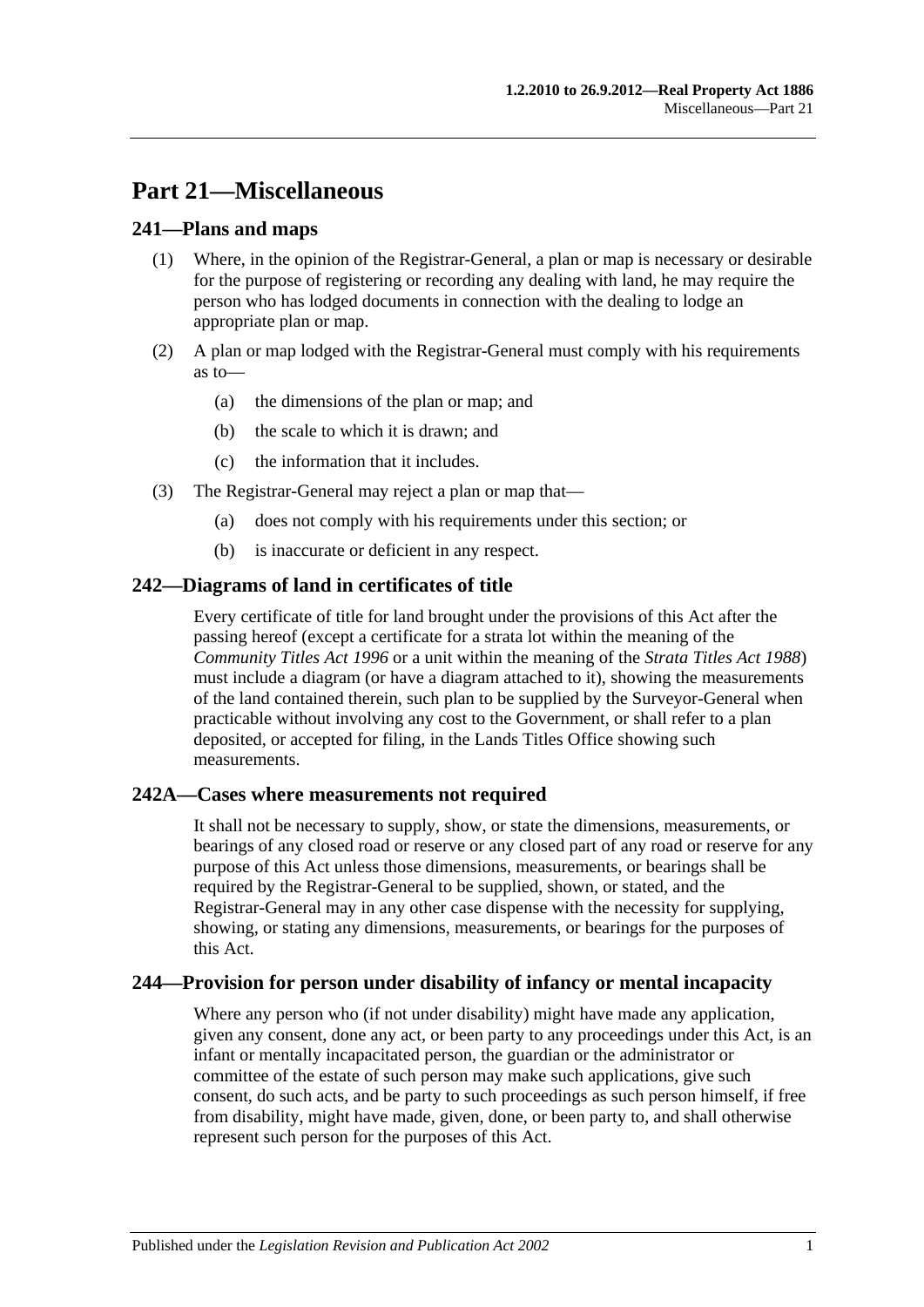# Part 21—Miscellaneous

## 241—Plans and maps

(1) Where, in the opinion of the Registrar-General, a plan or map is necessary or desirable for the purpose of registering or recording any dealing with land, he may require the person who has lodged documents in connection with the dealing to lodge an appropriate plan or map.

(2) A plan or map lodged with the Registrar-General must comply with his requirements as to—

(a) the dimensions of the plan or map; and

(b) the scale to which it is drawn; and

(c) the information that it includes.

(3) The Registrar-General may reject a plan or map that—

(a) does not comply with his requirements under this section; or

(b) is inaccurate or deficient in any respect.

## 242—Diagrams of land in certificates of title

Every certificate of title for land brought under the provisions of this Act after the passing hereof (except a certificate for a strata lot within the meaning of the *Community Titles Act 1996* or a unit within the meaning of the *Strata Titles Act 1988*) must include a diagram (or have a diagram attached to it), showing the measurements of the land contained therein, such plan to be supplied by the Surveyor-General when practicable without involving any cost to the Government, or shall refer to a plan deposited, or accepted for filing, in the Lands Titles Office showing such measurements.

## 242A—Cases where measurements not required

It shall not be necessary to supply, show, or state the dimensions, measurements, or bearings of any closed road or reserve or any closed part of any road or reserve for any purpose of this Act unless those dimensions, measurements, or bearings shall be required by the Registrar-General to be supplied, shown, or stated, and the Registrar-General may in any other case dispense with the necessity for supplying, showing, or stating any dimensions, measurements, or bearings for the purposes of this Act.

## 244—Provision for person under disability of infancy or mental incapacity

Where any person who (if not under disability) might have made any application, given any consent, done any act, or been party to any proceedings under this Act, is an infant or mentally incapacitated person, the guardian or the administrator or committee of the estate of such person may make such applications, give such consent, do such acts, and be party to such proceedings as such person himself, if free from disability, might have made, given, done, or been party to, and shall otherwise represent such person for the purposes of this Act.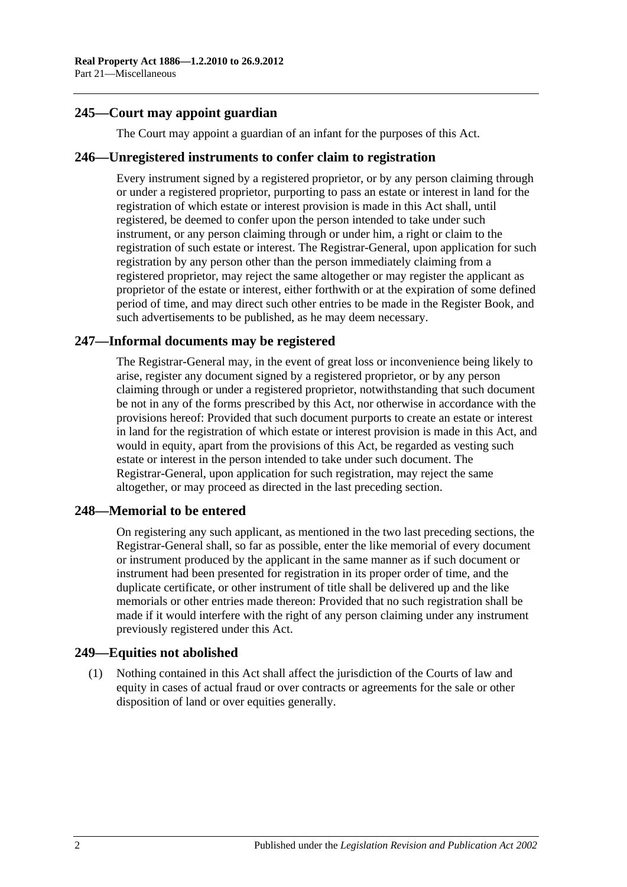## 245—Court may appoint guardian

The Court may appoint a guardian of an infant for the purposes of this Act.

## 246—Unregistered instruments to confer claim to registration

Every instrument signed by a registered proprietor, or by any person claiming through or under a registered proprietor, purporting to pass an estate or interest in land for the registration of which estate or interest provision is made in this Act shall, until registered, be deemed to confer upon the person intended to take under such instrument, or any person claiming through or under him, a right or claim to the registration of such estate or interest. The Registrar-General, upon application for such registration by any person other than the person immediately claiming from a registered proprietor, may reject the same altogether or may register the applicant as proprietor of the estate or interest, either forthwith or at the expiration of some defined period of time, and may direct such other entries to be made in the Register Book, and such advertisements to be published, as he may deem necessary.

## 247—Informal documents may be registered

The Registrar-General may, in the event of great loss or inconvenience being likely to arise, register any document signed by a registered proprietor, or by any person claiming through or under a registered proprietor, notwithstanding that such document be not in any of the forms prescribed by this Act, nor otherwise in accordance with the provisions hereof: Provided that such document purports to create an estate or interest in land for the registration of which estate or interest provision is made in this Act, and would in equity, apart from the provisions of this Act, be regarded as vesting such estate or interest in the person intended to take under such document. The Registrar-General, upon application for such registration, may reject the same altogether, or may proceed as directed in the last preceding section.

## 248—Memorial to be entered

On registering any such applicant, as mentioned in the two last preceding sections, the Registrar-General shall, so far as possible, enter the like memorial of every document or instrument produced by the applicant in the same manner as if such document or instrument had been presented for registration in its proper order of time, and the duplicate certificate, or other instrument of title shall be delivered up and the like memorials or other entries made thereon: Provided that no such registration shall be made if it would interfere with the right of any person claiming under any instrument previously registered under this Act.

## 249—Equities not abolished

(1) Nothing contained in this Act shall affect the jurisdiction of the Courts of law and equity in cases of actual fraud or over contracts or agreements for the sale or other disposition of land or over equities generally.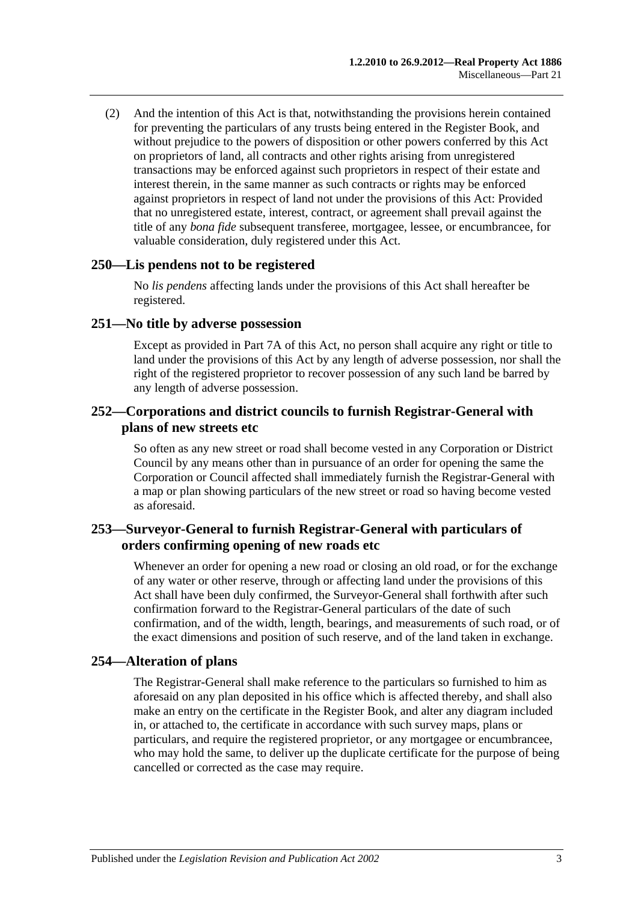(2) And the intention of this Act is that, notwithstanding the provisions herein contained for preventing the particulars of any trusts being entered in the Register Book, and without prejudice to the powers of disposition or other powers conferred by this Act on proprietors of land, all contracts and other rights arising from unregistered transactions may be enforced against such proprietors in respect of their estate and interest therein, in the same manner as such contracts or rights may be enforced against proprietors in respect of land not under the provisions of this Act: Provided that no unregistered estate, interest, contract, or agreement shall prevail against the title of any *bona fide* subsequent transferee, mortgagee, lessee, or encumbrancee, for valuable consideration, duly registered under this Act.

## 250—Lis pendens not to be registered

No *lis pendens* affecting lands under the provisions of this Act shall hereafter be registered.

## 251—No title by adverse possession

Except as provided in Part 7A of this Act, no person shall acquire any right or title to land under the provisions of this Act by any length of adverse possession, nor shall the right of the registered proprietor to recover possession of any such land be barred by any length of adverse possession.

## 252—Corporations and district councils to furnish Registrar-General with plans of new streets etc

So often as any new street or road shall become vested in any Corporation or District Council by any means other than in pursuance of an order for opening the same the Corporation or Council affected shall immediately furnish the Registrar-General with a map or plan showing particulars of the new street or road so having become vested as aforesaid.

## 253—Surveyor-General to furnish Registrar-General with particulars of orders confirming opening of new roads etc

Whenever an order for opening a new road or closing an old road, or for the exchange of any water or other reserve, through or affecting land under the provisions of this Act shall have been duly confirmed, the Surveyor-General shall forthwith after such confirmation forward to the Registrar-General particulars of the date of such confirmation, and of the width, length, bearings, and measurements of such road, or of the exact dimensions and position of such reserve, and of the land taken in exchange.

## 254—Alteration of plans

The Registrar-General shall make reference to the particulars so furnished to him as aforesaid on any plan deposited in his office which is affected thereby, and shall also make an entry on the certificate in the Register Book, and alter any diagram included in, or attached to, the certificate in accordance with such survey maps, plans or particulars, and require the registered proprietor, or any mortgagee or encumbrancee, who may hold the same, to deliver up the duplicate certificate for the purpose of being cancelled or corrected as the case may require.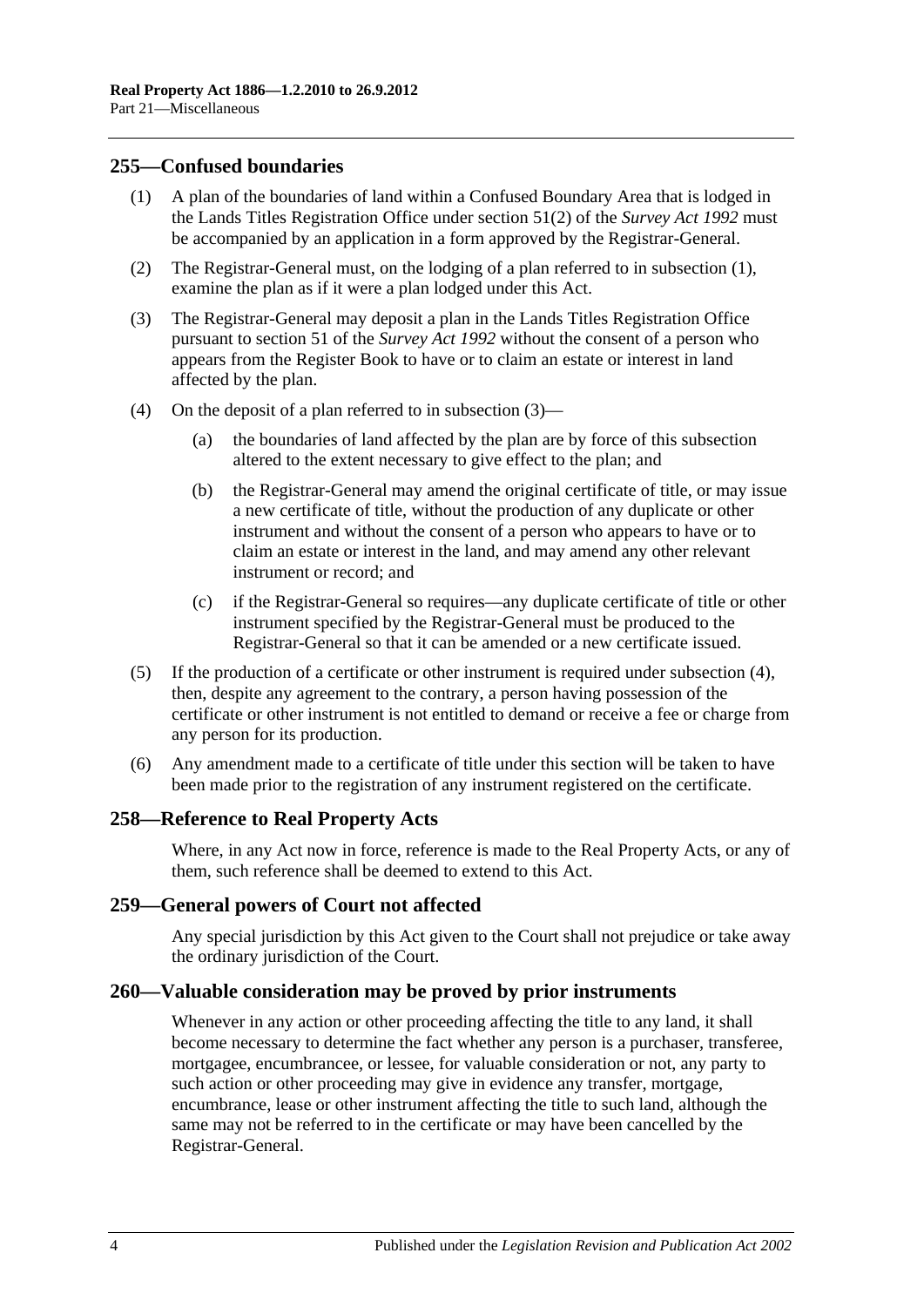## 255—Confused boundaries

(1) A plan of the boundaries of land within a Confused Boundary Area that is lodged in the Lands Titles Registration Office under section 51(2) of the *Survey Act 1992* must be accompanied by an application in a form approved by the Registrar-General.

(2) The Registrar-General must, on the lodging of a plan referred to in subsection (1), examine the plan as if it were a plan lodged under this Act.

(3) The Registrar-General may deposit a plan in the Lands Titles Registration Office pursuant to section 51 of the *Survey Act 1992* without the consent of a person who appears from the Register Book to have or to claim an estate or interest in land affected by the plan.

(4) On the deposit of a plan referred to in subsection (3)—

(a) the boundaries of land affected by the plan are by force of this subsection altered to the extent necessary to give effect to the plan; and

(b) the Registrar-General may amend the original certificate of title, or may issue a new certificate of title, without the production of any duplicate or other instrument and without the consent of a person who appears to have or to claim an estate or interest in the land, and may amend any other relevant instrument or record; and

(c) if the Registrar-General so requires—any duplicate certificate of title or other instrument specified by the Registrar-General must be produced to the Registrar-General so that it can be amended or a new certificate issued.

(5) If the production of a certificate or other instrument is required under subsection (4), then, despite any agreement to the contrary, a person having possession of the certificate or other instrument is not entitled to demand or receive a fee or charge from any person for its production.

(6) Any amendment made to a certificate of title under this section will be taken to have been made prior to the registration of any instrument registered on the certificate.

## 258—Reference to Real Property Acts

Where, in any Act now in force, reference is made to the Real Property Acts, or any of them, such reference shall be deemed to extend to this Act.

## 259—General powers of Court not affected

Any special jurisdiction by this Act given to the Court shall not prejudice or take away the ordinary jurisdiction of the Court.

## 260—Valuable consideration may be proved by prior instruments

Whenever in any action or other proceeding affecting the title to any land, it shall become necessary to determine the fact whether any person is a purchaser, transferee, mortgagee, encumbrancee, or lessee, for valuable consideration or not, any party to such action or other proceeding may give in evidence any transfer, mortgage, encumbrance, lease or other instrument affecting the title to such land, although the same may not be referred to in the certificate or may have been cancelled by the Registrar-General.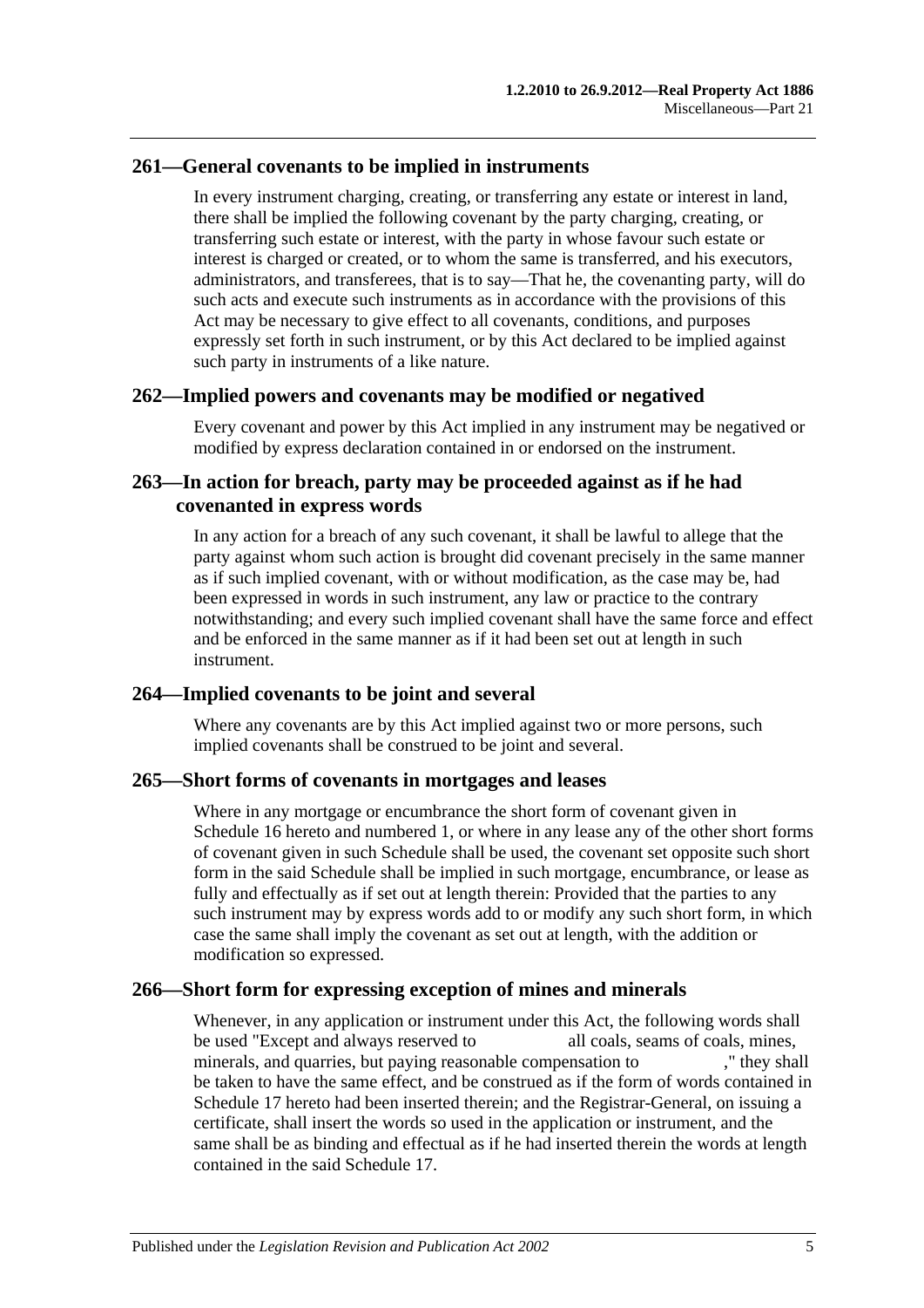## 261—General covenants to be implied in instruments

In every instrument charging, creating, or transferring any estate or interest in land, there shall be implied the following covenant by the party charging, creating, or transferring such estate or interest, with the party in whose favour such estate or interest is charged or created, or to whom the same is transferred, and his executors, administrators, and transferees, that is to say—That he, the covenanting party, will do such acts and execute such instruments as in accordance with the provisions of this Act may be necessary to give effect to all covenants, conditions, and purposes expressly set forth in such instrument, or by this Act declared to be implied against such party in instruments of a like nature.

## 262—Implied powers and covenants may be modified or negatived

Every covenant and power by this Act implied in any instrument may be negatived or modified by express declaration contained in or endorsed on the instrument.

## 263—In action for breach, party may be proceeded against as if he had covenanted in express words

In any action for a breach of any such covenant, it shall be lawful to allege that the party against whom such action is brought did covenant precisely in the same manner as if such implied covenant, with or without modification, as the case may be, had been expressed in words in such instrument, any law or practice to the contrary notwithstanding; and every such implied covenant shall have the same force and effect and be enforced in the same manner as if it had been set out at length in such instrument.

## 264—Implied covenants to be joint and several

Where any covenants are by this Act implied against two or more persons, such implied covenants shall be construed to be joint and several.

## 265—Short forms of covenants in mortgages and leases

Where in any mortgage or encumbrance the short form of covenant given in Schedule 16 hereto and numbered 1, or where in any lease any of the other short forms of covenant given in such Schedule shall be used, the covenant set opposite such short form in the said Schedule shall be implied in such mortgage, encumbrance, or lease as fully and effectually as if set out at length therein: Provided that the parties to any such instrument may by express words add to or modify any such short form, in which case the same shall imply the covenant as set out at length, with the addition or modification so expressed.

## 266—Short form for expressing exception of mines and minerals

Whenever, in any application or instrument under this Act, the following words shall be used "Except and always reserved to            all coals, seams of coals, mines, minerals, and quarries, but paying reasonable compensation to            ," they shall be taken to have the same effect, and be construed as if the form of words contained in Schedule 17 hereto had been inserted therein; and the Registrar-General, on issuing a certificate, shall insert the words so used in the application or instrument, and the same shall be as binding and effectual as if he had inserted therein the words at length contained in the said Schedule 17.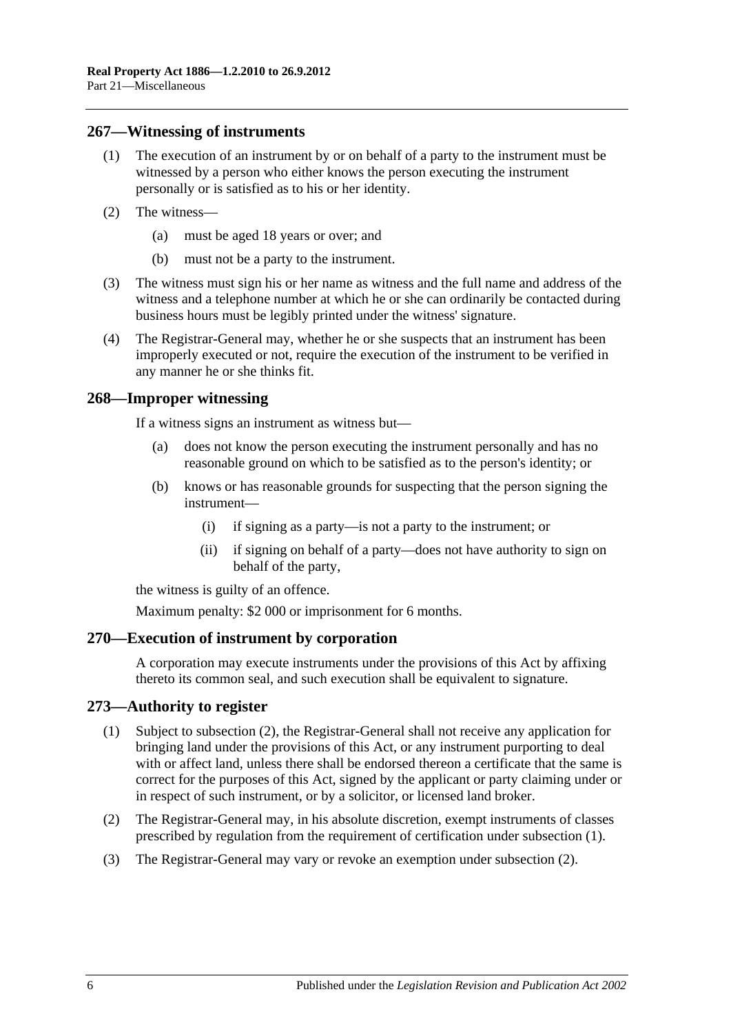## 267—Witnessing of instruments

(1) The execution of an instrument by or on behalf of a party to the instrument must be witnessed by a person who either knows the person executing the instrument personally or is satisfied as to his or her identity.

(2) The witness—

(a) must be aged 18 years or over; and

(b) must not be a party to the instrument.

(3) The witness must sign his or her name as witness and the full name and address of the witness and a telephone number at which he or she can ordinarily be contacted during business hours must be legibly printed under the witness' signature.

(4) The Registrar-General may, whether he or she suspects that an instrument has been improperly executed or not, require the execution of the instrument to be verified in any manner he or she thinks fit.

## 268—Improper witnessing

If a witness signs an instrument as witness but—

(a) does not know the person executing the instrument personally and has no reasonable ground on which to be satisfied as to the person's identity; or

(b) knows or has reasonable grounds for suspecting that the person signing the instrument—

(i) if signing as a party—is not a party to the instrument; or

(ii) if signing on behalf of a party—does not have authority to sign on behalf of the party,

the witness is guilty of an offence.

Maximum penalty: $2 000 or imprisonment for 6 months.

## 270—Execution of instrument by corporation

A corporation may execute instruments under the provisions of this Act by affixing thereto its common seal, and such execution shall be equivalent to signature.

## 273—Authority to register

(1) Subject to subsection (2), the Registrar-General shall not receive any application for bringing land under the provisions of this Act, or any instrument purporting to deal with or affect land, unless there shall be endorsed thereon a certificate that the same is correct for the purposes of this Act, signed by the applicant or party claiming under or in respect of such instrument, or by a solicitor, or licensed land broker.

(2) The Registrar-General may, in his absolute discretion, exempt instruments of classes prescribed by regulation from the requirement of certification under subsection (1).

(3) The Registrar-General may vary or revoke an exemption under subsection (2).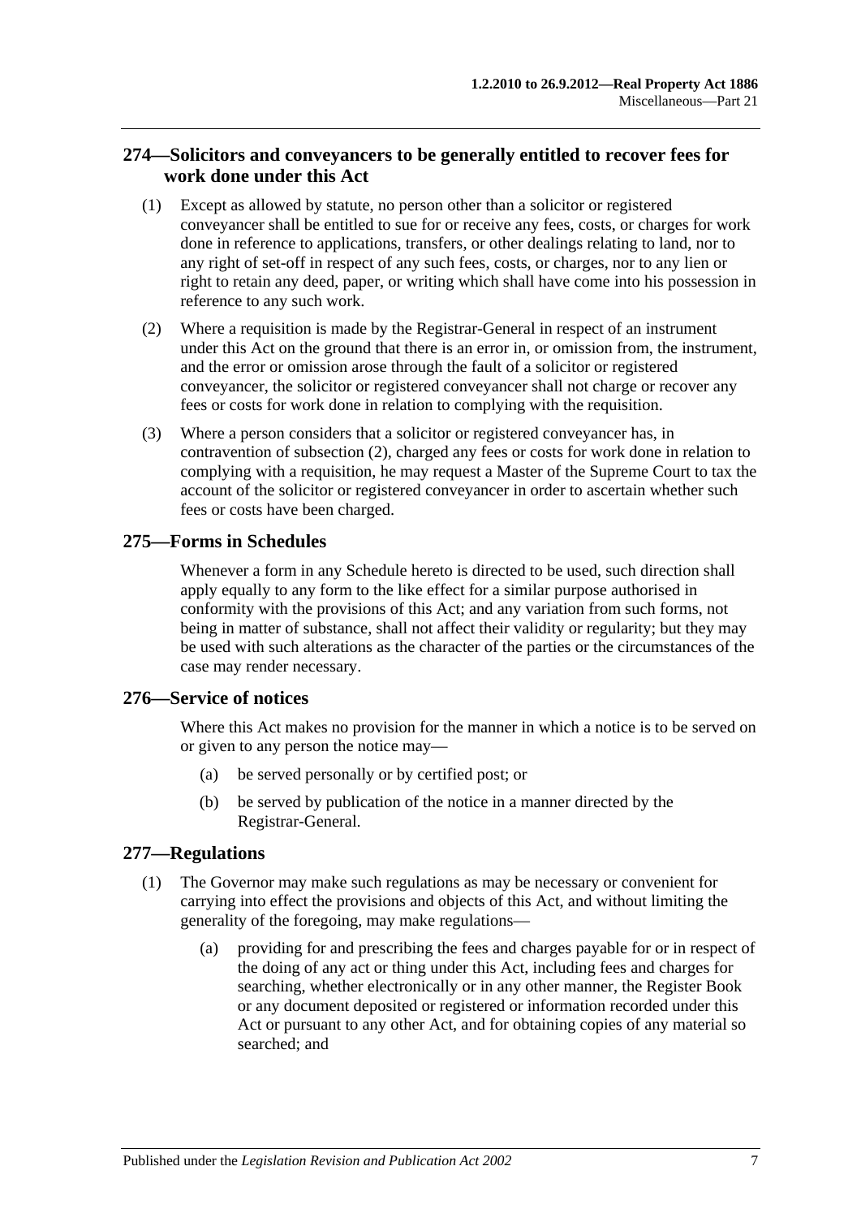## 274—Solicitors and conveyancers to be generally entitled to recover fees for work done under this Act

(1) Except as allowed by statute, no person other than a solicitor or registered conveyancer shall be entitled to sue for or receive any fees, costs, or charges for work done in reference to applications, transfers, or other dealings relating to land, nor to any right of set-off in respect of any such fees, costs, or charges, nor to any lien or right to retain any deed, paper, or writing which shall have come into his possession in reference to any such work.

(2) Where a requisition is made by the Registrar-General in respect of an instrument under this Act on the ground that there is an error in, or omission from, the instrument, and the error or omission arose through the fault of a solicitor or registered conveyancer, the solicitor or registered conveyancer shall not charge or recover any fees or costs for work done in relation to complying with the requisition.

(3) Where a person considers that a solicitor or registered conveyancer has, in contravention of subsection (2), charged any fees or costs for work done in relation to complying with a requisition, he may request a Master of the Supreme Court to tax the account of the solicitor or registered conveyancer in order to ascertain whether such fees or costs have been charged.

## 275—Forms in Schedules

Whenever a form in any Schedule hereto is directed to be used, such direction shall apply equally to any form to the like effect for a similar purpose authorised in conformity with the provisions of this Act; and any variation from such forms, not being in matter of substance, shall not affect their validity or regularity; but they may be used with such alterations as the character of the parties or the circumstances of the case may render necessary.

## 276—Service of notices

Where this Act makes no provision for the manner in which a notice is to be served on or given to any person the notice may—

(a) be served personally or by certified post; or

(b) be served by publication of the notice in a manner directed by the Registrar-General.

## 277—Regulations

(1) The Governor may make such regulations as may be necessary or convenient for carrying into effect the provisions and objects of this Act, and without limiting the generality of the foregoing, may make regulations—

(a) providing for and prescribing the fees and charges payable for or in respect of the doing of any act or thing under this Act, including fees and charges for searching, whether electronically or in any other manner, the Register Book or any document deposited or registered or information recorded under this Act or pursuant to any other Act, and for obtaining copies of any material so searched; and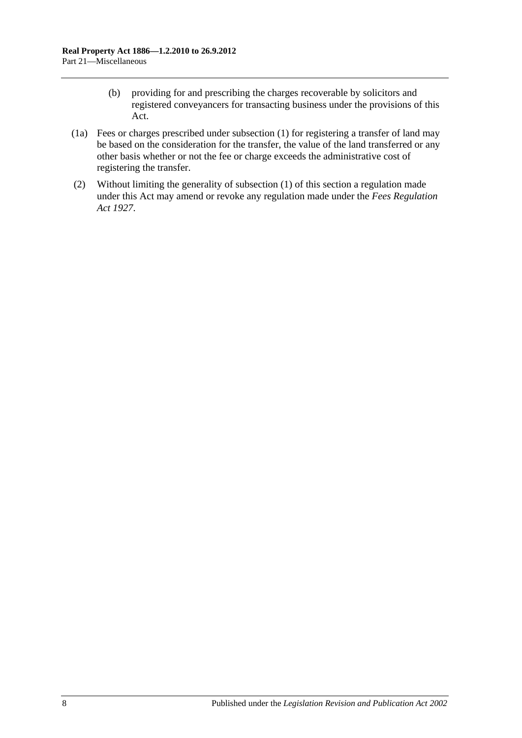(b) providing for and prescribing the charges recoverable by solicitors and registered conveyancers for transacting business under the provisions of this Act.

(1a) Fees or charges prescribed under subsection (1) for registering a transfer of land may be based on the consideration for the transfer, the value of the land transferred or any other basis whether or not the fee or charge exceeds the administrative cost of registering the transfer.

(2) Without limiting the generality of subsection (1) of this section a regulation made under this Act may amend or revoke any regulation made under the *Fees Regulation Act 1927*.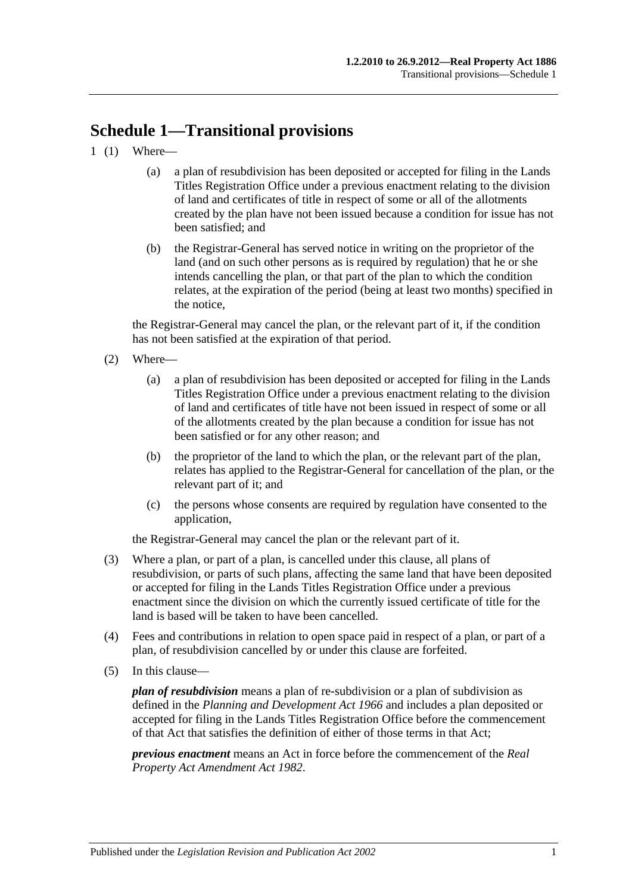# Schedule 1—Transitional provisions

1 (1) Where—

(a) a plan of resubdivision has been deposited or accepted for filing in the Lands Titles Registration Office under a previous enactment relating to the division of land and certificates of title in respect of some or all of the allotments created by the plan have not been issued because a condition for issue has not been satisfied; and

(b) the Registrar-General has served notice in writing on the proprietor of the land (and on such other persons as is required by regulation) that he or she intends cancelling the plan, or that part of the plan to which the condition relates, at the expiration of the period (being at least two months) specified in the notice,

the Registrar-General may cancel the plan, or the relevant part of it, if the condition has not been satisfied at the expiration of that period.

(2) Where—

(a) a plan of resubdivision has been deposited or accepted for filing in the Lands Titles Registration Office under a previous enactment relating to the division of land and certificates of title have not been issued in respect of some or all of the allotments created by the plan because a condition for issue has not been satisfied or for any other reason; and

(b) the proprietor of the land to which the plan, or the relevant part of the plan, relates has applied to the Registrar-General for cancellation of the plan, or the relevant part of it; and

(c) the persons whose consents are required by regulation have consented to the application,

the Registrar-General may cancel the plan or the relevant part of it.

(3) Where a plan, or part of a plan, is cancelled under this clause, all plans of resubdivision, or parts of such plans, affecting the same land that have been deposited or accepted for filing in the Lands Titles Registration Office under a previous enactment since the division on which the currently issued certificate of title for the land is based will be taken to have been cancelled.

(4) Fees and contributions in relation to open space paid in respect of a plan, or part of a plan, of resubdivision cancelled by or under this clause are forfeited.

(5) In this clause—

***plan of resubdivision*** means a plan of re-subdivision or a plan of subdivision as defined in the *Planning and Development Act 1966* and includes a plan deposited or accepted for filing in the Lands Titles Registration Office before the commencement of that Act that satisfies the definition of either of those terms in that Act;

***previous enactment*** means an Act in force before the commencement of the *Real Property Act Amendment Act 1982*.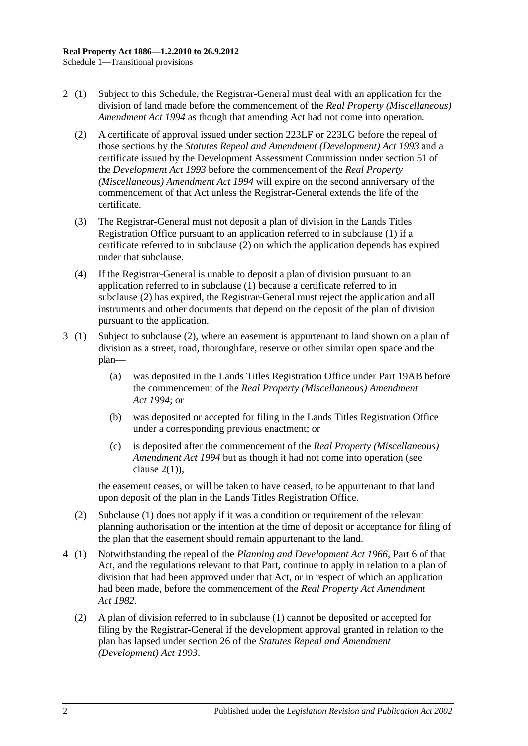2 (1) Subject to this Schedule, the Registrar-General must deal with an application for the division of land made before the commencement of the *Real Property (Miscellaneous) Amendment Act 1994* as though that amending Act had not come into operation.

(2) A certificate of approval issued under section 223LF or 223LG before the repeal of those sections by the *Statutes Repeal and Amendment (Development) Act 1993* and a certificate issued by the Development Assessment Commission under section 51 of the *Development Act 1993* before the commencement of the *Real Property (Miscellaneous) Amendment Act 1994* will expire on the second anniversary of the commencement of that Act unless the Registrar-General extends the life of the certificate.

(3) The Registrar-General must not deposit a plan of division in the Lands Titles Registration Office pursuant to an application referred to in subclause (1) if a certificate referred to in subclause (2) on which the application depends has expired under that subclause.

(4) If the Registrar-General is unable to deposit a plan of division pursuant to an application referred to in subclause (1) because a certificate referred to in subclause (2) has expired, the Registrar-General must reject the application and all instruments and other documents that depend on the deposit of the plan of division pursuant to the application.

3 (1) Subject to subclause (2), where an easement is appurtenant to land shown on a plan of division as a street, road, thoroughfare, reserve or other similar open space and the plan—

(a) was deposited in the Lands Titles Registration Office under Part 19AB before the commencement of the *Real Property (Miscellaneous) Amendment Act 1994*; or

(b) was deposited or accepted for filing in the Lands Titles Registration Office under a corresponding previous enactment; or

(c) is deposited after the commencement of the *Real Property (Miscellaneous) Amendment Act 1994* but as though it had not come into operation (see clause 2(1)),

the easement ceases, or will be taken to have ceased, to be appurtenant to that land upon deposit of the plan in the Lands Titles Registration Office.

(2) Subclause (1) does not apply if it was a condition or requirement of the relevant planning authorisation or the intention at the time of deposit or acceptance for filing of the plan that the easement should remain appurtenant to the land.

4 (1) Notwithstanding the repeal of the *Planning and Development Act 1966*, Part 6 of that Act, and the regulations relevant to that Part, continue to apply in relation to a plan of division that had been approved under that Act, or in respect of which an application had been made, before the commencement of the *Real Property Act Amendment Act 1982*.

(2) A plan of division referred to in subclause (1) cannot be deposited or accepted for filing by the Registrar-General if the development approval granted in relation to the plan has lapsed under section 26 of the *Statutes Repeal and Amendment (Development) Act 1993*.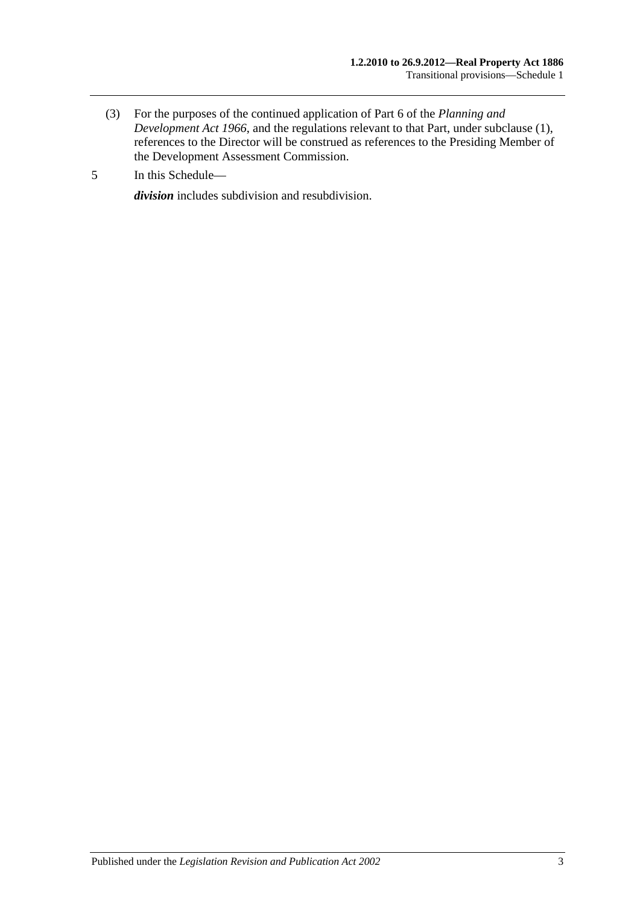(3) For the purposes of the continued application of Part 6 of the *Planning and Development Act 1966*, and the regulations relevant to that Part, under subclause (1), references to the Director will be construed as references to the Presiding Member of the Development Assessment Commission.

5 In this Schedule—

***division*** includes subdivision and resubdivision.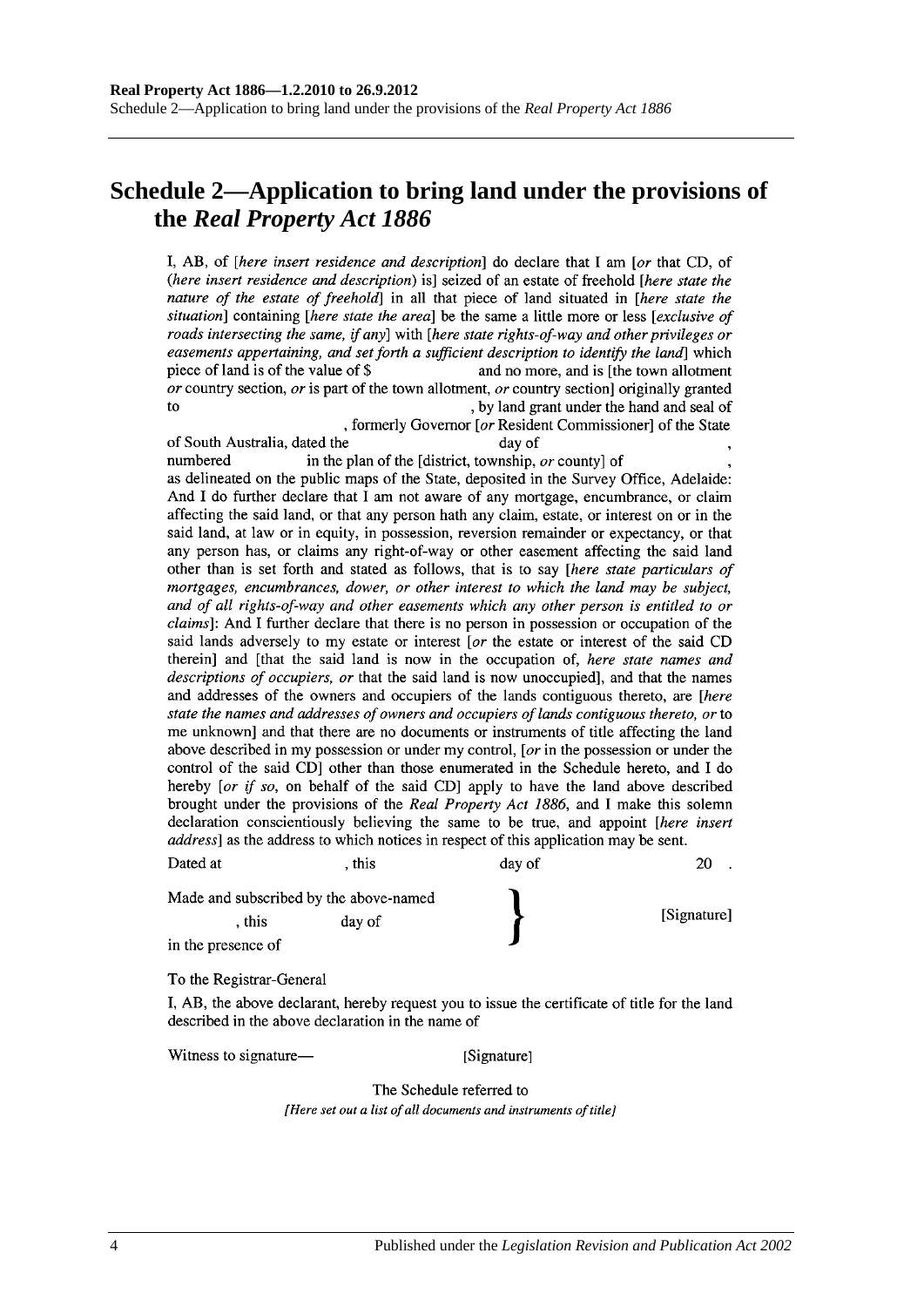# Schedule 2—Application to bring land under the provisions of the *Real Property Act 1886*

I, AB, of [*here insert residence and description*] do declare that I am [*or* that CD, of (*here insert residence and description*) is] seized of an estate of freehold [*here state the nature of the estate of freehold*] in all that piece of land situated in [*here state the situation*] containing [*here state the area*] be the same a little more or less [*exclusive of roads intersecting the same, if any*] with [*here state rights-of-way and other privileges or easements appertaining, and set forth a sufficient description to identify the land*] which piece of land is of the value of $ and no more, and is [the town allotment *or* country section, *or* is part of the town allotment, *or* country section] originally granted to , by land grant under the hand and seal of , formerly Governor [*or* Resident Commissioner] of the State of South Australia, dated the day of , numbered in the plan of the [district, township, *or* county] of , as delineated on the public maps of the State, deposited in the Survey Office, Adelaide: And I do further declare that I am not aware of any mortgage, encumbrance, or claim affecting the said land, or that any person hath any claim, estate, or interest on or in the said land, at law or in equity, in possession, reversion remainder or expectancy, or that any person has, or claims any right-of-way or other easement affecting the said land other than is set forth and stated as follows, that is to say [*here state particulars of mortgages, encumbrances, dower, or other interest to which the land may be subject, and of all rights-of-way and other easements which any other person is entitled to or claims*]: And I further declare that there is no person in possession or occupation of the said lands adversely to my estate or interest [*or* the estate or interest of the said CD therein] and [that the said land is now in the occupation of, *here state names and descriptions of occupiers, or* that the said land is now unoccupied], and that the names and addresses of the owners and occupiers of the lands contiguous thereto, are [*here state the names and addresses of owners and occupiers of lands contiguous thereto, or* to me unknown] and that there are no documents or instruments of title affecting the land above described in my possession or under my control, [*or* in the possession or under the control of the said CD] other than those enumerated in the Schedule hereto, and I do hereby [*or if so*, on behalf of the said CD] apply to have the land above described brought under the provisions of the *Real Property Act 1886*, and I make this solemn declaration conscientiously believing the same to be true, and appoint [*here insert address*] as the address to which notices in respect of this application may be sent.

Dated at , this day of 20 .

Made and subscribed by the above-named
, this day of
in the presence of
} [Signature]

To the Registrar-General

I, AB, the above declarant, hereby request you to issue the certificate of title for the land described in the above declaration in the name of

Witness to signature— [Signature]

The Schedule referred to

*[Here set out a list of all documents and instruments of title]*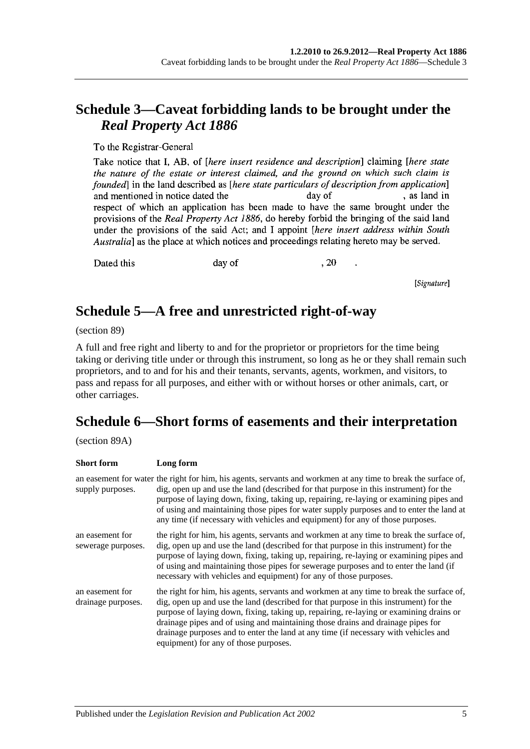## Schedule 3—Caveat forbidding lands to be brought under the *Real Property Act 1886*

To the Registrar-General

Take notice that I, AB, of [*here insert residence and description*] claiming [*here state the nature of the estate or interest claimed, and the ground on which such claim is founded*] in the land described as [*here state particulars of description from application*] and mentioned in notice dated the day of , as land in respect of which an application has been made to have the same brought under the provisions of the *Real Property Act 1886*, do hereby forbid the bringing of the said land under the provisions of the said Act; and I appoint [*here insert address within South Australia*] as the place at which notices and proceedings relating hereto may be served.

Dated this day of , 20 .

[*Signature*]

## Schedule 5—A free and unrestricted right-of-way

(section 89)

A full and free right and liberty to and for the proprietor or proprietors for the time being taking or deriving title under or through this instrument, so long as he or they shall remain such proprietors, and to and for his and their tenants, servants, agents, workmen, and visitors, to pass and repass for all purposes, and either with or without horses or other animals, cart, or other carriages.

## Schedule 6—Short forms of easements and their interpretation

(section 89A)

| Short form | Long form |
|---|---|
| an easement for water supply purposes. | the right for him, his agents, servants and workmen at any time to break the surface of, dig, open up and use the land (described for that purpose in this instrument) for the purpose of laying down, fixing, taking up, repairing, re-laying or examining pipes and of using and maintaining those pipes for water supply purposes and to enter the land at any time (if necessary with vehicles and equipment) for any of those purposes. |
| an easement for sewerage purposes. | the right for him, his agents, servants and workmen at any time to break the surface of, dig, open up and use the land (described for that purpose in this instrument) for the purpose of laying down, fixing, taking up, repairing, re-laying or examining pipes and of using and maintaining those pipes for sewerage purposes and to enter the land (if necessary with vehicles and equipment) for any of those purposes. |
| an easement for drainage purposes. | the right for him, his agents, servants and workmen at any time to break the surface of, dig, open up and use the land (described for that purpose in this instrument) for the purpose of laying down, fixing, taking up, repairing, re-laying or examining drains or drainage pipes and of using and maintaining those drains and drainage pipes for drainage purposes and to enter the land at any time (if necessary with vehicles and equipment) for any of those purposes. |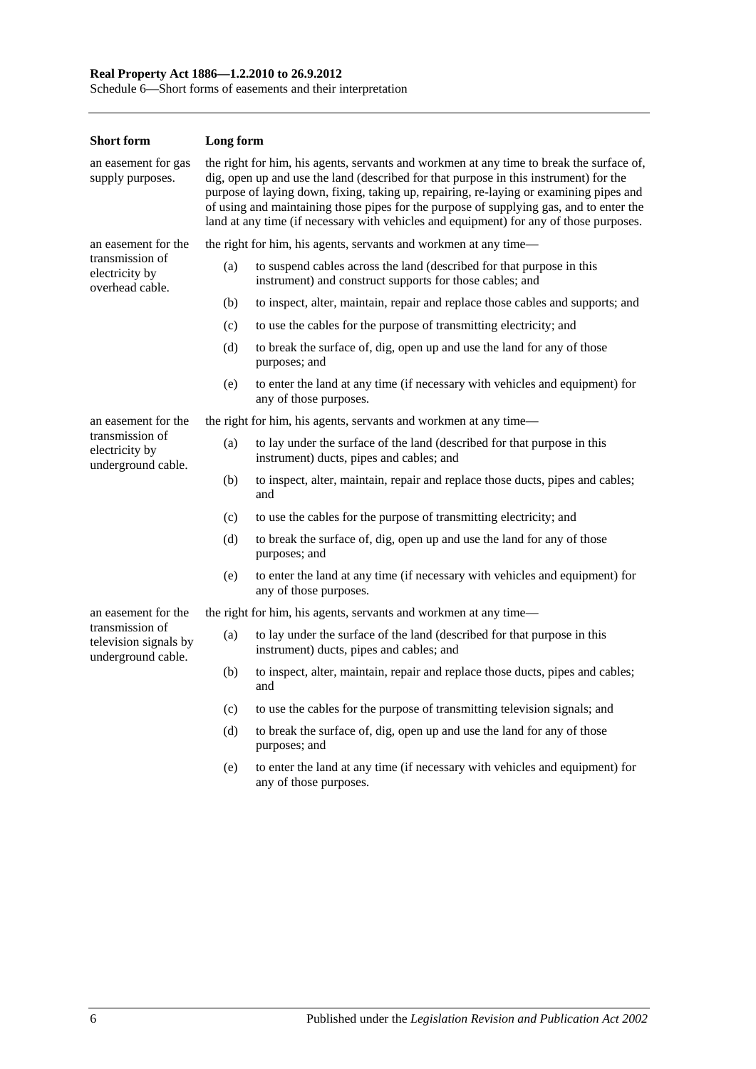| Short form | Long form |
| --- | --- |
| an easement for gas supply purposes. | the right for him, his agents, servants and workmen at any time to break the surface of, dig, open up and use the land (described for that purpose in this instrument) for the purpose of laying down, fixing, taking up, repairing, re-laying or examining pipes and of using and maintaining those pipes for the purpose of supplying gas, and to enter the land at any time (if necessary with vehicles and equipment) for any of those purposes. |
| an easement for the transmission of electricity by overhead cable. | the right for him, his agents, servants and workmen at any time—<br>(a) to suspend cables across the land (described for that purpose in this instrument) and construct supports for those cables; and<br>(b) to inspect, alter, maintain, repair and replace those cables and supports; and<br>(c) to use the cables for the purpose of transmitting electricity; and<br>(d) to break the surface of, dig, open up and use the land for any of those purposes; and<br>(e) to enter the land at any time (if necessary with vehicles and equipment) for any of those purposes. |
| an easement for the transmission of electricity by underground cable. | the right for him, his agents, servants and workmen at any time—<br>(a) to lay under the surface of the land (described for that purpose in this instrument) ducts, pipes and cables; and<br>(b) to inspect, alter, maintain, repair and replace those ducts, pipes and cables; and<br>(c) to use the cables for the purpose of transmitting electricity; and<br>(d) to break the surface of, dig, open up and use the land for any of those purposes; and<br>(e) to enter the land at any time (if necessary with vehicles and equipment) for any of those purposes. |
| an easement for the transmission of television signals by underground cable. | the right for him, his agents, servants and workmen at any time—<br>(a) to lay under the surface of the land (described for that purpose in this instrument) ducts, pipes and cables; and<br>(b) to inspect, alter, maintain, repair and replace those ducts, pipes and cables; and<br>(c) to use the cables for the purpose of transmitting television signals; and<br>(d) to break the surface of, dig, open up and use the land for any of those purposes; and<br>(e) to enter the land at any time (if necessary with vehicles and equipment) for any of those purposes. |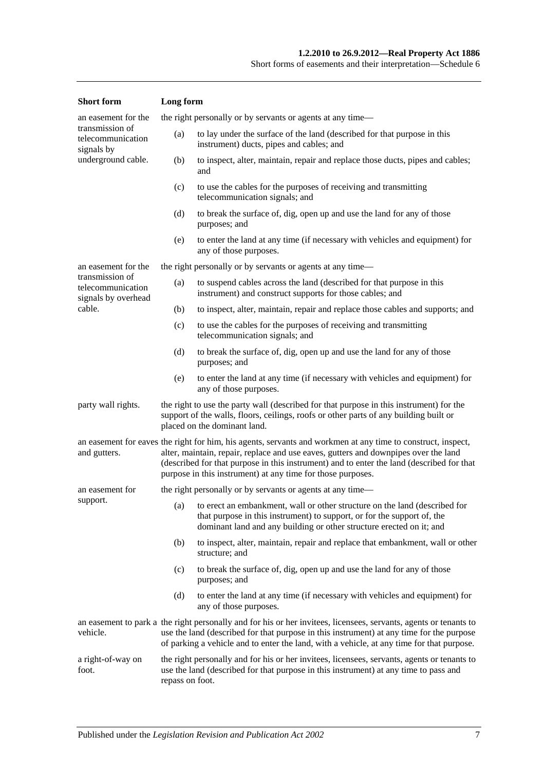| Short form | Long form |
|---|---|
| an easement for the transmission of telecommunication signals by underground cable. | the right personally or by servants or agents at any time—<br>(a) to lay under the surface of the land (described for that purpose in this instrument) ducts, pipes and cables; and<br>(b) to inspect, alter, maintain, repair and replace those ducts, pipes and cables; and<br>(c) to use the cables for the purposes of receiving and transmitting telecommunication signals; and<br>(d) to break the surface of, dig, open up and use the land for any of those purposes; and<br>(e) to enter the land at any time (if necessary with vehicles and equipment) for any of those purposes. |
| an easement for the transmission of telecommunication signals by overhead cable. | the right personally or by servants or agents at any time—<br>(a) to suspend cables across the land (described for that purpose in this instrument) and construct supports for those cables; and<br>(b) to inspect, alter, maintain, repair and replace those cables and supports; and<br>(c) to use the cables for the purposes of receiving and transmitting telecommunication signals; and<br>(d) to break the surface of, dig, open up and use the land for any of those purposes; and<br>(e) to enter the land at any time (if necessary with vehicles and equipment) for any of those purposes. |
| party wall rights. | the right to use the party wall (described for that purpose in this instrument) for the support of the walls, floors, ceilings, roofs or other parts of any building built or placed on the dominant land. |
| an easement for eaves and gutters. | the right for him, his agents, servants and workmen at any time to construct, inspect, alter, maintain, repair, replace and use eaves, gutters and downpipes over the land (described for that purpose in this instrument) and to enter the land (described for that purpose in this instrument) at any time for those purposes. |
| an easement for support. | the right personally or by servants or agents at any time—<br>(a) to erect an embankment, wall or other structure on the land (described for that purpose in this instrument) to support, or for the support of, the dominant land and any building or other structure erected on it; and<br>(b) to inspect, alter, maintain, repair and replace that embankment, wall or other structure; and<br>(c) to break the surface of, dig, open up and use the land for any of those purposes; and<br>(d) to enter the land at any time (if necessary with vehicles and equipment) for any of those purposes. |
| an easement to park a vehicle. | the right personally and for his or her invitees, licensees, servants, agents or tenants to use the land (described for that purpose in this instrument) at any time for the purpose of parking a vehicle and to enter the land, with a vehicle, at any time for that purpose. |
| a right-of-way on foot. | the right personally and for his or her invitees, licensees, servants, agents or tenants to use the land (described for that purpose in this instrument) at any time to pass and repass on foot. |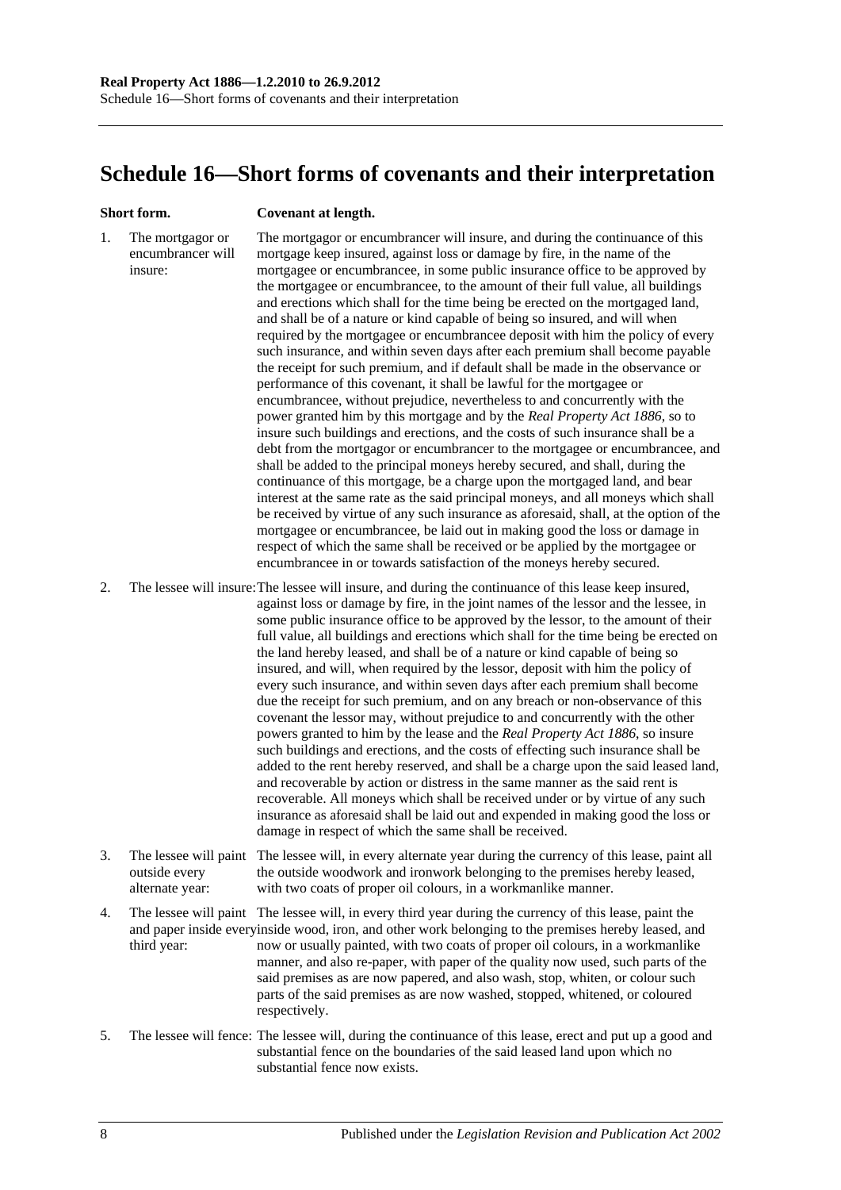# Schedule 16—Short forms of covenants and their interpretation

| | Short form. | Covenant at length. |
|---|---|---|
| 1. | The mortgagor or encumbrancer will insure: | The mortgagor or encumbrancer will insure, and during the continuance of this mortgage keep insured, against loss or damage by fire, in the name of the mortgagee or encumbrancee, in some public insurance office to be approved by the mortgagee or encumbrancee, to the amount of their full value, all buildings and erections which shall for the time being be erected on the mortgaged land, and shall be of a nature or kind capable of being so insured, and will when required by the mortgagee or encumbrancee deposit with him the policy of every such insurance, and within seven days after each premium shall become payable the receipt for such premium, and if default shall be made in the observance or performance of this covenant, it shall be lawful for the mortgagee or encumbrancee, without prejudice, nevertheless to and concurrently with the power granted him by this mortgage and by the *Real Property Act 1886*, so to insure such buildings and erections, and the costs of such insurance shall be a debt from the mortgagor or encumbrancer to the mortgagee or encumbrancee, and shall be added to the principal moneys hereby secured, and shall, during the continuance of this mortgage, be a charge upon the mortgaged land, and bear interest at the same rate as the said principal moneys, and all moneys which shall be received by virtue of any such insurance as aforesaid, shall, at the option of the mortgagee or encumbrancee, be laid out in making good the loss or damage in respect of which the same shall be received or be applied by the mortgagee or encumbrancee in or towards satisfaction of the moneys hereby secured. |
| 2. | The lessee will insure: | The lessee will insure, and during the continuance of this lease keep insured, against loss or damage by fire, in the joint names of the lessor and the lessee, in some public insurance office to be approved by the lessor, to the amount of their full value, all buildings and erections which shall for the time being be erected on the land hereby leased, and shall be of a nature or kind capable of being so insured, and will, when required by the lessor, deposit with him the policy of every such insurance, and within seven days after each premium shall become due the receipt for such premium, and on any breach or non-observance of this covenant the lessor may, without prejudice to and concurrently with the other powers granted to him by the lease and the *Real Property Act 1886*, so insure such buildings and erections, and the costs of effecting such insurance shall be added to the rent hereby reserved, and shall be a charge upon the said leased land, and recoverable by action or distress in the same manner as the said rent is recoverable. All moneys which shall be received under or by virtue of any such insurance as aforesaid shall be laid out and expended in making good the loss or damage in respect of which the same shall be received. |
| 3. | The lessee will paint outside every alternate year: | The lessee will, in every alternate year during the currency of this lease, paint all the outside woodwork and ironwork belonging to the premises hereby leased, with two coats of proper oil colours, in a workmanlike manner. |
| 4. | The lessee will paint and paper inside every third year: | The lessee will, in every third year during the currency of this lease, paint the inside wood, iron, and other work belonging to the premises hereby leased, and now or usually painted, with two coats of proper oil colours, in a workmanlike manner, and also re-paper, with paper of the quality now used, such parts of the said premises as are now papered, and also wash, stop, whiten, or colour such parts of the said premises as are now washed, stopped, whitened, or coloured respectively. |
| 5. | The lessee will fence: | The lessee will, during the continuance of this lease, erect and put up a good and substantial fence on the boundaries of the said leased land upon which no substantial fence now exists. |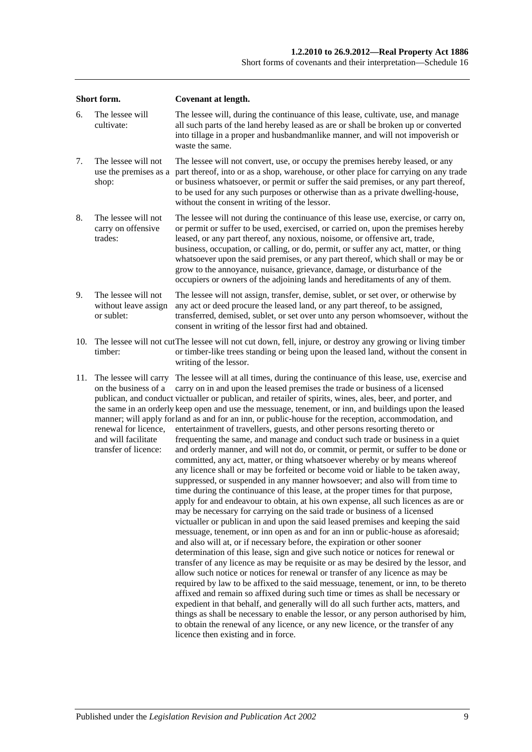| | Short form. | Covenant at length. |
|---|---|---|
| 6. | The lessee will cultivate: | The lessee will, during the continuance of this lease, cultivate, use, and manage all such parts of the land hereby leased as are or shall be broken up or converted into tillage in a proper and husbandmanlike manner, and will not impoverish or waste the same. |
| 7. | The lessee will not use the premises as a shop: | The lessee will not convert, use, or occupy the premises hereby leased, or any part thereof, into or as a shop, warehouse, or other place for carrying on any trade or business whatsoever, or permit or suffer the said premises, or any part thereof, to be used for any such purposes or otherwise than as a private dwelling-house, without the consent in writing of the lessor. |
| 8. | The lessee will not carry on offensive trades: | The lessee will not during the continuance of this lease use, exercise, or carry on, or permit or suffer to be used, exercised, or carried on, upon the premises hereby leased, or any part thereof, any noxious, noisome, or offensive art, trade, business, occupation, or calling, or do, permit, or suffer any act, matter, or thing whatsoever upon the said premises, or any part thereof, which shall or may be or grow to the annoyance, nuisance, grievance, damage, or disturbance of the occupiers or owners of the adjoining lands and hereditaments of any of them. |
| 9. | The lessee will not without leave assign or sublet: | The lessee will not assign, transfer, demise, sublet, or set over, or otherwise by any act or deed procure the leased land, or any part thereof, to be assigned, transferred, demised, sublet, or set over unto any person whomsoever, without the consent in writing of the lessor first had and obtained. |
| 10. | The lessee will not cut timber: | The lessee will not cut down, fell, injure, or destroy any growing or living timber or timber-like trees standing or being upon the leased land, without the consent in writing of the lessor. |
| 11. | The lessee will carry on the business of a publican, and conduct the same in an orderly manner; will apply for renewal for licence, and will facilitate transfer of licence: | The lessee will at all times, during the continuance of this lease, use, exercise and carry on in and upon the leased premises the trade or business of a licensed victualler or publican, and retailer of spirits, wines, ales, beer, and porter, and keep open and use the messuage, tenement, or inn, and buildings upon the leased land as and for an inn, or public-house for the reception, accommodation, and entertainment of travellers, guests, and other persons resorting thereto or frequenting the same, and manage and conduct such trade or business in a quiet and orderly manner, and will not do, or commit, or permit, or suffer to be done or committed, any act, matter, or thing whatsoever whereby or by means whereof any licence shall or may be forfeited or become void or liable to be taken away, suppressed, or suspended in any manner howsoever; and also will from time to time during the continuance of this lease, at the proper times for that purpose, apply for and endeavour to obtain, at his own expense, all such licences as are or may be necessary for carrying on the said trade or business of a licensed victualler or publican in and upon the said leased premises and keeping the said messuage, tenement, or inn open as and for an inn or public-house as aforesaid; and also will at, or if necessary before, the expiration or other sooner determination of this lease, sign and give such notice or notices for renewal or transfer of any licence as may be requisite or as may be desired by the lessor, and allow such notice or notices for renewal or transfer of any licence as may be required by law to be affixed to the said messuage, tenement, or inn, to be thereto affixed and remain so affixed during such time or times as shall be necessary or expedient in that behalf, and generally will do all such further acts, matters, and things as shall be necessary to enable the lessor, or any person authorised by him, to obtain the renewal of any licence, or any new licence, or the transfer of any licence then existing and in force. |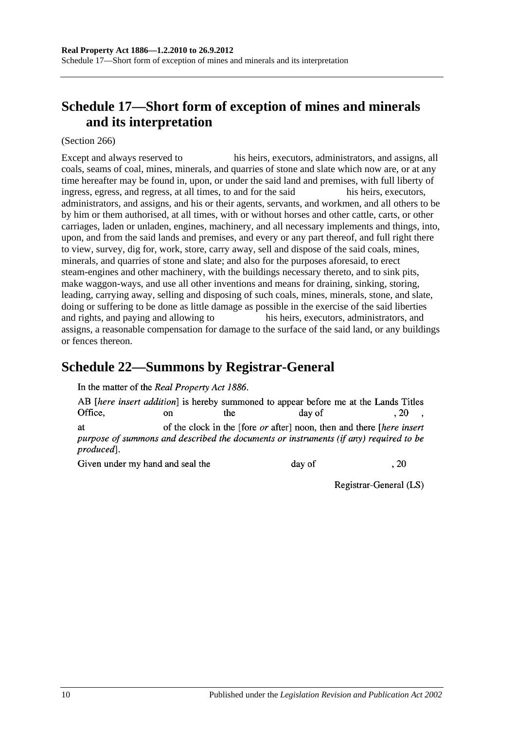## Schedule 17—Short form of exception of mines and minerals and its interpretation

(Section 266)

Except and always reserved to                his heirs, executors, administrators, and assigns, all coals, seams of coal, mines, minerals, and quarries of stone and slate which now are, or at any time hereafter may be found in, upon, or under the said land and premises, with full liberty of ingress, egress, and regress, at all times, to and for the said                his heirs, executors, administrators, and assigns, and his or their agents, servants, and workmen, and all others to be by him or them authorised, at all times, with or without horses and other cattle, carts, or other carriages, laden or unladen, engines, machinery, and all necessary implements and things, into, upon, and from the said lands and premises, and every or any part thereof, and full right there to view, survey, dig for, work, store, carry away, sell and dispose of the said coals, mines, minerals, and quarries of stone and slate; and also for the purposes aforesaid, to erect steam-engines and other machinery, with the buildings necessary thereto, and to sink pits, make waggon-ways, and use all other inventions and means for draining, sinking, storing, leading, carrying away, selling and disposing of such coals, mines, minerals, stone, and slate, doing or suffering to be done as little damage as possible in the exercise of the said liberties and rights, and paying and allowing to                his heirs, executors, administrators, and assigns, a reasonable compensation for damage to the surface of the said land, or any buildings or fences thereon.

## Schedule 22—Summons by Registrar-General

In the matter of the *Real Property Act 1886*.

AB [*here insert addition*] is hereby summoned to appear before me at the Lands Titles Office,          on          the          day of          , 20    ,
at          of the clock in the [fore *or* after] noon, then and there [*here insert purpose of summons and described the documents or instruments (if any) required to be produced*].

Given under my hand and seal the          day of          , 20

Registrar-General (LS)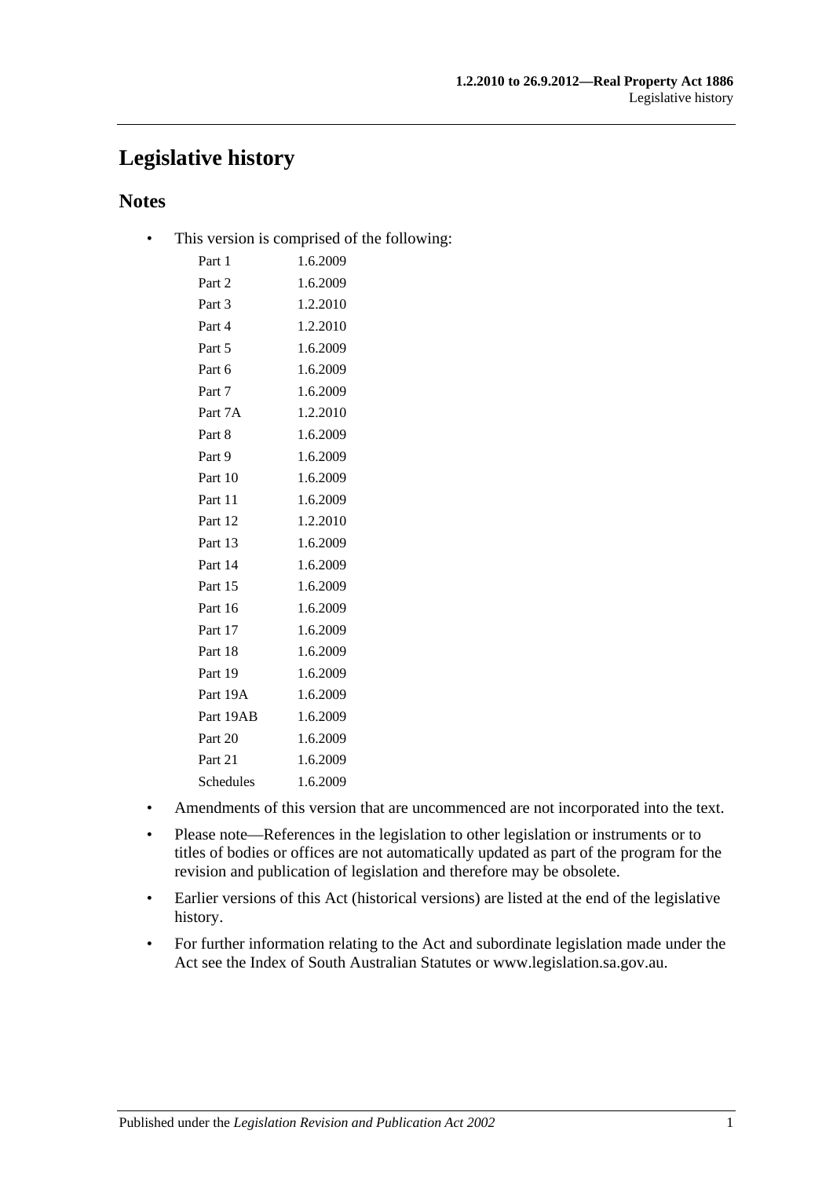# Legislative history

## Notes

- This version is comprised of the following:

| | |
|---|---|
| Part 1 | 1.6.2009 |
| Part 2 | 1.6.2009 |
| Part 3 | 1.2.2010 |
| Part 4 | 1.2.2010 |
| Part 5 | 1.6.2009 |
| Part 6 | 1.6.2009 |
| Part 7 | 1.6.2009 |
| Part 7A | 1.2.2010 |
| Part 8 | 1.6.2009 |
| Part 9 | 1.6.2009 |
| Part 10 | 1.6.2009 |
| Part 11 | 1.6.2009 |
| Part 12 | 1.2.2010 |
| Part 13 | 1.6.2009 |
| Part 14 | 1.6.2009 |
| Part 15 | 1.6.2009 |
| Part 16 | 1.6.2009 |
| Part 17 | 1.6.2009 |
| Part 18 | 1.6.2009 |
| Part 19 | 1.6.2009 |
| Part 19A | 1.6.2009 |
| Part 19AB | 1.6.2009 |
| Part 20 | 1.6.2009 |
| Part 21 | 1.6.2009 |
| Schedules | 1.6.2009 |

- Amendments of this version that are uncommenced are not incorporated into the text.
- Please note—References in the legislation to other legislation or instruments or to titles of bodies or offices are not automatically updated as part of the program for the revision and publication of legislation and therefore may be obsolete.
- Earlier versions of this Act (historical versions) are listed at the end of the legislative history.
- For further information relating to the Act and subordinate legislation made under the Act see the Index of South Australian Statutes or www.legislation.sa.gov.au.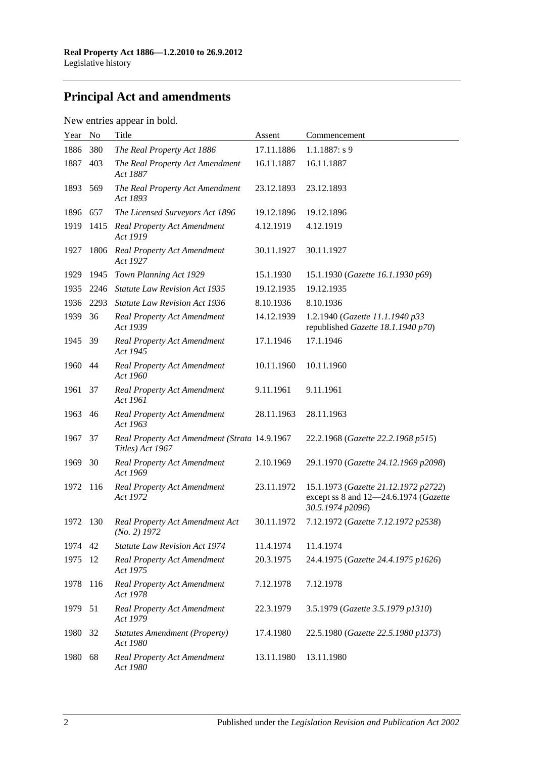## Principal Act and amendments

New entries appear in bold.

| Year | No | Title | Assent | Commencement |
|---|---|---|---|---|
| 1886 | 380 | *The Real Property Act 1886* | 17.11.1886 | 1.1.1887: s 9 |
| 1887 | 403 | *The Real Property Act Amendment Act 1887* | 16.11.1887 | 16.11.1887 |
| 1893 | 569 | *The Real Property Act Amendment Act 1893* | 23.12.1893 | 23.12.1893 |
| 1896 | 657 | *The Licensed Surveyors Act 1896* | 19.12.1896 | 19.12.1896 |
| 1919 | 1415 | *Real Property Act Amendment Act 1919* | 4.12.1919 | 4.12.1919 |
| 1927 | 1806 | *Real Property Act Amendment Act 1927* | 30.11.1927 | 30.11.1927 |
| 1929 | 1945 | *Town Planning Act 1929* | 15.1.1930 | 15.1.1930 (*Gazette 16.1.1930 p69*) |
| 1935 | 2246 | *Statute Law Revision Act 1935* | 19.12.1935 | 19.12.1935 |
| 1936 | 2293 | *Statute Law Revision Act 1936* | 8.10.1936 | 8.10.1936 |
| 1939 | 36 | *Real Property Act Amendment Act 1939* | 14.12.1939 | 1.2.1940 (*Gazette 11.1.1940 p33* republished *Gazette 18.1.1940 p70*) |
| 1945 | 39 | *Real Property Act Amendment Act 1945* | 17.1.1946 | 17.1.1946 |
| 1960 | 44 | *Real Property Act Amendment Act 1960* | 10.11.1960 | 10.11.1960 |
| 1961 | 37 | *Real Property Act Amendment Act 1961* | 9.11.1961 | 9.11.1961 |
| 1963 | 46 | *Real Property Act Amendment Act 1963* | 28.11.1963 | 28.11.1963 |
| 1967 | 37 | *Real Property Act Amendment (Strata Titles) Act 1967* | 14.9.1967 | 22.2.1968 (*Gazette 22.2.1968 p515*) |
| 1969 | 30 | *Real Property Act Amendment Act 1969* | 2.10.1969 | 29.1.1970 (*Gazette 24.12.1969 p2098*) |
| 1972 | 116 | *Real Property Act Amendment Act 1972* | 23.11.1972 | 15.1.1973 (*Gazette 21.12.1972 p2722*) except ss 8 and 12—24.6.1974 (*Gazette 30.5.1974 p2096*) |
| 1972 | 130 | *Real Property Act Amendment Act (No. 2) 1972* | 30.11.1972 | 7.12.1972 (*Gazette 7.12.1972 p2538*) |
| 1974 | 42 | *Statute Law Revision Act 1974* | 11.4.1974 | 11.4.1974 |
| 1975 | 12 | *Real Property Act Amendment Act 1975* | 20.3.1975 | 24.4.1975 (*Gazette 24.4.1975 p1626*) |
| 1978 | 116 | *Real Property Act Amendment Act 1978* | 7.12.1978 | 7.12.1978 |
| 1979 | 51 | *Real Property Act Amendment Act 1979* | 22.3.1979 | 3.5.1979 (*Gazette 3.5.1979 p1310*) |
| 1980 | 32 | *Statutes Amendment (Property) Act 1980* | 17.4.1980 | 22.5.1980 (*Gazette 22.5.1980 p1373*) |
| 1980 | 68 | *Real Property Act Amendment Act 1980* | 13.11.1980 | 13.11.1980 |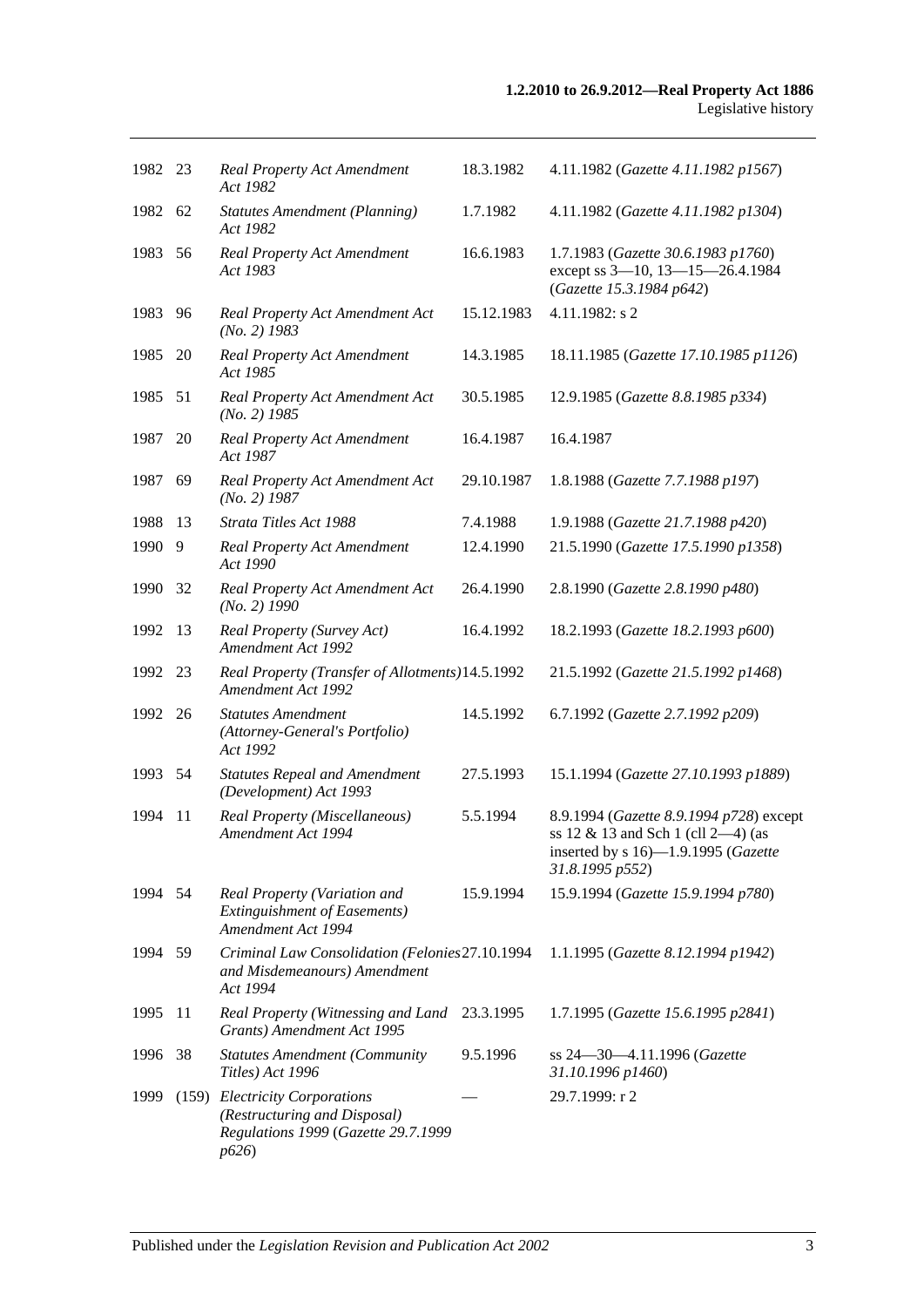| | | | | |
|---|---|---|---|---|
| 1982 | 23 | *Real Property Act Amendment Act 1982* | 18.3.1982 | 4.11.1982 (*Gazette 4.11.1982 p1567*) |
| 1982 | 62 | *Statutes Amendment (Planning) Act 1982* | 1.7.1982 | 4.11.1982 (*Gazette 4.11.1982 p1304*) |
| 1983 | 56 | *Real Property Act Amendment Act 1983* | 16.6.1983 | 1.7.1983 (*Gazette 30.6.1983 p1760*) except ss 3—10, 13—15—26.4.1984 (*Gazette 15.3.1984 p642*) |
| 1983 | 96 | *Real Property Act Amendment Act (No. 2) 1983* | 15.12.1983 | 4.11.1982: s 2 |
| 1985 | 20 | *Real Property Act Amendment Act 1985* | 14.3.1985 | 18.11.1985 (*Gazette 17.10.1985 p1126*) |
| 1985 | 51 | *Real Property Act Amendment Act (No. 2) 1985* | 30.5.1985 | 12.9.1985 (*Gazette 8.8.1985 p334*) |
| 1987 | 20 | *Real Property Act Amendment Act 1987* | 16.4.1987 | 16.4.1987 |
| 1987 | 69 | *Real Property Act Amendment Act (No. 2) 1987* | 29.10.1987 | 1.8.1988 (*Gazette 7.7.1988 p197*) |
| 1988 | 13 | *Strata Titles Act 1988* | 7.4.1988 | 1.9.1988 (*Gazette 21.7.1988 p420*) |
| 1990 | 9 | *Real Property Act Amendment Act 1990* | 12.4.1990 | 21.5.1990 (*Gazette 17.5.1990 p1358*) |
| 1990 | 32 | *Real Property Act Amendment Act (No. 2) 1990* | 26.4.1990 | 2.8.1990 (*Gazette 2.8.1990 p480*) |
| 1992 | 13 | *Real Property (Survey Act) Amendment Act 1992* | 16.4.1992 | 18.2.1993 (*Gazette 18.2.1993 p600*) |
| 1992 | 23 | *Real Property (Transfer of Allotments) Amendment Act 1992* | 14.5.1992 | 21.5.1992 (*Gazette 21.5.1992 p1468*) |
| 1992 | 26 | *Statutes Amendment (Attorney-General's Portfolio) Act 1992* | 14.5.1992 | 6.7.1992 (*Gazette 2.7.1992 p209*) |
| 1993 | 54 | *Statutes Repeal and Amendment (Development) Act 1993* | 27.5.1993 | 15.1.1994 (*Gazette 27.10.1993 p1889*) |
| 1994 | 11 | *Real Property (Miscellaneous) Amendment Act 1994* | 5.5.1994 | 8.9.1994 (*Gazette 8.9.1994 p728*) except ss 12 & 13 and Sch 1 (cll 2—4) (as inserted by s 16)—1.9.1995 (*Gazette 31.8.1995 p552*) |
| 1994 | 54 | *Real Property (Variation and Extinguishment of Easements) Amendment Act 1994* | 15.9.1994 | 15.9.1994 (*Gazette 15.9.1994 p780*) |
| 1994 | 59 | *Criminal Law Consolidation (Felonies and Misdemeanours) Amendment Act 1994* | 27.10.1994 | 1.1.1995 (*Gazette 8.12.1994 p1942*) |
| 1995 | 11 | *Real Property (Witnessing and Land Grants) Amendment Act 1995* | 23.3.1995 | 1.7.1995 (*Gazette 15.6.1995 p2841*) |
| 1996 | 38 | *Statutes Amendment (Community Titles) Act 1996* | 9.5.1996 | ss 24—30—4.11.1996 (*Gazette 31.10.1996 p1460*) |
| 1999 | (159) | *Electricity Corporations (Restructuring and Disposal) Regulations 1999* (*Gazette 29.7.1999 p626*) | — | 29.7.1999: r 2 |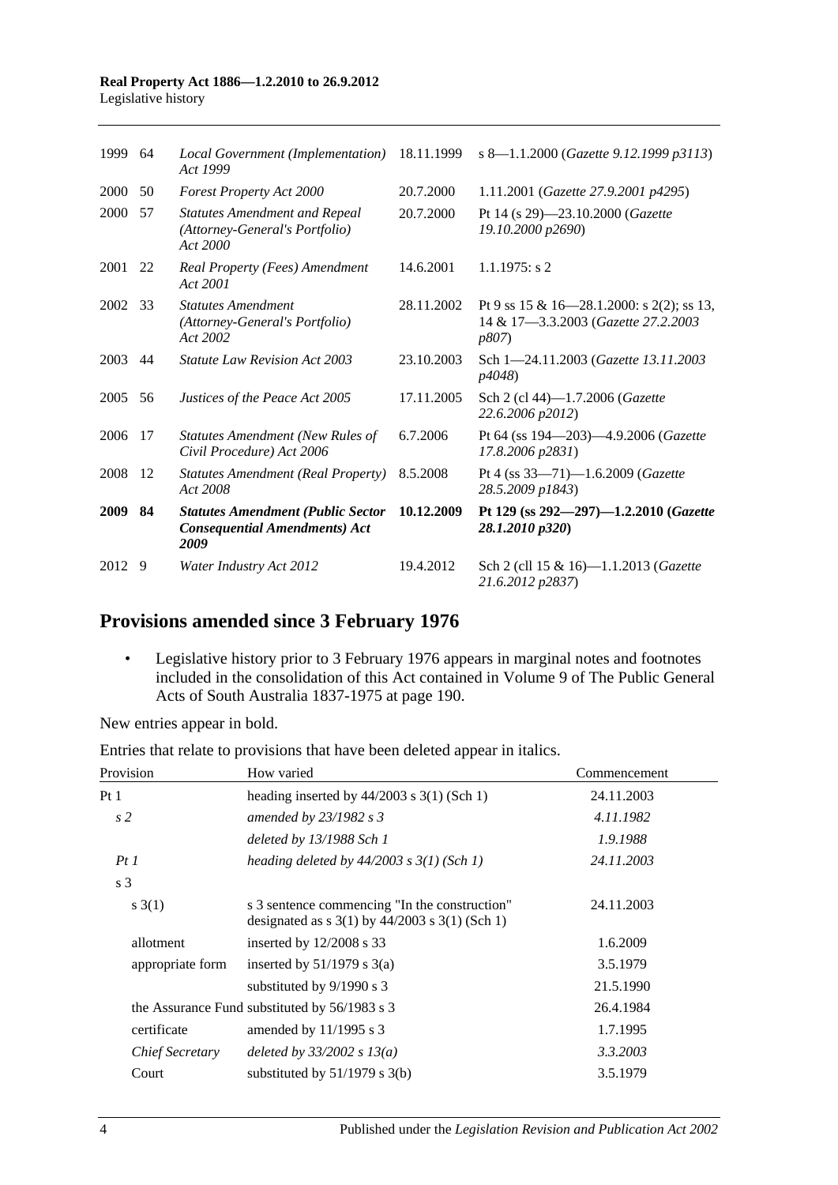| | | | | |
|---|---|---|---|---|
| 1999 | 64 | *Local Government (Implementation) Act 1999* | 18.11.1999 | s 8—1.1.2000 (*Gazette 9.12.1999 p3113*) |
| 2000 | 50 | *Forest Property Act 2000* | 20.7.2000 | 1.11.2001 (*Gazette 27.9.2001 p4295*) |
| 2000 | 57 | *Statutes Amendment and Repeal (Attorney-General's Portfolio) Act 2000* | 20.7.2000 | Pt 14 (s 29)—23.10.2000 (*Gazette 19.10.2000 p2690*) |
| 2001 | 22 | *Real Property (Fees) Amendment Act 2001* | 14.6.2001 | 1.1.1975: s 2 |
| 2002 | 33 | *Statutes Amendment (Attorney-General's Portfolio) Act 2002* | 28.11.2002 | Pt 9 ss 15 & 16—28.1.2000: s 2(2); ss 13, 14 & 17—3.3.2003 (*Gazette 27.2.2003 p807*) |
| 2003 | 44 | *Statute Law Revision Act 2003* | 23.10.2003 | Sch 1—24.11.2003 (*Gazette 13.11.2003 p4048*) |
| 2005 | 56 | *Justices of the Peace Act 2005* | 17.11.2005 | Sch 2 (cl 44)—1.7.2006 (*Gazette 22.6.2006 p2012*) |
| 2006 | 17 | *Statutes Amendment (New Rules of Civil Procedure) Act 2006* | 6.7.2006 | Pt 64 (ss 194—203)—4.9.2006 (*Gazette 17.8.2006 p2831*) |
| 2008 | 12 | *Statutes Amendment (Real Property) Act 2008* | 8.5.2008 | Pt 4 (ss 33—71)—1.6.2009 (*Gazette 28.5.2009 p1843*) |
| **2009** | **84** | ***Statutes Amendment (Public Sector Consequential Amendments) Act 2009*** | **10.12.2009** | **Pt 129 (ss 292—297)—1.2.2010 (*Gazette 28.1.2010 p320*)** |
| 2012 | 9 | *Water Industry Act 2012* | 19.4.2012 | Sch 2 (cll 15 & 16)—1.1.2013 (*Gazette 21.6.2012 p2837*) |

## Provisions amended since 3 February 1976

- Legislative history prior to 3 February 1976 appears in marginal notes and footnotes included in the consolidation of this Act contained in Volume 9 of The Public General Acts of South Australia 1837-1975 at page 190.

New entries appear in bold.

Entries that relate to provisions that have been deleted appear in italics.

| Provision | How varied | Commencement |
|---|---|---|
| Pt 1 | heading inserted by 44/2003 s 3(1) (Sch 1) | 24.11.2003 |
| *s 2* | *amended by 23/1982 s 3* | *4.11.1982* |
| | *deleted by 13/1988 Sch 1* | *1.9.1988* |
| *Pt 1* | *heading deleted by 44/2003 s 3(1) (Sch 1)* | *24.11.2003* |
| s 3 | | |
| s 3(1) | s 3 sentence commencing "In the construction" designated as s 3(1) by 44/2003 s 3(1) (Sch 1) | 24.11.2003 |
| allotment | inserted by 12/2008 s 33 | 1.6.2009 |
| appropriate form | inserted by 51/1979 s 3(a) | 3.5.1979 |
| | substituted by 9/1990 s 3 | 21.5.1990 |
| the Assurance Fund | substituted by 56/1983 s 3 | 26.4.1984 |
| certificate | amended by 11/1995 s 3 | 1.7.1995 |
| *Chief Secretary* | *deleted by 33/2002 s 13(a)* | *3.3.2003* |
| Court | substituted by 51/1979 s 3(b) | 3.5.1979 |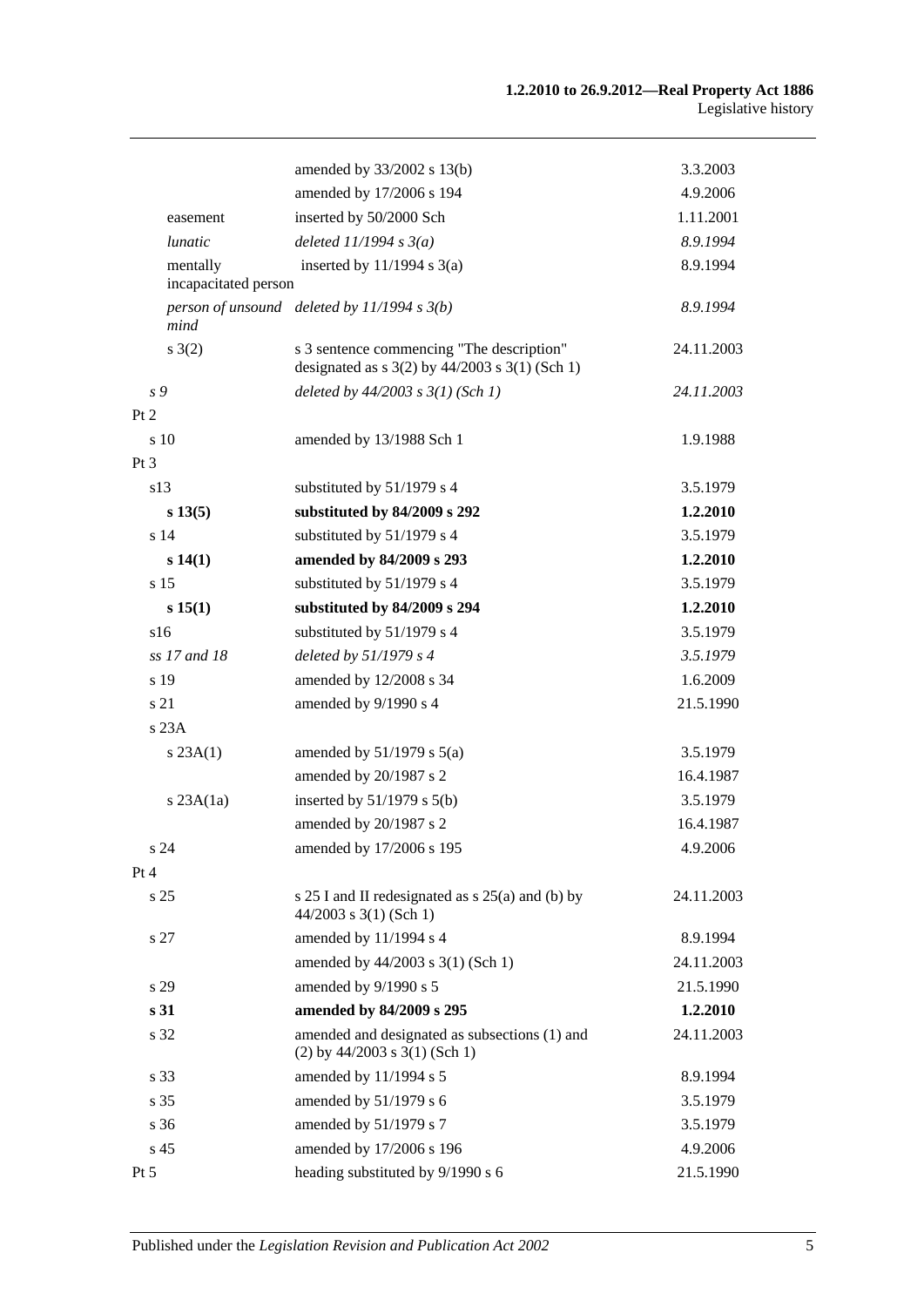| | | |
|---|---|---|
| | amended by 33/2002 s 13(b) | 3.3.2003 |
| | amended by 17/2006 s 194 | 4.9.2006 |
| easement | inserted by 50/2000 Sch | 1.11.2001 |
| *lunatic* | *deleted 11/1994 s 3(a)* | *8.9.1994* |
| mentally incapacitated person | inserted by 11/1994 s 3(a) | 8.9.1994 |
| *person of unsound mind* | *deleted by 11/1994 s 3(b)* | *8.9.1994* |
| s 3(2) | s 3 sentence commencing "The description" designated as s 3(2) by 44/2003 s 3(1) (Sch 1) | 24.11.2003 |
| *s 9* | *deleted by 44/2003 s 3(1) (Sch 1)* | *24.11.2003* |
| Pt 2 | | |
| s 10 | amended by 13/1988 Sch 1 | 1.9.1988 |
| Pt 3 | | |
| s13 | substituted by 51/1979 s 4 | 3.5.1979 |
| **s 13(5)** | **substituted by 84/2009 s 292** | **1.2.2010** |
| s 14 | substituted by 51/1979 s 4 | 3.5.1979 |
| **s 14(1)** | **amended by 84/2009 s 293** | **1.2.2010** |
| s 15 | substituted by 51/1979 s 4 | 3.5.1979 |
| **s 15(1)** | **substituted by 84/2009 s 294** | **1.2.2010** |
| s16 | substituted by 51/1979 s 4 | 3.5.1979 |
| *ss 17 and 18* | *deleted by 51/1979 s 4* | *3.5.1979* |
| s 19 | amended by 12/2008 s 34 | 1.6.2009 |
| s 21 | amended by 9/1990 s 4 | 21.5.1990 |
| s 23A | | |
| s 23A(1) | amended by 51/1979 s 5(a) | 3.5.1979 |
| | amended by 20/1987 s 2 | 16.4.1987 |
| s 23A(1a) | inserted by 51/1979 s 5(b) | 3.5.1979 |
| | amended by 20/1987 s 2 | 16.4.1987 |
| s 24 | amended by 17/2006 s 195 | 4.9.2006 |
| Pt 4 | | |
| s 25 | s 25 I and II redesignated as s 25(a) and (b) by 44/2003 s 3(1) (Sch 1) | 24.11.2003 |
| s 27 | amended by 11/1994 s 4 | 8.9.1994 |
| | amended by 44/2003 s 3(1) (Sch 1) | 24.11.2003 |
| s 29 | amended by 9/1990 s 5 | 21.5.1990 |
| **s 31** | **amended by 84/2009 s 295** | **1.2.2010** |
| s 32 | amended and designated as subsections (1) and (2) by 44/2003 s 3(1) (Sch 1) | 24.11.2003 |
| s 33 | amended by 11/1994 s 5 | 8.9.1994 |
| s 35 | amended by 51/1979 s 6 | 3.5.1979 |
| s 36 | amended by 51/1979 s 7 | 3.5.1979 |
| s 45 | amended by 17/2006 s 196 | 4.9.2006 |
| Pt 5 | heading substituted by 9/1990 s 6 | 21.5.1990 |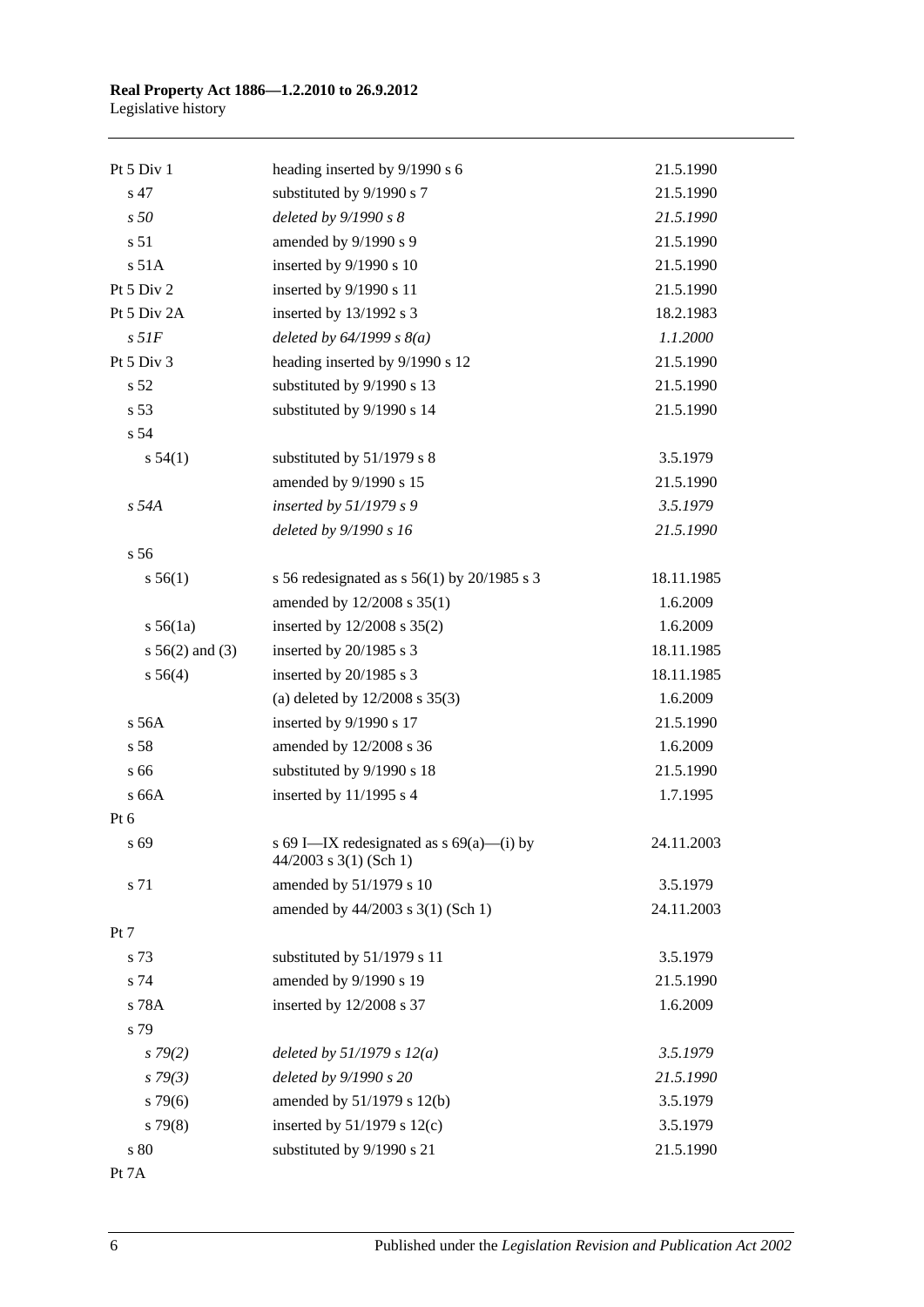| | | |
|---|---|---|
| Pt 5 Div 1 | heading inserted by 9/1990 s 6 | 21.5.1990 |
| s 47 | substituted by 9/1990 s 7 | 21.5.1990 |
| *s 50* | *deleted by 9/1990 s 8* | *21.5.1990* |
| s 51 | amended by 9/1990 s 9 | 21.5.1990 |
| s 51A | inserted by 9/1990 s 10 | 21.5.1990 |
| Pt 5 Div 2 | inserted by 9/1990 s 11 | 21.5.1990 |
| Pt 5 Div 2A | inserted by 13/1992 s 3 | 18.2.1983 |
| *s 51F* | *deleted by 64/1999 s 8(a)* | *1.1.2000* |
| Pt 5 Div 3 | heading inserted by 9/1990 s 12 | 21.5.1990 |
| s 52 | substituted by 9/1990 s 13 | 21.5.1990 |
| s 53 | substituted by 9/1990 s 14 | 21.5.1990 |
| s 54 | | |
| s 54(1) | substituted by 51/1979 s 8 | 3.5.1979 |
| | amended by 9/1990 s 15 | 21.5.1990 |
| *s 54A* | *inserted by 51/1979 s 9* | *3.5.1979* |
| | *deleted by 9/1990 s 16* | *21.5.1990* |
| s 56 | | |
| s 56(1) | s 56 redesignated as s 56(1) by 20/1985 s 3 | 18.11.1985 |
| | amended by 12/2008 s 35(1) | 1.6.2009 |
| s 56(1a) | inserted by 12/2008 s 35(2) | 1.6.2009 |
| s 56(2) and (3) | inserted by 20/1985 s 3 | 18.11.1985 |
| s 56(4) | inserted by 20/1985 s 3 | 18.11.1985 |
| | (a) deleted by 12/2008 s 35(3) | 1.6.2009 |
| s 56A | inserted by 9/1990 s 17 | 21.5.1990 |
| s 58 | amended by 12/2008 s 36 | 1.6.2009 |
| s 66 | substituted by 9/1990 s 18 | 21.5.1990 |
| s 66A | inserted by 11/1995 s 4 | 1.7.1995 |
| Pt 6 | | |
| s 69 | s 69 I—IX redesignated as s 69(a)—(i) by 44/2003 s 3(1) (Sch 1) | 24.11.2003 |
| s 71 | amended by 51/1979 s 10 | 3.5.1979 |
| | amended by 44/2003 s 3(1) (Sch 1) | 24.11.2003 |
| Pt 7 | | |
| s 73 | substituted by 51/1979 s 11 | 3.5.1979 |
| s 74 | amended by 9/1990 s 19 | 21.5.1990 |
| s 78A | inserted by 12/2008 s 37 | 1.6.2009 |
| s 79 | | |
| *s 79(2)* | *deleted by 51/1979 s 12(a)* | *3.5.1979* |
| *s 79(3)* | *deleted by 9/1990 s 20* | *21.5.1990* |
| s 79(6) | amended by 51/1979 s 12(b) | 3.5.1979 |
| s 79(8) | inserted by 51/1979 s 12(c) | 3.5.1979 |
| s 80 | substituted by 9/1990 s 21 | 21.5.1990 |
| Pt 7A | | |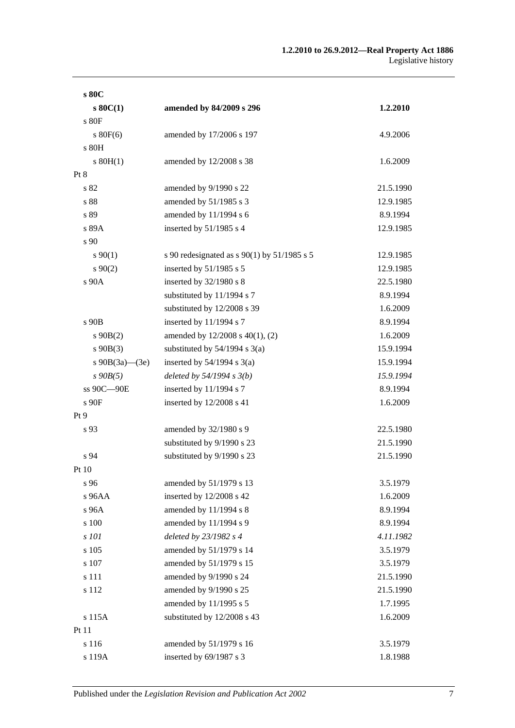| | | |
|---|---|---|
| **s 80C** | | |
| **s 80C(1)** | **amended by 84/2009 s 296** | **1.2.2010** |
| s 80F | | |
| s 80F(6) | amended by 17/2006 s 197 | 4.9.2006 |
| s 80H | | |
| s 80H(1) | amended by 12/2008 s 38 | 1.6.2009 |
| Pt 8 | | |
| s 82 | amended by 9/1990 s 22 | 21.5.1990 |
| s 88 | amended by 51/1985 s 3 | 12.9.1985 |
| s 89 | amended by 11/1994 s 6 | 8.9.1994 |
| s 89A | inserted by 51/1985 s 4 | 12.9.1985 |
| s 90 | | |
| s 90(1) | s 90 redesignated as s 90(1) by 51/1985 s 5 | 12.9.1985 |
| s 90(2) | inserted by 51/1985 s 5 | 12.9.1985 |
| s 90A | inserted by 32/1980 s 8 | 22.5.1980 |
| | substituted by 11/1994 s 7 | 8.9.1994 |
| | substituted by 12/2008 s 39 | 1.6.2009 |
| s 90B | inserted by 11/1994 s 7 | 8.9.1994 |
| s 90B(2) | amended by 12/2008 s 40(1), (2) | 1.6.2009 |
| s 90B(3) | substituted by 54/1994 s 3(a) | 15.9.1994 |
| s 90B(3a)—(3e) | inserted by 54/1994 s 3(a) | 15.9.1994 |
| *s 90B(5)* | *deleted by 54/1994 s 3(b)* | *15.9.1994* |
| ss 90C—90E | inserted by 11/1994 s 7 | 8.9.1994 |
| s 90F | inserted by 12/2008 s 41 | 1.6.2009 |
| Pt 9 | | |
| s 93 | amended by 32/1980 s 9 | 22.5.1980 |
| | substituted by 9/1990 s 23 | 21.5.1990 |
| s 94 | substituted by 9/1990 s 23 | 21.5.1990 |
| Pt 10 | | |
| s 96 | amended by 51/1979 s 13 | 3.5.1979 |
| s 96AA | inserted by 12/2008 s 42 | 1.6.2009 |
| s 96A | amended by 11/1994 s 8 | 8.9.1994 |
| s 100 | amended by 11/1994 s 9 | 8.9.1994 |
| *s 101* | *deleted by 23/1982 s 4* | *4.11.1982* |
| s 105 | amended by 51/1979 s 14 | 3.5.1979 |
| s 107 | amended by 51/1979 s 15 | 3.5.1979 |
| s 111 | amended by 9/1990 s 24 | 21.5.1990 |
| s 112 | amended by 9/1990 s 25 | 21.5.1990 |
| | amended by 11/1995 s 5 | 1.7.1995 |
| s 115A | substituted by 12/2008 s 43 | 1.6.2009 |
| Pt 11 | | |
| s 116 | amended by 51/1979 s 16 | 3.5.1979 |
| s 119A | inserted by 69/1987 s 3 | 1.8.1988 |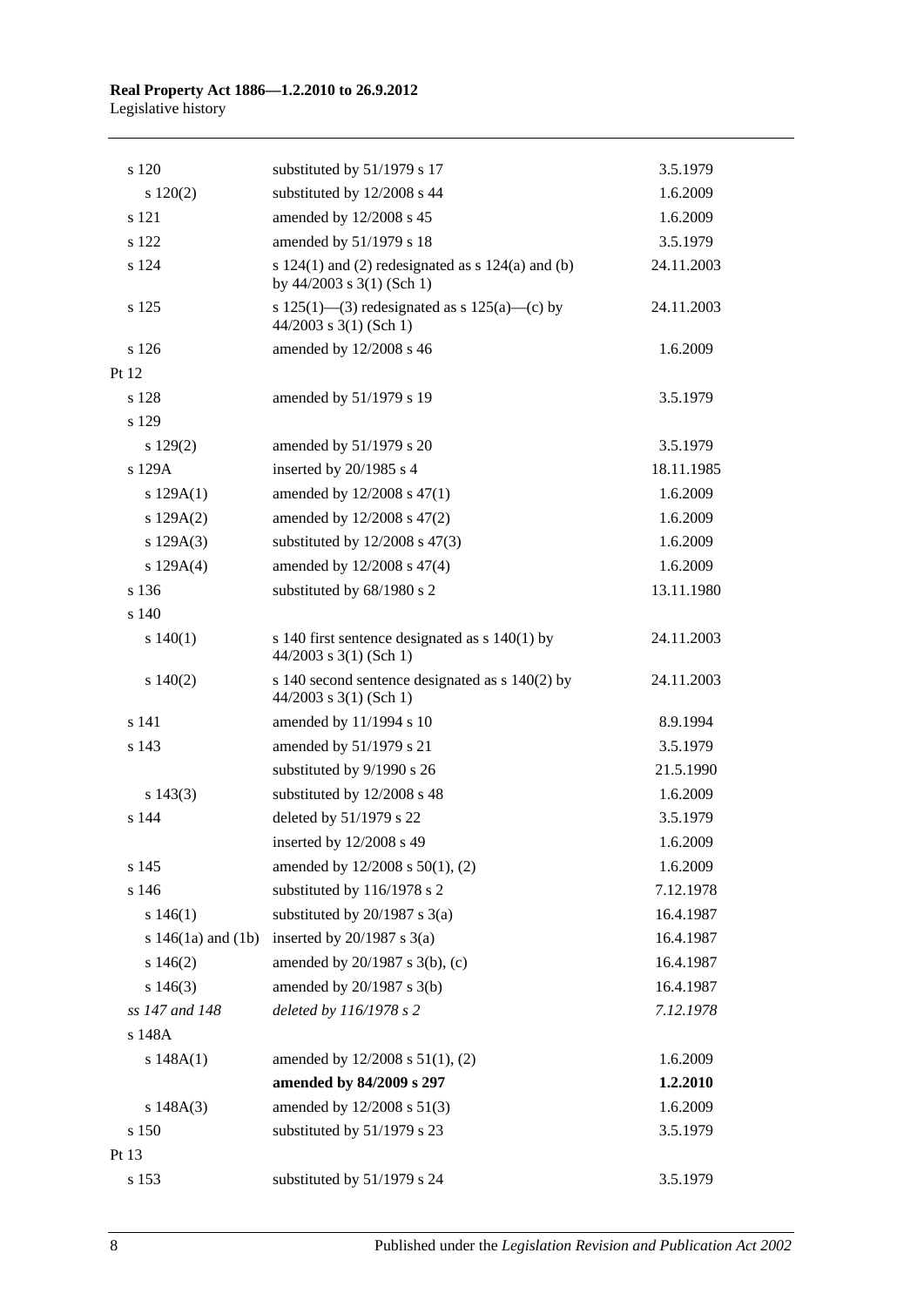| Provision | How varied | Commencement |
|---|---|---|
| s 120 | substituted by 51/1979 s 17 | 3.5.1979 |
| s 120(2) | substituted by 12/2008 s 44 | 1.6.2009 |
| s 121 | amended by 12/2008 s 45 | 1.6.2009 |
| s 122 | amended by 51/1979 s 18 | 3.5.1979 |
| s 124 | s 124(1) and (2) redesignated as s 124(a) and (b) by 44/2003 s 3(1) (Sch 1) | 24.11.2003 |
| s 125 | s 125(1)—(3) redesignated as s 125(a)—(c) by 44/2003 s 3(1) (Sch 1) | 24.11.2003 |
| s 126 | amended by 12/2008 s 46 | 1.6.2009 |
| Pt 12 | | |
| s 128 | amended by 51/1979 s 19 | 3.5.1979 |
| s 129 | | |
| s 129(2) | amended by 51/1979 s 20 | 3.5.1979 |
| s 129A | inserted by 20/1985 s 4 | 18.11.1985 |
| s 129A(1) | amended by 12/2008 s 47(1) | 1.6.2009 |
| s 129A(2) | amended by 12/2008 s 47(2) | 1.6.2009 |
| s 129A(3) | substituted by 12/2008 s 47(3) | 1.6.2009 |
| s 129A(4) | amended by 12/2008 s 47(4) | 1.6.2009 |
| s 136 | substituted by 68/1980 s 2 | 13.11.1980 |
| s 140 | | |
| s 140(1) | s 140 first sentence designated as s 140(1) by 44/2003 s 3(1) (Sch 1) | 24.11.2003 |
| s 140(2) | s 140 second sentence designated as s 140(2) by 44/2003 s 3(1) (Sch 1) | 24.11.2003 |
| s 141 | amended by 11/1994 s 10 | 8.9.1994 |
| s 143 | amended by 51/1979 s 21 | 3.5.1979 |
| | substituted by 9/1990 s 26 | 21.5.1990 |
| s 143(3) | substituted by 12/2008 s 48 | 1.6.2009 |
| s 144 | deleted by 51/1979 s 22 | 3.5.1979 |
| | inserted by 12/2008 s 49 | 1.6.2009 |
| s 145 | amended by 12/2008 s 50(1), (2) | 1.6.2009 |
| s 146 | substituted by 116/1978 s 2 | 7.12.1978 |
| s 146(1) | substituted by 20/1987 s 3(a) | 16.4.1987 |
| s 146(1a) and (1b) | inserted by 20/1987 s 3(a) | 16.4.1987 |
| s 146(2) | amended by 20/1987 s 3(b), (c) | 16.4.1987 |
| s 146(3) | amended by 20/1987 s 3(b) | 16.4.1987 |
| *ss 147 and 148* | *deleted by 116/1978 s 2* | *7.12.1978* |
| s 148A | | |
| s 148A(1) | amended by 12/2008 s 51(1), (2) | 1.6.2009 |
| | **amended by 84/2009 s 297** | **1.2.2010** |
| s 148A(3) | amended by 12/2008 s 51(3) | 1.6.2009 |
| s 150 | substituted by 51/1979 s 23 | 3.5.1979 |
| Pt 13 | | |
| s 153 | substituted by 51/1979 s 24 | 3.5.1979 |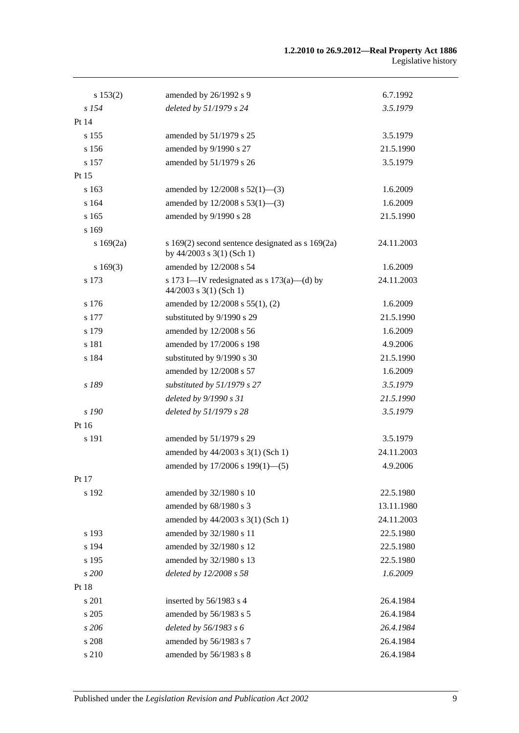| | | |
|---|---|---|
| s 153(2) | amended by 26/1992 s 9 | 6.7.1992 |
| *s 154* | *deleted by 51/1979 s 24* | *3.5.1979* |
| Pt 14 | | |
| s 155 | amended by 51/1979 s 25 | 3.5.1979 |
| s 156 | amended by 9/1990 s 27 | 21.5.1990 |
| s 157 | amended by 51/1979 s 26 | 3.5.1979 |
| Pt 15 | | |
| s 163 | amended by 12/2008 s 52(1)—(3) | 1.6.2009 |
| s 164 | amended by 12/2008 s 53(1)—(3) | 1.6.2009 |
| s 165 | amended by 9/1990 s 28 | 21.5.1990 |
| s 169 | | |
| s 169(2a) | s 169(2) second sentence designated as s 169(2a) by 44/2003 s 3(1) (Sch 1) | 24.11.2003 |
| s 169(3) | amended by 12/2008 s 54 | 1.6.2009 |
| s 173 | s 173 I—IV redesignated as s 173(a)—(d) by 44/2003 s 3(1) (Sch 1) | 24.11.2003 |
| s 176 | amended by 12/2008 s 55(1), (2) | 1.6.2009 |
| s 177 | substituted by 9/1990 s 29 | 21.5.1990 |
| s 179 | amended by 12/2008 s 56 | 1.6.2009 |
| s 181 | amended by 17/2006 s 198 | 4.9.2006 |
| s 184 | substituted by 9/1990 s 30 | 21.5.1990 |
| | amended by 12/2008 s 57 | 1.6.2009 |
| *s 189* | *substituted by 51/1979 s 27* | *3.5.1979* |
| | *deleted by 9/1990 s 31* | *21.5.1990* |
| *s 190* | *deleted by 51/1979 s 28* | *3.5.1979* |
| Pt 16 | | |
| s 191 | amended by 51/1979 s 29 | 3.5.1979 |
| | amended by 44/2003 s 3(1) (Sch 1) | 24.11.2003 |
| | amended by 17/2006 s 199(1)—(5) | 4.9.2006 |
| Pt 17 | | |
| s 192 | amended by 32/1980 s 10 | 22.5.1980 |
| | amended by 68/1980 s 3 | 13.11.1980 |
| | amended by 44/2003 s 3(1) (Sch 1) | 24.11.2003 |
| s 193 | amended by 32/1980 s 11 | 22.5.1980 |
| s 194 | amended by 32/1980 s 12 | 22.5.1980 |
| s 195 | amended by 32/1980 s 13 | 22.5.1980 |
| *s 200* | *deleted by 12/2008 s 58* | *1.6.2009* |
| Pt 18 | | |
| s 201 | inserted by 56/1983 s 4 | 26.4.1984 |
| s 205 | amended by 56/1983 s 5 | 26.4.1984 |
| *s 206* | *deleted by 56/1983 s 6* | *26.4.1984* |
| s 208 | amended by 56/1983 s 7 | 26.4.1984 |
| s 210 | amended by 56/1983 s 8 | 26.4.1984 |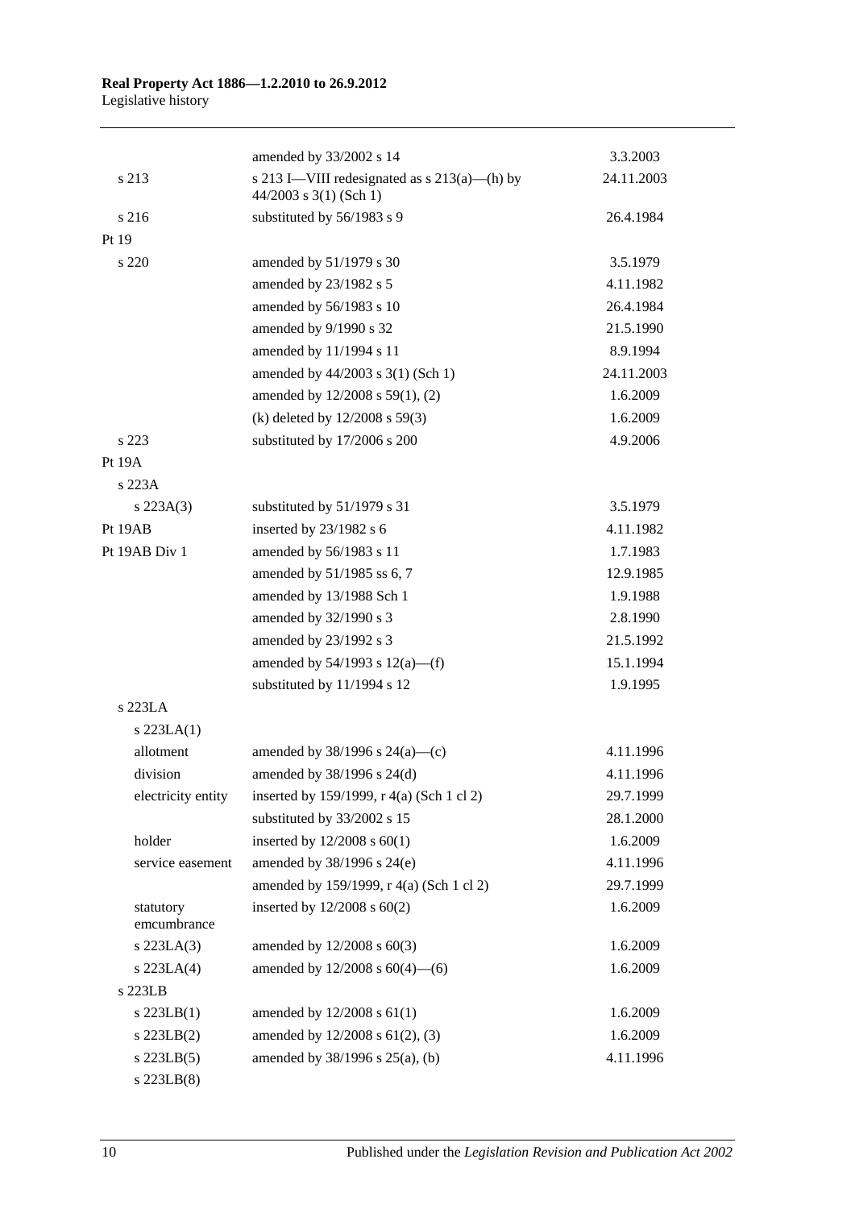| | | |
|---|---|---|
| | amended by 33/2002 s 14 | 3.3.2003 |
| s 213 | s 213 I—VIII redesignated as s 213(a)—(h) by 44/2003 s 3(1) (Sch 1) | 24.11.2003 |
| s 216 | substituted by 56/1983 s 9 | 26.4.1984 |
| Pt 19 | | |
| s 220 | amended by 51/1979 s 30 | 3.5.1979 |
| | amended by 23/1982 s 5 | 4.11.1982 |
| | amended by 56/1983 s 10 | 26.4.1984 |
| | amended by 9/1990 s 32 | 21.5.1990 |
| | amended by 11/1994 s 11 | 8.9.1994 |
| | amended by 44/2003 s 3(1) (Sch 1) | 24.11.2003 |
| | amended by 12/2008 s 59(1), (2) | 1.6.2009 |
| | (k) deleted by 12/2008 s 59(3) | 1.6.2009 |
| s 223 | substituted by 17/2006 s 200 | 4.9.2006 |
| Pt 19A | | |
| s 223A | | |
| s 223A(3) | substituted by 51/1979 s 31 | 3.5.1979 |
| Pt 19AB | inserted by 23/1982 s 6 | 4.11.1982 |
| Pt 19AB Div 1 | amended by 56/1983 s 11 | 1.7.1983 |
| | amended by 51/1985 ss 6, 7 | 12.9.1985 |
| | amended by 13/1988 Sch 1 | 1.9.1988 |
| | amended by 32/1990 s 3 | 2.8.1990 |
| | amended by 23/1992 s 3 | 21.5.1992 |
| | amended by 54/1993 s 12(a)—(f) | 15.1.1994 |
| | substituted by 11/1994 s 12 | 1.9.1995 |
| s 223LA | | |
| s 223LA(1) | | |
| allotment | amended by 38/1996 s 24(a)—(c) | 4.11.1996 |
| division | amended by 38/1996 s 24(d) | 4.11.1996 |
| electricity entity | inserted by 159/1999, r 4(a) (Sch 1 cl 2) | 29.7.1999 |
| | substituted by 33/2002 s 15 | 28.1.2000 |
| holder | inserted by 12/2008 s 60(1) | 1.6.2009 |
| service easement | amended by 38/1996 s 24(e) | 4.11.1996 |
| | amended by 159/1999, r 4(a) (Sch 1 cl 2) | 29.7.1999 |
| statutory emcumbrance | inserted by 12/2008 s 60(2) | 1.6.2009 |
| s 223LA(3) | amended by 12/2008 s 60(3) | 1.6.2009 |
| s 223LA(4) | amended by 12/2008 s 60(4)—(6) | 1.6.2009 |
| s 223LB | | |
| s 223LB(1) | amended by 12/2008 s 61(1) | 1.6.2009 |
| s 223LB(2) | amended by 12/2008 s 61(2), (3) | 1.6.2009 |
| s 223LB(5) | amended by 38/1996 s 25(a), (b) | 4.11.1996 |
| s 223LB(8) | | |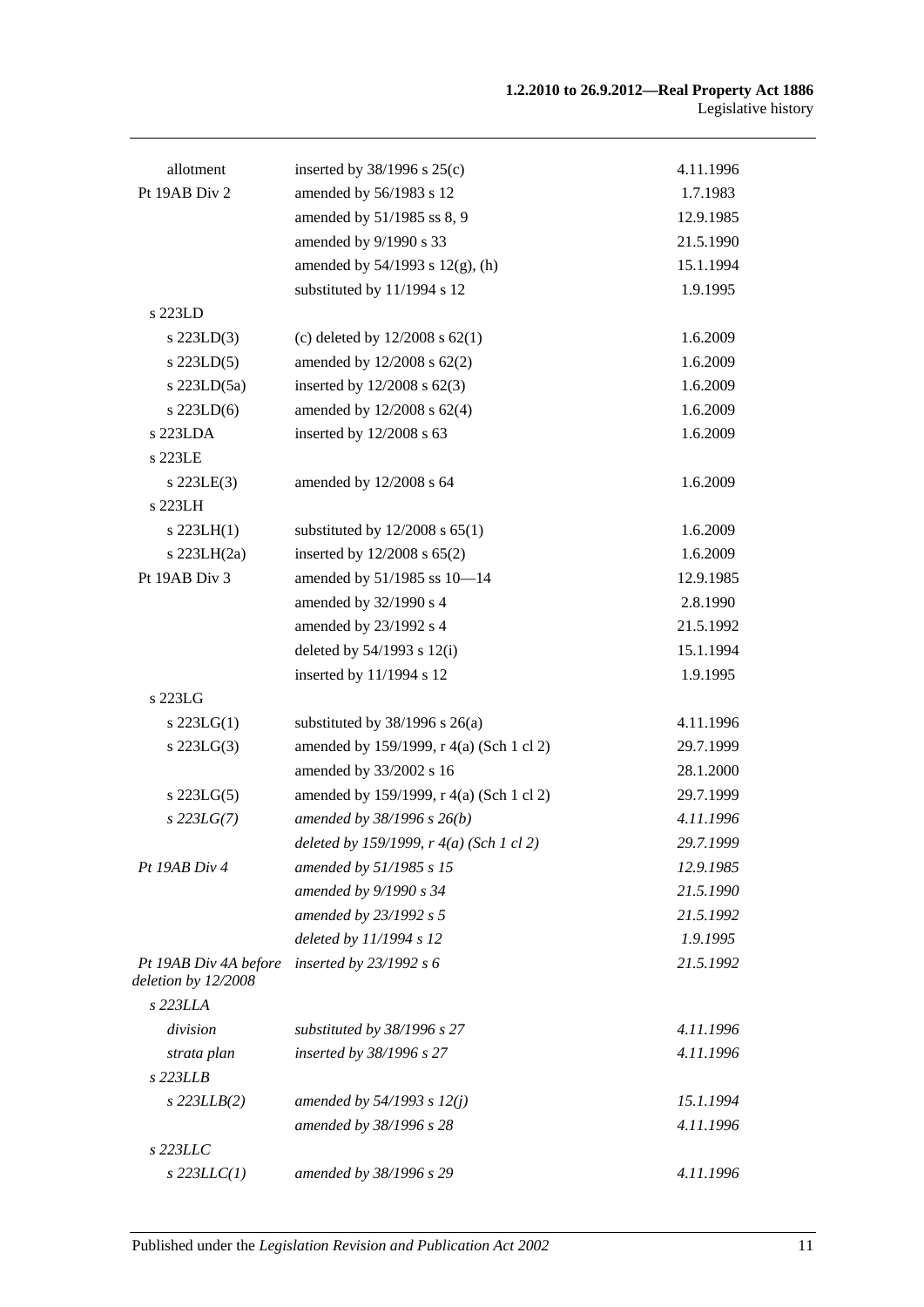| | | |
|---|---|---|
| allotment | inserted by 38/1996 s 25(c) | 4.11.1996 |
| Pt 19AB Div 2 | amended by 56/1983 s 12 | 1.7.1983 |
| | amended by 51/1985 ss 8, 9 | 12.9.1985 |
| | amended by 9/1990 s 33 | 21.5.1990 |
| | amended by 54/1993 s 12(g), (h) | 15.1.1994 |
| | substituted by 11/1994 s 12 | 1.9.1995 |
| s 223LD | | |
| s 223LD(3) | (c) deleted by 12/2008 s 62(1) | 1.6.2009 |
| s 223LD(5) | amended by 12/2008 s 62(2) | 1.6.2009 |
| s 223LD(5a) | inserted by 12/2008 s 62(3) | 1.6.2009 |
| s 223LD(6) | amended by 12/2008 s 62(4) | 1.6.2009 |
| s 223LDA | inserted by 12/2008 s 63 | 1.6.2009 |
| s 223LE | | |
| s 223LE(3) | amended by 12/2008 s 64 | 1.6.2009 |
| s 223LH | | |
| s 223LH(1) | substituted by 12/2008 s 65(1) | 1.6.2009 |
| s 223LH(2a) | inserted by 12/2008 s 65(2) | 1.6.2009 |
| Pt 19AB Div 3 | amended by 51/1985 ss 10—14 | 12.9.1985 |
| | amended by 32/1990 s 4 | 2.8.1990 |
| | amended by 23/1992 s 4 | 21.5.1992 |
| | deleted by 54/1993 s 12(i) | 15.1.1994 |
| | inserted by 11/1994 s 12 | 1.9.1995 |
| s 223LG | | |
| s 223LG(1) | substituted by 38/1996 s 26(a) | 4.11.1996 |
| s 223LG(3) | amended by 159/1999, r 4(a) (Sch 1 cl 2) | 29.7.1999 |
| | amended by 33/2002 s 16 | 28.1.2000 |
| s 223LG(5) | amended by 159/1999, r 4(a) (Sch 1 cl 2) | 29.7.1999 |
| *s 223LG(7)* | *amended by 38/1996 s 26(b)* | *4.11.1996* |
| | *deleted by 159/1999, r 4(a) (Sch 1 cl 2)* | *29.7.1999* |
| *Pt 19AB Div 4* | *amended by 51/1985 s 15* | *12.9.1985* |
| | *amended by 9/1990 s 34* | *21.5.1990* |
| | *amended by 23/1992 s 5* | *21.5.1992* |
| | *deleted by 11/1994 s 12* | *1.9.1995* |
| *Pt 19AB Div 4A before deletion by 12/2008* | *inserted by 23/1992 s 6* | *21.5.1992* |
| *s 223LLA* | | |
| *division* | *substituted by 38/1996 s 27* | *4.11.1996* |
| *strata plan* | *inserted by 38/1996 s 27* | *4.11.1996* |
| *s 223LLB* | | |
| *s 223LLB(2)* | *amended by 54/1993 s 12(j)* | *15.1.1994* |
| | *amended by 38/1996 s 28* | *4.11.1996* |
| *s 223LLC* | | |
| *s 223LLC(1)* | *amended by 38/1996 s 29* | *4.11.1996* |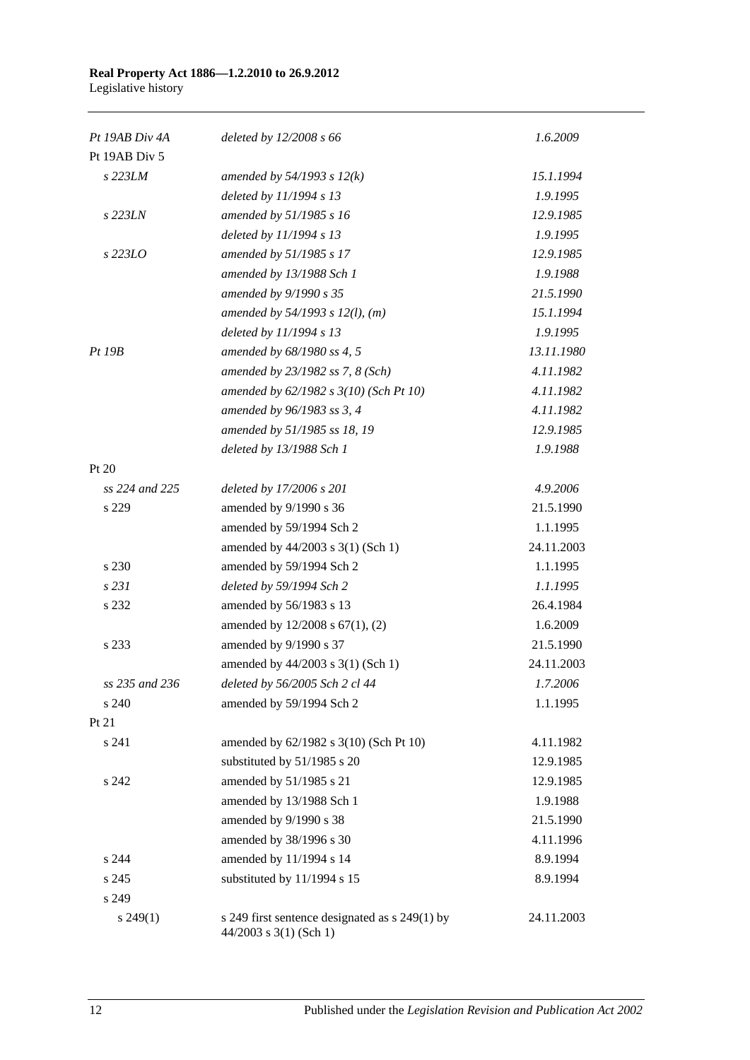| | | |
|---|---|---|
| *Pt 19AB Div 4A* | *deleted by 12/2008 s 66* | *1.6.2009* |
| Pt 19AB Div 5 | | |
| *s 223LM* | *amended by 54/1993 s 12(k)* | *15.1.1994* |
| | *deleted by 11/1994 s 13* | *1.9.1995* |
| *s 223LN* | *amended by 51/1985 s 16* | *12.9.1985* |
| | *deleted by 11/1994 s 13* | *1.9.1995* |
| *s 223LO* | *amended by 51/1985 s 17* | *12.9.1985* |
| | *amended by 13/1988 Sch 1* | *1.9.1988* |
| | *amended by 9/1990 s 35* | *21.5.1990* |
| | *amended by 54/1993 s 12(l), (m)* | *15.1.1994* |
| | *deleted by 11/1994 s 13* | *1.9.1995* |
| *Pt 19B* | *amended by 68/1980 ss 4, 5* | *13.11.1980* |
| | *amended by 23/1982 ss 7, 8 (Sch)* | *4.11.1982* |
| | *amended by 62/1982 s 3(10) (Sch Pt 10)* | *4.11.1982* |
| | *amended by 96/1983 ss 3, 4* | *4.11.1982* |
| | *amended by 51/1985 ss 18, 19* | *12.9.1985* |
| | *deleted by 13/1988 Sch 1* | *1.9.1988* |
| Pt 20 | | |
| *ss 224 and 225* | *deleted by 17/2006 s 201* | *4.9.2006* |
| s 229 | amended by 9/1990 s 36 | 21.5.1990 |
| | amended by 59/1994 Sch 2 | 1.1.1995 |
| | amended by 44/2003 s 3(1) (Sch 1) | 24.11.2003 |
| s 230 | amended by 59/1994 Sch 2 | 1.1.1995 |
| *s 231* | *deleted by 59/1994 Sch 2* | *1.1.1995* |
| s 232 | amended by 56/1983 s 13 | 26.4.1984 |
| | amended by 12/2008 s 67(1), (2) | 1.6.2009 |
| s 233 | amended by 9/1990 s 37 | 21.5.1990 |
| | amended by 44/2003 s 3(1) (Sch 1) | 24.11.2003 |
| *ss 235 and 236* | *deleted by 56/2005 Sch 2 cl 44* | *1.7.2006* |
| s 240 | amended by 59/1994 Sch 2 | 1.1.1995 |
| Pt 21 | | |
| s 241 | amended by 62/1982 s 3(10) (Sch Pt 10) | 4.11.1982 |
| | substituted by 51/1985 s 20 | 12.9.1985 |
| s 242 | amended by 51/1985 s 21 | 12.9.1985 |
| | amended by 13/1988 Sch 1 | 1.9.1988 |
| | amended by 9/1990 s 38 | 21.5.1990 |
| | amended by 38/1996 s 30 | 4.11.1996 |
| s 244 | amended by 11/1994 s 14 | 8.9.1994 |
| s 245 | substituted by 11/1994 s 15 | 8.9.1994 |
| s 249 | | |
| s 249(1) | s 249 first sentence designated as s 249(1) by 44/2003 s 3(1) (Sch 1) | 24.11.2003 |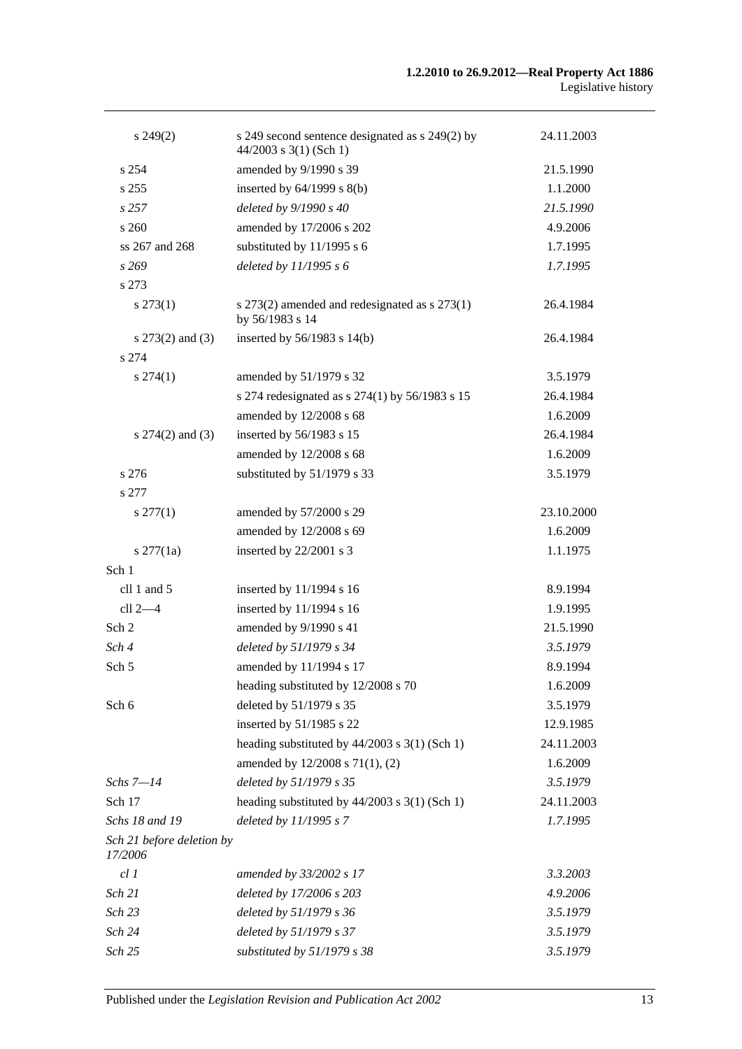| | | |
|---|---|---|
| s 249(2) | s 249 second sentence designated as s 249(2) by 44/2003 s 3(1) (Sch 1) | 24.11.2003 |
| s 254 | amended by 9/1990 s 39 | 21.5.1990 |
| s 255 | inserted by 64/1999 s 8(b) | 1.1.2000 |
| *s 257* | *deleted by 9/1990 s 40* | *21.5.1990* |
| s 260 | amended by 17/2006 s 202 | 4.9.2006 |
| ss 267 and 268 | substituted by 11/1995 s 6 | 1.7.1995 |
| *s 269* | *deleted by 11/1995 s 6* | *1.7.1995* |
| s 273 | | |
| s 273(1) | s 273(2) amended and redesignated as s 273(1) by 56/1983 s 14 | 26.4.1984 |
| s 273(2) and (3) | inserted by 56/1983 s 14(b) | 26.4.1984 |
| s 274 | | |
| s 274(1) | amended by 51/1979 s 32 | 3.5.1979 |
| | s 274 redesignated as s 274(1) by 56/1983 s 15 | 26.4.1984 |
| | amended by 12/2008 s 68 | 1.6.2009 |
| s 274(2) and (3) | inserted by 56/1983 s 15 | 26.4.1984 |
| | amended by 12/2008 s 68 | 1.6.2009 |
| s 276 | substituted by 51/1979 s 33 | 3.5.1979 |
| s 277 | | |
| s 277(1) | amended by 57/2000 s 29 | 23.10.2000 |
| | amended by 12/2008 s 69 | 1.6.2009 |
| s 277(1a) | inserted by 22/2001 s 3 | 1.1.1975 |
| Sch 1 | | |
| cll 1 and 5 | inserted by 11/1994 s 16 | 8.9.1994 |
| cll 2—4 | inserted by 11/1994 s 16 | 1.9.1995 |
| Sch 2 | amended by 9/1990 s 41 | 21.5.1990 |
| *Sch 4* | *deleted by 51/1979 s 34* | *3.5.1979* |
| Sch 5 | amended by 11/1994 s 17 | 8.9.1994 |
| | heading substituted by 12/2008 s 70 | 1.6.2009 |
| Sch 6 | deleted by 51/1979 s 35 | 3.5.1979 |
| | inserted by 51/1985 s 22 | 12.9.1985 |
| | heading substituted by 44/2003 s 3(1) (Sch 1) | 24.11.2003 |
| | amended by 12/2008 s 71(1), (2) | 1.6.2009 |
| *Schs 7—14* | *deleted by 51/1979 s 35* | *3.5.1979* |
| Sch 17 | heading substituted by 44/2003 s 3(1) (Sch 1) | 24.11.2003 |
| *Schs 18 and 19* | *deleted by 11/1995 s 7* | *1.7.1995* |
| *Sch 21 before deletion by 17/2006* | | |
| *cl 1* | *amended by 33/2002 s 17* | *3.3.2003* |
| *Sch 21* | *deleted by 17/2006 s 203* | *4.9.2006* |
| *Sch 23* | *deleted by 51/1979 s 36* | *3.5.1979* |
| *Sch 24* | *deleted by 51/1979 s 37* | *3.5.1979* |
| *Sch 25* | *substituted by 51/1979 s 38* | *3.5.1979* |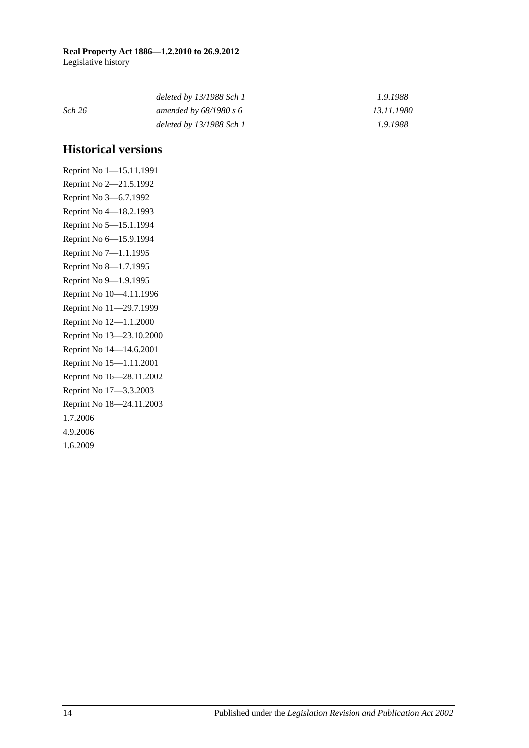| | | |
|---|---|---|
| | *deleted by 13/1988 Sch 1* | *1.9.1988* |
| *Sch 26* | *amended by 68/1980 s 6* | *13.11.1980* |
| | *deleted by 13/1988 Sch 1* | *1.9.1988* |

## Historical versions

Reprint No 1—15.11.1991

Reprint No 2—21.5.1992

Reprint No 3—6.7.1992

Reprint No 4—18.2.1993

Reprint No 5—15.1.1994

Reprint No 6—15.9.1994

Reprint No 7—1.1.1995

Reprint No 8—1.7.1995

Reprint No 9—1.9.1995

Reprint No 10—4.11.1996

Reprint No 11—29.7.1999

Reprint No 12—1.1.2000

Reprint No 13—23.10.2000

Reprint No 14—14.6.2001

Reprint No 15—1.11.2001

Reprint No 16—28.11.2002

Reprint No 17—3.3.2003

Reprint No 18—24.11.2003

1.7.2006

4.9.2006

1.6.2009